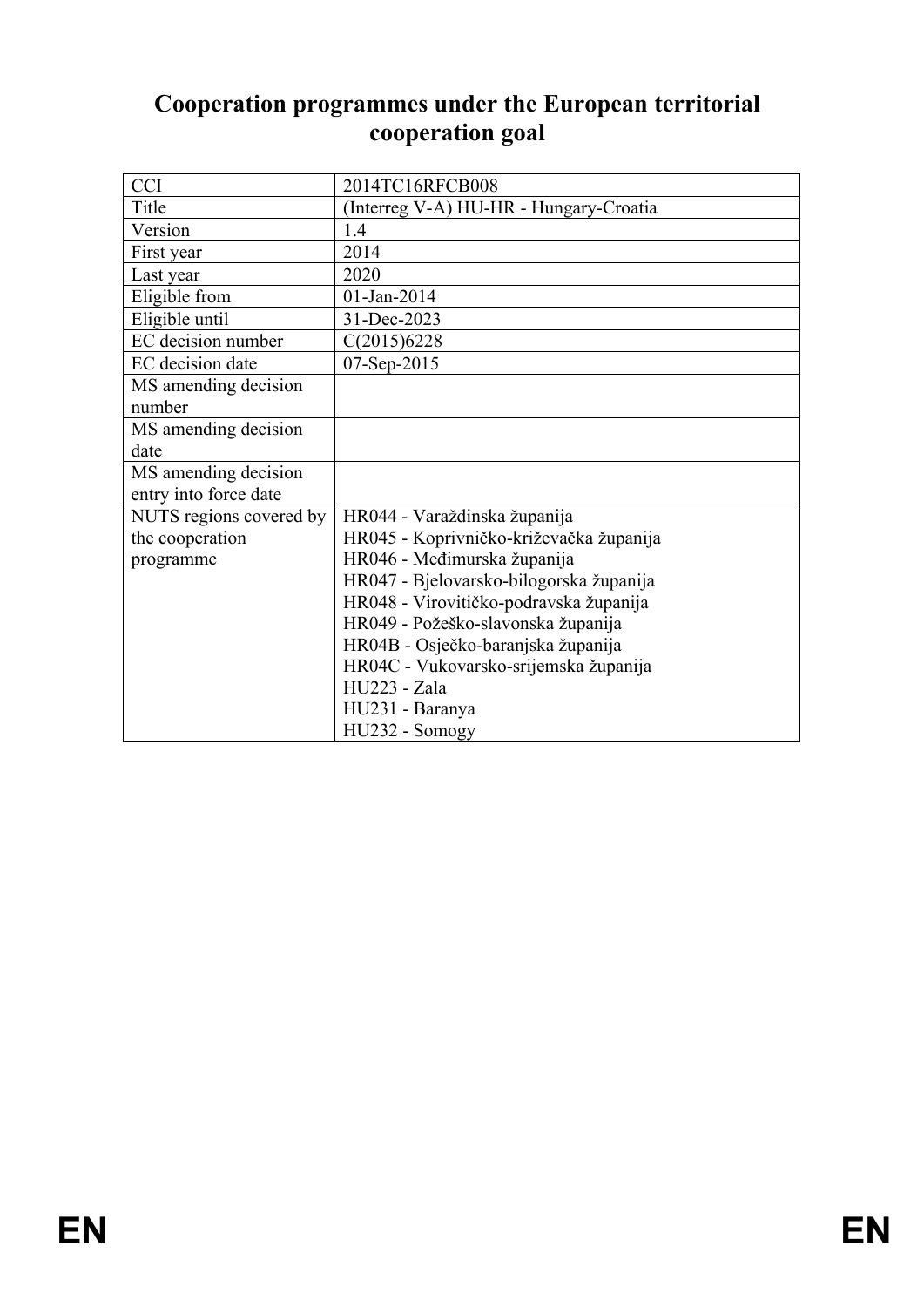# Cooperation programmes under the European territorial cooperation goal

| | |
|---|---|
| CCI | 2014TC16RFCB008 |
| Title | (Interreg V-A) HU-HR - Hungary-Croatia |
| Version | 1.4 |
| First year | 2014 |
| Last year | 2020 |
| Eligible from | 01-Jan-2014 |
| Eligible until | 31-Dec-2023 |
| EC decision number | C(2015)6228 |
| EC decision date | 07-Sep-2015 |
| MS amending decision number | |
| MS amending decision date | |
| MS amending decision entry into force date | |
| NUTS regions covered by the cooperation programme | HR044 - Varaždinska županija<br>HR045 - Koprivničko-križevačka županija<br>HR046 - Međimurska županija<br>HR047 - Bjelovarsko-bilogorska županija<br>HR048 - Virovitičko-podravska županija<br>HR049 - Požeško-slavonska županija<br>HR04B - Osječko-baranjska županija<br>HR04C - Vukovarsko-srijemska županija<br>HU223 - Zala<br>HU231 - Baranya<br>HU232 - Somogy |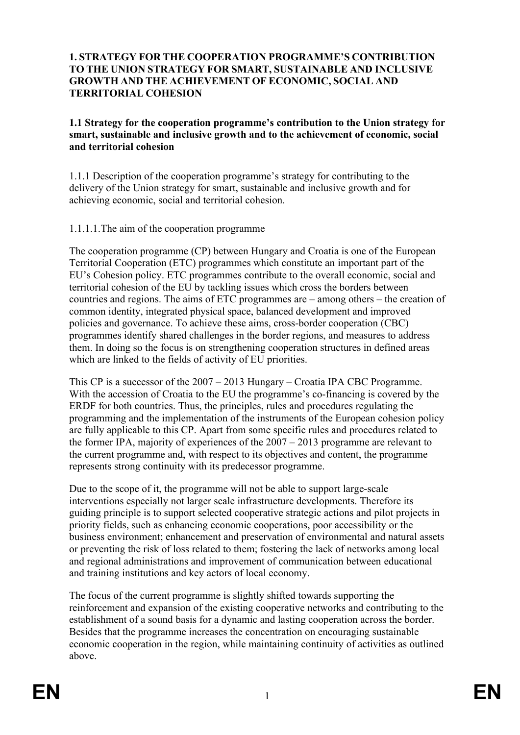# 1. STRATEGY FOR THE COOPERATION PROGRAMME'S CONTRIBUTION TO THE UNION STRATEGY FOR SMART, SUSTAINABLE AND INCLUSIVE GROWTH AND THE ACHIEVEMENT OF ECONOMIC, SOCIAL AND TERRITORIAL COHESION

## 1.1 Strategy for the cooperation programme's contribution to the Union strategy for smart, sustainable and inclusive growth and to the achievement of economic, social and territorial cohesion

1.1.1 Description of the cooperation programme's strategy for contributing to the delivery of the Union strategy for smart, sustainable and inclusive growth and for achieving economic, social and territorial cohesion.

1.1.1.1.The aim of the cooperation programme

The cooperation programme (CP) between Hungary and Croatia is one of the European Territorial Cooperation (ETC) programmes which constitute an important part of the EU's Cohesion policy. ETC programmes contribute to the overall economic, social and territorial cohesion of the EU by tackling issues which cross the borders between countries and regions. The aims of ETC programmes are – among others – the creation of common identity, integrated physical space, balanced development and improved policies and governance. To achieve these aims, cross-border cooperation (CBC) programmes identify shared challenges in the border regions, and measures to address them. In doing so the focus is on strengthening cooperation structures in defined areas which are linked to the fields of activity of EU priorities.

This CP is a successor of the 2007 – 2013 Hungary – Croatia IPA CBC Programme. With the accession of Croatia to the EU the programme's co-financing is covered by the ERDF for both countries. Thus, the principles, rules and procedures regulating the programming and the implementation of the instruments of the European cohesion policy are fully applicable to this CP. Apart from some specific rules and procedures related to the former IPA, majority of experiences of the 2007 – 2013 programme are relevant to the current programme and, with respect to its objectives and content, the programme represents strong continuity with its predecessor programme.

Due to the scope of it, the programme will not be able to support large-scale interventions especially not larger scale infrastructure developments. Therefore its guiding principle is to support selected cooperative strategic actions and pilot projects in priority fields, such as enhancing economic cooperations, poor accessibility or the business environment; enhancement and preservation of environmental and natural assets or preventing the risk of loss related to them; fostering the lack of networks among local and regional administrations and improvement of communication between educational and training institutions and key actors of local economy.

The focus of the current programme is slightly shifted towards supporting the reinforcement and expansion of the existing cooperative networks and contributing to the establishment of a sound basis for a dynamic and lasting cooperation across the border. Besides that the programme increases the concentration on encouraging sustainable economic cooperation in the region, while maintaining continuity of activities as outlined above.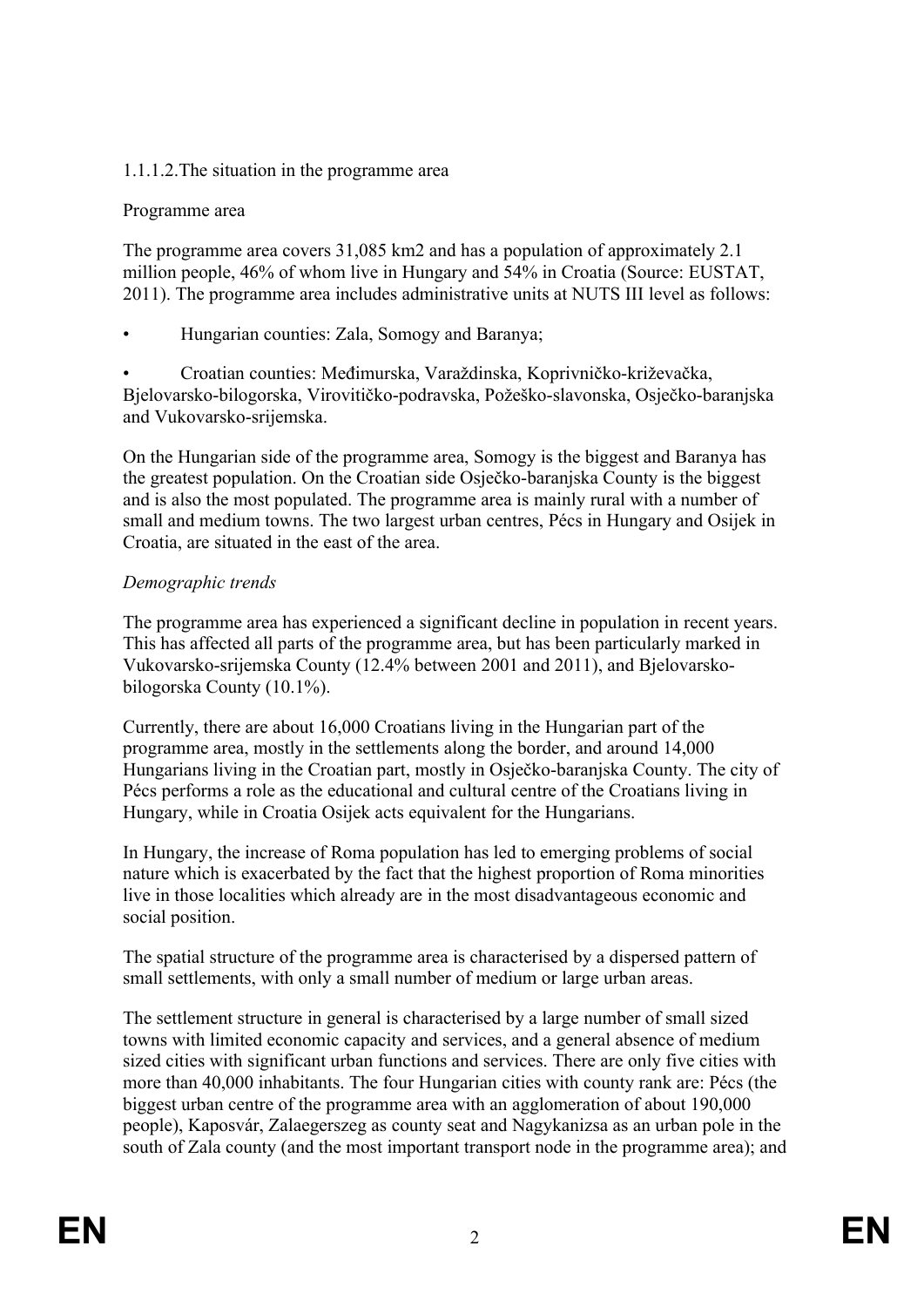1.1.1.2.The situation in the programme area

Programme area

The programme area covers 31,085 km2 and has a population of approximately 2.1 million people, 46% of whom live in Hungary and 54% in Croatia (Source: EUSTAT, 2011). The programme area includes administrative units at NUTS III level as follows:

- Hungarian counties: Zala, Somogy and Baranya;
- Croatian counties: Međimurska, Varaždinska, Koprivničko-križevačka, Bjelovarsko-bilogorska, Virovitičko-podravska, Požeško-slavonska, Osječko-baranjska and Vukovarsko-srijemska.

On the Hungarian side of the programme area, Somogy is the biggest and Baranya has the greatest population. On the Croatian side Osječko-baranjska County is the biggest and is also the most populated. The programme area is mainly rural with a number of small and medium towns. The two largest urban centres, Pécs in Hungary and Osijek in Croatia, are situated in the east of the area.

*Demographic trends*

The programme area has experienced a significant decline in population in recent years. This has affected all parts of the programme area, but has been particularly marked in Vukovarsko-srijemska County (12.4% between 2001 and 2011), and Bjelovarsko-bilogorska County (10.1%).

Currently, there are about 16,000 Croatians living in the Hungarian part of the programme area, mostly in the settlements along the border, and around 14,000 Hungarians living in the Croatian part, mostly in Osječko-baranjska County. The city of Pécs performs a role as the educational and cultural centre of the Croatians living in Hungary, while in Croatia Osijek acts equivalent for the Hungarians.

In Hungary, the increase of Roma population has led to emerging problems of social nature which is exacerbated by the fact that the highest proportion of Roma minorities live in those localities which already are in the most disadvantageous economic and social position.

The spatial structure of the programme area is characterised by a dispersed pattern of small settlements, with only a small number of medium or large urban areas.

The settlement structure in general is characterised by a large number of small sized towns with limited economic capacity and services, and a general absence of medium sized cities with significant urban functions and services. There are only five cities with more than 40,000 inhabitants. The four Hungarian cities with county rank are: Pécs (the biggest urban centre of the programme area with an agglomeration of about 190,000 people), Kaposvár, Zalaegerszeg as county seat and Nagykanizsa as an urban pole in the south of Zala county (and the most important transport node in the programme area); and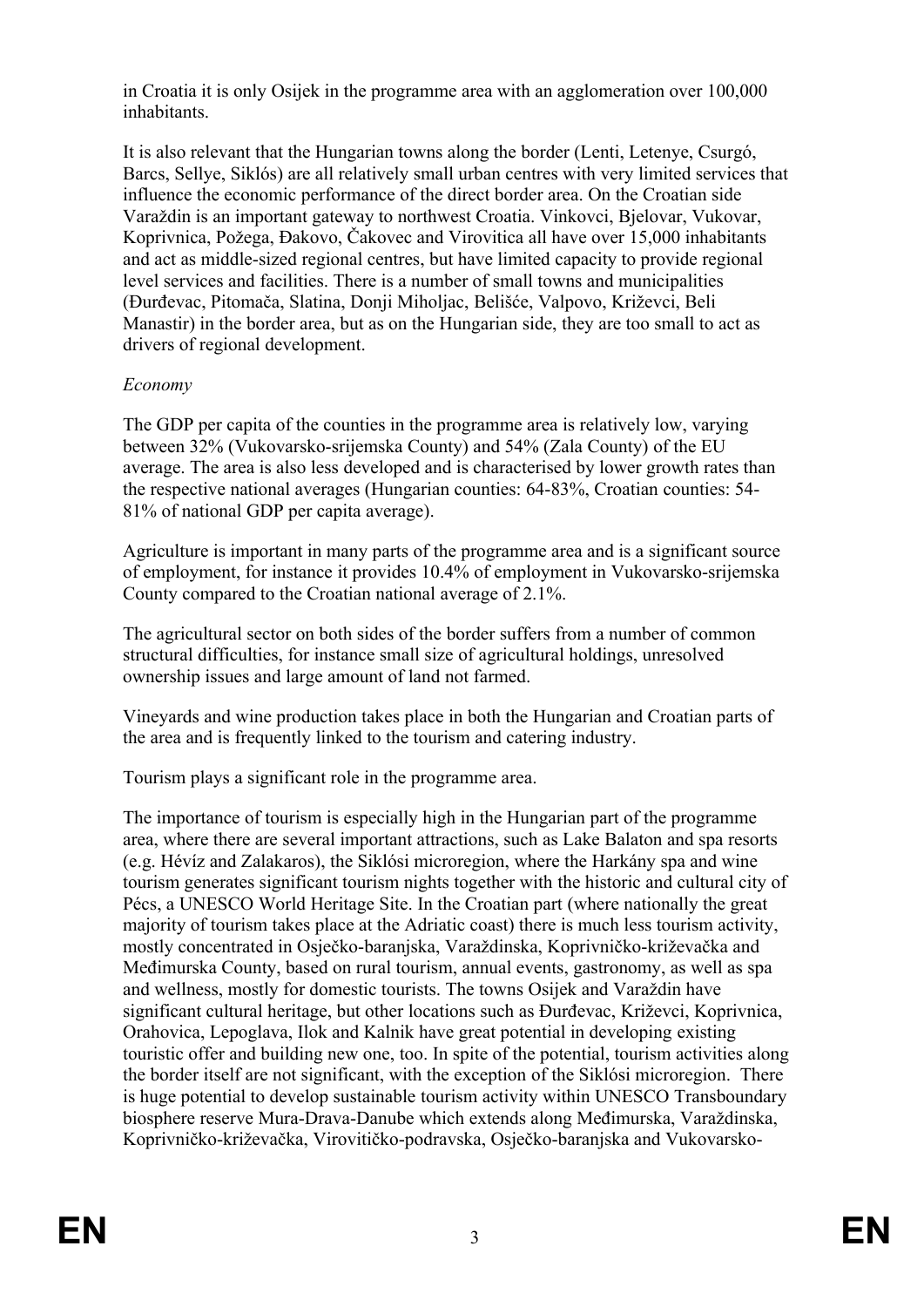in Croatia it is only Osijek in the programme area with an agglomeration over 100,000 inhabitants.

It is also relevant that the Hungarian towns along the border (Lenti, Letenye, Csurgó, Barcs, Sellye, Siklós) are all relatively small urban centres with very limited services that influence the economic performance of the direct border area. On the Croatian side Varaždin is an important gateway to northwest Croatia. Vinkovci, Bjelovar, Vukovar, Koprivnica, Požega, Đakovo, Čakovec and Virovitica all have over 15,000 inhabitants and act as middle-sized regional centres, but have limited capacity to provide regional level services and facilities. There is a number of small towns and municipalities (Đurđevac, Pitomača, Slatina, Donji Miholjac, Belišće, Valpovo, Križevci, Beli Manastir) in the border area, but as on the Hungarian side, they are too small to act as drivers of regional development.

*Economy*

The GDP per capita of the counties in the programme area is relatively low, varying between 32% (Vukovarsko-srijemska County) and 54% (Zala County) of the EU average. The area is also less developed and is characterised by lower growth rates than the respective national averages (Hungarian counties: 64-83%, Croatian counties: 54-81% of national GDP per capita average).

Agriculture is important in many parts of the programme area and is a significant source of employment, for instance it provides 10.4% of employment in Vukovarsko-srijemska County compared to the Croatian national average of 2.1%.

The agricultural sector on both sides of the border suffers from a number of common structural difficulties, for instance small size of agricultural holdings, unresolved ownership issues and large amount of land not farmed.

Vineyards and wine production takes place in both the Hungarian and Croatian parts of the area and is frequently linked to the tourism and catering industry.

Tourism plays a significant role in the programme area.

The importance of tourism is especially high in the Hungarian part of the programme area, where there are several important attractions, such as Lake Balaton and spa resorts (e.g. Hévíz and Zalakaros), the Siklósi microregion, where the Harkány spa and wine tourism generates significant tourism nights together with the historic and cultural city of Pécs, a UNESCO World Heritage Site. In the Croatian part (where nationally the great majority of tourism takes place at the Adriatic coast) there is much less tourism activity, mostly concentrated in Osječko-baranjska, Varaždinska, Koprivničko-križevačka and Međimurska County, based on rural tourism, annual events, gastronomy, as well as spa and wellness, mostly for domestic tourists. The towns Osijek and Varaždin have significant cultural heritage, but other locations such as Đurđevac, Križevci, Koprivnica, Orahovica, Lepoglava, Ilok and Kalnik have great potential in developing existing touristic offer and building new one, too. In spite of the potential, tourism activities along the border itself are not significant, with the exception of the Siklósi microregion. There is huge potential to develop sustainable tourism activity within UNESCO Transboundary biosphere reserve Mura-Drava-Danube which extends along Međimurska, Varaždinska, Koprivničko-križevačka, Virovitičko-podravska, Osječko-baranjska and Vukovarsko-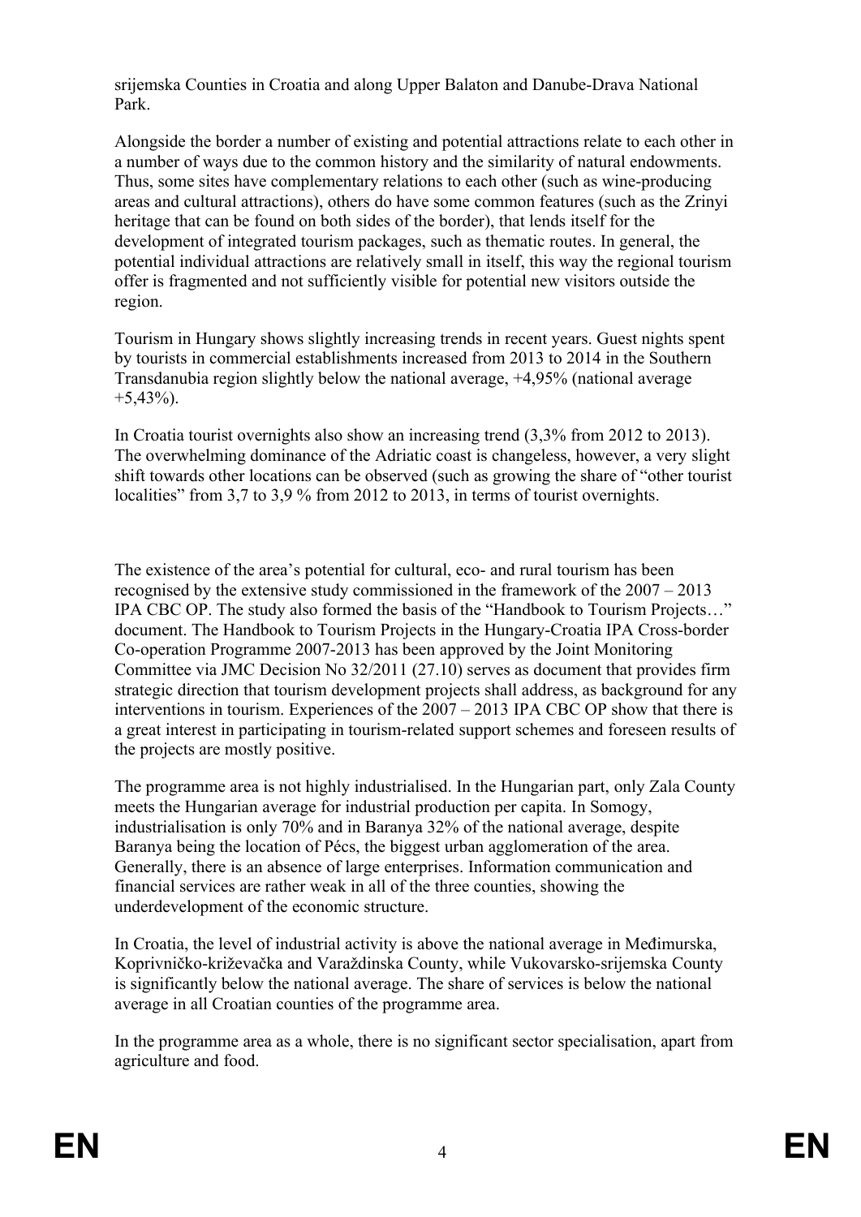srijemska Counties in Croatia and along Upper Balaton and Danube-Drava National Park.

Alongside the border a number of existing and potential attractions relate to each other in a number of ways due to the common history and the similarity of natural endowments. Thus, some sites have complementary relations to each other (such as wine-producing areas and cultural attractions), others do have some common features (such as the Zrinyi heritage that can be found on both sides of the border), that lends itself for the development of integrated tourism packages, such as thematic routes. In general, the potential individual attractions are relatively small in itself, this way the regional tourism offer is fragmented and not sufficiently visible for potential new visitors outside the region.

Tourism in Hungary shows slightly increasing trends in recent years. Guest nights spent by tourists in commercial establishments increased from 2013 to 2014 in the Southern Transdanubia region slightly below the national average, +4,95% (national average +5,43%).

In Croatia tourist overnights also show an increasing trend (3,3% from 2012 to 2013). The overwhelming dominance of the Adriatic coast is changeless, however, a very slight shift towards other locations can be observed (such as growing the share of "other tourist localities" from 3,7 to 3,9 % from 2012 to 2013, in terms of tourist overnights.

The existence of the area's potential for cultural, eco- and rural tourism has been recognised by the extensive study commissioned in the framework of the 2007 – 2013 IPA CBC OP. The study also formed the basis of the "Handbook to Tourism Projects…" document. The Handbook to Tourism Projects in the Hungary-Croatia IPA Cross-border Co-operation Programme 2007-2013 has been approved by the Joint Monitoring Committee via JMC Decision No 32/2011 (27.10) serves as document that provides firm strategic direction that tourism development projects shall address, as background for any interventions in tourism. Experiences of the 2007 – 2013 IPA CBC OP show that there is a great interest in participating in tourism-related support schemes and foreseen results of the projects are mostly positive.

The programme area is not highly industrialised. In the Hungarian part, only Zala County meets the Hungarian average for industrial production per capita. In Somogy, industrialisation is only 70% and in Baranya 32% of the national average, despite Baranya being the location of Pécs, the biggest urban agglomeration of the area. Generally, there is an absence of large enterprises. Information communication and financial services are rather weak in all of the three counties, showing the underdevelopment of the economic structure.

In Croatia, the level of industrial activity is above the national average in Međimurska, Koprivničko-križevačka and Varaždinska County, while Vukovarsko-srijemska County is significantly below the national average. The share of services is below the national average in all Croatian counties of the programme area.

In the programme area as a whole, there is no significant sector specialisation, apart from agriculture and food.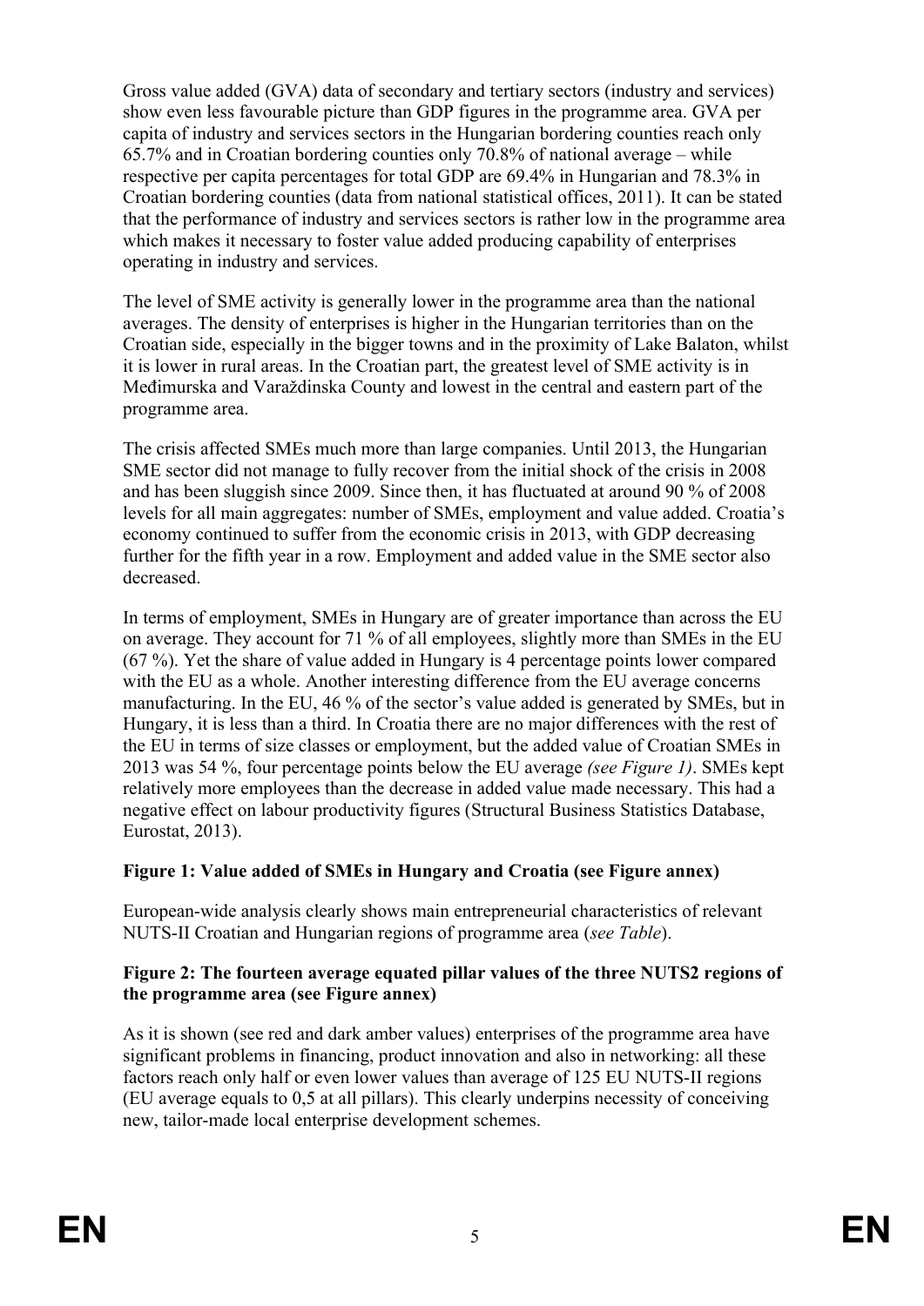Gross value added (GVA) data of secondary and tertiary sectors (industry and services) show even less favourable picture than GDP figures in the programme area. GVA per capita of industry and services sectors in the Hungarian bordering counties reach only 65.7% and in Croatian bordering counties only 70.8% of national average – while respective per capita percentages for total GDP are 69.4% in Hungarian and 78.3% in Croatian bordering counties (data from national statistical offices, 2011). It can be stated that the performance of industry and services sectors is rather low in the programme area which makes it necessary to foster value added producing capability of enterprises operating in industry and services.

The level of SME activity is generally lower in the programme area than the national averages. The density of enterprises is higher in the Hungarian territories than on the Croatian side, especially in the bigger towns and in the proximity of Lake Balaton, whilst it is lower in rural areas. In the Croatian part, the greatest level of SME activity is in Međimurska and Varaždinska County and lowest in the central and eastern part of the programme area.

The crisis affected SMEs much more than large companies. Until 2013, the Hungarian SME sector did not manage to fully recover from the initial shock of the crisis in 2008 and has been sluggish since 2009. Since then, it has fluctuated at around 90 % of 2008 levels for all main aggregates: number of SMEs, employment and value added. Croatia's economy continued to suffer from the economic crisis in 2013, with GDP decreasing further for the fifth year in a row. Employment and added value in the SME sector also decreased.

In terms of employment, SMEs in Hungary are of greater importance than across the EU on average. They account for 71 % of all employees, slightly more than SMEs in the EU (67 %). Yet the share of value added in Hungary is 4 percentage points lower compared with the EU as a whole. Another interesting difference from the EU average concerns manufacturing. In the EU, 46 % of the sector's value added is generated by SMEs, but in Hungary, it is less than a third. In Croatia there are no major differences with the rest of the EU in terms of size classes or employment, but the added value of Croatian SMEs in 2013 was 54 %, four percentage points below the EU average *(see Figure 1)*. SMEs kept relatively more employees than the decrease in added value made necessary. This had a negative effect on labour productivity figures (Structural Business Statistics Database, Eurostat, 2013).

**Figure 1: Value added of SMEs in Hungary and Croatia (see Figure annex)**

European-wide analysis clearly shows main entrepreneurial characteristics of relevant NUTS-II Croatian and Hungarian regions of programme area (*see Table*).

**Figure 2: The fourteen average equated pillar values of the three NUTS2 regions of the programme area (see Figure annex)**

As it is shown (see red and dark amber values) enterprises of the programme area have significant problems in financing, product innovation and also in networking: all these factors reach only half or even lower values than average of 125 EU NUTS-II regions (EU average equals to 0,5 at all pillars). This clearly underpins necessity of conceiving new, tailor-made local enterprise development schemes.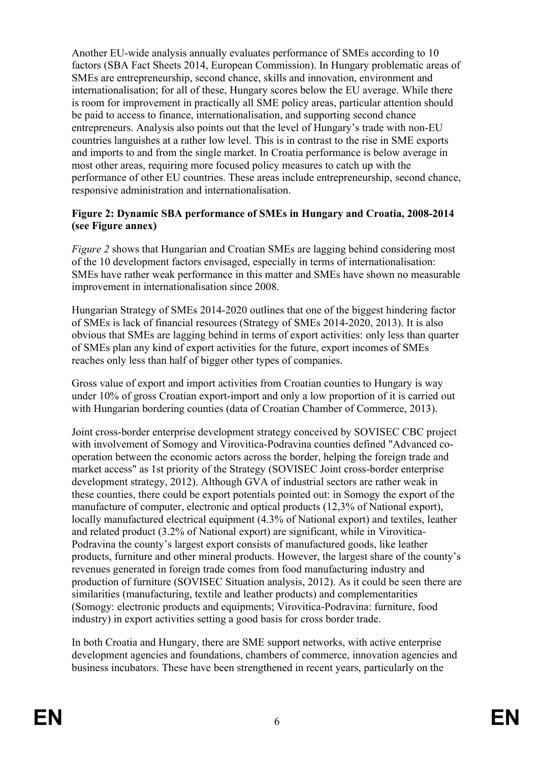Another EU-wide analysis annually evaluates performance of SMEs according to 10 factors (SBA Fact Sheets 2014, European Commission). In Hungary problematic areas of SMEs are entrepreneurship, second chance, skills and innovation, environment and internationalisation; for all of these, Hungary scores below the EU average. While there is room for improvement in practically all SME policy areas, particular attention should be paid to access to finance, internationalisation, and supporting second chance entrepreneurs. Analysis also points out that the level of Hungary's trade with non-EU countries languishes at a rather low level. This is in contrast to the rise in SME exports and imports to and from the single market. In Croatia performance is below average in most other areas, requiring more focused policy measures to catch up with the performance of other EU countries. These areas include entrepreneurship, second chance, responsive administration and internationalisation.

**Figure 2: Dynamic SBA performance of SMEs in Hungary and Croatia, 2008-2014 (see Figure annex)**

*Figure 2* shows that Hungarian and Croatian SMEs are lagging behind considering most of the 10 development factors envisaged, especially in terms of internationalisation: SMEs have rather weak performance in this matter and SMEs have shown no measurable improvement in internationalisation since 2008.

Hungarian Strategy of SMEs 2014-2020 outlines that one of the biggest hindering factor of SMEs is lack of financial resources (Strategy of SMEs 2014-2020, 2013). It is also obvious that SMEs are lagging behind in terms of export activities: only less than quarter of SMEs plan any kind of export activities for the future, export incomes of SMEs reaches only less than half of bigger other types of companies.

Gross value of export and import activities from Croatian counties to Hungary is way under 10% of gross Croatian export-import and only a low proportion of it is carried out with Hungarian bordering counties (data of Croatian Chamber of Commerce, 2013).

Joint cross-border enterprise development strategy conceived by SOVISEC CBC project with involvement of Somogy and Virovitica-Podravina counties defined "Advanced co-operation between the economic actors across the border, helping the foreign trade and market access" as 1st priority of the Strategy (SOVISEC Joint cross-border enterprise development strategy, 2012). Although GVA of industrial sectors are rather weak in these counties, there could be export potentials pointed out: in Somogy the export of the manufacture of computer, electronic and optical products (12,3% of National export), locally manufactured electrical equipment (4.3% of National export) and textiles, leather and related product (3.2% of National export) are significant, while in Virovitica-Podravina the county's largest export consists of manufactured goods, like leather products, furniture and other mineral products. However, the largest share of the county's revenues generated in foreign trade comes from food manufacturing industry and production of furniture (SOVISEC Situation analysis, 2012). As it could be seen there are similarities (manufacturing, textile and leather products) and complementarities (Somogy: electronic products and equipments; Virovitica-Podravina: furniture, food industry) in export activities setting a good basis for cross border trade.

In both Croatia and Hungary, there are SME support networks, with active enterprise development agencies and foundations, chambers of commerce, innovation agencies and business incubators. These have been strengthened in recent years, particularly on the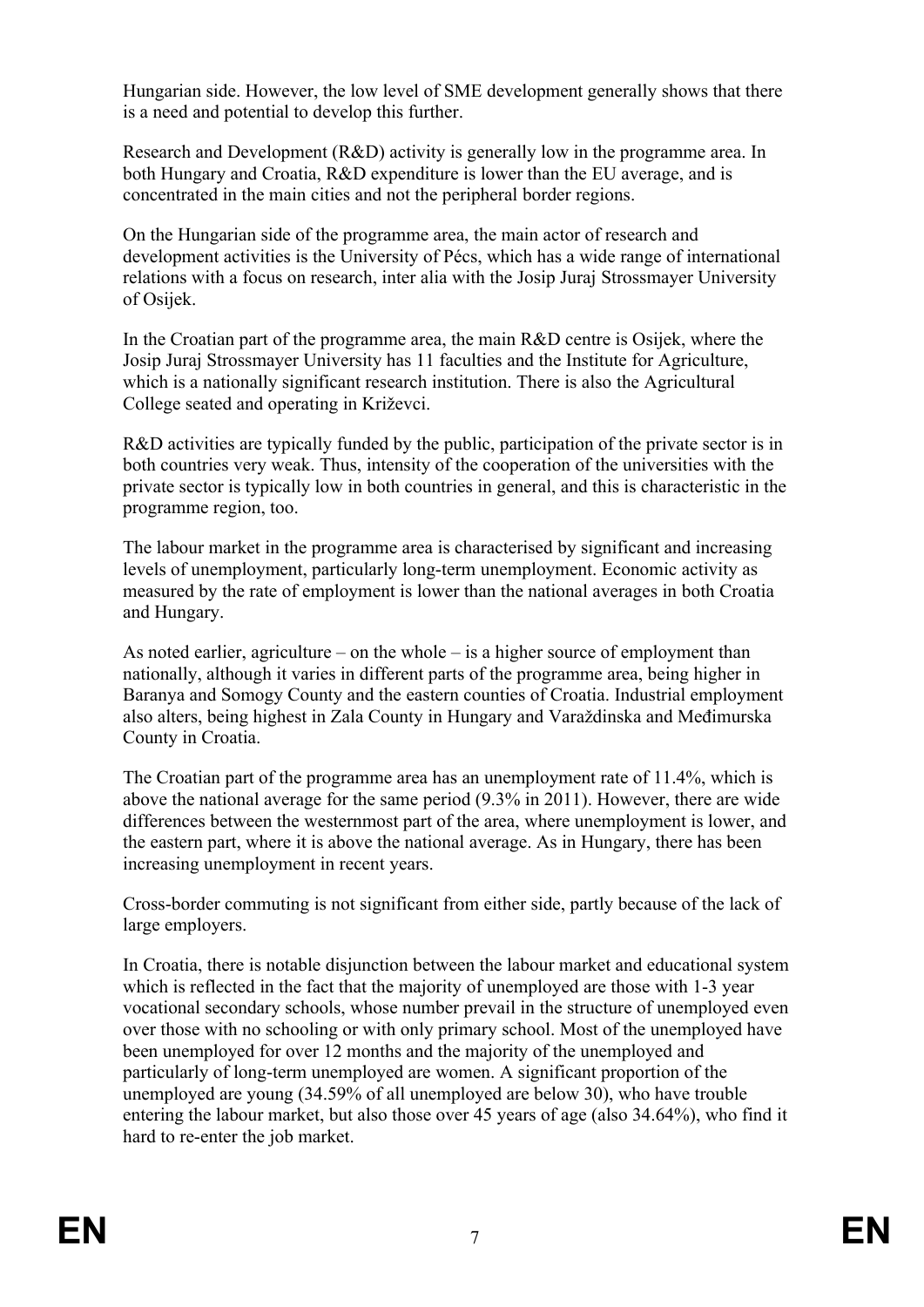Hungarian side. However, the low level of SME development generally shows that there is a need and potential to develop this further.

Research and Development (R&D) activity is generally low in the programme area. In both Hungary and Croatia, R&D expenditure is lower than the EU average, and is concentrated in the main cities and not the peripheral border regions.

On the Hungarian side of the programme area, the main actor of research and development activities is the University of Pécs, which has a wide range of international relations with a focus on research, inter alia with the Josip Juraj Strossmayer University of Osijek.

In the Croatian part of the programme area, the main R&D centre is Osijek, where the Josip Juraj Strossmayer University has 11 faculties and the Institute for Agriculture, which is a nationally significant research institution. There is also the Agricultural College seated and operating in Križevci.

R&D activities are typically funded by the public, participation of the private sector is in both countries very weak. Thus, intensity of the cooperation of the universities with the private sector is typically low in both countries in general, and this is characteristic in the programme region, too.

The labour market in the programme area is characterised by significant and increasing levels of unemployment, particularly long-term unemployment. Economic activity as measured by the rate of employment is lower than the national averages in both Croatia and Hungary.

As noted earlier, agriculture – on the whole – is a higher source of employment than nationally, although it varies in different parts of the programme area, being higher in Baranya and Somogy County and the eastern counties of Croatia. Industrial employment also alters, being highest in Zala County in Hungary and Varaždinska and Međimurska County in Croatia.

The Croatian part of the programme area has an unemployment rate of 11.4%, which is above the national average for the same period (9.3% in 2011). However, there are wide differences between the westernmost part of the area, where unemployment is lower, and the eastern part, where it is above the national average. As in Hungary, there has been increasing unemployment in recent years.

Cross-border commuting is not significant from either side, partly because of the lack of large employers.

In Croatia, there is notable disjunction between the labour market and educational system which is reflected in the fact that the majority of unemployed are those with 1-3 year vocational secondary schools, whose number prevail in the structure of unemployed even over those with no schooling or with only primary school. Most of the unemployed have been unemployed for over 12 months and the majority of the unemployed and particularly of long-term unemployed are women. A significant proportion of the unemployed are young (34.59% of all unemployed are below 30), who have trouble entering the labour market, but also those over 45 years of age (also 34.64%), who find it hard to re-enter the job market.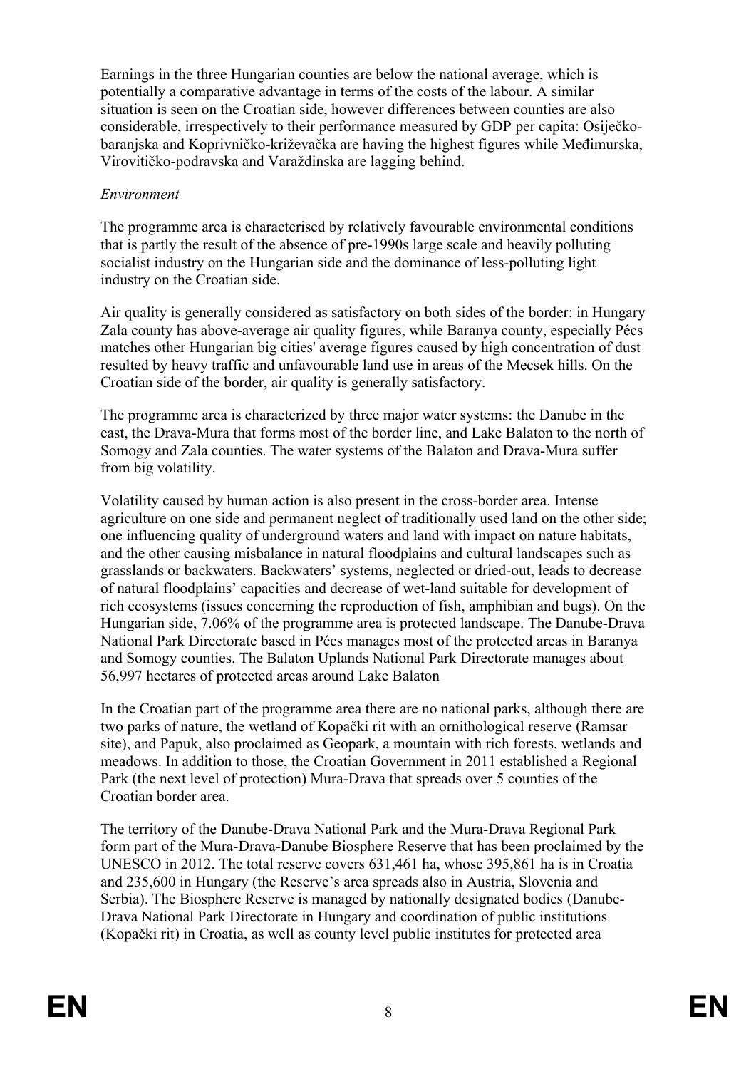Earnings in the three Hungarian counties are below the national average, which is potentially a comparative advantage in terms of the costs of the labour. A similar situation is seen on the Croatian side, however differences between counties are also considerable, irrespectively to their performance measured by GDP per capita: Osječko-baranjska and Koprivničko-križevačka are having the highest figures while Međimurska, Virovitičko-podravska and Varaždinska are lagging behind.

*Environment*

The programme area is characterised by relatively favourable environmental conditions that is partly the result of the absence of pre-1990s large scale and heavily polluting socialist industry on the Hungarian side and the dominance of less-polluting light industry on the Croatian side.

Air quality is generally considered as satisfactory on both sides of the border: in Hungary Zala county has above-average air quality figures, while Baranya county, especially Pécs matches other Hungarian big cities' average figures caused by high concentration of dust resulted by heavy traffic and unfavourable land use in areas of the Mecsek hills. On the Croatian side of the border, air quality is generally satisfactory.

The programme area is characterized by three major water systems: the Danube in the east, the Drava-Mura that forms most of the border line, and Lake Balaton to the north of Somogy and Zala counties. The water systems of the Balaton and Drava-Mura suffer from big volatility.

Volatility caused by human action is also present in the cross-border area. Intense agriculture on one side and permanent neglect of traditionally used land on the other side; one influencing quality of underground waters and land with impact on nature habitats, and the other causing misbalance in natural floodplains and cultural landscapes such as grasslands or backwaters. Backwaters' systems, neglected or dried-out, leads to decrease of natural floodplains' capacities and decrease of wet-land suitable for development of rich ecosystems (issues concerning the reproduction of fish, amphibian and bugs). On the Hungarian side, 7.06% of the programme area is protected landscape. The Danube-Drava National Park Directorate based in Pécs manages most of the protected areas in Baranya and Somogy counties. The Balaton Uplands National Park Directorate manages about 56,997 hectares of protected areas around Lake Balaton

In the Croatian part of the programme area there are no national parks, although there are two parks of nature, the wetland of Kopački rit with an ornithological reserve (Ramsar site), and Papuk, also proclaimed as Geopark, a mountain with rich forests, wetlands and meadows. In addition to those, the Croatian Government in 2011 established a Regional Park (the next level of protection) Mura-Drava that spreads over 5 counties of the Croatian border area.

The territory of the Danube-Drava National Park and the Mura-Drava Regional Park form part of the Mura-Drava-Danube Biosphere Reserve that has been proclaimed by the UNESCO in 2012. The total reserve covers 631,461 ha, whose 395,861 ha is in Croatia and 235,600 in Hungary (the Reserve's area spreads also in Austria, Slovenia and Serbia). The Biosphere Reserve is managed by nationally designated bodies (Danube-Drava National Park Directorate in Hungary and coordination of public institutions (Kopački rit) in Croatia, as well as county level public institutes for protected area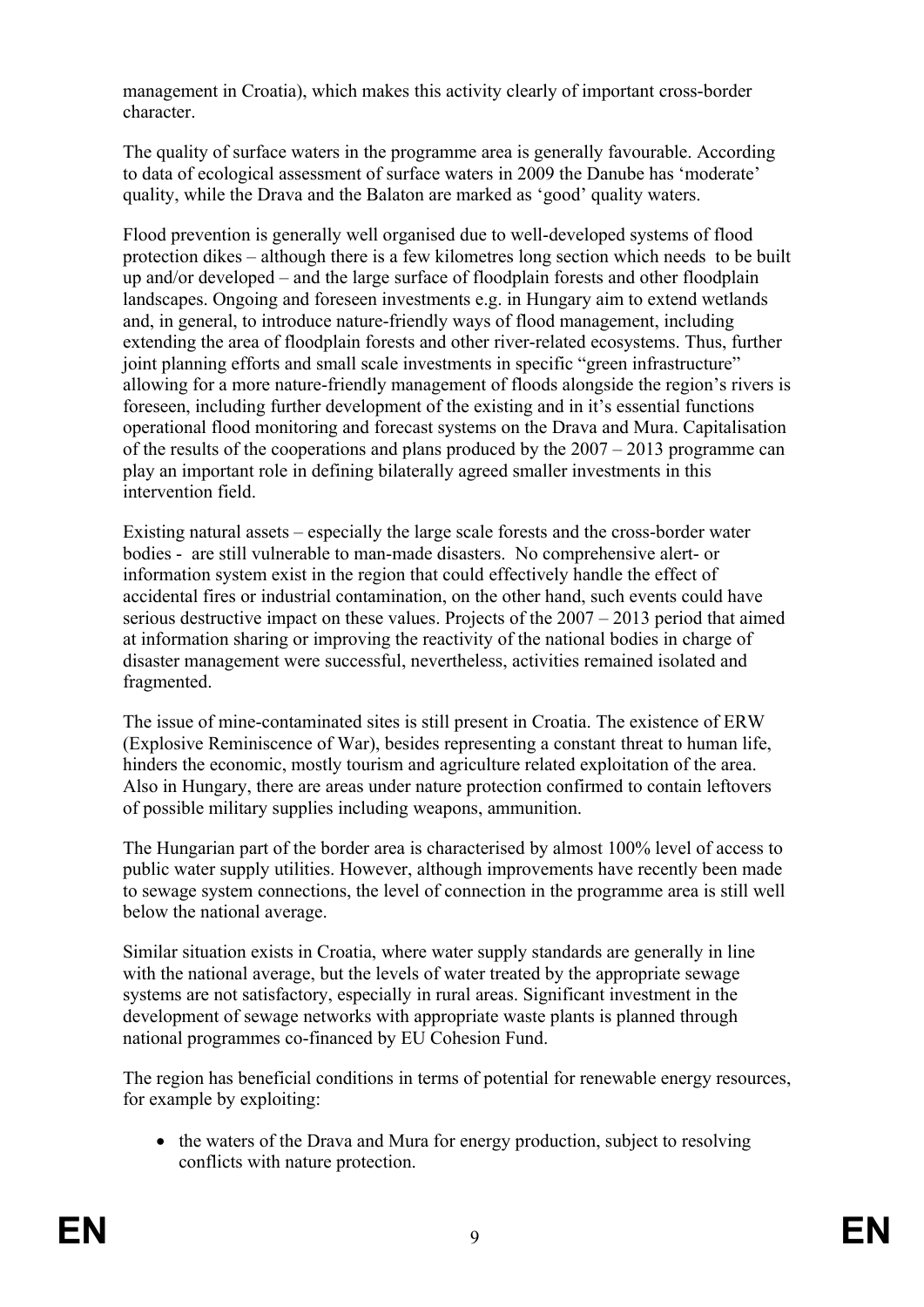management in Croatia), which makes this activity clearly of important cross-border character.

The quality of surface waters in the programme area is generally favourable. According to data of ecological assessment of surface waters in 2009 the Danube has 'moderate' quality, while the Drava and the Balaton are marked as 'good' quality waters.

Flood prevention is generally well organised due to well-developed systems of flood protection dikes – although there is a few kilometres long section which needs to be built up and/or developed – and the large surface of floodplain forests and other floodplain landscapes. Ongoing and foreseen investments e.g. in Hungary aim to extend wetlands and, in general, to introduce nature-friendly ways of flood management, including extending the area of floodplain forests and other river-related ecosystems. Thus, further joint planning efforts and small scale investments in specific "green infrastructure" allowing for a more nature-friendly management of floods alongside the region's rivers is foreseen, including further development of the existing and in it's essential functions operational flood monitoring and forecast systems on the Drava and Mura. Capitalisation of the results of the cooperations and plans produced by the 2007 – 2013 programme can play an important role in defining bilaterally agreed smaller investments in this intervention field.

Existing natural assets – especially the large scale forests and the cross-border water bodies - are still vulnerable to man-made disasters. No comprehensive alert- or information system exist in the region that could effectively handle the effect of accidental fires or industrial contamination, on the other hand, such events could have serious destructive impact on these values. Projects of the 2007 – 2013 period that aimed at information sharing or improving the reactivity of the national bodies in charge of disaster management were successful, nevertheless, activities remained isolated and fragmented.

The issue of mine-contaminated sites is still present in Croatia. The existence of ERW (Explosive Reminiscence of War), besides representing a constant threat to human life, hinders the economic, mostly tourism and agriculture related exploitation of the area. Also in Hungary, there are areas under nature protection confirmed to contain leftovers of possible military supplies including weapons, ammunition.

The Hungarian part of the border area is characterised by almost 100% level of access to public water supply utilities. However, although improvements have recently been made to sewage system connections, the level of connection in the programme area is still well below the national average.

Similar situation exists in Croatia, where water supply standards are generally in line with the national average, but the levels of water treated by the appropriate sewage systems are not satisfactory, especially in rural areas. Significant investment in the development of sewage networks with appropriate waste plants is planned through national programmes co-financed by EU Cohesion Fund.

The region has beneficial conditions in terms of potential for renewable energy resources, for example by exploiting:

- the waters of the Drava and Mura for energy production, subject to resolving conflicts with nature protection.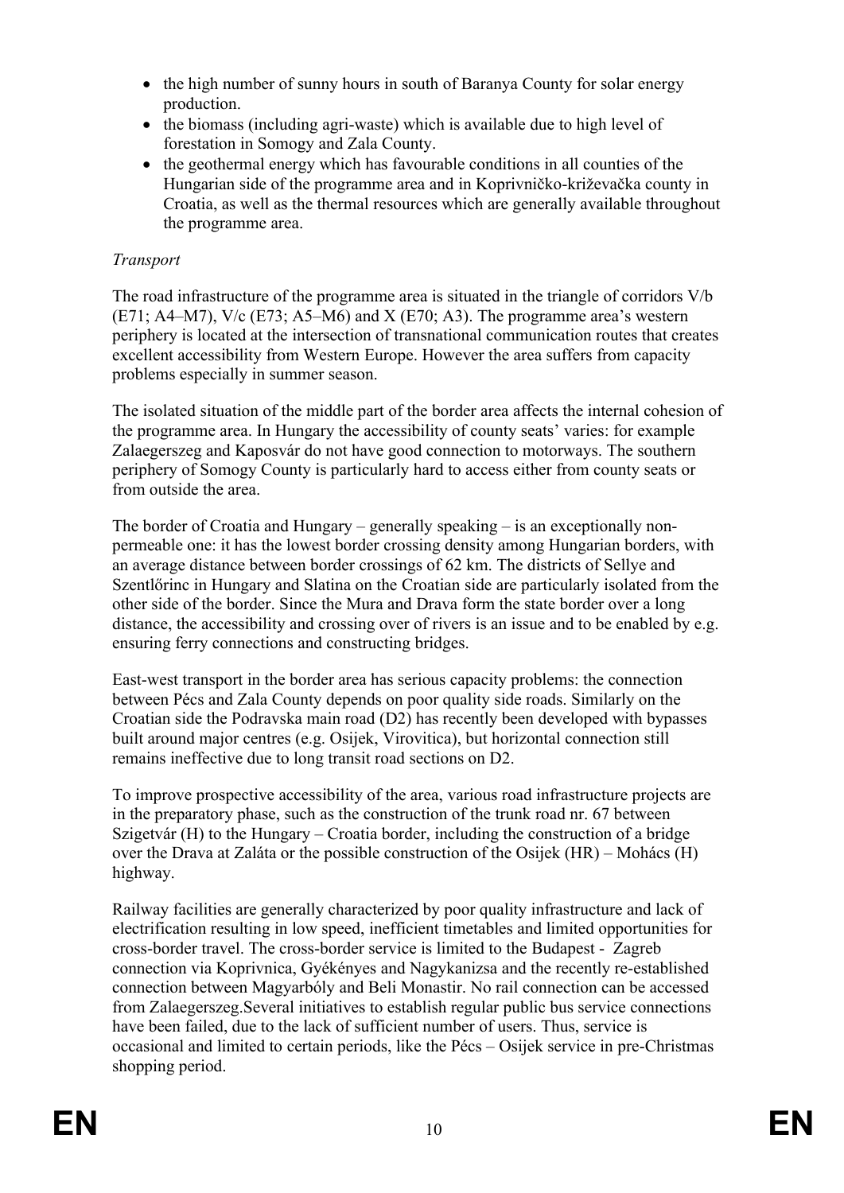- the high number of sunny hours in south of Baranya County for solar energy production.
- the biomass (including agri-waste) which is available due to high level of forestation in Somogy and Zala County.
- the geothermal energy which has favourable conditions in all counties of the Hungarian side of the programme area and in Koprivničko-križevačka county in Croatia, as well as the thermal resources which are generally available throughout the programme area.

*Transport*

The road infrastructure of the programme area is situated in the triangle of corridors V/b (E71; A4–M7), V/c (E73; A5–M6) and X (E70; A3). The programme area's western periphery is located at the intersection of transnational communication routes that creates excellent accessibility from Western Europe. However the area suffers from capacity problems especially in summer season.

The isolated situation of the middle part of the border area affects the internal cohesion of the programme area. In Hungary the accessibility of county seats' varies: for example Zalaegerszeg and Kaposvár do not have good connection to motorways. The southern periphery of Somogy County is particularly hard to access either from county seats or from outside the area.

The border of Croatia and Hungary – generally speaking – is an exceptionally non-permeable one: it has the lowest border crossing density among Hungarian borders, with an average distance between border crossings of 62 km. The districts of Sellye and Szentlőrinc in Hungary and Slatina on the Croatian side are particularly isolated from the other side of the border. Since the Mura and Drava form the state border over a long distance, the accessibility and crossing over of rivers is an issue and to be enabled by e.g. ensuring ferry connections and constructing bridges.

East-west transport in the border area has serious capacity problems: the connection between Pécs and Zala County depends on poor quality side roads. Similarly on the Croatian side the Podravska main road (D2) has recently been developed with bypasses built around major centres (e.g. Osijek, Virovitica), but horizontal connection still remains ineffective due to long transit road sections on D2.

To improve prospective accessibility of the area, various road infrastructure projects are in the preparatory phase, such as the construction of the trunk road nr. 67 between Szigetvár (H) to the Hungary – Croatia border, including the construction of a bridge over the Drava at Zaláta or the possible construction of the Osijek (HR) – Mohács (H) highway.

Railway facilities are generally characterized by poor quality infrastructure and lack of electrification resulting in low speed, inefficient timetables and limited opportunities for cross-border travel. The cross-border service is limited to the Budapest - Zagreb connection via Koprivnica, Gyékényes and Nagykanizsa and the recently re-established connection between Magyarbóly and Beli Monastir. No rail connection can be accessed from Zalaegerszeg.Several initiatives to establish regular public bus service connections have been failed, due to the lack of sufficient number of users. Thus, service is occasional and limited to certain periods, like the Pécs – Osijek service in pre-Christmas shopping period.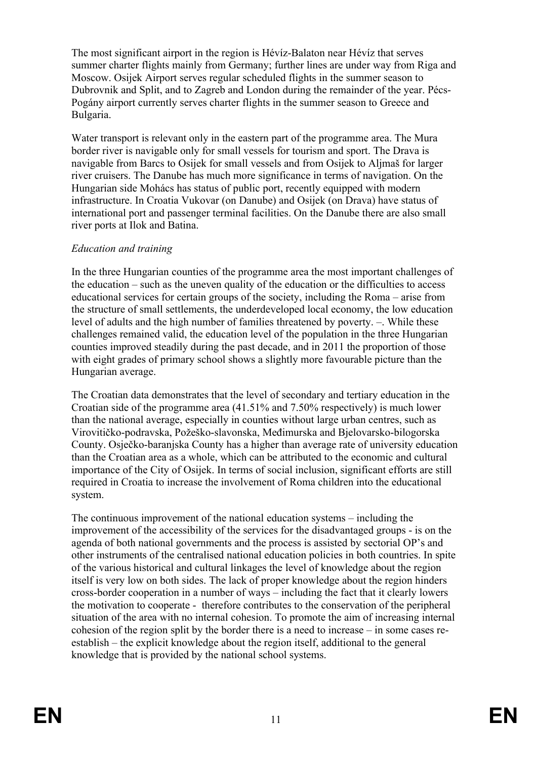The most significant airport in the region is Hévíz-Balaton near Hévíz that serves summer charter flights mainly from Germany; further lines are under way from Riga and Moscow. Osijek Airport serves regular scheduled flights in the summer season to Dubrovnik and Split, and to Zagreb and London during the remainder of the year. Pécs-Pogány airport currently serves charter flights in the summer season to Greece and Bulgaria.

Water transport is relevant only in the eastern part of the programme area. The Mura border river is navigable only for small vessels for tourism and sport. The Drava is navigable from Barcs to Osijek for small vessels and from Osijek to Aljmaš for larger river cruisers. The Danube has much more significance in terms of navigation. On the Hungarian side Mohács has status of public port, recently equipped with modern infrastructure. In Croatia Vukovar (on Danube) and Osijek (on Drava) have status of international port and passenger terminal facilities. On the Danube there are also small river ports at Ilok and Batina.

*Education and training*

In the three Hungarian counties of the programme area the most important challenges of the education – such as the uneven quality of the education or the difficulties to access educational services for certain groups of the society, including the Roma – arise from the structure of small settlements, the underdeveloped local economy, the low education level of adults and the high number of families threatened by poverty. –. While these challenges remained valid, the education level of the population in the three Hungarian counties improved steadily during the past decade, and in 2011 the proportion of those with eight grades of primary school shows a slightly more favourable picture than the Hungarian average.

The Croatian data demonstrates that the level of secondary and tertiary education in the Croatian side of the programme area (41.51% and 7.50% respectively) is much lower than the national average, especially in counties without large urban centres, such as Virovitičko-podravska, Požeško-slavonska, Međimurska and Bjelovarsko-bilogorska County. Osječko-baranjska County has a higher than average rate of university education than the Croatian area as a whole, which can be attributed to the economic and cultural importance of the City of Osijek. In terms of social inclusion, significant efforts are still required in Croatia to increase the involvement of Roma children into the educational system.

The continuous improvement of the national education systems – including the improvement of the accessibility of the services for the disadvantaged groups - is on the agenda of both national governments and the process is assisted by sectorial OP's and other instruments of the centralised national education policies in both countries. In spite of the various historical and cultural linkages the level of knowledge about the region itself is very low on both sides. The lack of proper knowledge about the region hinders cross-border cooperation in a number of ways – including the fact that it clearly lowers the motivation to cooperate - therefore contributes to the conservation of the peripheral situation of the area with no internal cohesion. To promote the aim of increasing internal cohesion of the region split by the border there is a need to increase – in some cases re-establish – the explicit knowledge about the region itself, additional to the general knowledge that is provided by the national school systems.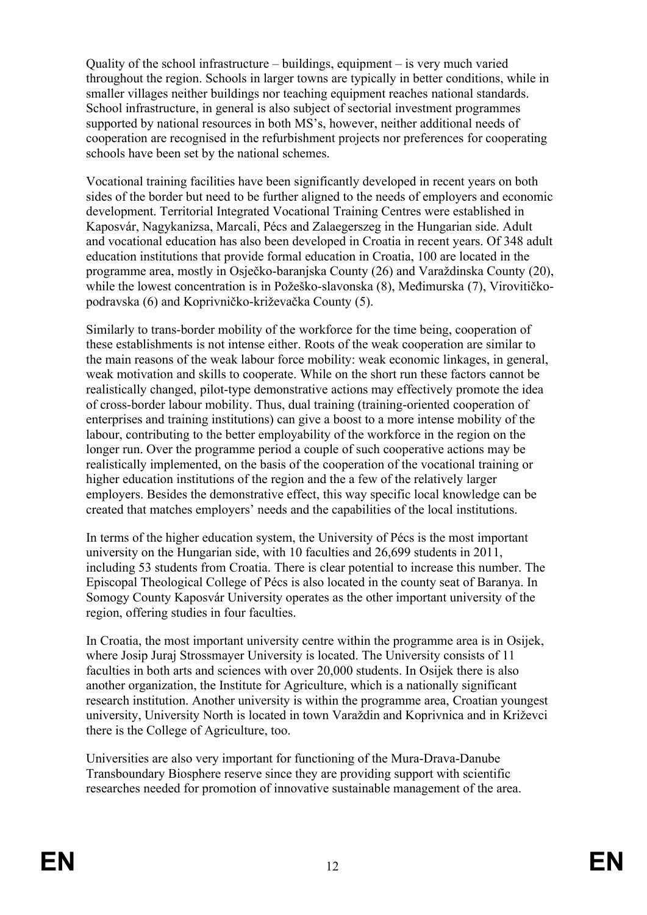Quality of the school infrastructure – buildings, equipment – is very much varied throughout the region. Schools in larger towns are typically in better conditions, while in smaller villages neither buildings nor teaching equipment reaches national standards. School infrastructure, in general is also subject of sectorial investment programmes supported by national resources in both MS's, however, neither additional needs of cooperation are recognised in the refurbishment projects nor preferences for cooperating schools have been set by the national schemes.

Vocational training facilities have been significantly developed in recent years on both sides of the border but need to be further aligned to the needs of employers and economic development. Territorial Integrated Vocational Training Centres were established in Kaposvár, Nagykanizsa, Marcali, Pécs and Zalaegerszeg in the Hungarian side. Adult and vocational education has also been developed in Croatia in recent years. Of 348 adult education institutions that provide formal education in Croatia, 100 are located in the programme area, mostly in Osječko-baranjska County (26) and Varaždinska County (20), while the lowest concentration is in Požeško-slavonska (8), Međimurska (7), Virovitičko-podravska (6) and Koprivničko-križevačka County (5).

Similarly to trans-border mobility of the workforce for the time being, cooperation of these establishments is not intense either. Roots of the weak cooperation are similar to the main reasons of the weak labour force mobility: weak economic linkages, in general, weak motivation and skills to cooperate. While on the short run these factors cannot be realistically changed, pilot-type demonstrative actions may effectively promote the idea of cross-border labour mobility. Thus, dual training (training-oriented cooperation of enterprises and training institutions) can give a boost to a more intense mobility of the labour, contributing to the better employability of the workforce in the region on the longer run. Over the programme period a couple of such cooperative actions may be realistically implemented, on the basis of the cooperation of the vocational training or higher education institutions of the region and the a few of the relatively larger employers. Besides the demonstrative effect, this way specific local knowledge can be created that matches employers' needs and the capabilities of the local institutions.

In terms of the higher education system, the University of Pécs is the most important university on the Hungarian side, with 10 faculties and 26,699 students in 2011, including 53 students from Croatia. There is clear potential to increase this number. The Episcopal Theological College of Pécs is also located in the county seat of Baranya. In Somogy County Kaposvár University operates as the other important university of the region, offering studies in four faculties.

In Croatia, the most important university centre within the programme area is in Osijek, where Josip Juraj Strossmayer University is located. The University consists of 11 faculties in both arts and sciences with over 20,000 students. In Osijek there is also another organization, the Institute for Agriculture, which is a nationally significant research institution. Another university is within the programme area, Croatian youngest university, University North is located in town Varaždin and Koprivnica and in Križevci there is the College of Agriculture, too.

Universities are also very important for functioning of the Mura-Drava-Danube Transboundary Biosphere reserve since they are providing support with scientific researches needed for promotion of innovative sustainable management of the area.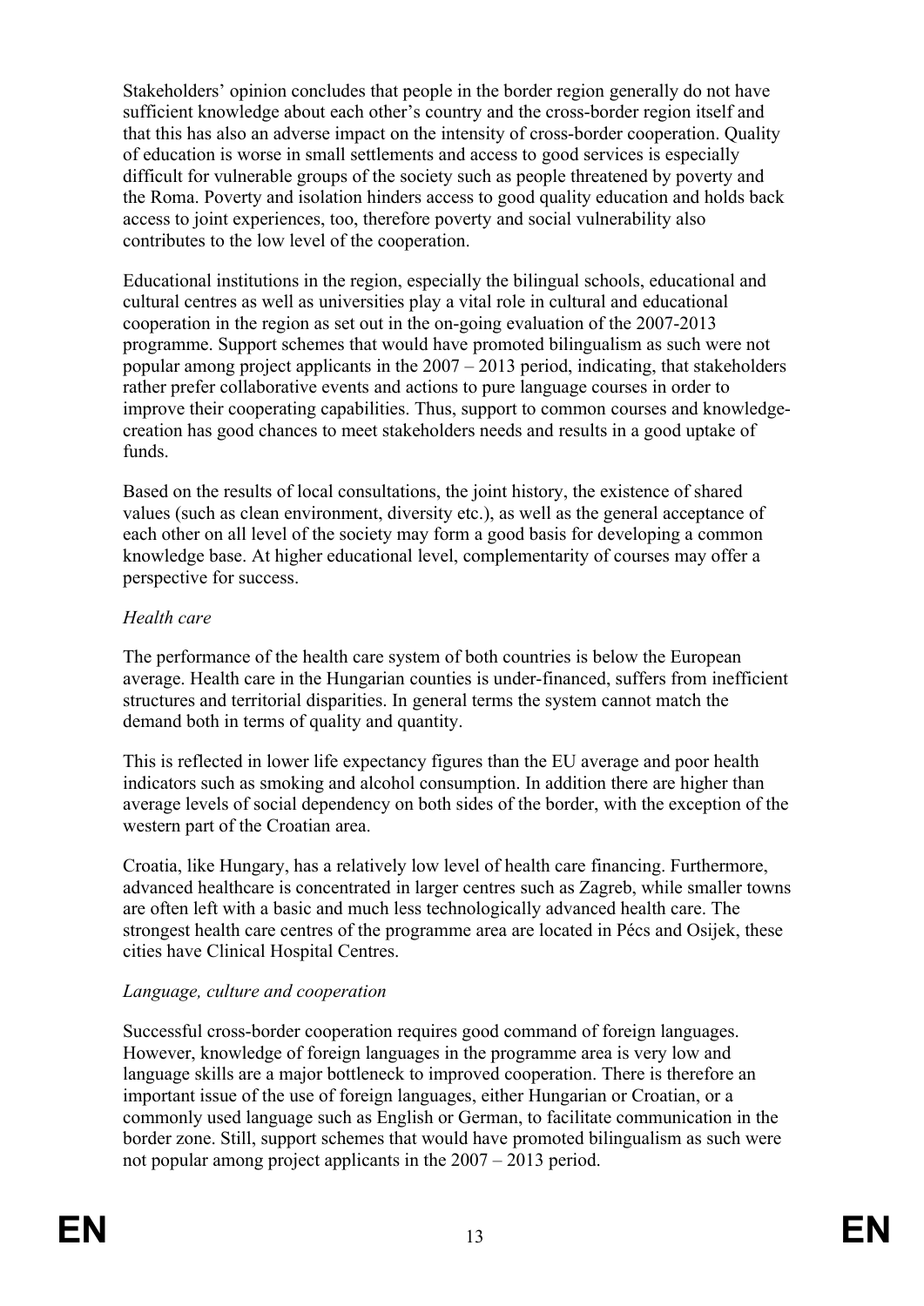Stakeholders' opinion concludes that people in the border region generally do not have sufficient knowledge about each other's country and the cross-border region itself and that this has also an adverse impact on the intensity of cross-border cooperation. Quality of education is worse in small settlements and access to good services is especially difficult for vulnerable groups of the society such as people threatened by poverty and the Roma. Poverty and isolation hinders access to good quality education and holds back access to joint experiences, too, therefore poverty and social vulnerability also contributes to the low level of the cooperation.

Educational institutions in the region, especially the bilingual schools, educational and cultural centres as well as universities play a vital role in cultural and educational cooperation in the region as set out in the on-going evaluation of the 2007-2013 programme. Support schemes that would have promoted bilingualism as such were not popular among project applicants in the 2007 – 2013 period, indicating, that stakeholders rather prefer collaborative events and actions to pure language courses in order to improve their cooperating capabilities. Thus, support to common courses and knowledge-creation has good chances to meet stakeholders needs and results in a good uptake of funds.

Based on the results of local consultations, the joint history, the existence of shared values (such as clean environment, diversity etc.), as well as the general acceptance of each other on all level of the society may form a good basis for developing a common knowledge base. At higher educational level, complementarity of courses may offer a perspective for success.

*Health care*

The performance of the health care system of both countries is below the European average. Health care in the Hungarian counties is under-financed, suffers from inefficient structures and territorial disparities. In general terms the system cannot match the demand both in terms of quality and quantity.

This is reflected in lower life expectancy figures than the EU average and poor health indicators such as smoking and alcohol consumption. In addition there are higher than average levels of social dependency on both sides of the border, with the exception of the western part of the Croatian area.

Croatia, like Hungary, has a relatively low level of health care financing. Furthermore, advanced healthcare is concentrated in larger centres such as Zagreb, while smaller towns are often left with a basic and much less technologically advanced health care. The strongest health care centres of the programme area are located in Pécs and Osijek, these cities have Clinical Hospital Centres.

*Language, culture and cooperation*

Successful cross-border cooperation requires good command of foreign languages. However, knowledge of foreign languages in the programme area is very low and language skills are a major bottleneck to improved cooperation. There is therefore an important issue of the use of foreign languages, either Hungarian or Croatian, or a commonly used language such as English or German, to facilitate communication in the border zone. Still, support schemes that would have promoted bilingualism as such were not popular among project applicants in the 2007 – 2013 period.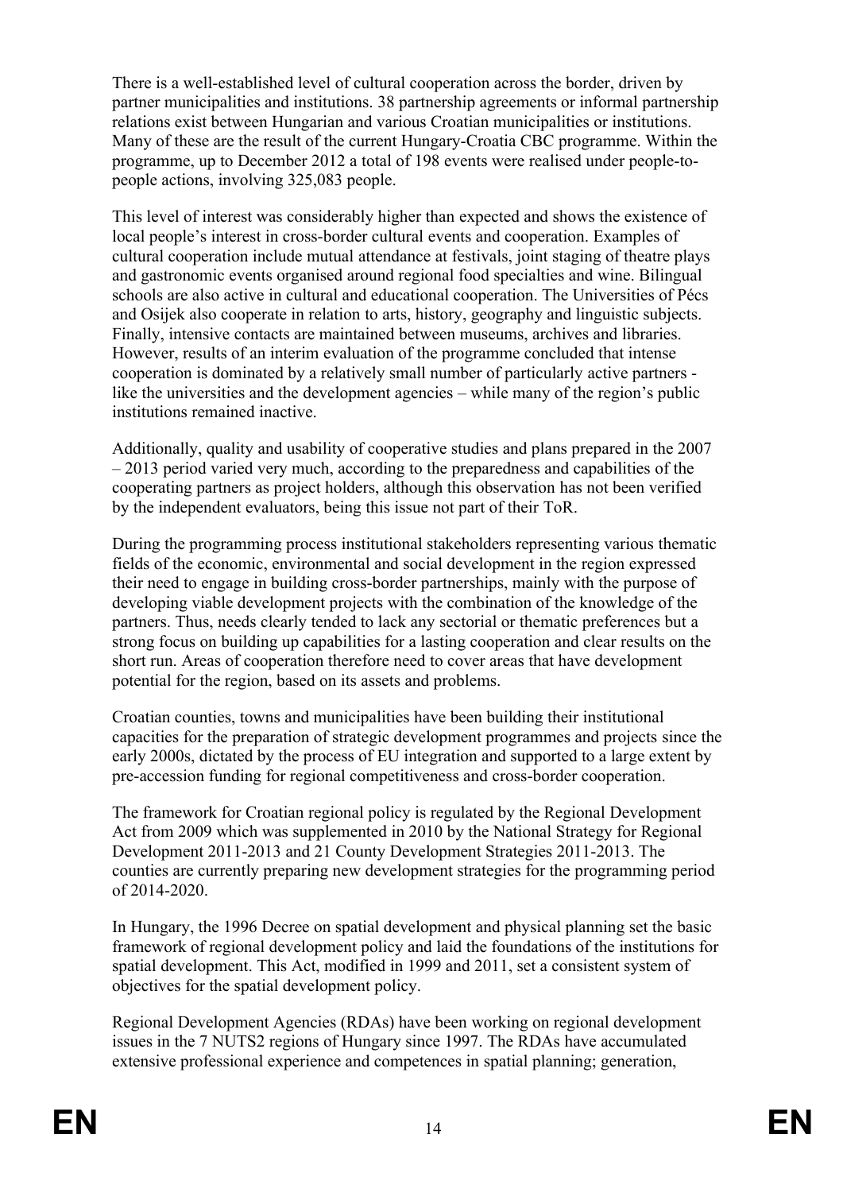There is a well-established level of cultural cooperation across the border, driven by partner municipalities and institutions. 38 partnership agreements or informal partnership relations exist between Hungarian and various Croatian municipalities or institutions. Many of these are the result of the current Hungary-Croatia CBC programme. Within the programme, up to December 2012 a total of 198 events were realised under people-to-people actions, involving 325,083 people.

This level of interest was considerably higher than expected and shows the existence of local people's interest in cross-border cultural events and cooperation. Examples of cultural cooperation include mutual attendance at festivals, joint staging of theatre plays and gastronomic events organised around regional food specialties and wine. Bilingual schools are also active in cultural and educational cooperation. The Universities of Pécs and Osijek also cooperate in relation to arts, history, geography and linguistic subjects. Finally, intensive contacts are maintained between museums, archives and libraries. However, results of an interim evaluation of the programme concluded that intense cooperation is dominated by a relatively small number of particularly active partners - like the universities and the development agencies – while many of the region's public institutions remained inactive.

Additionally, quality and usability of cooperative studies and plans prepared in the 2007 – 2013 period varied very much, according to the preparedness and capabilities of the cooperating partners as project holders, although this observation has not been verified by the independent evaluators, being this issue not part of their ToR.

During the programming process institutional stakeholders representing various thematic fields of the economic, environmental and social development in the region expressed their need to engage in building cross-border partnerships, mainly with the purpose of developing viable development projects with the combination of the knowledge of the partners. Thus, needs clearly tended to lack any sectorial or thematic preferences but a strong focus on building up capabilities for a lasting cooperation and clear results on the short run. Areas of cooperation therefore need to cover areas that have development potential for the region, based on its assets and problems.

Croatian counties, towns and municipalities have been building their institutional capacities for the preparation of strategic development programmes and projects since the early 2000s, dictated by the process of EU integration and supported to a large extent by pre-accession funding for regional competitiveness and cross-border cooperation.

The framework for Croatian regional policy is regulated by the Regional Development Act from 2009 which was supplemented in 2010 by the National Strategy for Regional Development 2011-2013 and 21 County Development Strategies 2011-2013. The counties are currently preparing new development strategies for the programming period of 2014-2020.

In Hungary, the 1996 Decree on spatial development and physical planning set the basic framework of regional development policy and laid the foundations of the institutions for spatial development. This Act, modified in 1999 and 2011, set a consistent system of objectives for the spatial development policy.

Regional Development Agencies (RDAs) have been working on regional development issues in the 7 NUTS2 regions of Hungary since 1997. The RDAs have accumulated extensive professional experience and competences in spatial planning; generation,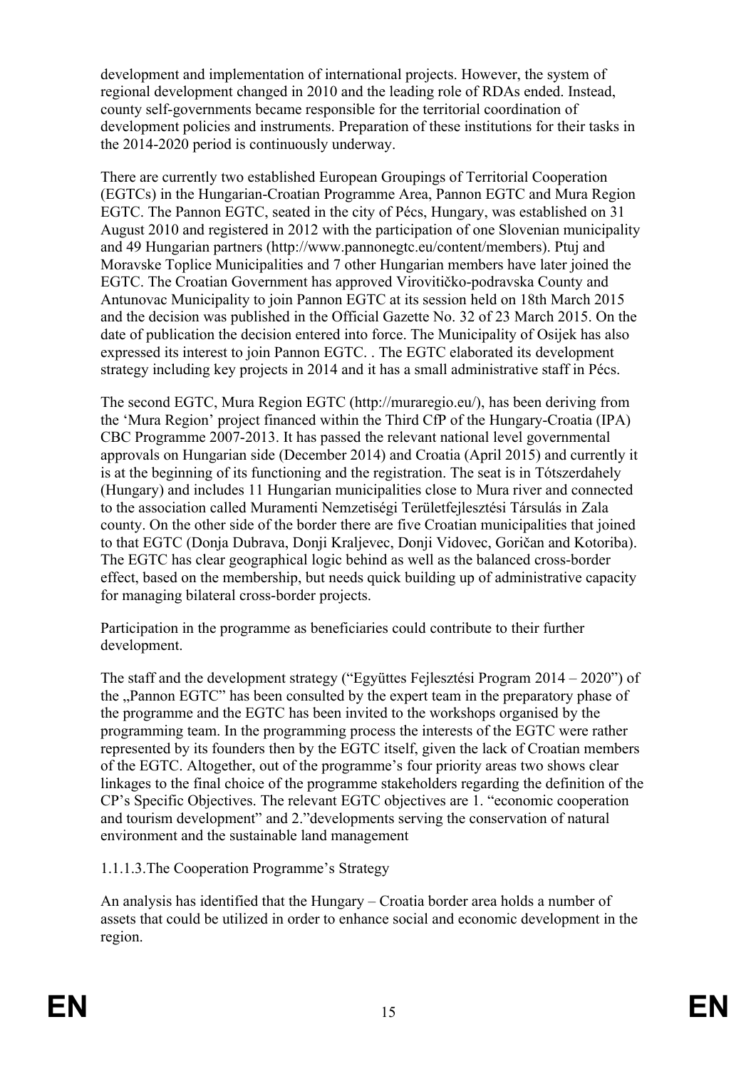development and implementation of international projects. However, the system of regional development changed in 2010 and the leading role of RDAs ended. Instead, county self-governments became responsible for the territorial coordination of development policies and instruments. Preparation of these institutions for their tasks in the 2014-2020 period is continuously underway.

There are currently two established European Groupings of Territorial Cooperation (EGTCs) in the Hungarian-Croatian Programme Area, Pannon EGTC and Mura Region EGTC. The Pannon EGTC, seated in the city of Pécs, Hungary, was established on 31 August 2010 and registered in 2012 with the participation of one Slovenian municipality and 49 Hungarian partners (http://www.pannonegtc.eu/content/members). Ptuj and Moravske Toplice Municipalities and 7 other Hungarian members have later joined the EGTC. The Croatian Government has approved Virovitičko-podravska County and Antunovac Municipality to join Pannon EGTC at its session held on 18th March 2015 and the decision was published in the Official Gazette No. 32 of 23 March 2015. On the date of publication the decision entered into force. The Municipality of Osijek has also expressed its interest to join Pannon EGTC. . The EGTC elaborated its development strategy including key projects in 2014 and it has a small administrative staff in Pécs.

The second EGTC, Mura Region EGTC (http://muraregio.eu/), has been deriving from the 'Mura Region' project financed within the Third CfP of the Hungary-Croatia (IPA) CBC Programme 2007-2013. It has passed the relevant national level governmental approvals on Hungarian side (December 2014) and Croatia (April 2015) and currently it is at the beginning of its functioning and the registration. The seat is in Tótszerdahely (Hungary) and includes 11 Hungarian municipalities close to Mura river and connected to the association called Muramenti Nemzetiségi Területfejlesztési Társulás in Zala county. On the other side of the border there are five Croatian municipalities that joined to that EGTC (Donja Dubrava, Donji Kraljevec, Donji Vidovec, Goričan and Kotoriba). The EGTC has clear geographical logic behind as well as the balanced cross-border effect, based on the membership, but needs quick building up of administrative capacity for managing bilateral cross-border projects.

Participation in the programme as beneficiaries could contribute to their further development.

The staff and the development strategy ("Együttes Fejlesztési Program 2014 – 2020") of the „Pannon EGTC" has been consulted by the expert team in the preparatory phase of the programme and the EGTC has been invited to the workshops organised by the programming team. In the programming process the interests of the EGTC were rather represented by its founders then by the EGTC itself, given the lack of Croatian members of the EGTC. Altogether, out of the programme's four priority areas two shows clear linkages to the final choice of the programme stakeholders regarding the definition of the CP's Specific Objectives. The relevant EGTC objectives are 1. "economic cooperation and tourism development" and 2."developments serving the conservation of natural environment and the sustainable land management

1.1.1.3.The Cooperation Programme's Strategy

An analysis has identified that the Hungary – Croatia border area holds a number of assets that could be utilized in order to enhance social and economic development in the region.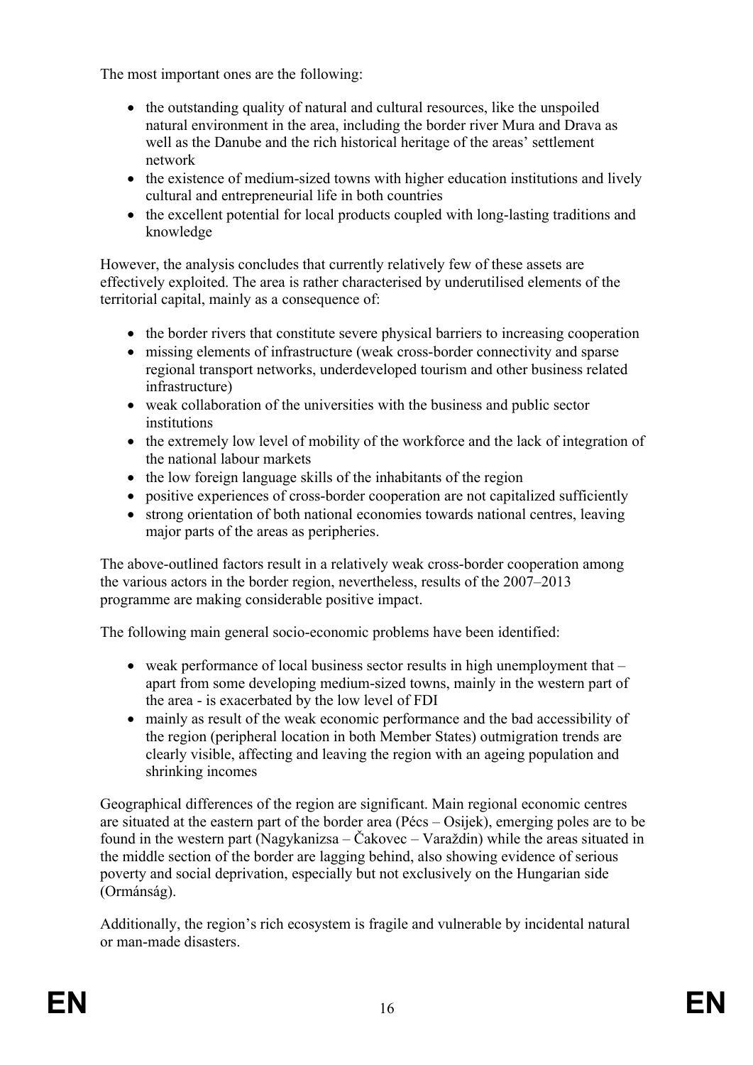The most important ones are the following:

- the outstanding quality of natural and cultural resources, like the unspoiled natural environment in the area, including the border river Mura and Drava as well as the Danube and the rich historical heritage of the areas' settlement network
- the existence of medium-sized towns with higher education institutions and lively cultural and entrepreneurial life in both countries
- the excellent potential for local products coupled with long-lasting traditions and knowledge

However, the analysis concludes that currently relatively few of these assets are effectively exploited. The area is rather characterised by underutilised elements of the territorial capital, mainly as a consequence of:

- the border rivers that constitute severe physical barriers to increasing cooperation
- missing elements of infrastructure (weak cross-border connectivity and sparse regional transport networks, underdeveloped tourism and other business related infrastructure)
- weak collaboration of the universities with the business and public sector institutions
- the extremely low level of mobility of the workforce and the lack of integration of the national labour markets
- the low foreign language skills of the inhabitants of the region
- positive experiences of cross-border cooperation are not capitalized sufficiently
- strong orientation of both national economies towards national centres, leaving major parts of the areas as peripheries.

The above-outlined factors result in a relatively weak cross-border cooperation among the various actors in the border region, nevertheless, results of the 2007–2013 programme are making considerable positive impact.

The following main general socio-economic problems have been identified:

- weak performance of local business sector results in high unemployment that – apart from some developing medium-sized towns, mainly in the western part of the area - is exacerbated by the low level of FDI
- mainly as result of the weak economic performance and the bad accessibility of the region (peripheral location in both Member States) outmigration trends are clearly visible, affecting and leaving the region with an ageing population and shrinking incomes

Geographical differences of the region are significant. Main regional economic centres are situated at the eastern part of the border area (Pécs – Osijek), emerging poles are to be found in the western part (Nagykanizsa – Čakovec – Varaždin) while the areas situated in the middle section of the border are lagging behind, also showing evidence of serious poverty and social deprivation, especially but not exclusively on the Hungarian side (Ormánság).

Additionally, the region's rich ecosystem is fragile and vulnerable by incidental natural or man-made disasters.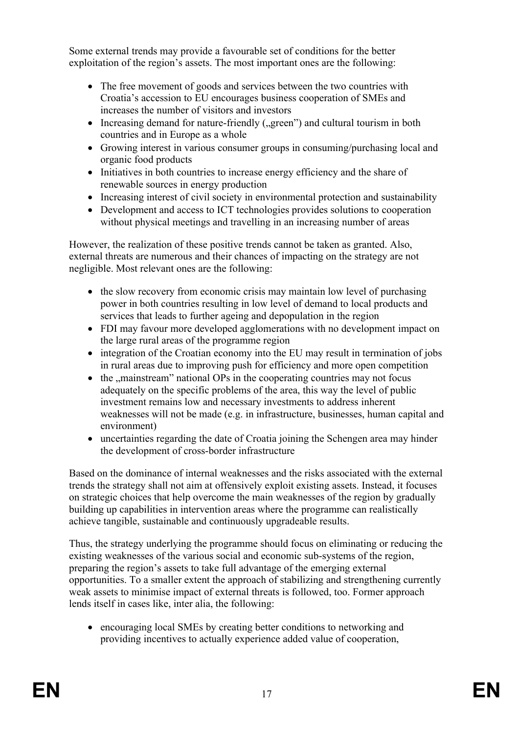Some external trends may provide a favourable set of conditions for the better exploitation of the region's assets. The most important ones are the following:

- The free movement of goods and services between the two countries with Croatia's accession to EU encourages business cooperation of SMEs and increases the number of visitors and investors
- Increasing demand for nature-friendly („green") and cultural tourism in both countries and in Europe as a whole
- Growing interest in various consumer groups in consuming/purchasing local and organic food products
- Initiatives in both countries to increase energy efficiency and the share of renewable sources in energy production
- Increasing interest of civil society in environmental protection and sustainability
- Development and access to ICT technologies provides solutions to cooperation without physical meetings and travelling in an increasing number of areas

However, the realization of these positive trends cannot be taken as granted. Also, external threats are numerous and their chances of impacting on the strategy are not negligible. Most relevant ones are the following:

- the slow recovery from economic crisis may maintain low level of purchasing power in both countries resulting in low level of demand to local products and services that leads to further ageing and depopulation in the region
- FDI may favour more developed agglomerations with no development impact on the large rural areas of the programme region
- integration of the Croatian economy into the EU may result in termination of jobs in rural areas due to improving push for efficiency and more open competition
- the „mainstream" national OPs in the cooperating countries may not focus adequately on the specific problems of the area, this way the level of public investment remains low and necessary investments to address inherent weaknesses will not be made (e.g. in infrastructure, businesses, human capital and environment)
- uncertainties regarding the date of Croatia joining the Schengen area may hinder the development of cross-border infrastructure

Based on the dominance of internal weaknesses and the risks associated with the external trends the strategy shall not aim at offensively exploit existing assets. Instead, it focuses on strategic choices that help overcome the main weaknesses of the region by gradually building up capabilities in intervention areas where the programme can realistically achieve tangible, sustainable and continuously upgradeable results.

Thus, the strategy underlying the programme should focus on eliminating or reducing the existing weaknesses of the various social and economic sub-systems of the region, preparing the region's assets to take full advantage of the emerging external opportunities. To a smaller extent the approach of stabilizing and strengthening currently weak assets to minimise impact of external threats is followed, too. Former approach lends itself in cases like, inter alia, the following:

- encouraging local SMEs by creating better conditions to networking and providing incentives to actually experience added value of cooperation,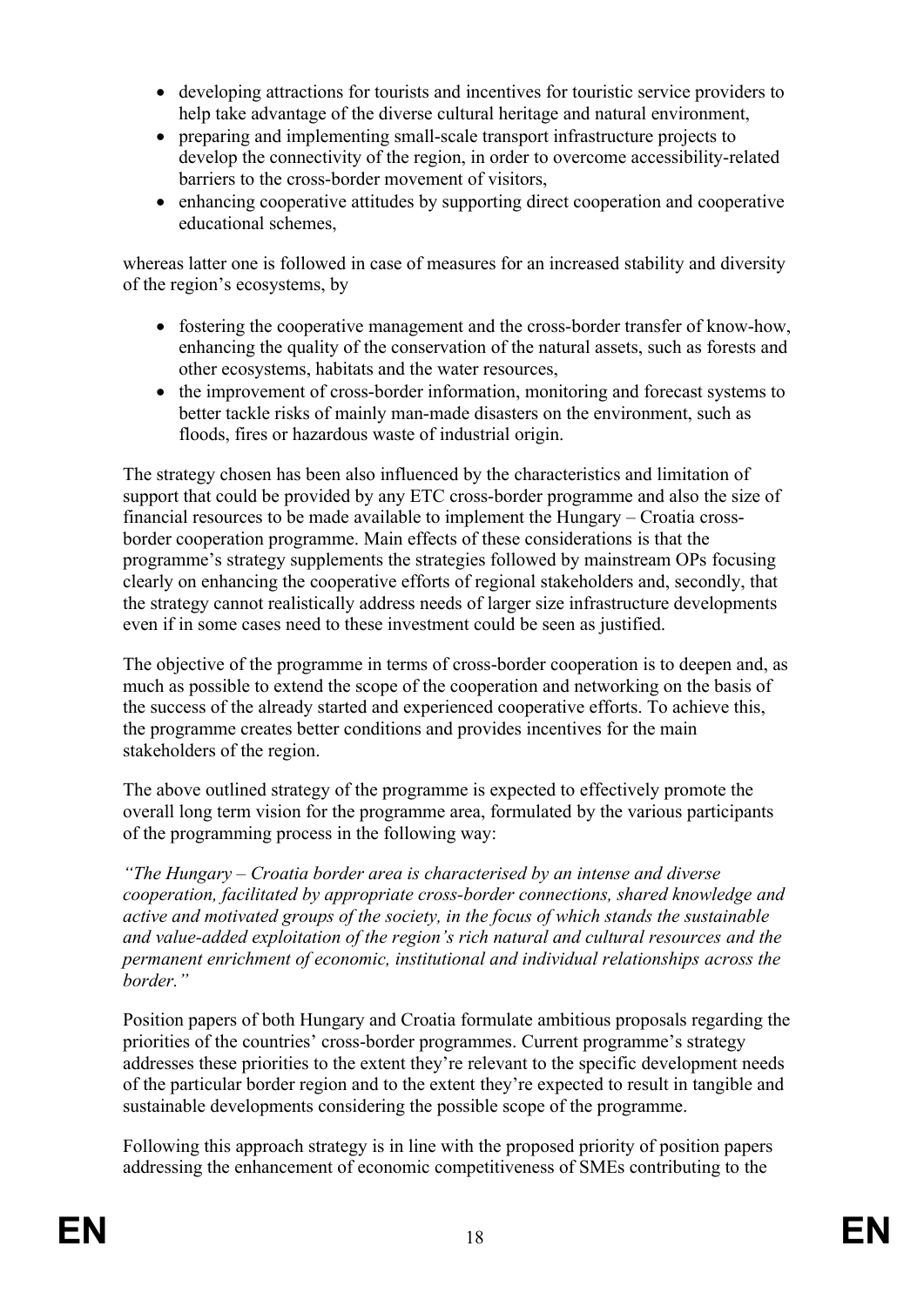- developing attractions for tourists and incentives for touristic service providers to help take advantage of the diverse cultural heritage and natural environment,
- preparing and implementing small-scale transport infrastructure projects to develop the connectivity of the region, in order to overcome accessibility-related barriers to the cross-border movement of visitors,
- enhancing cooperative attitudes by supporting direct cooperation and cooperative educational schemes,

whereas latter one is followed in case of measures for an increased stability and diversity of the region's ecosystems, by

- fostering the cooperative management and the cross-border transfer of know-how, enhancing the quality of the conservation of the natural assets, such as forests and other ecosystems, habitats and the water resources,
- the improvement of cross-border information, monitoring and forecast systems to better tackle risks of mainly man-made disasters on the environment, such as floods, fires or hazardous waste of industrial origin.

The strategy chosen has been also influenced by the characteristics and limitation of support that could be provided by any ETC cross-border programme and also the size of financial resources to be made available to implement the Hungary – Croatia cross-border cooperation programme. Main effects of these considerations is that the programme's strategy supplements the strategies followed by mainstream OPs focusing clearly on enhancing the cooperative efforts of regional stakeholders and, secondly, that the strategy cannot realistically address needs of larger size infrastructure developments even if in some cases need to these investment could be seen as justified.

The objective of the programme in terms of cross-border cooperation is to deepen and, as much as possible to extend the scope of the cooperation and networking on the basis of the success of the already started and experienced cooperative efforts. To achieve this, the programme creates better conditions and provides incentives for the main stakeholders of the region.

The above outlined strategy of the programme is expected to effectively promote the overall long term vision for the programme area, formulated by the various participants of the programming process in the following way:

*"The Hungary – Croatia border area is characterised by an intense and diverse cooperation, facilitated by appropriate cross-border connections, shared knowledge and active and motivated groups of the society, in the focus of which stands the sustainable and value-added exploitation of the region's rich natural and cultural resources and the permanent enrichment of economic, institutional and individual relationships across the border."*

Position papers of both Hungary and Croatia formulate ambitious proposals regarding the priorities of the countries' cross-border programmes. Current programme's strategy addresses these priorities to the extent they're relevant to the specific development needs of the particular border region and to the extent they're expected to result in tangible and sustainable developments considering the possible scope of the programme.

Following this approach strategy is in line with the proposed priority of position papers addressing the enhancement of economic competitiveness of SMEs contributing to the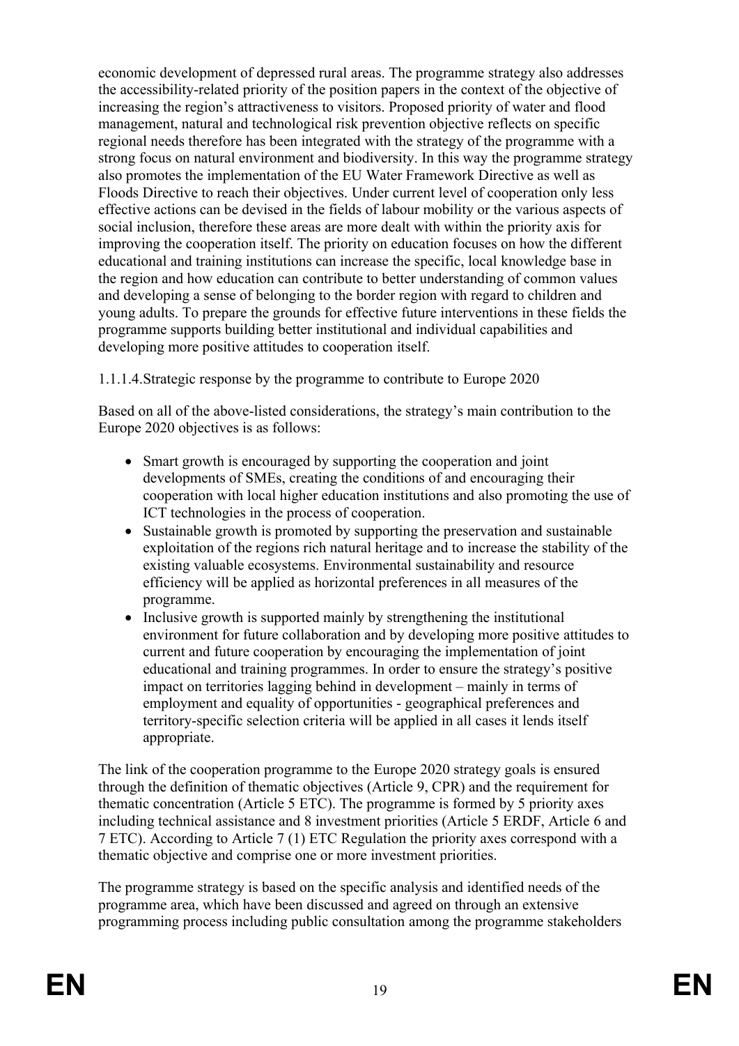economic development of depressed rural areas. The programme strategy also addresses the accessibility-related priority of the position papers in the context of the objective of increasing the region's attractiveness to visitors. Proposed priority of water and flood management, natural and technological risk prevention objective reflects on specific regional needs therefore has been integrated with the strategy of the programme with a strong focus on natural environment and biodiversity. In this way the programme strategy also promotes the implementation of the EU Water Framework Directive as well as Floods Directive to reach their objectives. Under current level of cooperation only less effective actions can be devised in the fields of labour mobility or the various aspects of social inclusion, therefore these areas are more dealt with within the priority axis for improving the cooperation itself. The priority on education focuses on how the different educational and training institutions can increase the specific, local knowledge base in the region and how education can contribute to better understanding of common values and developing a sense of belonging to the border region with regard to children and young adults. To prepare the grounds for effective future interventions in these fields the programme supports building better institutional and individual capabilities and developing more positive attitudes to cooperation itself.

1.1.1.4.Strategic response by the programme to contribute to Europe 2020

Based on all of the above-listed considerations, the strategy's main contribution to the Europe 2020 objectives is as follows:

- Smart growth is encouraged by supporting the cooperation and joint developments of SMEs, creating the conditions of and encouraging their cooperation with local higher education institutions and also promoting the use of ICT technologies in the process of cooperation.
- Sustainable growth is promoted by supporting the preservation and sustainable exploitation of the regions rich natural heritage and to increase the stability of the existing valuable ecosystems. Environmental sustainability and resource efficiency will be applied as horizontal preferences in all measures of the programme.
- Inclusive growth is supported mainly by strengthening the institutional environment for future collaboration and by developing more positive attitudes to current and future cooperation by encouraging the implementation of joint educational and training programmes. In order to ensure the strategy's positive impact on territories lagging behind in development – mainly in terms of employment and equality of opportunities - geographical preferences and territory-specific selection criteria will be applied in all cases it lends itself appropriate.

The link of the cooperation programme to the Europe 2020 strategy goals is ensured through the definition of thematic objectives (Article 9, CPR) and the requirement for thematic concentration (Article 5 ETC). The programme is formed by 5 priority axes including technical assistance and 8 investment priorities (Article 5 ERDF, Article 6 and 7 ETC). According to Article 7 (1) ETC Regulation the priority axes correspond with a thematic objective and comprise one or more investment priorities.

The programme strategy is based on the specific analysis and identified needs of the programme area, which have been discussed and agreed on through an extensive programming process including public consultation among the programme stakeholders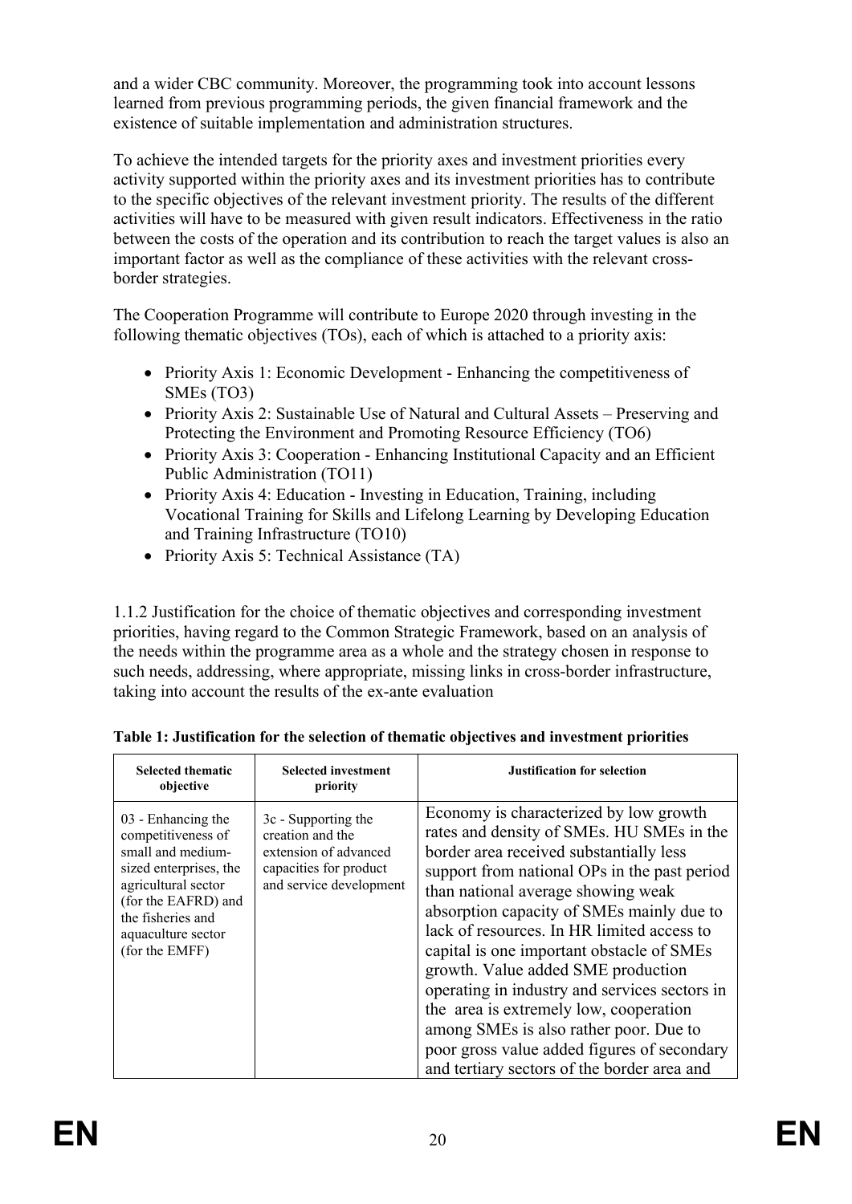and a wider CBC community. Moreover, the programming took into account lessons learned from previous programming periods, the given financial framework and the existence of suitable implementation and administration structures.

To achieve the intended targets for the priority axes and investment priorities every activity supported within the priority axes and its investment priorities has to contribute to the specific objectives of the relevant investment priority. The results of the different activities will have to be measured with given result indicators. Effectiveness in the ratio between the costs of the operation and its contribution to reach the target values is also an important factor as well as the compliance of these activities with the relevant cross-border strategies.

The Cooperation Programme will contribute to Europe 2020 through investing in the following thematic objectives (TOs), each of which is attached to a priority axis:

- Priority Axis 1: Economic Development - Enhancing the competitiveness of SMEs (TO3)
- Priority Axis 2: Sustainable Use of Natural and Cultural Assets – Preserving and Protecting the Environment and Promoting Resource Efficiency (TO6)
- Priority Axis 3: Cooperation - Enhancing Institutional Capacity and an Efficient Public Administration (TO11)
- Priority Axis 4: Education - Investing in Education, Training, including Vocational Training for Skills and Lifelong Learning by Developing Education and Training Infrastructure (TO10)
- Priority Axis 5: Technical Assistance (TA)

1.1.2 Justification for the choice of thematic objectives and corresponding investment priorities, having regard to the Common Strategic Framework, based on an analysis of the needs within the programme area as a whole and the strategy chosen in response to such needs, addressing, where appropriate, missing links in cross-border infrastructure, taking into account the results of the ex-ante evaluation

**Table 1: Justification for the selection of thematic objectives and investment priorities**

| Selected thematic objective | Selected investment priority | Justification for selection |
|---|---|---|
| 03 - Enhancing the competitiveness of small and medium-sized enterprises, the agricultural sector (for the EAFRD) and the fisheries and aquaculture sector (for the EMFF) | 3c - Supporting the creation and the extension of advanced capacities for product and service development | Economy is characterized by low growth rates and density of SMEs. HU SMEs in the border area received substantially less support from national OPs in the past period than national average showing weak absorption capacity of SMEs mainly due to lack of resources. In HR limited access to capital is one important obstacle of SMEs growth. Value added SME production operating in industry and services sectors in the area is extremely low, cooperation among SMEs is also rather poor. Due to poor gross value added figures of secondary and tertiary sectors of the border area and |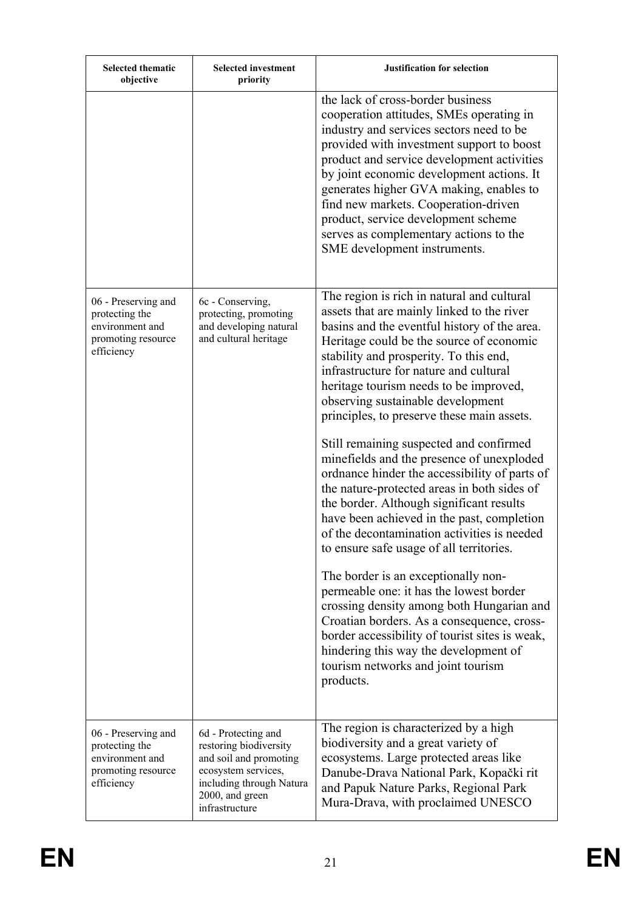| Selected thematic objective | Selected investment priority | Justification for selection |
|---|---|---|
| | | the lack of cross-border business cooperation attitudes, SMEs operating in industry and services sectors need to be provided with investment support to boost product and service development activities by joint economic development actions. It generates higher GVA making, enables to find new markets. Cooperation-driven product, service development scheme serves as complementary actions to the SME development instruments. |
| 06 - Preserving and protecting the environment and promoting resource efficiency | 6c - Conserving, protecting, promoting and developing natural and cultural heritage | The region is rich in natural and cultural assets that are mainly linked to the river basins and the eventful history of the area. Heritage could be the source of economic stability and prosperity. To this end, infrastructure for nature and cultural heritage tourism needs to be improved, observing sustainable development principles, to preserve these main assets.<br><br>Still remaining suspected and confirmed minefields and the presence of unexploded ordnance hinder the accessibility of parts of the nature-protected areas in both sides of the border. Although significant results have been achieved in the past, completion of the decontamination activities is needed to ensure safe usage of all territories.<br><br>The border is an exceptionally non-permeable one: it has the lowest border crossing density among both Hungarian and Croatian borders. As a consequence, cross-border accessibility of tourist sites is weak, hindering this way the development of tourism networks and joint tourism products. |
| 06 - Preserving and protecting the environment and promoting resource efficiency | 6d - Protecting and restoring biodiversity and soil and promoting ecosystem services, including through Natura 2000, and green infrastructure | The region is characterized by a high biodiversity and a great variety of ecosystems. Large protected areas like Danube-Drava National Park, Kopački rit and Papuk Nature Parks, Regional Park Mura-Drava, with proclaimed UNESCO |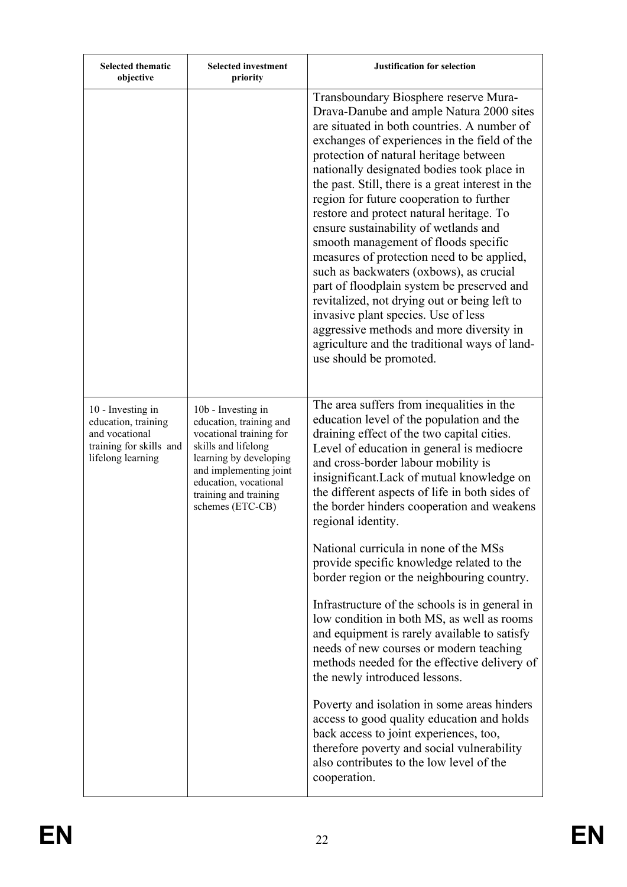| Selected thematic objective | Selected investment priority | Justification for selection |
|---|---|---|
| | | Transboundary Biosphere reserve Mura-Drava-Danube and ample Natura 2000 sites are situated in both countries. A number of exchanges of experiences in the field of the protection of natural heritage between nationally designated bodies took place in the past. Still, there is a great interest in the region for future cooperation to further restore and protect natural heritage. To ensure sustainability of wetlands and smooth management of floods specific measures of protection need to be applied, such as backwaters (oxbows), as crucial part of floodplain system be preserved and revitalized, not drying out or being left to invasive plant species. Use of less aggressive methods and more diversity in agriculture and the traditional ways of land-use should be promoted. |
| 10 - Investing in education, training and vocational training for skills and lifelong learning | 10b - Investing in education, training and vocational training for skills and lifelong learning by developing and implementing joint education, vocational training and training schemes (ETC-CB) | The area suffers from inequalities in the education level of the population and the draining effect of the two capital cities. Level of education in general is mediocre and cross-border labour mobility is insignificant.Lack of mutual knowledge on the different aspects of life in both sides of the border hinders cooperation and weakens regional identity.<br><br>National curricula in none of the MSs provide specific knowledge related to the border region or the neighbouring country.<br><br>Infrastructure of the schools is in general in low condition in both MS, as well as rooms and equipment is rarely available to satisfy needs of new courses or modern teaching methods needed for the effective delivery of the newly introduced lessons.<br><br>Poverty and isolation in some areas hinders access to good quality education and holds back access to joint experiences, too, therefore poverty and social vulnerability also contributes to the low level of the cooperation. |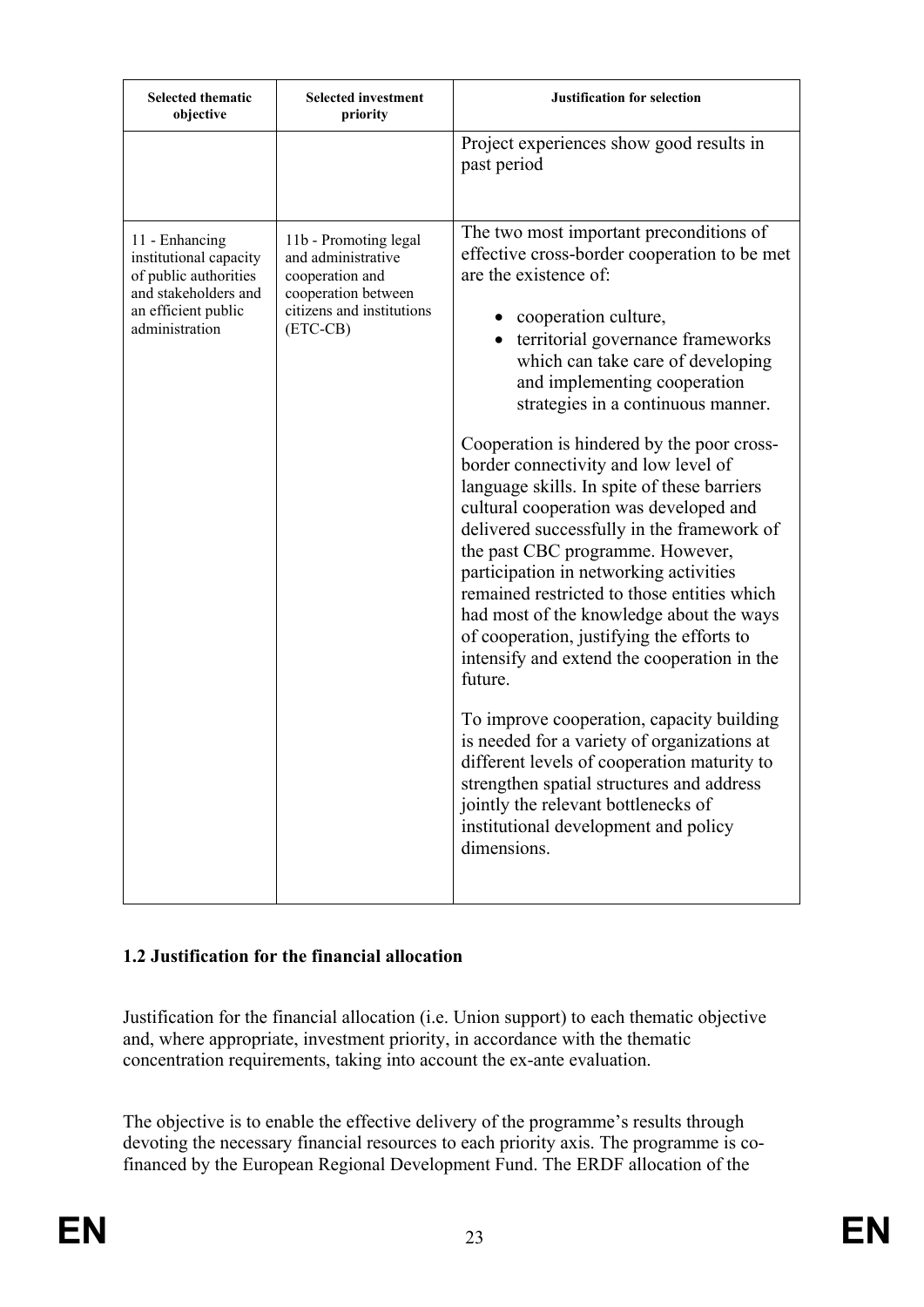| Selected thematic objective | Selected investment priority | Justification for selection |
|---|---|---|
| | | Project experiences show good results in past period |
| 11 - Enhancing institutional capacity of public authorities and stakeholders and an efficient public administration | 11b - Promoting legal and administrative cooperation and cooperation between citizens and institutions (ETC-CB) | The two most important preconditions of effective cross-border cooperation to be met are the existence of: <br>• cooperation culture, <br>• territorial governance frameworks which can take care of developing and implementing cooperation strategies in a continuous manner. <br><br>Cooperation is hindered by the poor cross-border connectivity and low level of language skills. In spite of these barriers cultural cooperation was developed and delivered successfully in the framework of the past CBC programme. However, participation in networking activities remained restricted to those entities which had most of the knowledge about the ways of cooperation, justifying the efforts to intensify and extend the cooperation in the future. <br><br>To improve cooperation, capacity building is needed for a variety of organizations at different levels of cooperation maturity to strengthen spatial structures and address jointly the relevant bottlenecks of institutional development and policy dimensions. |

**1.2 Justification for the financial allocation**

Justification for the financial allocation (i.e. Union support) to each thematic objective and, where appropriate, investment priority, in accordance with the thematic concentration requirements, taking into account the ex-ante evaluation.

The objective is to enable the effective delivery of the programme's results through devoting the necessary financial resources to each priority axis. The programme is co-financed by the European Regional Development Fund. The ERDF allocation of the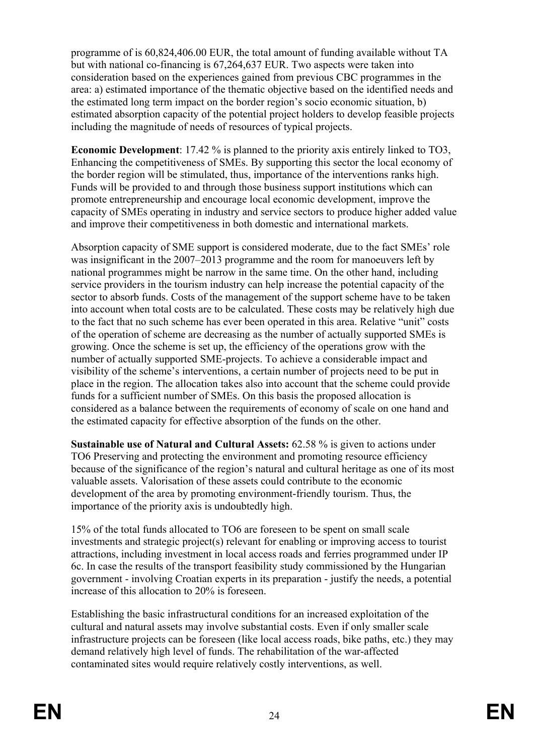programme of is 60,824,406.00 EUR, the total amount of funding available without TA but with national co-financing is 67,264,637 EUR. Two aspects were taken into consideration based on the experiences gained from previous CBC programmes in the area: a) estimated importance of the thematic objective based on the identified needs and the estimated long term impact on the border region's socio economic situation, b) estimated absorption capacity of the potential project holders to develop feasible projects including the magnitude of needs of resources of typical projects.

**Economic Development**: 17.42 % is planned to the priority axis entirely linked to TO3, Enhancing the competitiveness of SMEs. By supporting this sector the local economy of the border region will be stimulated, thus, importance of the interventions ranks high. Funds will be provided to and through those business support institutions which can promote entrepreneurship and encourage local economic development, improve the capacity of SMEs operating in industry and service sectors to produce higher added value and improve their competitiveness in both domestic and international markets.

Absorption capacity of SME support is considered moderate, due to the fact SMEs' role was insignificant in the 2007–2013 programme and the room for manoeuvers left by national programmes might be narrow in the same time. On the other hand, including service providers in the tourism industry can help increase the potential capacity of the sector to absorb funds. Costs of the management of the support scheme have to be taken into account when total costs are to be calculated. These costs may be relatively high due to the fact that no such scheme has ever been operated in this area. Relative "unit" costs of the operation of scheme are decreasing as the number of actually supported SMEs is growing. Once the scheme is set up, the efficiency of the operations grow with the number of actually supported SME-projects. To achieve a considerable impact and visibility of the scheme's interventions, a certain number of projects need to be put in place in the region. The allocation takes also into account that the scheme could provide funds for a sufficient number of SMEs. On this basis the proposed allocation is considered as a balance between the requirements of economy of scale on one hand and the estimated capacity for effective absorption of the funds on the other.

**Sustainable use of Natural and Cultural Assets:** 62.58 % is given to actions under TO6 Preserving and protecting the environment and promoting resource efficiency because of the significance of the region's natural and cultural heritage as one of its most valuable assets. Valorisation of these assets could contribute to the economic development of the area by promoting environment-friendly tourism. Thus, the importance of the priority axis is undoubtedly high.

15% of the total funds allocated to TO6 are foreseen to be spent on small scale investments and strategic project(s) relevant for enabling or improving access to tourist attractions, including investment in local access roads and ferries programmed under IP 6c. In case the results of the transport feasibility study commissioned by the Hungarian government - involving Croatian experts in its preparation - justify the needs, a potential increase of this allocation to 20% is foreseen.

Establishing the basic infrastructural conditions for an increased exploitation of the cultural and natural assets may involve substantial costs. Even if only smaller scale infrastructure projects can be foreseen (like local access roads, bike paths, etc.) they may demand relatively high level of funds. The rehabilitation of the war-affected contaminated sites would require relatively costly interventions, as well.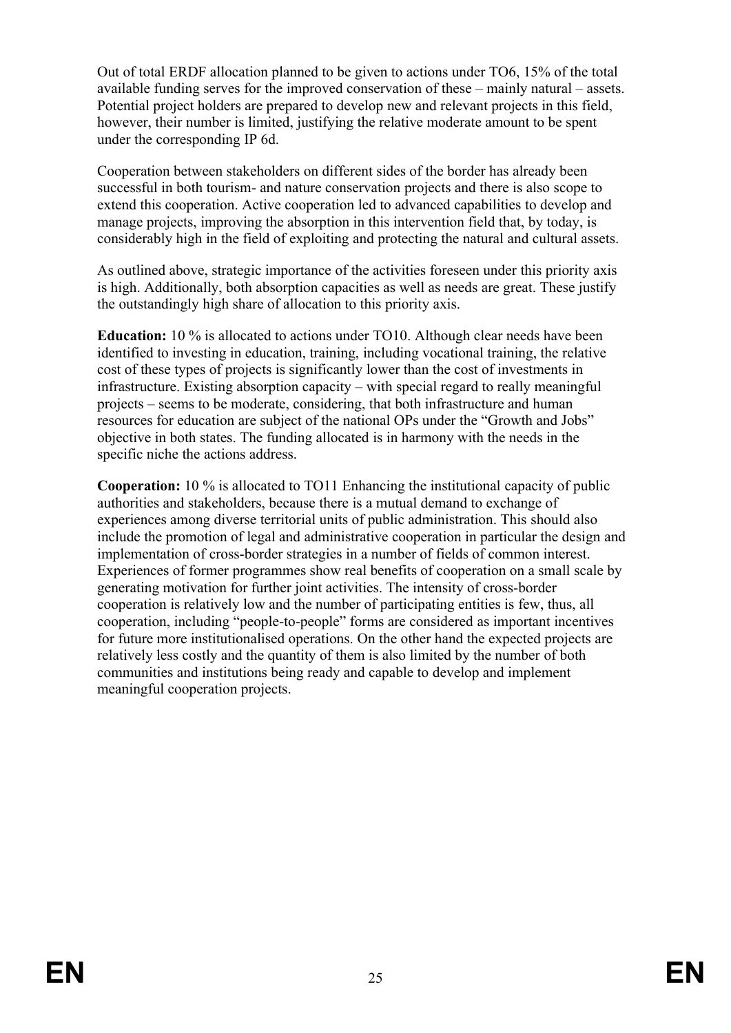Out of total ERDF allocation planned to be given to actions under TO6, 15% of the total available funding serves for the improved conservation of these – mainly natural – assets. Potential project holders are prepared to develop new and relevant projects in this field, however, their number is limited, justifying the relative moderate amount to be spent under the corresponding IP 6d.

Cooperation between stakeholders on different sides of the border has already been successful in both tourism- and nature conservation projects and there is also scope to extend this cooperation. Active cooperation led to advanced capabilities to develop and manage projects, improving the absorption in this intervention field that, by today, is considerably high in the field of exploiting and protecting the natural and cultural assets.

As outlined above, strategic importance of the activities foreseen under this priority axis is high. Additionally, both absorption capacities as well as needs are great. These justify the outstandingly high share of allocation to this priority axis.

**Education:** 10 % is allocated to actions under TO10. Although clear needs have been identified to investing in education, training, including vocational training, the relative cost of these types of projects is significantly lower than the cost of investments in infrastructure. Existing absorption capacity – with special regard to really meaningful projects – seems to be moderate, considering, that both infrastructure and human resources for education are subject of the national OPs under the "Growth and Jobs" objective in both states. The funding allocated is in harmony with the needs in the specific niche the actions address.

**Cooperation:** 10 % is allocated to TO11 Enhancing the institutional capacity of public authorities and stakeholders, because there is a mutual demand to exchange of experiences among diverse territorial units of public administration. This should also include the promotion of legal and administrative cooperation in particular the design and implementation of cross-border strategies in a number of fields of common interest. Experiences of former programmes show real benefits of cooperation on a small scale by generating motivation for further joint activities. The intensity of cross-border cooperation is relatively low and the number of participating entities is few, thus, all cooperation, including "people-to-people" forms are considered as important incentives for future more institutionalised operations. On the other hand the expected projects are relatively less costly and the quantity of them is also limited by the number of both communities and institutions being ready and capable to develop and implement meaningful cooperation projects.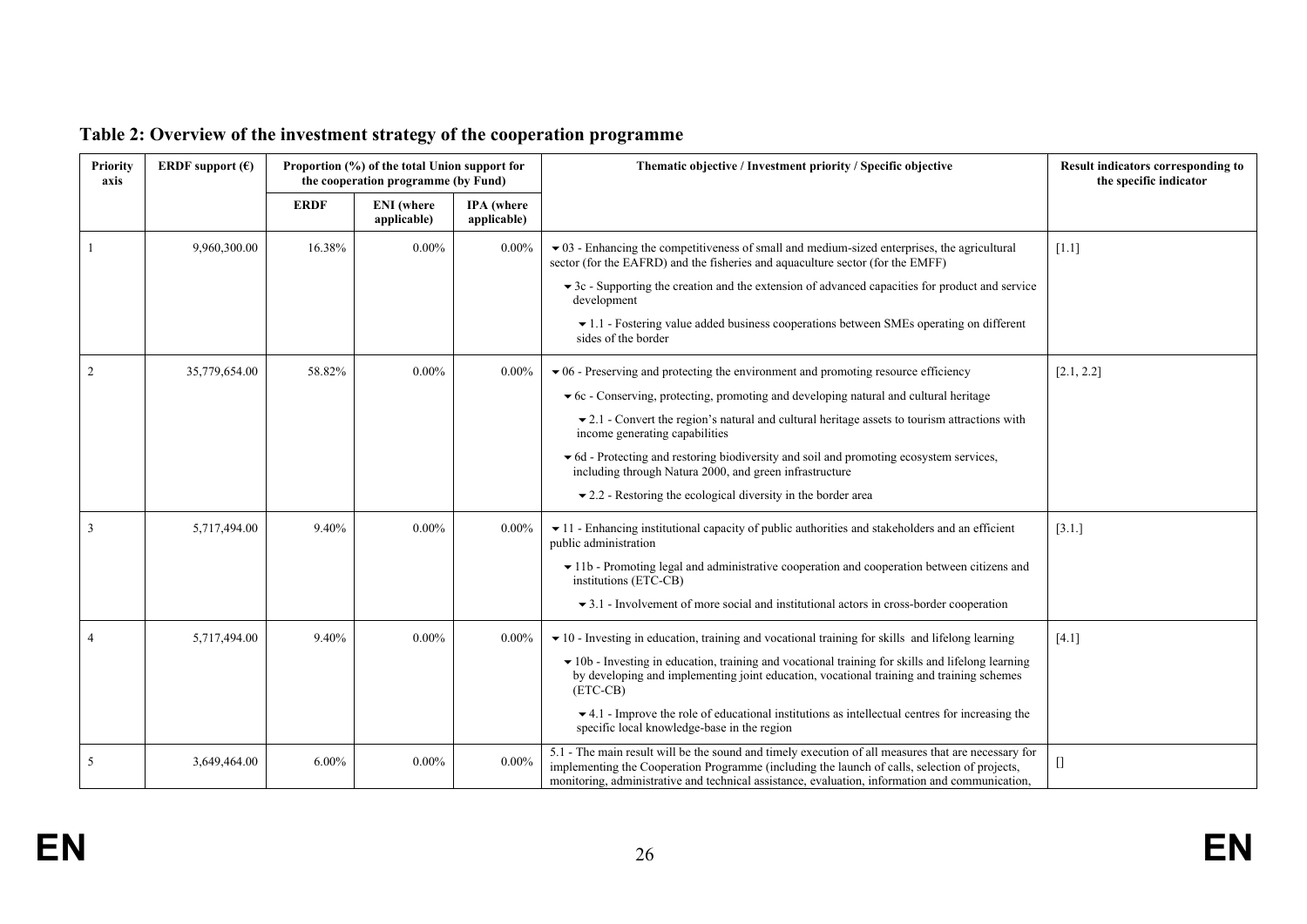## Table 2: Overview of the investment strategy of the cooperation programme

| Priority axis | ERDF support (€) | Proportion (%) of the total Union support for the cooperation programme (by Fund) | | | Thematic objective / Investment priority / Specific objective | Result indicators corresponding to the specific indicator |
|---|---|---|---|---|---|---|
| | | ERDF | ENI (where applicable) | IPA (where applicable) | | |
| 1 | 9,960,300.00 | 16.38% | 0.00% | 0.00% | ▾ 03 - Enhancing the competitiveness of small and medium-sized enterprises, the agricultural sector (for the EAFRD) and the fisheries and aquaculture sector (for the EMFF)<br>▾ 3c - Supporting the creation and the extension of advanced capacities for product and service development<br>▾ 1.1 - Fostering value added business cooperations between SMEs operating on different sides of the border | [1.1] |
| 2 | 35,779,654.00 | 58.82% | 0.00% | 0.00% | ▾ 06 - Preserving and protecting the environment and promoting resource efficiency<br>▾ 6c - Conserving, protecting, promoting and developing natural and cultural heritage<br>▾ 2.1 - Convert the region's natural and cultural heritage assets to tourism attractions with income generating capabilities<br>▾ 6d - Protecting and restoring biodiversity and soil and promoting ecosystem services, including through Natura 2000, and green infrastructure<br>▾ 2.2 - Restoring the ecological diversity in the border area | [2.1, 2.2] |
| 3 | 5,717,494.00 | 9.40% | 0.00% | 0.00% | ▾ 11 - Enhancing institutional capacity of public authorities and stakeholders and an efficient public administration<br>▾ 11b - Promoting legal and administrative cooperation and cooperation between citizens and institutions (ETC-CB)<br>▾ 3.1 - Involvement of more social and institutional actors in cross-border cooperation | [3.1.] |
| 4 | 5,717,494.00 | 9.40% | 0.00% | 0.00% | ▾ 10 - Investing in education, training and vocational training for skills and lifelong learning<br>▾ 10b - Investing in education, training and vocational training for skills and lifelong learning by developing and implementing joint education, vocational training and training schemes (ETC-CB)<br>▾ 4.1 - Improve the role of educational institutions as intellectual centres for increasing the specific local knowledge-base in the region | [4.1] |
| 5 | 3,649,464.00 | 6.00% | 0.00% | 0.00% | 5.1 - The main result will be the sound and timely execution of all measures that are necessary for implementing the Cooperation Programme (including the launch of calls, selection of projects, monitoring, administrative and technical assistance, evaluation, information and communication, | [] |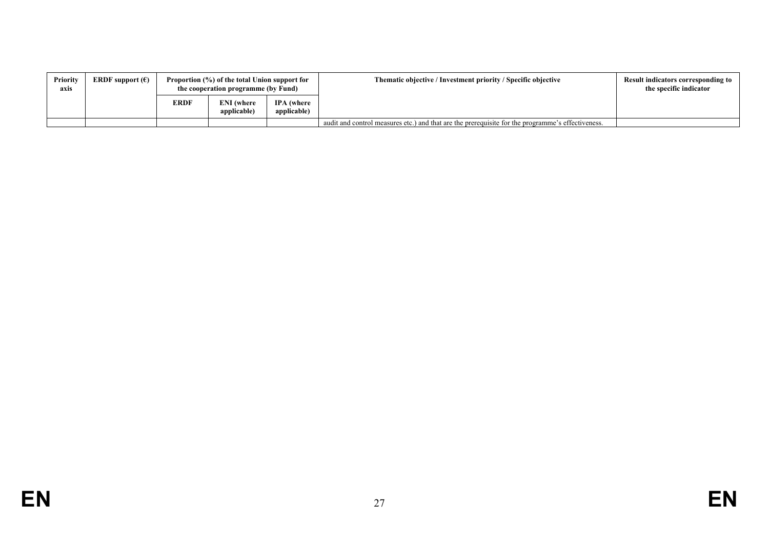| Priority axis | ERDF support (€) | Proportion (%) of the total Union support for the cooperation programme (by Fund) | | | Thematic objective / Investment priority / Specific objective | Result indicators corresponding to the specific indicator |
|---|---|---|---|---|---|---|
| | | ERDF | ENI (where applicable) | IPA (where applicable) | | |
| | | | | | audit and control measures etc.) and that are the prerequisite for the programme's effectiveness. | |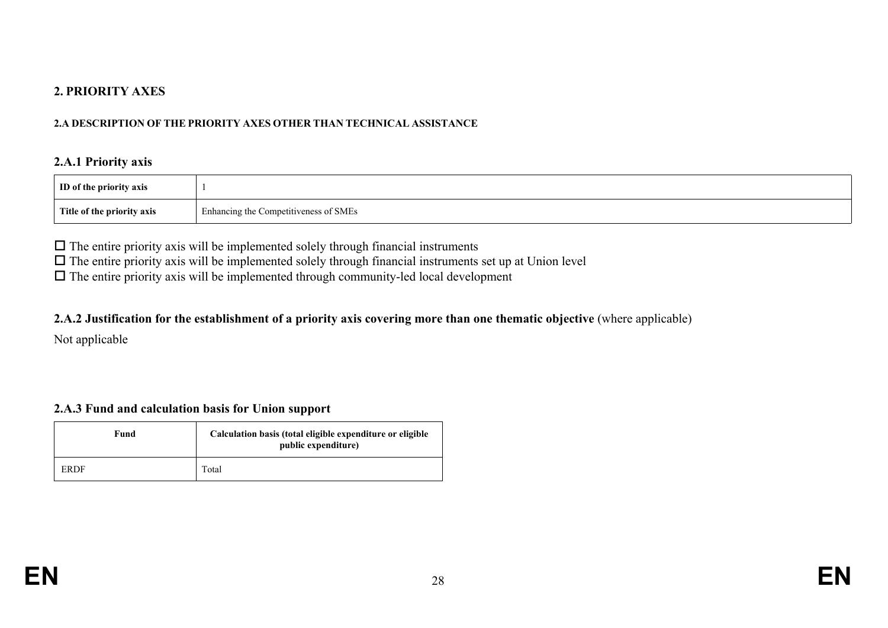## 2. PRIORITY AXES

### 2.A DESCRIPTION OF THE PRIORITY AXES OTHER THAN TECHNICAL ASSISTANCE

### 2.A.1 Priority axis

| ID of the priority axis | 1 |
|---|---|
| Title of the priority axis | Enhancing the Competitiveness of SMEs |

☐ The entire priority axis will be implemented solely through financial instruments
☐ The entire priority axis will be implemented solely through financial instruments set up at Union level
☐ The entire priority axis will be implemented through community-led local development

### 2.A.2 Justification for the establishment of a priority axis covering more than one thematic objective (where applicable)

Not applicable

### 2.A.3 Fund and calculation basis for Union support

| Fund | Calculation basis (total eligible expenditure or eligible public expenditure) |
|---|---|
| ERDF | Total |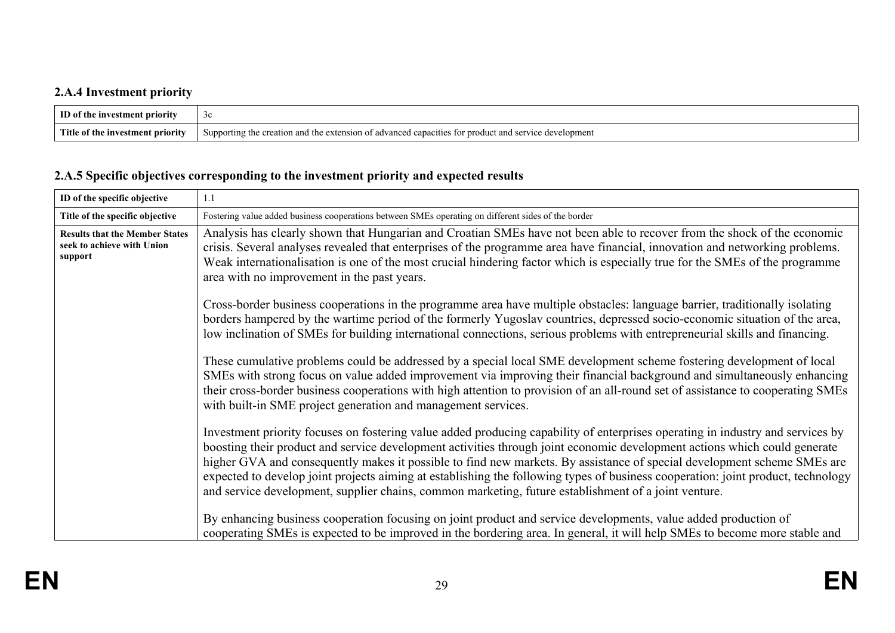### 2.A.4 Investment priority

| ID of the investment priority | 3c |
|---|---|
| Title of the investment priority | Supporting the creation and the extension of advanced capacities for product and service development |

### 2.A.5 Specific objectives corresponding to the investment priority and expected results

| ID of the specific objective | 1.1 |
|---|---|
| Title of the specific objective | Fostering value added business cooperations between SMEs operating on different sides of the border |
| Results that the Member States seek to achieve with Union support | Analysis has clearly shown that Hungarian and Croatian SMEs have not been able to recover from the shock of the economic crisis. Several analyses revealed that enterprises of the programme area have financial, innovation and networking problems. Weak internationalisation is one of the most crucial hindering factor which is especially true for the SMEs of the programme area with no improvement in the past years.<br><br>Cross-border business cooperations in the programme area have multiple obstacles: language barrier, traditionally isolating borders hampered by the wartime period of the formerly Yugoslav countries, depressed socio-economic situation of the area, low inclination of SMEs for building international connections, serious problems with entrepreneurial skills and financing.<br><br>These cumulative problems could be addressed by a special local SME development scheme fostering development of local SMEs with strong focus on value added improvement via improving their financial background and simultaneously enhancing their cross-border business cooperations with high attention to provision of an all-round set of assistance to cooperating SMEs with built-in SME project generation and management services.<br><br>Investment priority focuses on fostering value added producing capability of enterprises operating in industry and services by boosting their product and service development activities through joint economic development actions which could generate higher GVA and consequently makes it possible to find new markets. By assistance of special development scheme SMEs are expected to develop joint projects aiming at establishing the following types of business cooperation: joint product, technology and service development, supplier chains, common marketing, future establishment of a joint venture.<br><br>By enhancing business cooperation focusing on joint product and service developments, value added production of cooperating SMEs is expected to be improved in the bordering area. In general, it will help SMEs to become more stable and |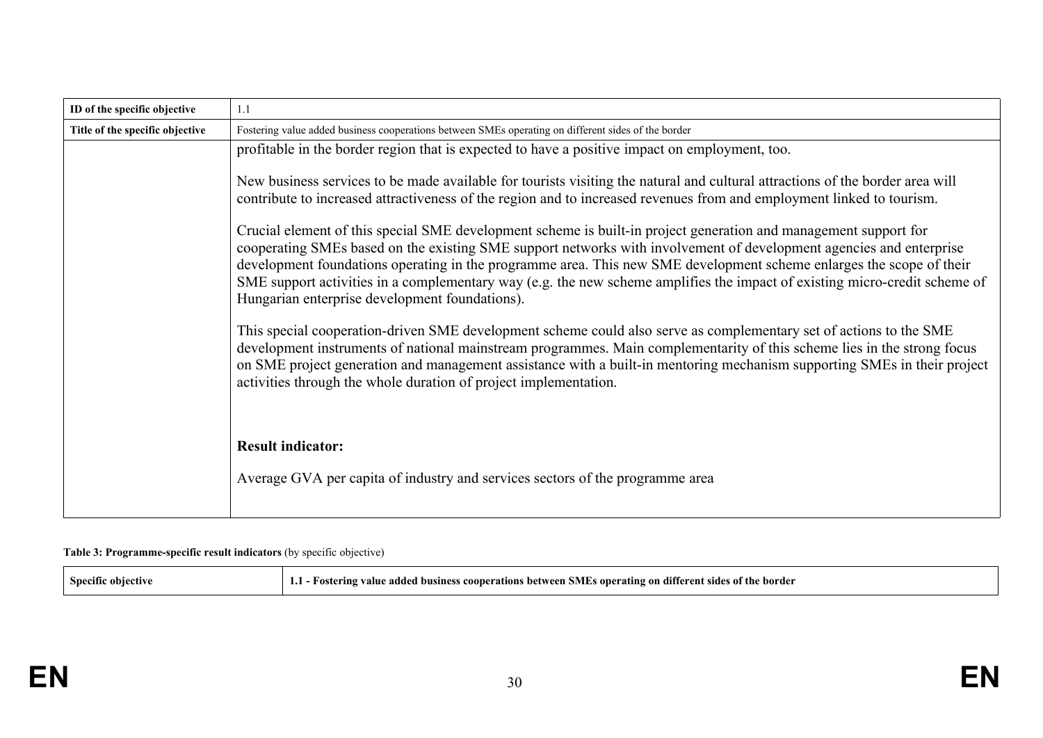| ID of the specific objective | 1.1 |
| --- | --- |
| Title of the specific objective | Fostering value added business cooperations between SMEs operating on different sides of the border |
| | profitable in the border region that is expected to have a positive impact on employment, too.<br><br>New business services to be made available for tourists visiting the natural and cultural attractions of the border area will contribute to increased attractiveness of the region and to increased revenues from and employment linked to tourism.<br><br>Crucial element of this special SME development scheme is built-in project generation and management support for cooperating SMEs based on the existing SME support networks with involvement of development agencies and enterprise development foundations operating in the programme area. This new SME development scheme enlarges the scope of their SME support activities in a complementary way (e.g. the new scheme amplifies the impact of existing micro-credit scheme of Hungarian enterprise development foundations).<br><br>This special cooperation-driven SME development scheme could also serve as complementary set of actions to the SME development instruments of national mainstream programmes. Main complementarity of this scheme lies in the strong focus on SME project generation and management assistance with a built-in mentoring mechanism supporting SMEs in their project activities through the whole duration of project implementation.<br><br>**Result indicator:**<br><br>Average GVA per capita of industry and services sectors of the programme area |

**Table 3: Programme-specific result indicators** (by specific objective)

| Specific objective | 1.1 - Fostering value added business cooperations between SMEs operating on different sides of the border |
| --- | --- |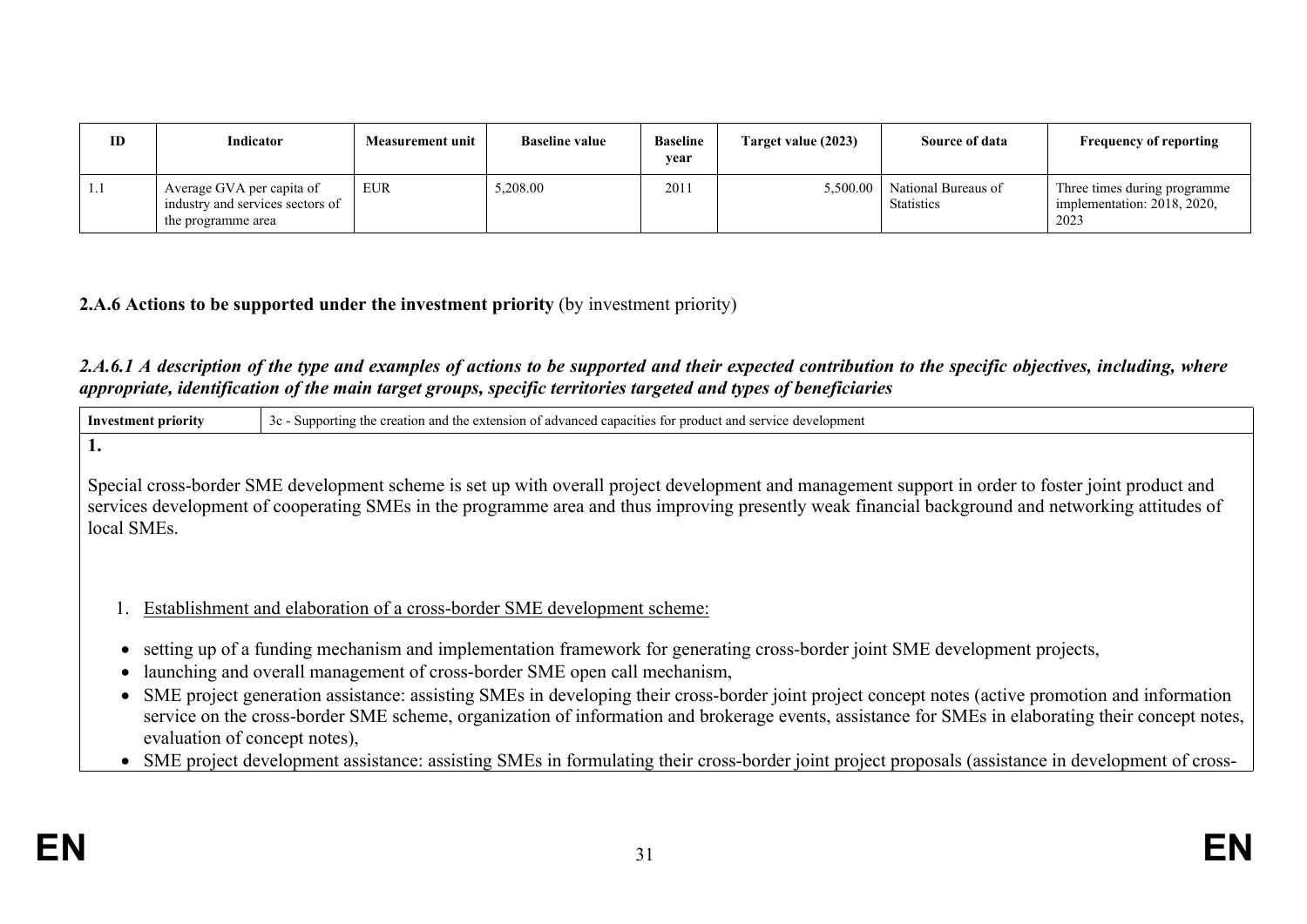| ID | Indicator | Measurement unit | Baseline value | Baseline year | Target value (2023) | Source of data | Frequency of reporting |
|---|---|---|---|---|---|---|---|
| 1.1 | Average GVA per capita of industry and services sectors of the programme area | EUR | 5,208.00 | 2011 | 5,500.00 | National Bureaus of Statistics | Three times during programme implementation: 2018, 2020, 2023 |

**2.A.6 Actions to be supported under the investment priority** (by investment priority)

***2.A.6.1 A description of the type and examples of actions to be supported and their expected contribution to the specific objectives, including, where appropriate, identification of the main target groups, specific territories targeted and types of beneficiaries***

| **Investment priority** | 3c - Supporting the creation and the extension of advanced capacities for product and service development |
|---|---|

**1.**

Special cross-border SME development scheme is set up with overall project development and management support in order to foster joint product and services development of cooperating SMEs in the programme area and thus improving presently weak financial background and networking attitudes of local SMEs.

1. Establishment and elaboration of a cross-border SME development scheme:

- setting up of a funding mechanism and implementation framework for generating cross-border joint SME development projects,
- launching and overall management of cross-border SME open call mechanism,
- SME project generation assistance: assisting SMEs in developing their cross-border joint project concept notes (active promotion and information service on the cross-border SME scheme, organization of information and brokerage events, assistance for SMEs in elaborating their concept notes, evaluation of concept notes),
- SME project development assistance: assisting SMEs in formulating their cross-border joint project proposals (assistance in development of cross-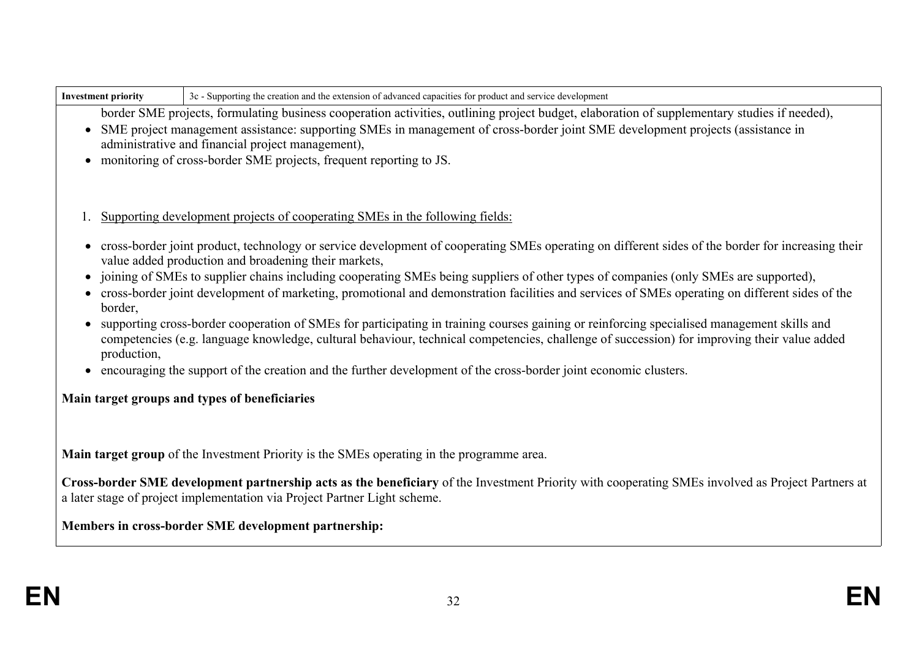| Investment priority | 3c - Supporting the creation and the extension of advanced capacities for product and service development |
|---|---|

border SME projects, formulating business cooperation activities, outlining project budget, elaboration of supplementary studies if needed),

- SME project management assistance: supporting SMEs in management of cross-border joint SME development projects (assistance in administrative and financial project management),
- monitoring of cross-border SME projects, frequent reporting to JS.

1. Supporting development projects of cooperating SMEs in the following fields:

- cross-border joint product, technology or service development of cooperating SMEs operating on different sides of the border for increasing their value added production and broadening their markets,
- joining of SMEs to supplier chains including cooperating SMEs being suppliers of other types of companies (only SMEs are supported),
- cross-border joint development of marketing, promotional and demonstration facilities and services of SMEs operating on different sides of the border,
- supporting cross-border cooperation of SMEs for participating in training courses gaining or reinforcing specialised management skills and competencies (e.g. language knowledge, cultural behaviour, technical competencies, challenge of succession) for improving their value added production,
- encouraging the support of the creation and the further development of the cross-border joint economic clusters.

**Main target groups and types of beneficiaries**

**Main target group** of the Investment Priority is the SMEs operating in the programme area.

**Cross-border SME development partnership acts as the beneficiary** of the Investment Priority with cooperating SMEs involved as Project Partners at a later stage of project implementation via Project Partner Light scheme.

**Members in cross-border SME development partnership:**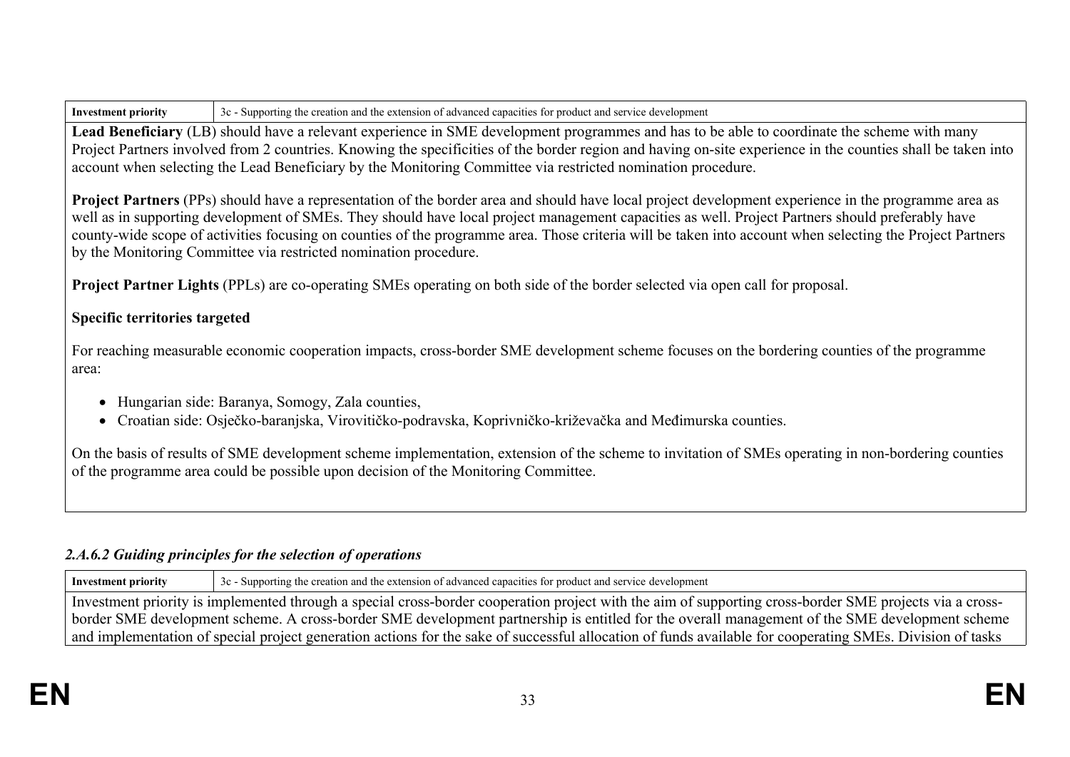| Investment priority | 3c - Supporting the creation and the extension of advanced capacities for product and service development |
| --- | --- |

**Lead Beneficiary** (LB) should have a relevant experience in SME development programmes and has to be able to coordinate the scheme with many Project Partners involved from 2 countries. Knowing the specificities of the border region and having on-site experience in the counties shall be taken into account when selecting the Lead Beneficiary by the Monitoring Committee via restricted nomination procedure.

**Project Partners** (PPs) should have a representation of the border area and should have local project development experience in the programme area as well as in supporting development of SMEs. They should have local project management capacities as well. Project Partners should preferably have county-wide scope of activities focusing on counties of the programme area. Those criteria will be taken into account when selecting the Project Partners by the Monitoring Committee via restricted nomination procedure.

**Project Partner Lights** (PPLs) are co-operating SMEs operating on both side of the border selected via open call for proposal.

**Specific territories targeted**

For reaching measurable economic cooperation impacts, cross-border SME development scheme focuses on the bordering counties of the programme area:

- Hungarian side: Baranya, Somogy, Zala counties,
- Croatian side: Osječko-baranjska, Virovitičko-podravska, Koprivničko-križevačka and Međimurska counties.

On the basis of results of SME development scheme implementation, extension of the scheme to invitation of SMEs operating in non-bordering counties of the programme area could be possible upon decision of the Monitoring Committee.

### *2.A.6.2 Guiding principles for the selection of operations*

| Investment priority | 3c - Supporting the creation and the extension of advanced capacities for product and service development |
| --- | --- |

Investment priority is implemented through a special cross-border cooperation project with the aim of supporting cross-border SME projects via a cross-border SME development scheme. A cross-border SME development partnership is entitled for the overall management of the SME development scheme and implementation of special project generation actions for the sake of successful allocation of funds available for cooperating SMEs. Division of tasks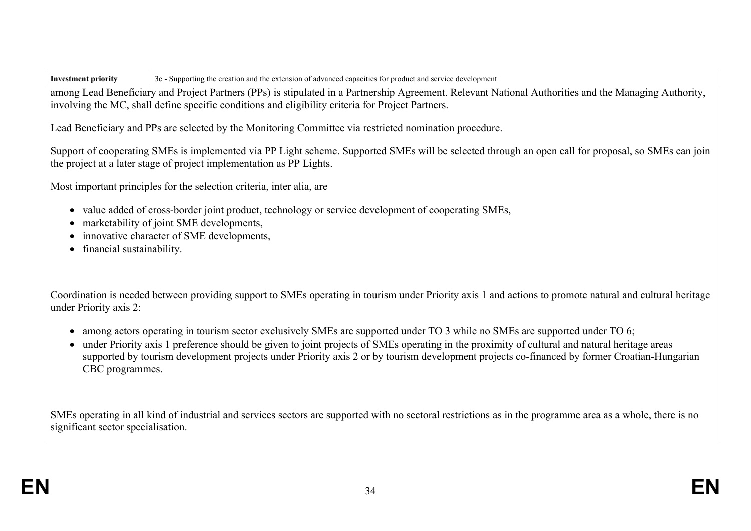| Investment priority | 3c - Supporting the creation and the extension of advanced capacities for product and service development |
| --- | --- |

among Lead Beneficiary and Project Partners (PPs) is stipulated in a Partnership Agreement. Relevant National Authorities and the Managing Authority, involving the MC, shall define specific conditions and eligibility criteria for Project Partners.

Lead Beneficiary and PPs are selected by the Monitoring Committee via restricted nomination procedure.

Support of cooperating SMEs is implemented via PP Light scheme. Supported SMEs will be selected through an open call for proposal, so SMEs can join the project at a later stage of project implementation as PP Lights.

Most important principles for the selection criteria, inter alia, are

- value added of cross-border joint product, technology or service development of cooperating SMEs,
- marketability of joint SME developments,
- innovative character of SME developments,
- financial sustainability.

Coordination is needed between providing support to SMEs operating in tourism under Priority axis 1 and actions to promote natural and cultural heritage under Priority axis 2:

- among actors operating in tourism sector exclusively SMEs are supported under TO 3 while no SMEs are supported under TO 6;
- under Priority axis 1 preference should be given to joint projects of SMEs operating in the proximity of cultural and natural heritage areas supported by tourism development projects under Priority axis 2 or by tourism development projects co-financed by former Croatian-Hungarian CBC programmes.

SMEs operating in all kind of industrial and services sectors are supported with no sectoral restrictions as in the programme area as a whole, there is no significant sector specialisation.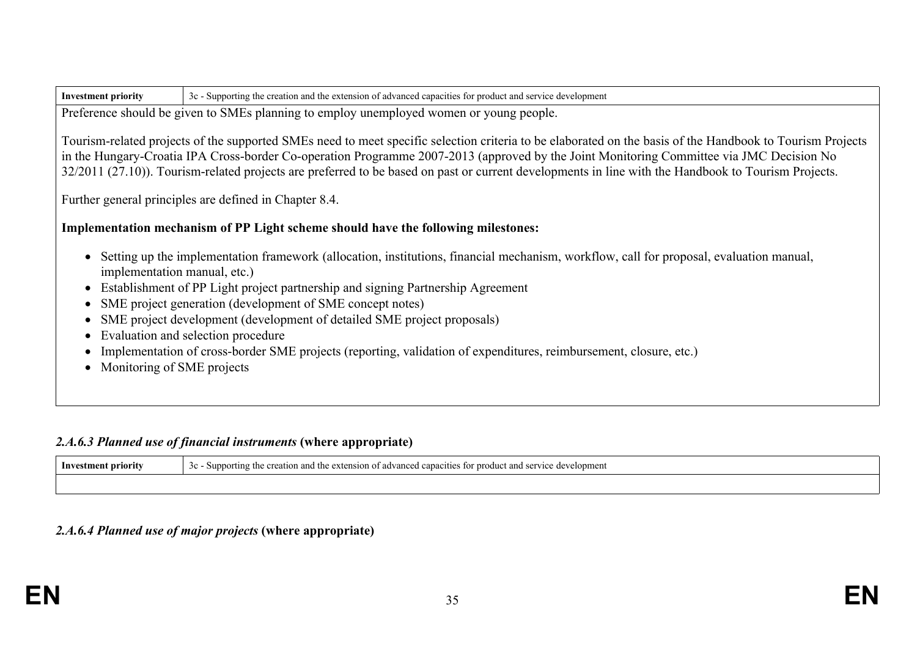| Investment priority | 3c - Supporting the creation and the extension of advanced capacities for product and service development |
| --- | --- |

Preference should be given to SMEs planning to employ unemployed women or young people.

Tourism-related projects of the supported SMEs need to meet specific selection criteria to be elaborated on the basis of the Handbook to Tourism Projects in the Hungary-Croatia IPA Cross-border Co-operation Programme 2007-2013 (approved by the Joint Monitoring Committee via JMC Decision No 32/2011 (27.10)). Tourism-related projects are preferred to be based on past or current developments in line with the Handbook to Tourism Projects.

Further general principles are defined in Chapter 8.4.

**Implementation mechanism of PP Light scheme should have the following milestones:**

- Setting up the implementation framework (allocation, institutions, financial mechanism, workflow, call for proposal, evaluation manual, implementation manual, etc.)
- Establishment of PP Light project partnership and signing Partnership Agreement
- SME project generation (development of SME concept notes)
- SME project development (development of detailed SME project proposals)
- Evaluation and selection procedure
- Implementation of cross-border SME projects (reporting, validation of expenditures, reimbursement, closure, etc.)
- Monitoring of SME projects

#### *2.A.6.3 Planned use of financial instruments* (where appropriate)

| Investment priority | 3c - Supporting the creation and the extension of advanced capacities for product and service development |
| --- | --- |
| | |

#### *2.A.6.4 Planned use of major projects* (where appropriate)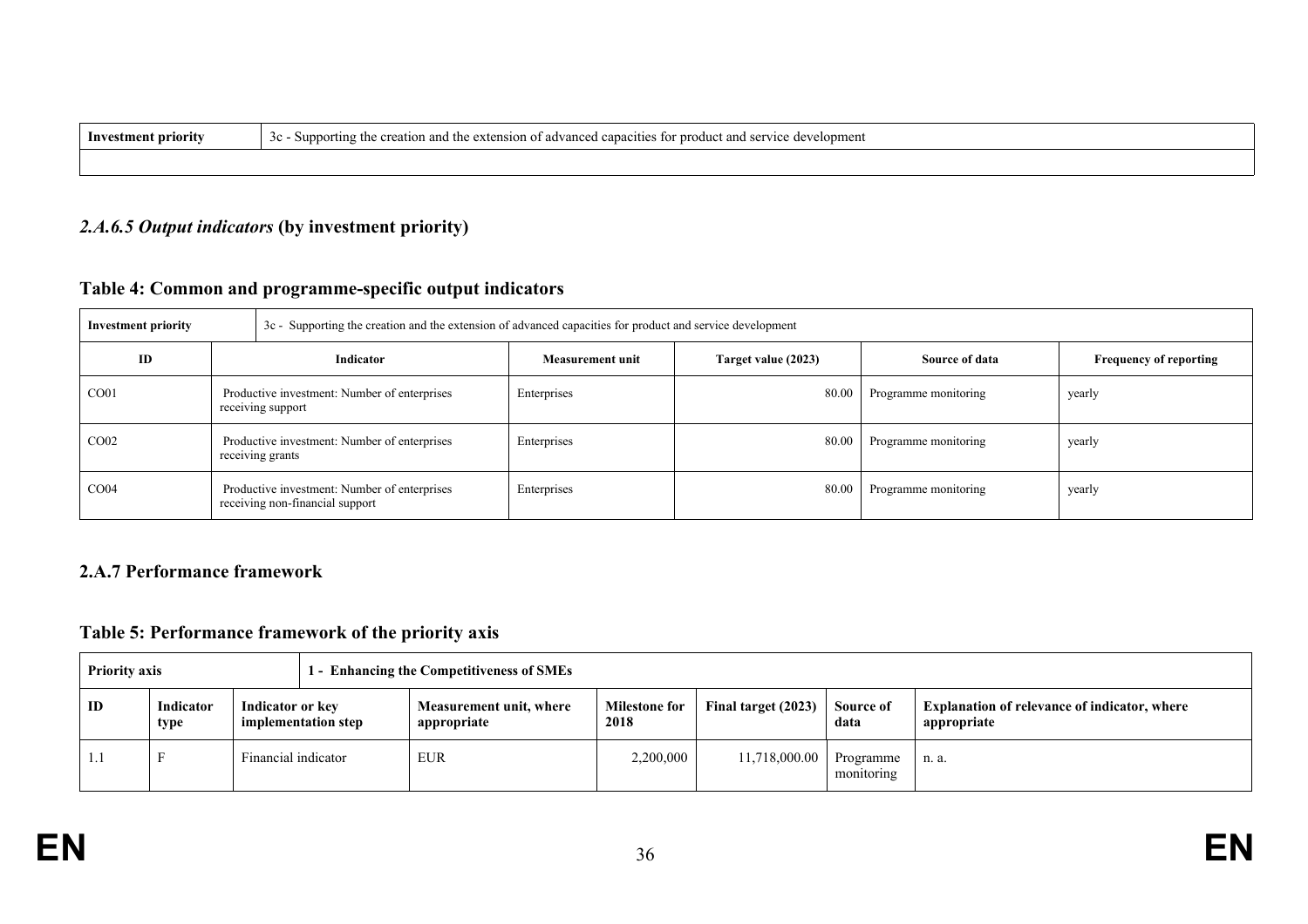| Investment priority | 3c - Supporting the creation and the extension of advanced capacities for product and service development |
|---|---|
| | |

## *2.A.6.5 Output indicators* (by investment priority)

### Table 4: Common and programme-specific output indicators

| Investment priority | 3c - Supporting the creation and the extension of advanced capacities for product and service development | | | | |
|---|---|---|---|---|---|
| **ID** | **Indicator** | **Measurement unit** | **Target value (2023)** | **Source of data** | **Frequency of reporting** |
| CO01 | Productive investment: Number of enterprises receiving support | Enterprises | 80.00 | Programme monitoring | yearly |
| CO02 | Productive investment: Number of enterprises receiving grants | Enterprises | 80.00 | Programme monitoring | yearly |
| CO04 | Productive investment: Number of enterprises receiving non-financial support | Enterprises | 80.00 | Programme monitoring | yearly |

## 2.A.7 Performance framework

### Table 5: Performance framework of the priority axis

| Priority axis | | 1 - Enhancing the Competitiveness of SMEs | | | | | |
|---|---|---|---|---|---|---|---|
| **ID** | **Indicator type** | **Indicator or key implementation step** | **Measurement unit, where appropriate** | **Milestone for 2018** | **Final target (2023)** | **Source of data** | **Explanation of relevance of indicator, where appropriate** |
| 1.1 | F | Financial indicator | EUR | 2,200,000 | 11,718,000.00 | Programme monitoring | n. a. |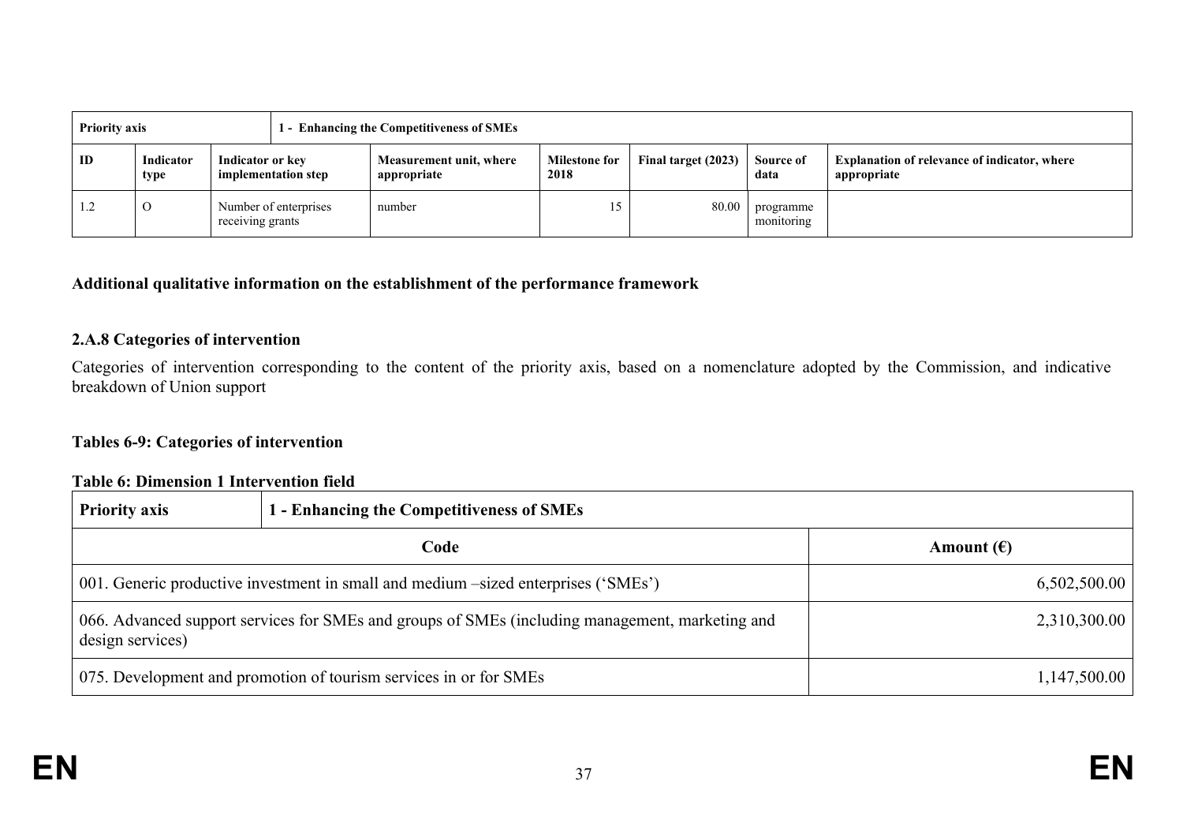| Priority axis | | 1 - Enhancing the Competitiveness of SMEs | | | | | |
|---|---|---|---|---|---|---|---|
| **ID** | **Indicator type** | **Indicator or key implementation step** | **Measurement unit, where appropriate** | **Milestone for 2018** | **Final target (2023)** | **Source of data** | **Explanation of relevance of indicator, where appropriate** |
| 1.2 | O | Number of enterprises receiving grants | number | 15 | 80.00 | programme monitoring | |

**Additional qualitative information on the establishment of the performance framework**

### 2.A.8 Categories of intervention

Categories of intervention corresponding to the content of the priority axis, based on a nomenclature adopted by the Commission, and indicative breakdown of Union support

**Tables 6-9: Categories of intervention**

**Table 6: Dimension 1 Intervention field**

| **Priority axis** | **1 - Enhancing the Competitiveness of SMEs** |
|---|---|
| **Code** | **Amount (€)** |
| 001. Generic productive investment in small and medium –sized enterprises ('SMEs') | 6,502,500.00 |
| 066. Advanced support services for SMEs and groups of SMEs (including management, marketing and design services) | 2,310,300.00 |
| 075. Development and promotion of tourism services in or for SMEs | 1,147,500.00 |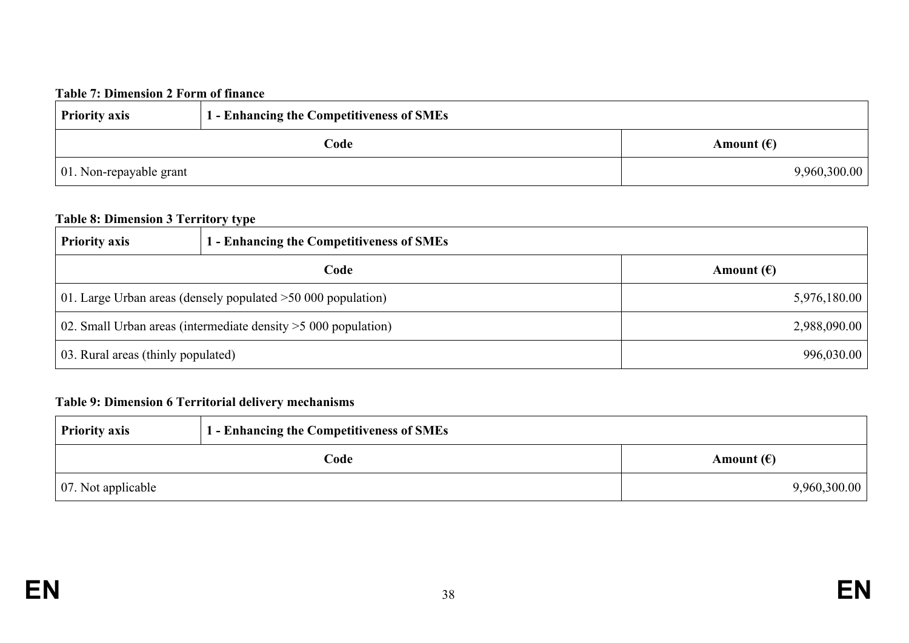**Table 7: Dimension 2 Form of finance**

| Priority axis | 1 - Enhancing the Competitiveness of SMEs |
|---|---|
| **Code** | **Amount (€)** |
| 01. Non-repayable grant | 9,960,300.00 |

**Table 8: Dimension 3 Territory type**

| Priority axis | 1 - Enhancing the Competitiveness of SMEs |
|---|---|
| **Code** | **Amount (€)** |
| 01. Large Urban areas (densely populated >50 000 population) | 5,976,180.00 |
| 02. Small Urban areas (intermediate density >5 000 population) | 2,988,090.00 |
| 03. Rural areas (thinly populated) | 996,030.00 |

**Table 9: Dimension 6 Territorial delivery mechanisms**

| Priority axis | 1 - Enhancing the Competitiveness of SMEs |
|---|---|
| **Code** | **Amount (€)** |
| 07. Not applicable | 9,960,300.00 |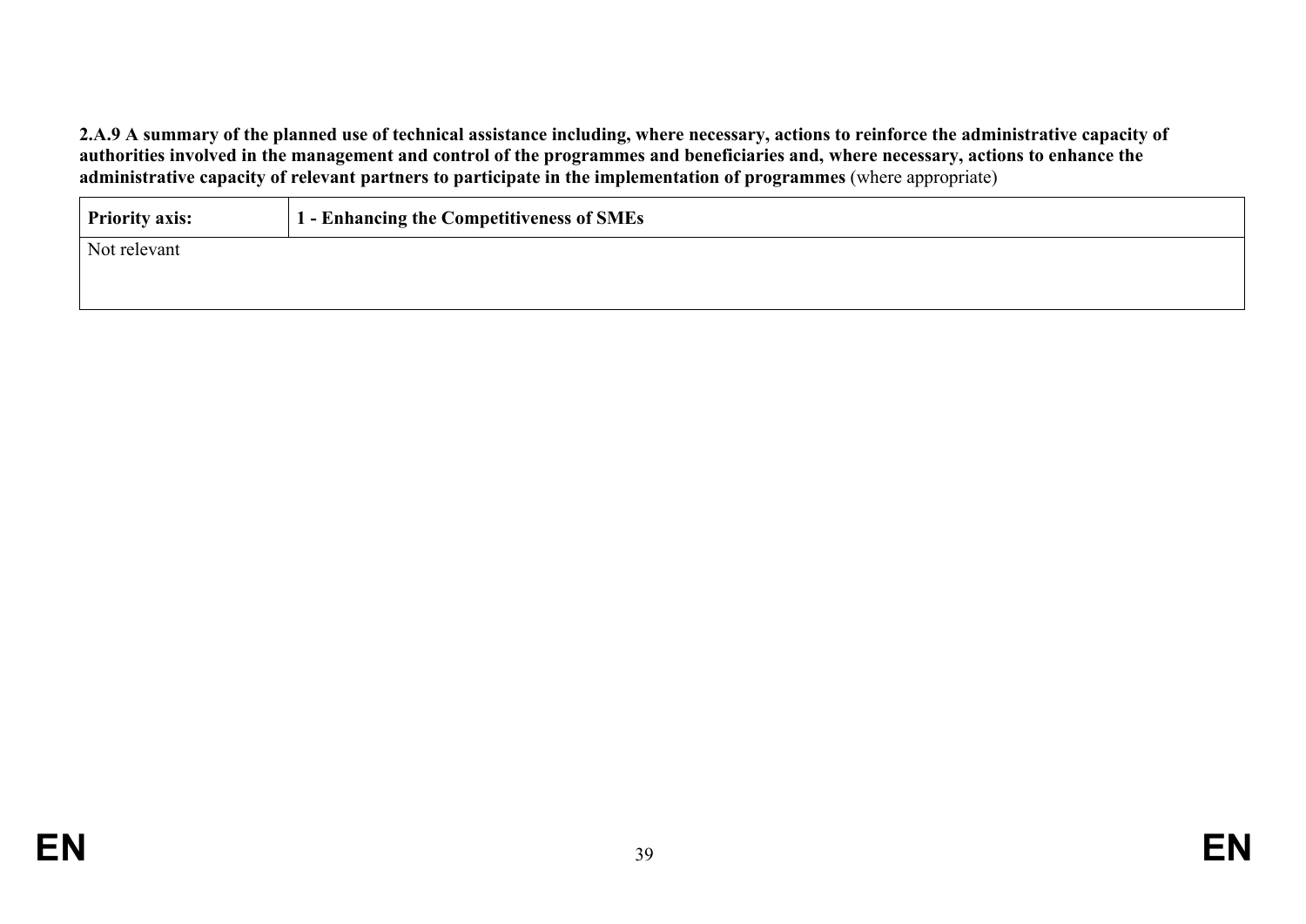**2.A.9 A summary of the planned use of technical assistance including, where necessary, actions to reinforce the administrative capacity of authorities involved in the management and control of the programmes and beneficiaries and, where necessary, actions to enhance the administrative capacity of relevant partners to participate in the implementation of programmes** (where appropriate)

| **Priority axis:** | **1 - Enhancing the Competitiveness of SMEs** |
|---|---|
| Not relevant | |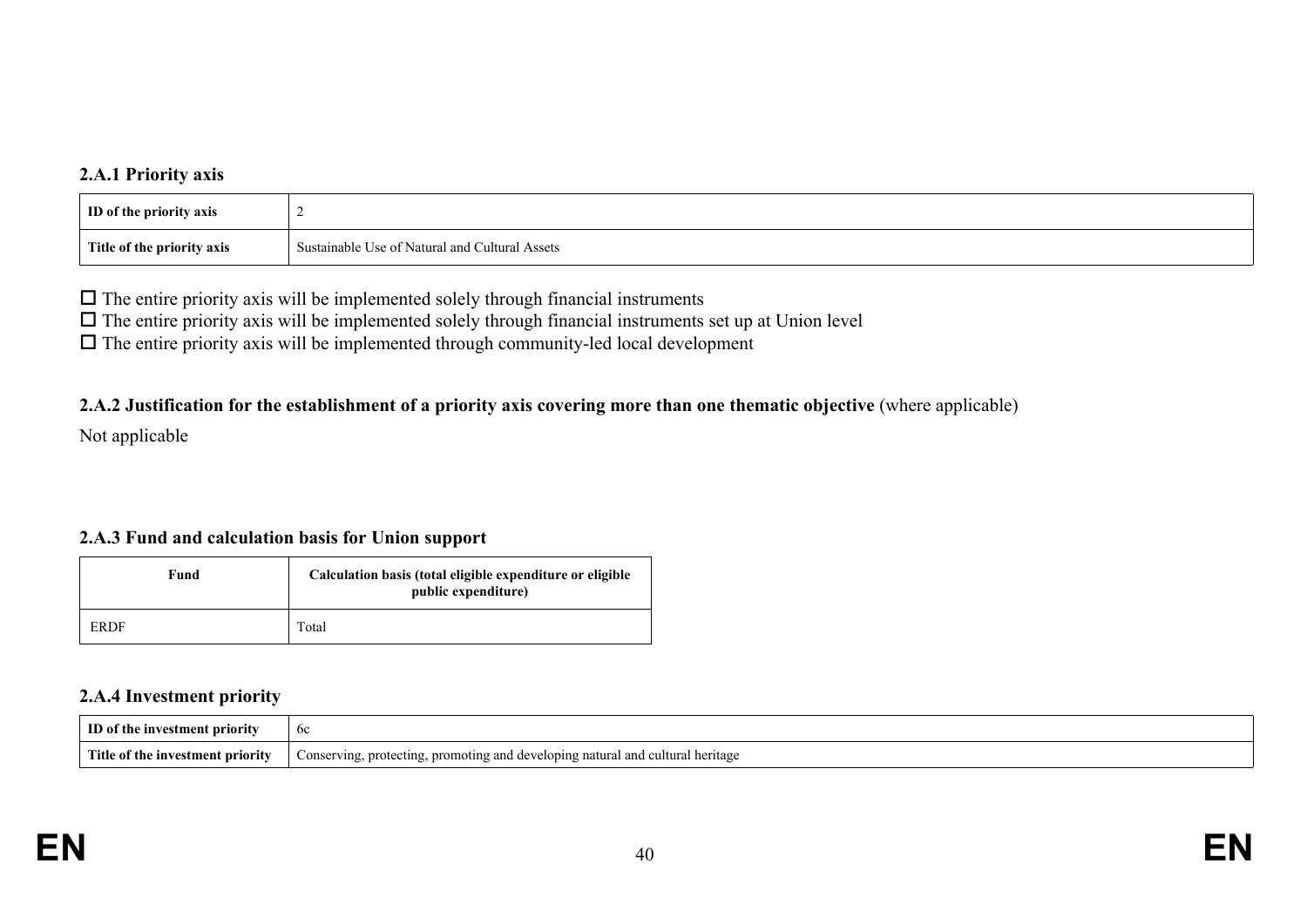### 2.A.1 Priority axis

| ID of the priority axis | 2 |
|---|---|
| Title of the priority axis | Sustainable Use of Natural and Cultural Assets |

☐ The entire priority axis will be implemented solely through financial instruments
☐ The entire priority axis will be implemented solely through financial instruments set up at Union level
☐ The entire priority axis will be implemented through community-led local development

### 2.A.2 Justification for the establishment of a priority axis covering more than one thematic objective (where applicable)

Not applicable

### 2.A.3 Fund and calculation basis for Union support

| Fund | Calculation basis (total eligible expenditure or eligible public expenditure) |
|---|---|
| ERDF | Total |

### 2.A.4 Investment priority

| ID of the investment priority | 6c |
|---|---|
| Title of the investment priority | Conserving, protecting, promoting and developing natural and cultural heritage |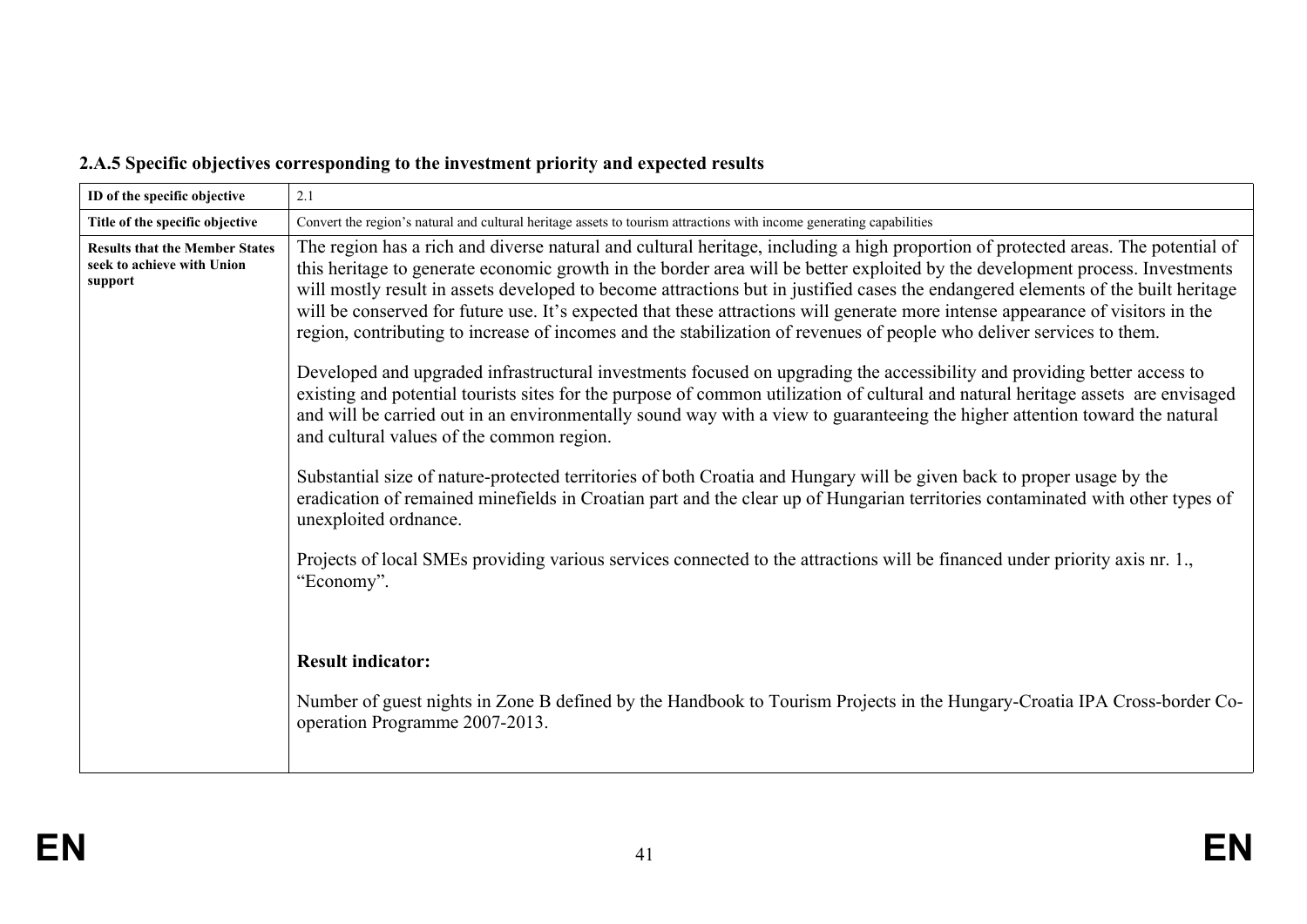### 2.A.5 Specific objectives corresponding to the investment priority and expected results

| **ID of the specific objective** | 2.1 |
|---|---|
| **Title of the specific objective** | Convert the region's natural and cultural heritage assets to tourism attractions with income generating capabilities |
| **Results that the Member States seek to achieve with Union support** | The region has a rich and diverse natural and cultural heritage, including a high proportion of protected areas. The potential of this heritage to generate economic growth in the border area will be better exploited by the development process. Investments will mostly result in assets developed to become attractions but in justified cases the endangered elements of the built heritage will be conserved for future use. It's expected that these attractions will generate more intense appearance of visitors in the region, contributing to increase of incomes and the stabilization of revenues of people who deliver services to them.<br><br>Developed and upgraded infrastructural investments focused on upgrading the accessibility and providing better access to existing and potential tourists sites for the purpose of common utilization of cultural and natural heritage assets are envisaged and will be carried out in an environmentally sound way with a view to guaranteeing the higher attention toward the natural and cultural values of the common region.<br><br>Substantial size of nature-protected territories of both Croatia and Hungary will be given back to proper usage by the eradication of remained minefields in Croatian part and the clear up of Hungarian territories contaminated with other types of unexploited ordnance.<br><br>Projects of local SMEs providing various services connected to the attractions will be financed under priority axis nr. 1., "Economy".<br><br>**Result indicator:**<br><br>Number of guest nights in Zone B defined by the Handbook to Tourism Projects in the Hungary-Croatia IPA Cross-border Co-operation Programme 2007-2013. |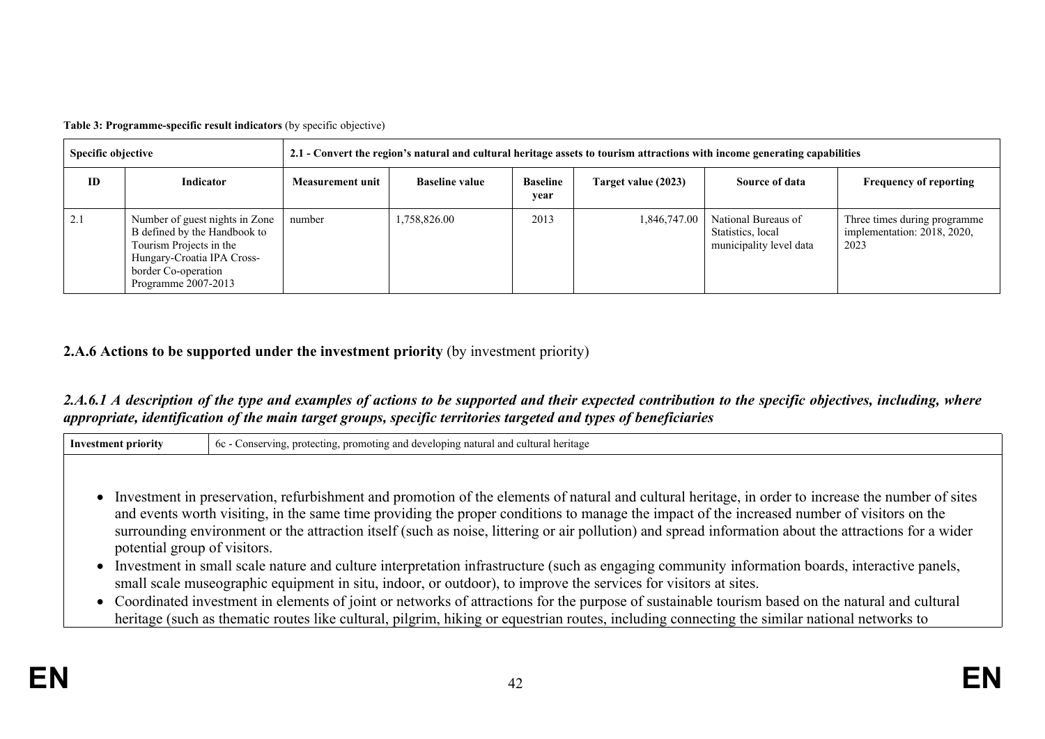**Table 3: Programme-specific result indicators** (by specific objective)

| Specific objective | | 2.1 - Convert the region's natural and cultural heritage assets to tourism attractions with income generating capabilities | | | | | |
|---|---|---|---|---|---|---|---|
| **ID** | **Indicator** | **Measurement unit** | **Baseline value** | **Baseline year** | **Target value (2023)** | **Source of data** | **Frequency of reporting** |
| 2.1 | Number of guest nights in Zone B defined by the Handbook to Tourism Projects in the Hungary-Croatia IPA Cross-border Co-operation Programme 2007-2013 | number | 1,758,826.00 | 2013 | 1,846,747.00 | National Bureaus of Statistics, local municipality level data | Three times during programme implementation: 2018, 2020, 2023 |

## 2.A.6 Actions to be supported under the investment priority (by investment priority)

### *2.A.6.1 A description of the type and examples of actions to be supported and their expected contribution to the specific objectives, including, where appropriate, identification of the main target groups, specific territories targeted and types of beneficiaries*

| Investment priority | 6c - Conserving, protecting, promoting and developing natural and cultural heritage |
|---|---|

- Investment in preservation, refurbishment and promotion of the elements of natural and cultural heritage, in order to increase the number of sites and events worth visiting, in the same time providing the proper conditions to manage the impact of the increased number of visitors on the surrounding environment or the attraction itself (such as noise, littering or air pollution) and spread information about the attractions for a wider potential group of visitors.
- Investment in small scale nature and culture interpretation infrastructure (such as engaging community information boards, interactive panels, small scale museographic equipment in situ, indoor, or outdoor), to improve the services for visitors at sites.
- Coordinated investment in elements of joint or networks of attractions for the purpose of sustainable tourism based on the natural and cultural heritage (such as thematic routes like cultural, pilgrim, hiking or equestrian routes, including connecting the similar national networks to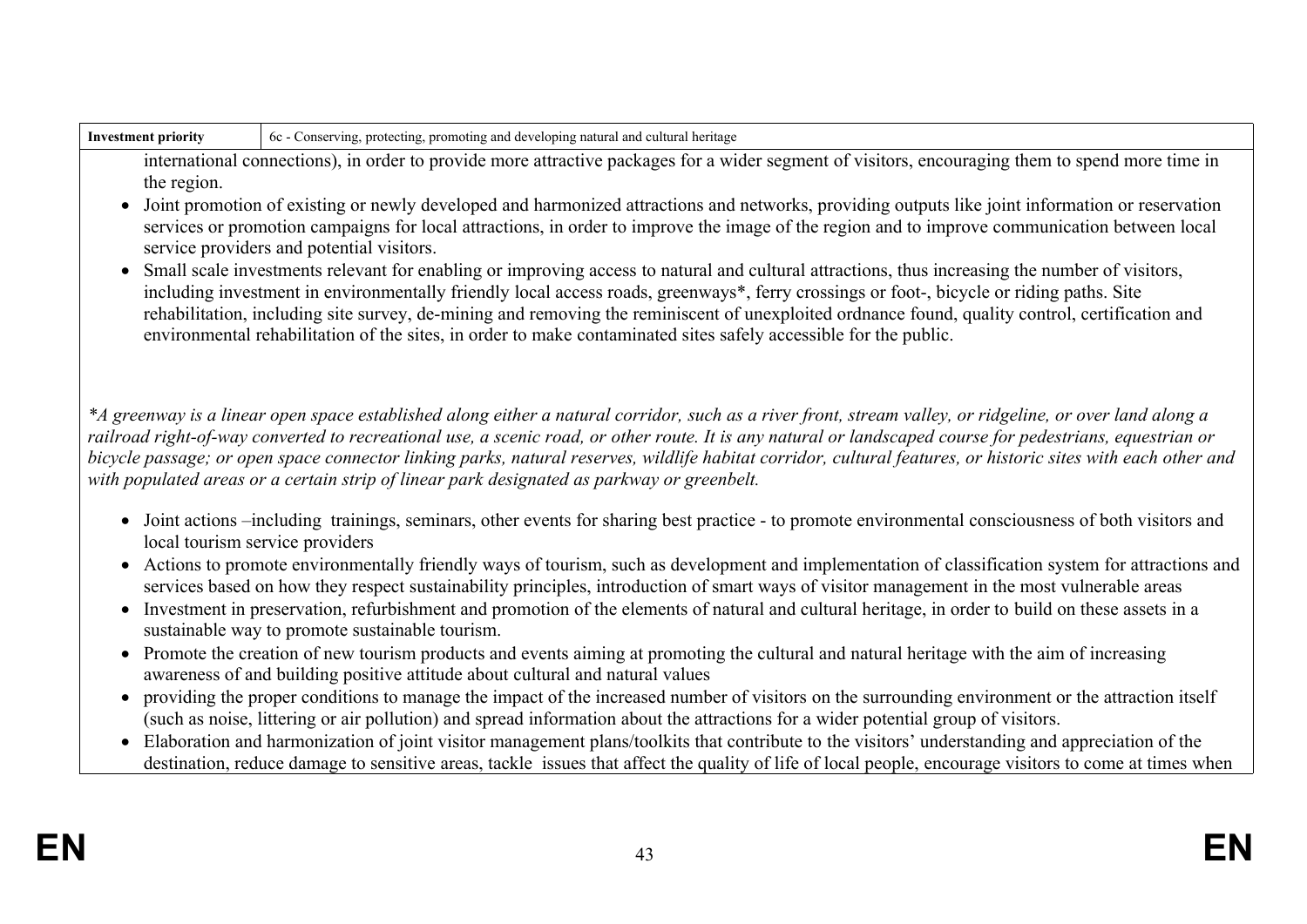| **Investment priority** | 6c - Conserving, protecting, promoting and developing natural and cultural heritage |
|---|---|

international connections), in order to provide more attractive packages for a wider segment of visitors, encouraging them to spend more time in the region.

- Joint promotion of existing or newly developed and harmonized attractions and networks, providing outputs like joint information or reservation services or promotion campaigns for local attractions, in order to improve the image of the region and to improve communication between local service providers and potential visitors.
- Small scale investments relevant for enabling or improving access to natural and cultural attractions, thus increasing the number of visitors, including investment in environmentally friendly local access roads, greenways*, ferry crossings or foot-, bicycle or riding paths. Site rehabilitation, including site survey, de-mining and removing the reminiscent of unexploited ordnance found, quality control, certification and environmental rehabilitation of the sites, in order to make contaminated sites safely accessible for the public.

*\*A greenway is a linear open space established along either a natural corridor, such as a river front, stream valley, or ridgeline, or over land along a railroad right-of-way converted to recreational use, a scenic road, or other route. It is any natural or landscaped course for pedestrians, equestrian or bicycle passage; or open space connector linking parks, natural reserves, wildlife habitat corridor, cultural features, or historic sites with each other and with populated areas or a certain strip of linear park designated as parkway or greenbelt.*

- Joint actions –including trainings, seminars, other events for sharing best practice - to promote environmental consciousness of both visitors and local tourism service providers
- Actions to promote environmentally friendly ways of tourism, such as development and implementation of classification system for attractions and services based on how they respect sustainability principles, introduction of smart ways of visitor management in the most vulnerable areas
- Investment in preservation, refurbishment and promotion of the elements of natural and cultural heritage, in order to build on these assets in a sustainable way to promote sustainable tourism.
- Promote the creation of new tourism products and events aiming at promoting the cultural and natural heritage with the aim of increasing awareness of and building positive attitude about cultural and natural values
- providing the proper conditions to manage the impact of the increased number of visitors on the surrounding environment or the attraction itself (such as noise, littering or air pollution) and spread information about the attractions for a wider potential group of visitors.
- Elaboration and harmonization of joint visitor management plans/toolkits that contribute to the visitors' understanding and appreciation of the destination, reduce damage to sensitive areas, tackle issues that affect the quality of life of local people, encourage visitors to come at times when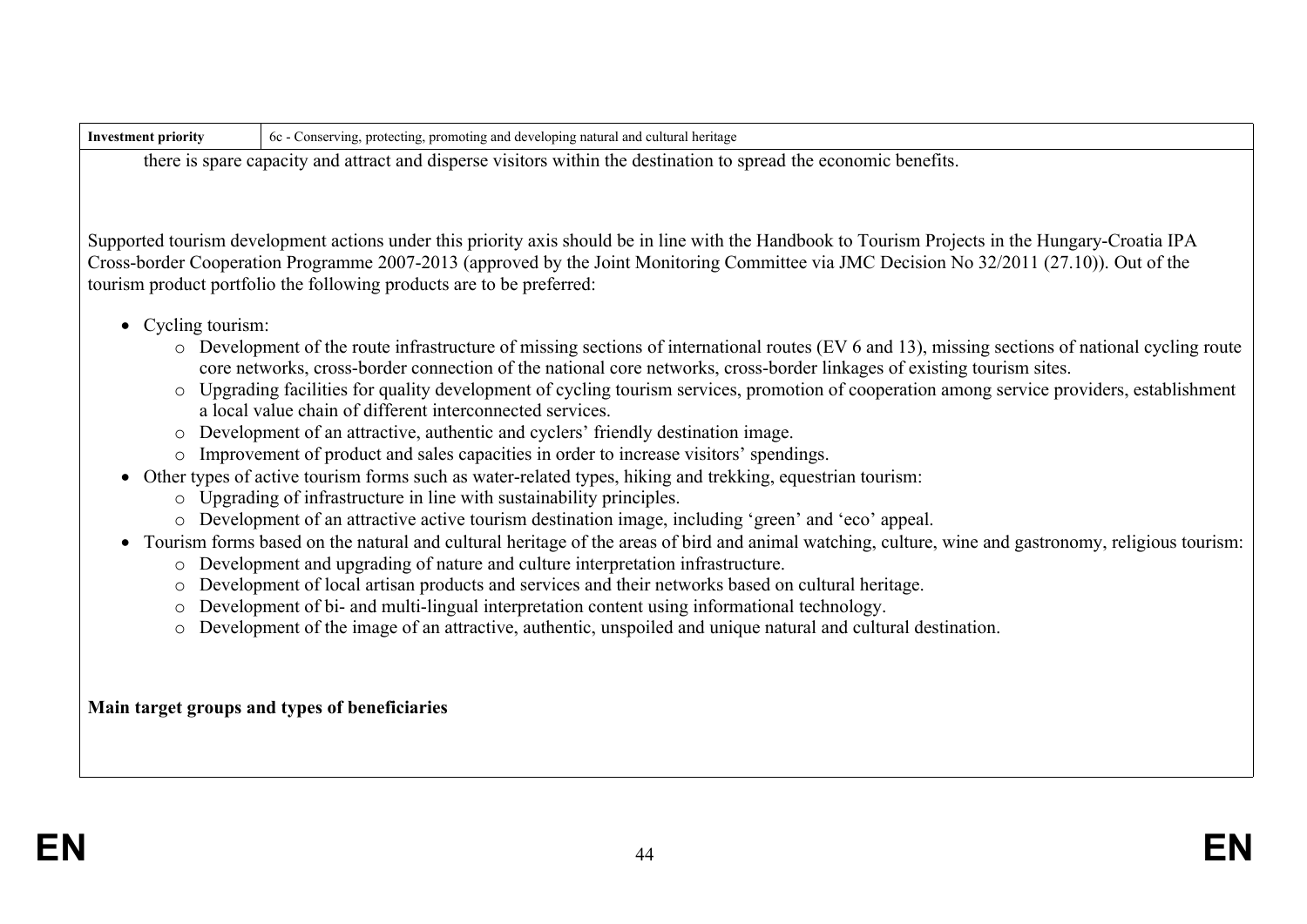| Investment priority | 6c - Conserving, protecting, promoting and developing natural and cultural heritage |
|---|---|

there is spare capacity and attract and disperse visitors within the destination to spread the economic benefits.

Supported tourism development actions under this priority axis should be in line with the Handbook to Tourism Projects in the Hungary-Croatia IPA Cross-border Cooperation Programme 2007-2013 (approved by the Joint Monitoring Committee via JMC Decision No 32/2011 (27.10)). Out of the tourism product portfolio the following products are to be preferred:

- Cycling tourism:
  - Development of the route infrastructure of missing sections of international routes (EV 6 and 13), missing sections of national cycling route core networks, cross-border connection of the national core networks, cross-border linkages of existing tourism sites.
  - Upgrading facilities for quality development of cycling tourism services, promotion of cooperation among service providers, establishment a local value chain of different interconnected services.
  - Development of an attractive, authentic and cyclers' friendly destination image.
  - Improvement of product and sales capacities in order to increase visitors' spendings.
- Other types of active tourism forms such as water-related types, hiking and trekking, equestrian tourism:
  - Upgrading of infrastructure in line with sustainability principles.
  - Development of an attractive active tourism destination image, including 'green' and 'eco' appeal.
- Tourism forms based on the natural and cultural heritage of the areas of bird and animal watching, culture, wine and gastronomy, religious tourism:
  - Development and upgrading of nature and culture interpretation infrastructure.
  - Development of local artisan products and services and their networks based on cultural heritage.
  - Development of bi- and multi-lingual interpretation content using informational technology.
  - Development of the image of an attractive, authentic, unspoiled and unique natural and cultural destination.

**Main target groups and types of beneficiaries**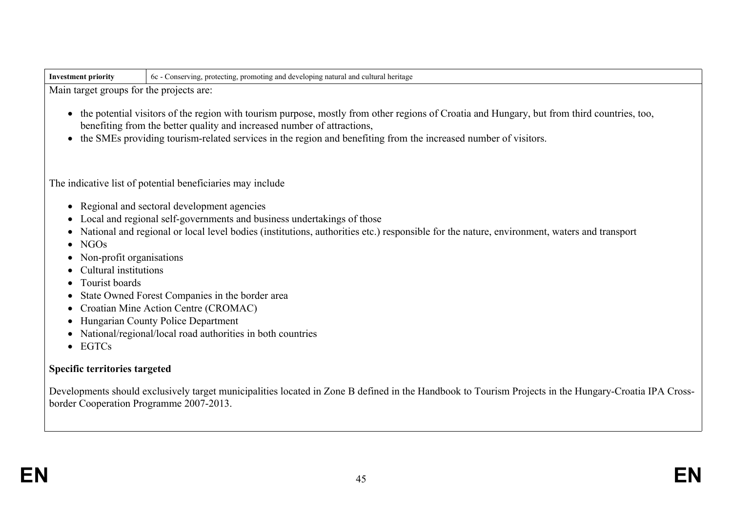| Investment priority | 6c - Conserving, protecting, promoting and developing natural and cultural heritage |
|---|---|

Main target groups for the projects are:

- the potential visitors of the region with tourism purpose, mostly from other regions of Croatia and Hungary, but from third countries, too, benefiting from the better quality and increased number of attractions,
- the SMEs providing tourism-related services in the region and benefiting from the increased number of visitors.

The indicative list of potential beneficiaries may include

- Regional and sectoral development agencies
- Local and regional self-governments and business undertakings of those
- National and regional or local level bodies (institutions, authorities etc.) responsible for the nature, environment, waters and transport
- NGOs
- Non-profit organisations
- Cultural institutions
- Tourist boards
- State Owned Forest Companies in the border area
- Croatian Mine Action Centre (CROMAC)
- Hungarian County Police Department
- National/regional/local road authorities in both countries
- EGTCs

**Specific territories targeted**

Developments should exclusively target municipalities located in Zone B defined in the Handbook to Tourism Projects in the Hungary-Croatia IPA Cross-border Cooperation Programme 2007-2013.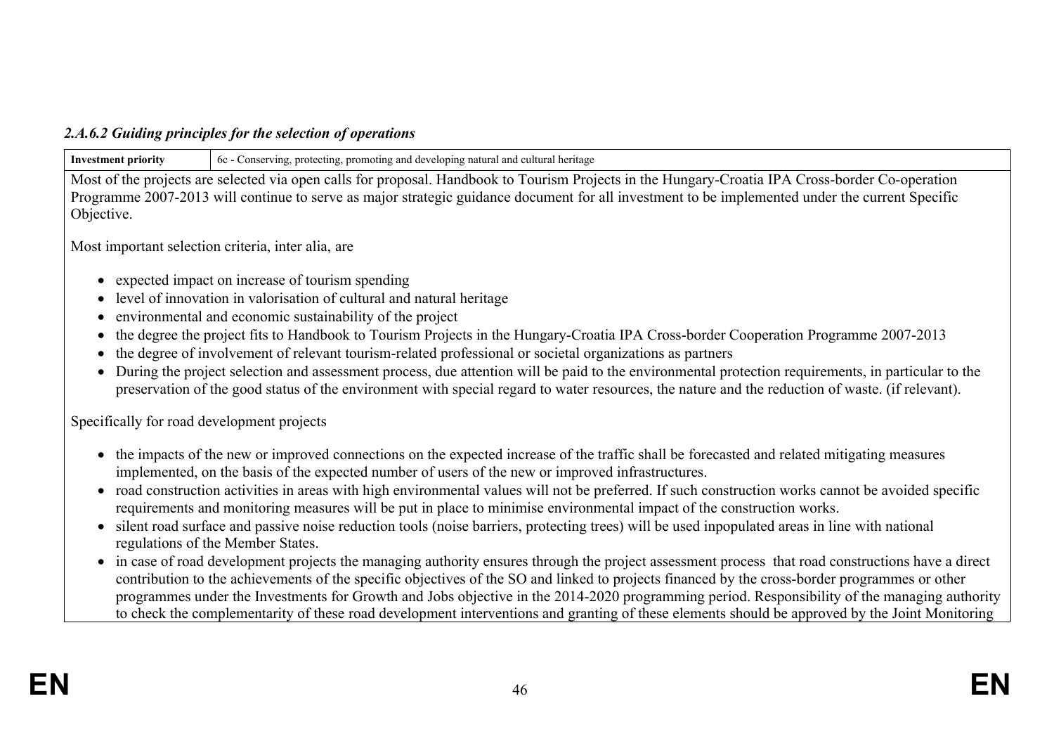### *2.A.6.2 Guiding principles for the selection of operations*

| **Investment priority** | 6c - Conserving, protecting, promoting and developing natural and cultural heritage |
|---|---|

Most of the projects are selected via open calls for proposal. Handbook to Tourism Projects in the Hungary-Croatia IPA Cross-border Co-operation Programme 2007-2013 will continue to serve as major strategic guidance document for all investment to be implemented under the current Specific Objective.

Most important selection criteria, inter alia, are

- expected impact on increase of tourism spending
- level of innovation in valorisation of cultural and natural heritage
- environmental and economic sustainability of the project
- the degree the project fits to Handbook to Tourism Projects in the Hungary-Croatia IPA Cross-border Cooperation Programme 2007-2013
- the degree of involvement of relevant tourism-related professional or societal organizations as partners
- During the project selection and assessment process, due attention will be paid to the environmental protection requirements, in particular to the preservation of the good status of the environment with special regard to water resources, the nature and the reduction of waste. (if relevant).

Specifically for road development projects

- the impacts of the new or improved connections on the expected increase of the traffic shall be forecasted and related mitigating measures implemented, on the basis of the expected number of users of the new or improved infrastructures.
- road construction activities in areas with high environmental values will not be preferred. If such construction works cannot be avoided specific requirements and monitoring measures will be put in place to minimise environmental impact of the construction works.
- silent road surface and passive noise reduction tools (noise barriers, protecting trees) will be used inpopulated areas in line with national regulations of the Member States.
- in case of road development projects the managing authority ensures through the project assessment process that road constructions have a direct contribution to the achievements of the specific objectives of the SO and linked to projects financed by the cross-border programmes or other programmes under the Investments for Growth and Jobs objective in the 2014-2020 programming period. Responsibility of the managing authority to check the complementarity of these road development interventions and granting of these elements should be approved by the Joint Monitoring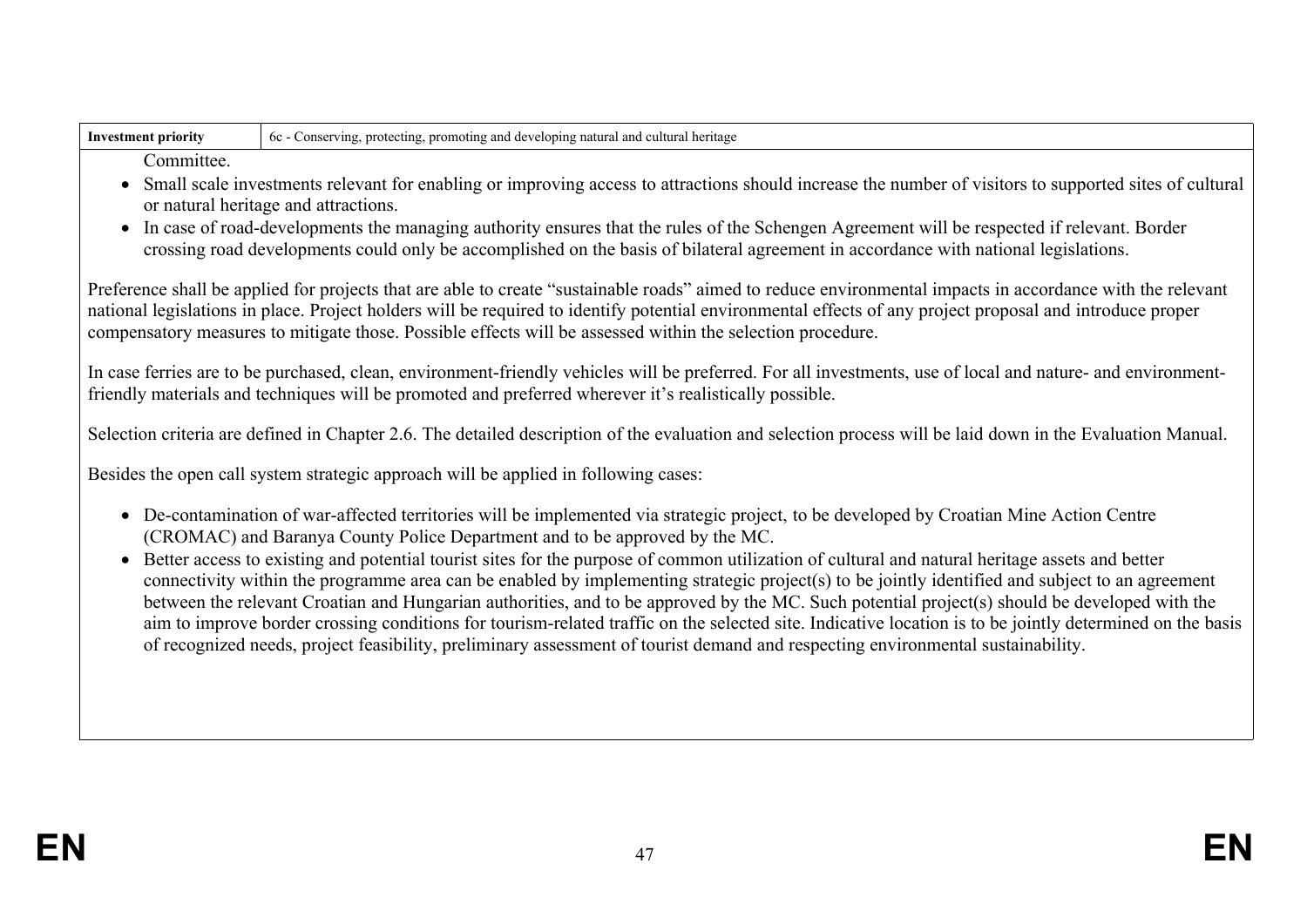| Investment priority | 6c - Conserving, protecting, promoting and developing natural and cultural heritage |
|---|---|

Committee.

- Small scale investments relevant for enabling or improving access to attractions should increase the number of visitors to supported sites of cultural or natural heritage and attractions.
- In case of road-developments the managing authority ensures that the rules of the Schengen Agreement will be respected if relevant. Border crossing road developments could only be accomplished on the basis of bilateral agreement in accordance with national legislations.

Preference shall be applied for projects that are able to create "sustainable roads" aimed to reduce environmental impacts in accordance with the relevant national legislations in place. Project holders will be required to identify potential environmental effects of any project proposal and introduce proper compensatory measures to mitigate those. Possible effects will be assessed within the selection procedure.

In case ferries are to be purchased, clean, environment-friendly vehicles will be preferred. For all investments, use of local and nature- and environment-friendly materials and techniques will be promoted and preferred wherever it's realistically possible.

Selection criteria are defined in Chapter 2.6. The detailed description of the evaluation and selection process will be laid down in the Evaluation Manual.

Besides the open call system strategic approach will be applied in following cases:

- De-contamination of war-affected territories will be implemented via strategic project, to be developed by Croatian Mine Action Centre (CROMAC) and Baranya County Police Department and to be approved by the MC.
- Better access to existing and potential tourist sites for the purpose of common utilization of cultural and natural heritage assets and better connectivity within the programme area can be enabled by implementing strategic project(s) to be jointly identified and subject to an agreement between the relevant Croatian and Hungarian authorities, and to be approved by the MC. Such potential project(s) should be developed with the aim to improve border crossing conditions for tourism-related traffic on the selected site. Indicative location is to be jointly determined on the basis of recognized needs, project feasibility, preliminary assessment of tourist demand and respecting environmental sustainability.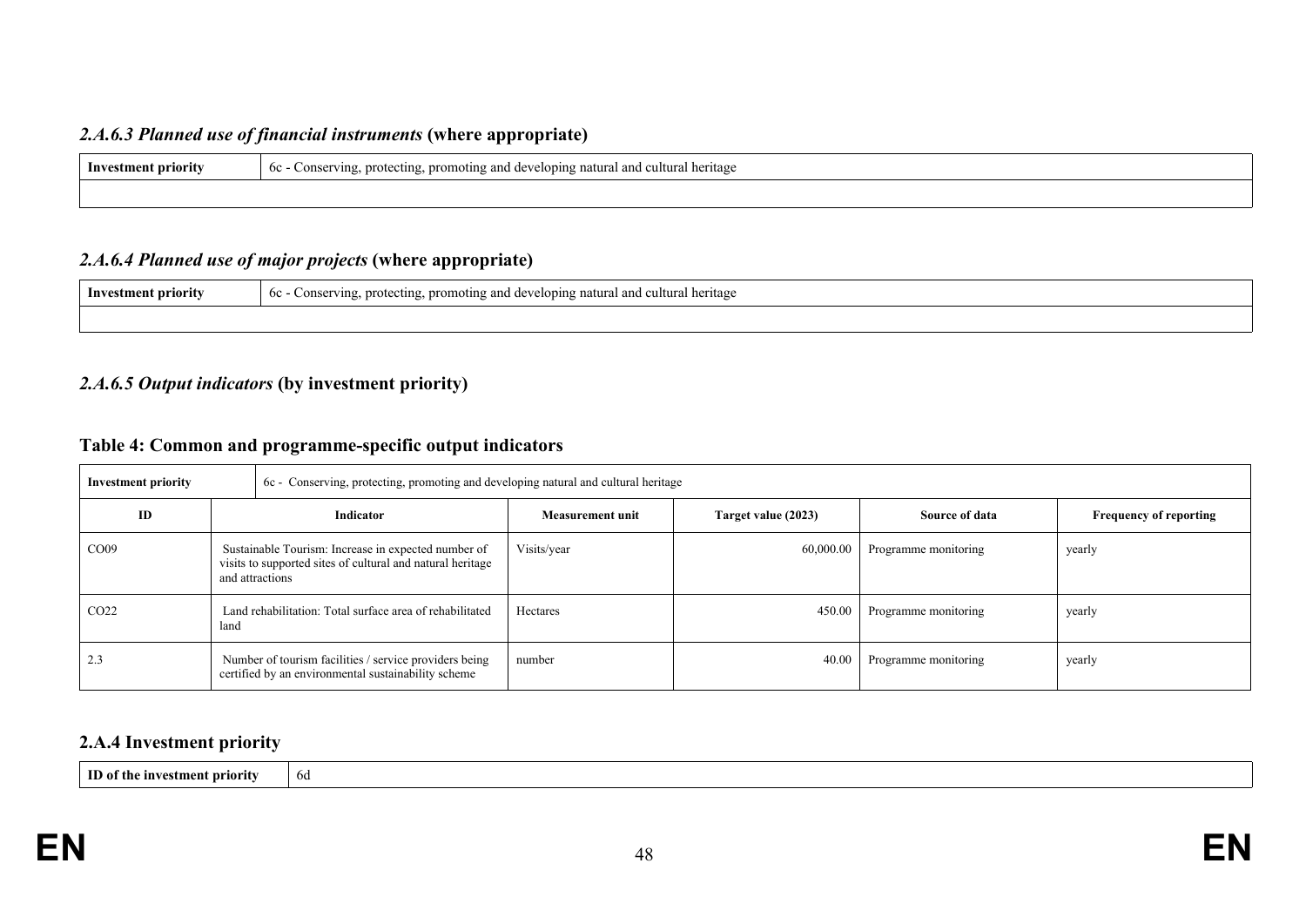### *2.A.6.3 Planned use of financial instruments* (where appropriate)

| **Investment priority** | 6c - Conserving, protecting, promoting and developing natural and cultural heritage |
|---|---|
| | |

### *2.A.6.4 Planned use of major projects* (where appropriate)

| **Investment priority** | 6c - Conserving, protecting, promoting and developing natural and cultural heritage |
|---|---|
| | |

### *2.A.6.5 Output indicators* (by investment priority)

### Table 4: Common and programme-specific output indicators

| **Investment priority** | 6c - Conserving, protecting, promoting and developing natural and cultural heritage | | | | |
|---|---|---|---|---|---|
| **ID** | **Indicator** | **Measurement unit** | **Target value (2023)** | **Source of data** | **Frequency of reporting** |
| CO09 | Sustainable Tourism: Increase in expected number of visits to supported sites of cultural and natural heritage and attractions | Visits/year | 60,000.00 | Programme monitoring | yearly |
| CO22 | Land rehabilitation: Total surface area of rehabilitated land | Hectares | 450.00 | Programme monitoring | yearly |
| 2.3 | Number of tourism facilities / service providers being certified by an environmental sustainability scheme | number | 40.00 | Programme monitoring | yearly |

## 2.A.4 Investment priority

| **ID of the investment priority** | 6d |
|---|---|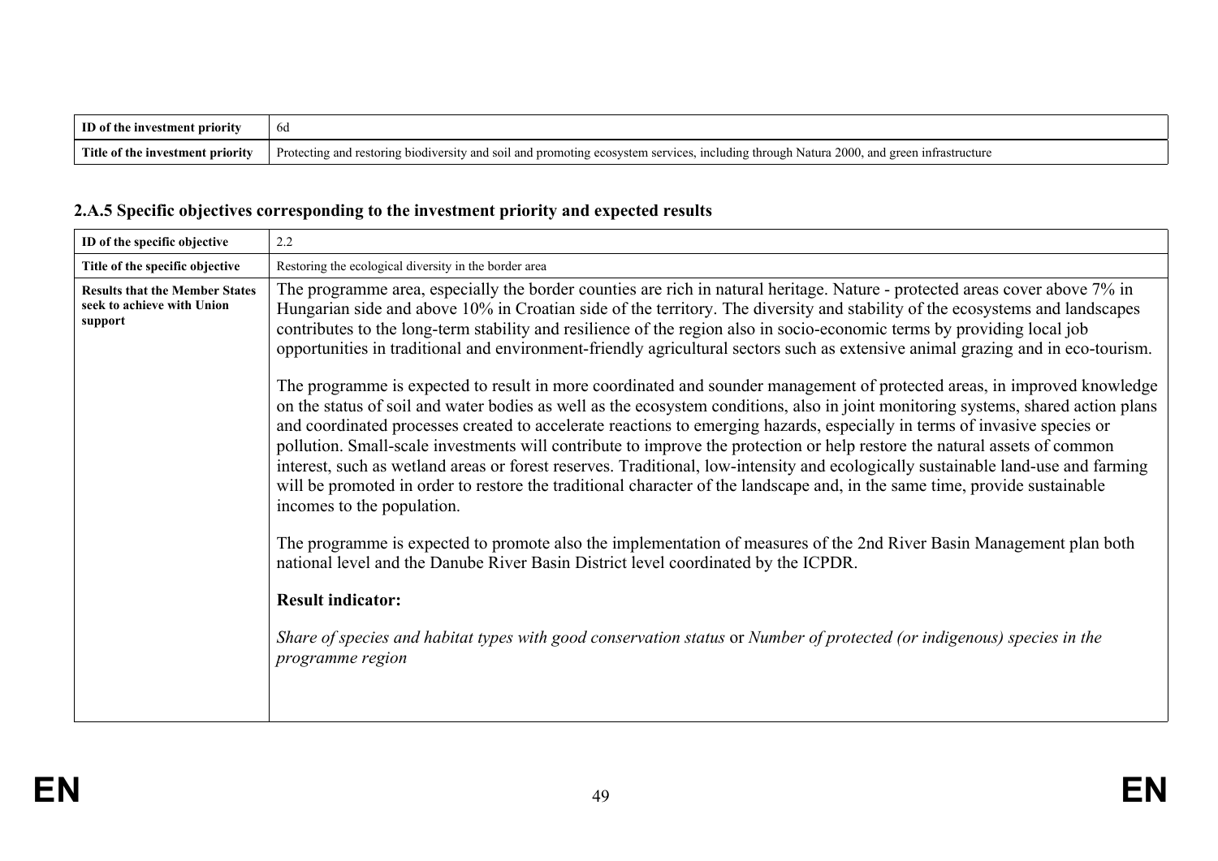| ID of the investment priority | 6d |
|---|---|
| Title of the investment priority | Protecting and restoring biodiversity and soil and promoting ecosystem services, including through Natura 2000, and green infrastructure |

### 2.A.5 Specific objectives corresponding to the investment priority and expected results

| ID of the specific objective | 2.2 |
|---|---|
| Title of the specific objective | Restoring the ecological diversity in the border area |
| Results that the Member States seek to achieve with Union support | The programme area, especially the border counties are rich in natural heritage. Nature - protected areas cover above 7% in Hungarian side and above 10% in Croatian side of the territory. The diversity and stability of the ecosystems and landscapes contributes to the long-term stability and resilience of the region also in socio-economic terms by providing local job opportunities in traditional and environment-friendly agricultural sectors such as extensive animal grazing and in eco-tourism.<br><br>The programme is expected to result in more coordinated and sounder management of protected areas, in improved knowledge on the status of soil and water bodies as well as the ecosystem conditions, also in joint monitoring systems, shared action plans and coordinated processes created to accelerate reactions to emerging hazards, especially in terms of invasive species or pollution. Small-scale investments will contribute to improve the protection or help restore the natural assets of common interest, such as wetland areas or forest reserves. Traditional, low-intensity and ecologically sustainable land-use and farming will be promoted in order to restore the traditional character of the landscape and, in the same time, provide sustainable incomes to the population.<br><br>The programme is expected to promote also the implementation of measures of the 2nd River Basin Management plan both national level and the Danube River Basin District level coordinated by the ICPDR.<br><br>**Result indicator:**<br><br>*Share of species and habitat types with good conservation status* or *Number of protected (or indigenous) species in the programme region* |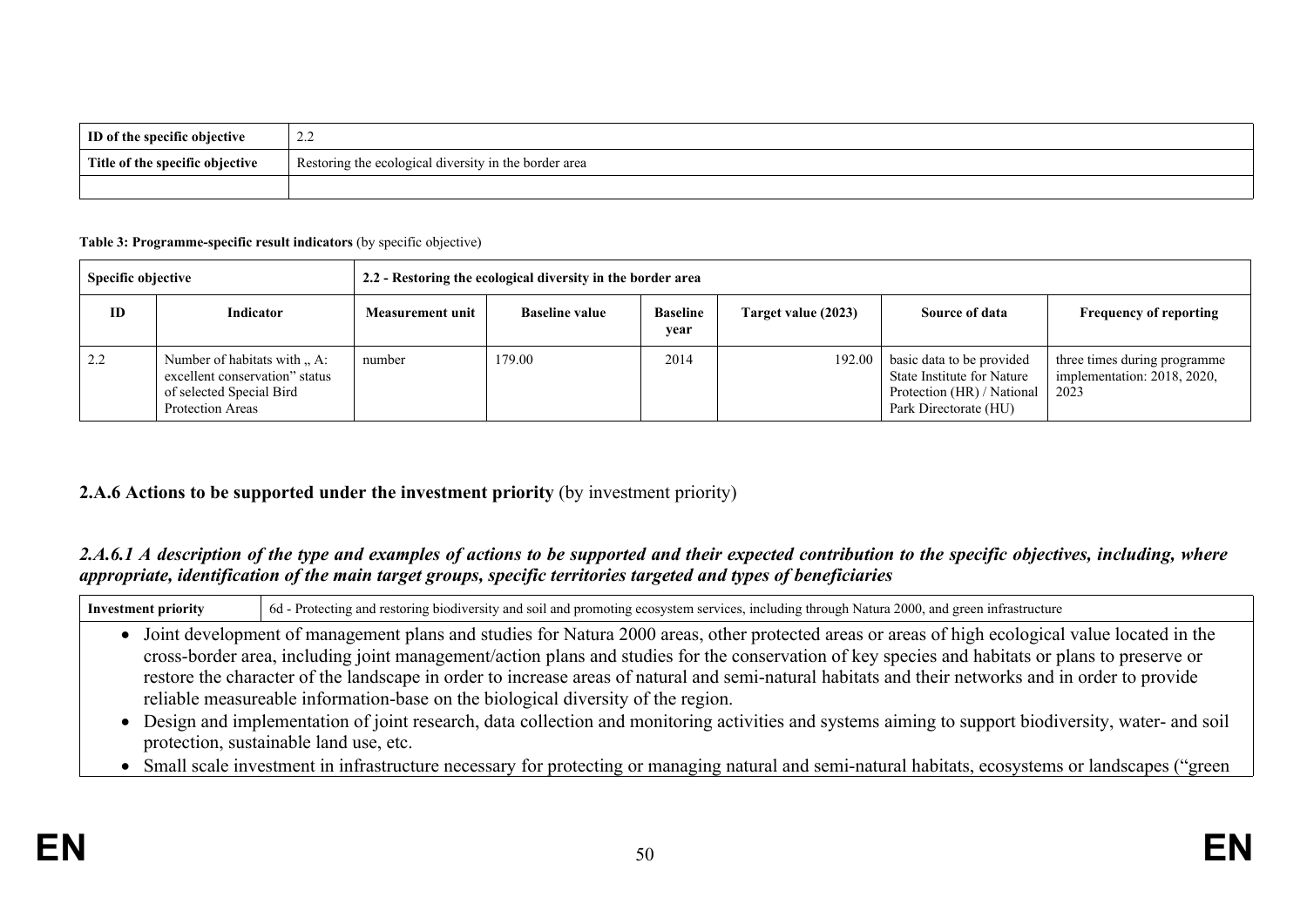| ID of the specific objective | 2.2 |
|---|---|
| Title of the specific objective | Restoring the ecological diversity in the border area |
| | |

**Table 3: Programme-specific result indicators** (by specific objective)

| Specific objective | | 2.2 - Restoring the ecological diversity in the border area | | | | | |
|---|---|---|---|---|---|---|---|
| **ID** | **Indicator** | **Measurement unit** | **Baseline value** | **Baseline year** | **Target value (2023)** | **Source of data** | **Frequency of reporting** |
| 2.2 | Number of habitats with „ A: excellent conservation" status of selected Special Bird Protection Areas | number | 179.00 | 2014 | 192.00 | basic data to be provided State Institute for Nature Protection (HR) / National Park Directorate (HU) | three times during programme implementation: 2018, 2020, 2023 |

## 2.A.6 Actions to be supported under the investment priority (by investment priority)

### *2.A.6.1 A description of the type and examples of actions to be supported and their expected contribution to the specific objectives, including, where appropriate, identification of the main target groups, specific territories targeted and types of beneficiaries*

| Investment priority | 6d - Protecting and restoring biodiversity and soil and promoting ecosystem services, including through Natura 2000, and green infrastructure |
|---|---|

- Joint development of management plans and studies for Natura 2000 areas, other protected areas or areas of high ecological value located in the cross-border area, including joint management/action plans and studies for the conservation of key species and habitats or plans to preserve or restore the character of the landscape in order to increase areas of natural and semi-natural habitats and their networks and in order to provide reliable measureable information-base on the biological diversity of the region.
- Design and implementation of joint research, data collection and monitoring activities and systems aiming to support biodiversity, water- and soil protection, sustainable land use, etc.
- Small scale investment in infrastructure necessary for protecting or managing natural and semi-natural habitats, ecosystems or landscapes ("green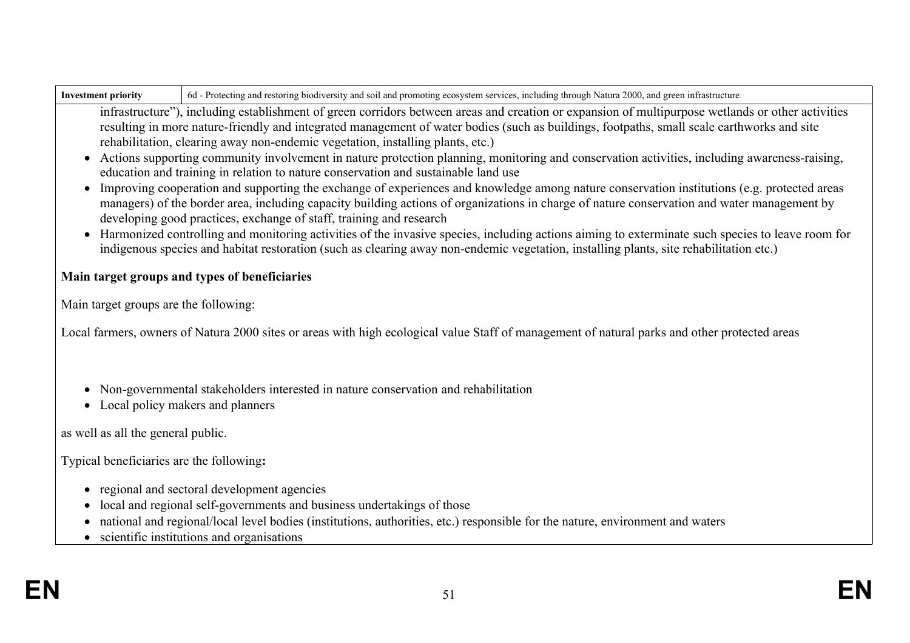| Investment priority | 6d - Protecting and restoring biodiversity and soil and promoting ecosystem services, including through Natura 2000, and green infrastructure |
|---|---|

infrastructure"), including establishment of green corridors between areas and creation or expansion of multipurpose wetlands or other activities resulting in more nature-friendly and integrated management of water bodies (such as buildings, footpaths, small scale earthworks and site rehabilitation, clearing away non-endemic vegetation, installing plants, etc.)

- Actions supporting community involvement in nature protection planning, monitoring and conservation activities, including awareness-raising, education and training in relation to nature conservation and sustainable land use
- Improving cooperation and supporting the exchange of experiences and knowledge among nature conservation institutions (e.g. protected areas managers) of the border area, including capacity building actions of organizations in charge of nature conservation and water management by developing good practices, exchange of staff, training and research
- Harmonized controlling and monitoring activities of the invasive species, including actions aiming to exterminate such species to leave room for indigenous species and habitat restoration (such as clearing away non-endemic vegetation, installing plants, site rehabilitation etc.)

**Main target groups and types of beneficiaries**

Main target groups are the following:

Local farmers, owners of Natura 2000 sites or areas with high ecological value Staff of management of natural parks and other protected areas

- Non-governmental stakeholders interested in nature conservation and rehabilitation
- Local policy makers and planners

as well as all the general public.

Typical beneficiaries are the following**:**

- regional and sectoral development agencies
- local and regional self-governments and business undertakings of those
- national and regional/local level bodies (institutions, authorities, etc.) responsible for the nature, environment and waters
- scientific institutions and organisations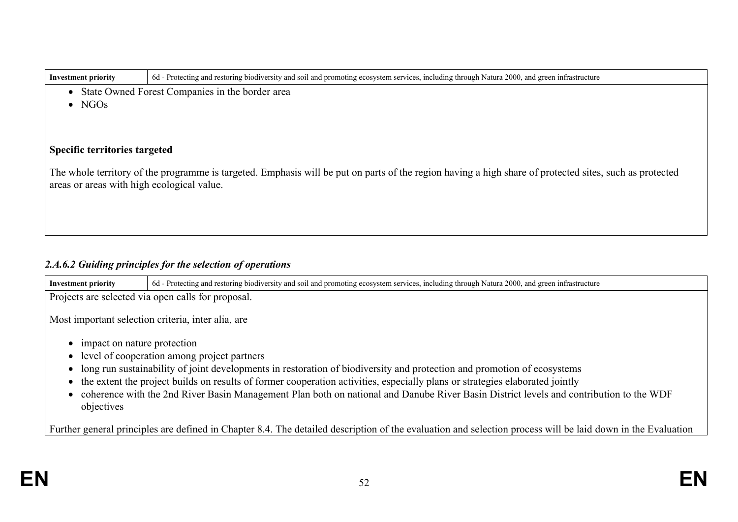| Investment priority | 6d - Protecting and restoring biodiversity and soil and promoting ecosystem services, including through Natura 2000, and green infrastructure |
|---|---|

- State Owned Forest Companies in the border area
- NGOs

**Specific territories targeted**

The whole territory of the programme is targeted. Emphasis will be put on parts of the region having a high share of protected sites, such as protected areas or areas with high ecological value.

### *2.A.6.2 Guiding principles for the selection of operations*

| Investment priority | 6d - Protecting and restoring biodiversity and soil and promoting ecosystem services, including through Natura 2000, and green infrastructure |
|---|---|

Projects are selected via open calls for proposal.

Most important selection criteria, inter alia, are

- impact on nature protection
- level of cooperation among project partners
- long run sustainability of joint developments in restoration of biodiversity and protection and promotion of ecosystems
- the extent the project builds on results of former cooperation activities, especially plans or strategies elaborated jointly
- coherence with the 2nd River Basin Management Plan both on national and Danube River Basin District levels and contribution to the WDF objectives

Further general principles are defined in Chapter 8.4. The detailed description of the evaluation and selection process will be laid down in the Evaluation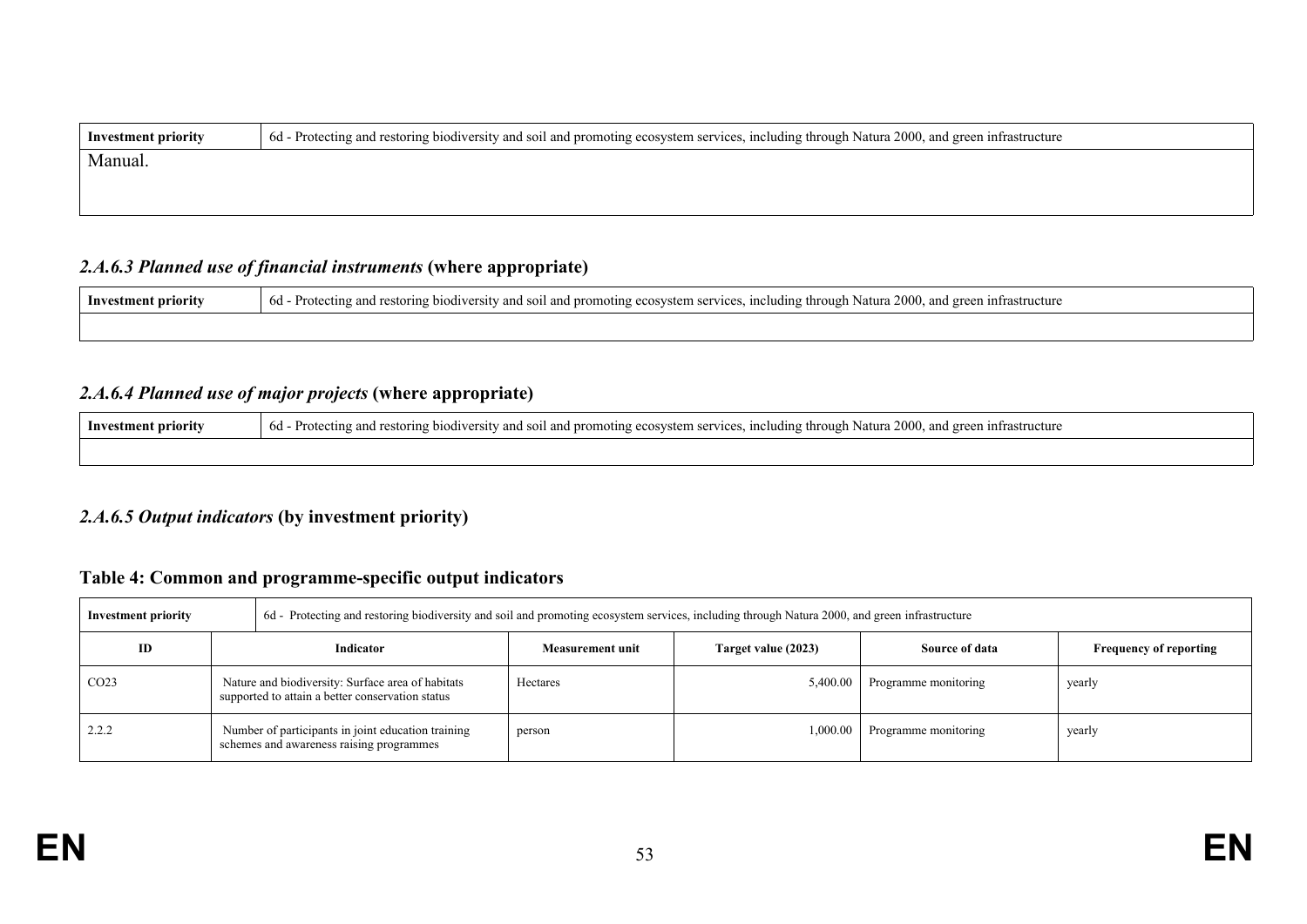| Investment priority | 6d - Protecting and restoring biodiversity and soil and promoting ecosystem services, including through Natura 2000, and green infrastructure |
| --- | --- |
| Manual. | |

### *2.A.6.3 Planned use of financial instruments* (where appropriate)

| Investment priority | 6d - Protecting and restoring biodiversity and soil and promoting ecosystem services, including through Natura 2000, and green infrastructure |
| --- | --- |
| | |

### *2.A.6.4 Planned use of major projects* (where appropriate)

| Investment priority | 6d - Protecting and restoring biodiversity and soil and promoting ecosystem services, including through Natura 2000, and green infrastructure |
| --- | --- |
| | |

### *2.A.6.5 Output indicators* (by investment priority)

### Table 4: Common and programme-specific output indicators

| Investment priority | 6d - Protecting and restoring biodiversity and soil and promoting ecosystem services, including through Natura 2000, and green infrastructure | | | | |
| --- | --- | --- | --- | --- | --- |
| **ID** | **Indicator** | **Measurement unit** | **Target value (2023)** | **Source of data** | **Frequency of reporting** |
| CO23 | Nature and biodiversity: Surface area of habitats supported to attain a better conservation status | Hectares | 5,400.00 | Programme monitoring | yearly |
| 2.2.2 | Number of participants in joint education training schemes and awareness raising programmes | person | 1,000.00 | Programme monitoring | yearly |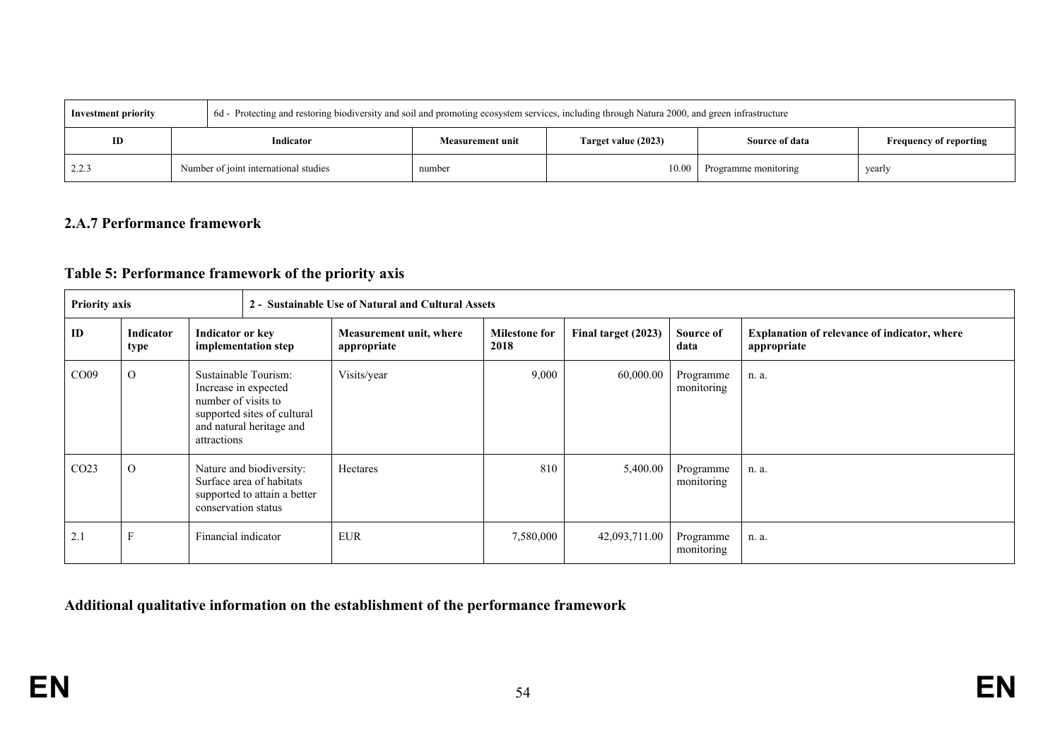| Investment priority | 6d - Protecting and restoring biodiversity and soil and promoting ecosystem services, including through Natura 2000, and green infrastructure | | | | |
|---|---|---|---|---|---|
| **ID** | **Indicator** | **Measurement unit** | **Target value (2023)** | **Source of data** | **Frequency of reporting** |
| 2.2.3 | Number of joint international studies | number | 10.00 | Programme monitoring | yearly |

### 2.A.7 Performance framework

### Table 5: Performance framework of the priority axis

| Priority axis | | 2 - Sustainable Use of Natural and Cultural Assets | | | | | |
|---|---|---|---|---|---|---|---|
| **ID** | **Indicator type** | **Indicator or key implementation step** | **Measurement unit, where appropriate** | **Milestone for 2018** | **Final target (2023)** | **Source of data** | **Explanation of relevance of indicator, where appropriate** |
| CO09 | O | Sustainable Tourism: Increase in expected number of visits to supported sites of cultural and natural heritage and attractions | Visits/year | 9,000 | 60,000.00 | Programme monitoring | n. a. |
| CO23 | O | Nature and biodiversity: Surface area of habitats supported to attain a better conservation status | Hectares | 810 | 5,400.00 | Programme monitoring | n. a. |
| 2.1 | F | Financial indicator | EUR | 7,580,000 | 42,093,711.00 | Programme monitoring | n. a. |

### Additional qualitative information on the establishment of the performance framework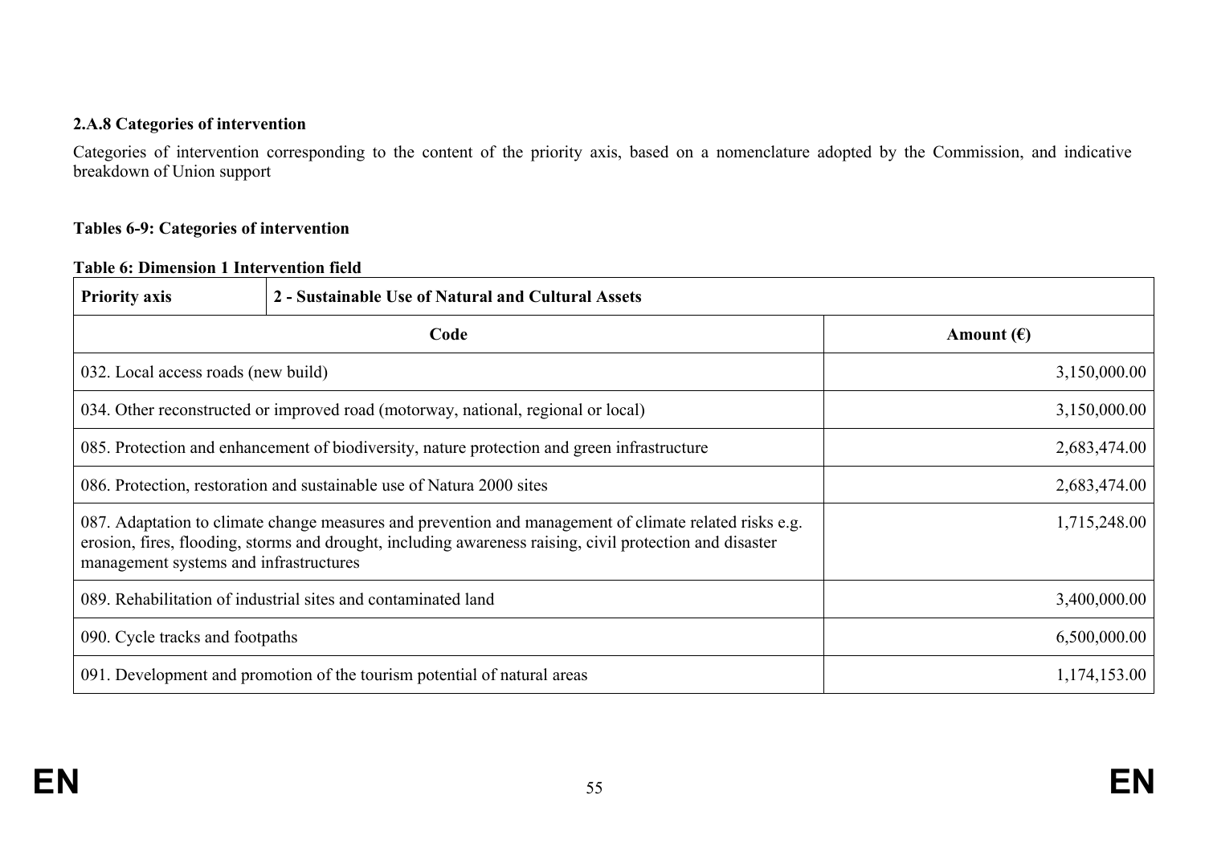### 2.A.8 Categories of intervention

Categories of intervention corresponding to the content of the priority axis, based on a nomenclature adopted by the Commission, and indicative breakdown of Union support

**Tables 6-9: Categories of intervention**

**Table 6: Dimension 1 Intervention field**

| **Priority axis** | **2 - Sustainable Use of Natural and Cultural Assets** |
|---|---|
| **Code** | **Amount (€)** |
| 032. Local access roads (new build) | 3,150,000.00 |
| 034. Other reconstructed or improved road (motorway, national, regional or local) | 3,150,000.00 |
| 085. Protection and enhancement of biodiversity, nature protection and green infrastructure | 2,683,474.00 |
| 086. Protection, restoration and sustainable use of Natura 2000 sites | 2,683,474.00 |
| 087. Adaptation to climate change measures and prevention and management of climate related risks e.g. erosion, fires, flooding, storms and drought, including awareness raising, civil protection and disaster management systems and infrastructures | 1,715,248.00 |
| 089. Rehabilitation of industrial sites and contaminated land | 3,400,000.00 |
| 090. Cycle tracks and footpaths | 6,500,000.00 |
| 091. Development and promotion of the tourism potential of natural areas | 1,174,153.00 |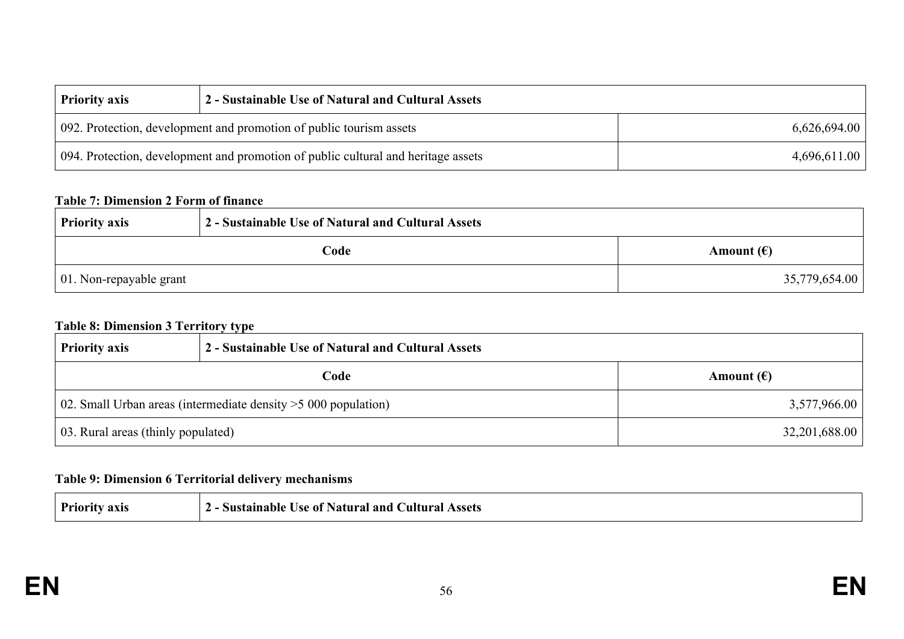| Priority axis | 2 - Sustainable Use of Natural and Cultural Assets |
|---|---|
| 092. Protection, development and promotion of public tourism assets | 6,626,694.00 |
| 094. Protection, development and promotion of public cultural and heritage assets | 4,696,611.00 |

**Table 7: Dimension 2 Form of finance**

| Priority axis | 2 - Sustainable Use of Natural and Cultural Assets |
|---|---|
| **Code** | **Amount (€)** |
| 01. Non-repayable grant | 35,779,654.00 |

**Table 8: Dimension 3 Territory type**

| Priority axis | 2 - Sustainable Use of Natural and Cultural Assets |
|---|---|
| **Code** | **Amount (€)** |
| 02. Small Urban areas (intermediate density >5 000 population) | 3,577,966.00 |
| 03. Rural areas (thinly populated) | 32,201,688.00 |

**Table 9: Dimension 6 Territorial delivery mechanisms**

| Priority axis | 2 - Sustainable Use of Natural and Cultural Assets |
|---|---|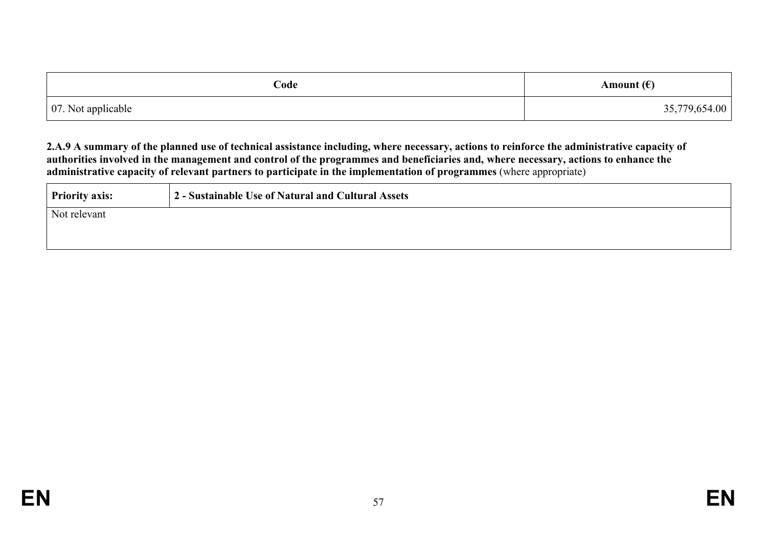| Code | Amount (€) |
| --- | --- |
| 07. Not applicable | 35,779,654.00 |

**2.A.9 A summary of the planned use of technical assistance including, where necessary, actions to reinforce the administrative capacity of authorities involved in the management and control of the programmes and beneficiaries and, where necessary, actions to enhance the administrative capacity of relevant partners to participate in the implementation of programmes** (where appropriate)

| **Priority axis:** | **2 - Sustainable Use of Natural and Cultural Assets** |
| --- | --- |
| Not relevant | |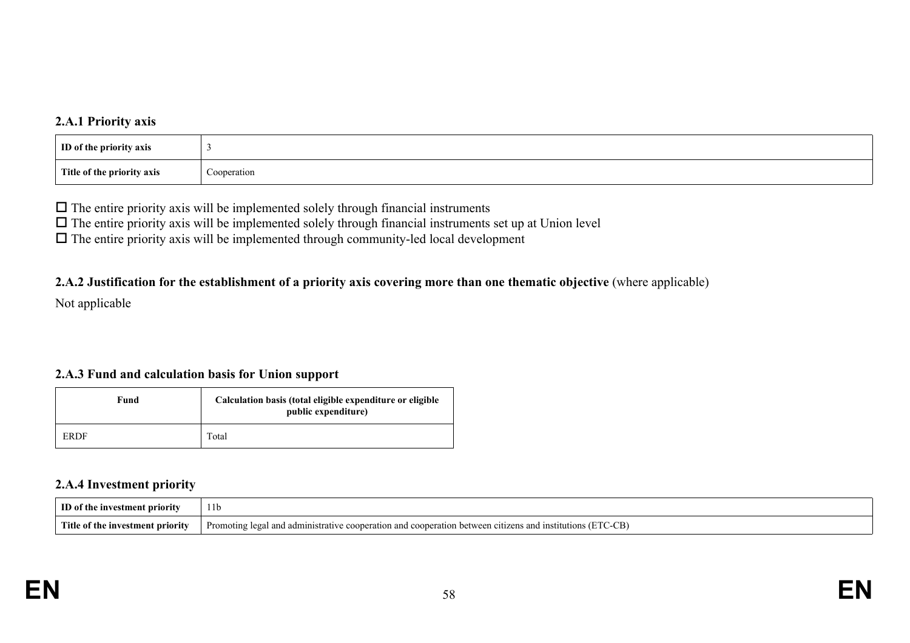### 2.A.1 Priority axis

| ID of the priority axis | 3 |
|---|---|
| Title of the priority axis | Cooperation |

☐ The entire priority axis will be implemented solely through financial instruments
☐ The entire priority axis will be implemented solely through financial instruments set up at Union level
☐ The entire priority axis will be implemented through community-led local development

### 2.A.2 Justification for the establishment of a priority axis covering more than one thematic objective (where applicable)

Not applicable

### 2.A.3 Fund and calculation basis for Union support

| Fund | Calculation basis (total eligible expenditure or eligible public expenditure) |
|---|---|
| ERDF | Total |

### 2.A.4 Investment priority

| ID of the investment priority | 11b |
|---|---|
| Title of the investment priority | Promoting legal and administrative cooperation and cooperation between citizens and institutions (ETC-CB) |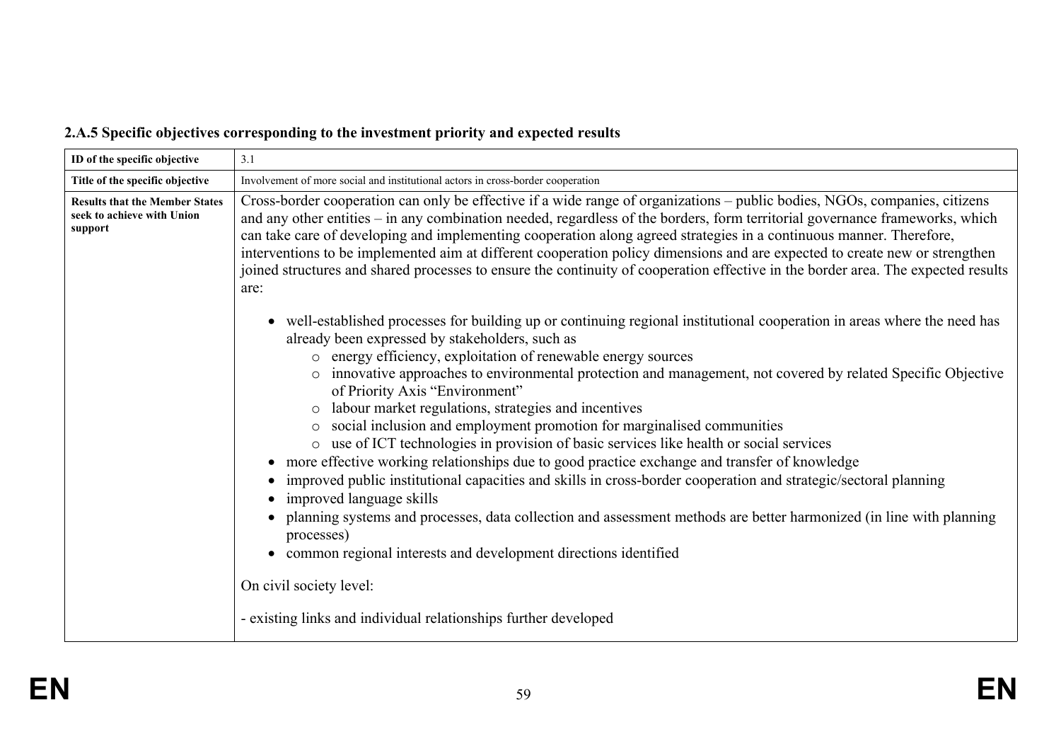### 2.A.5 Specific objectives corresponding to the investment priority and expected results

| ID of the specific objective | 3.1 |
|---|---|
| **Title of the specific objective** | Involvement of more social and institutional actors in cross-border cooperation |
| **Results that the Member States seek to achieve with Union support** | Cross-border cooperation can only be effective if a wide range of organizations – public bodies, NGOs, companies, citizens and any other entities – in any combination needed, regardless of the borders, form territorial governance frameworks, which can take care of developing and implementing cooperation along agreed strategies in a continuous manner. Therefore, interventions to be implemented aim at different cooperation policy dimensions and are expected to create new or strengthen joined structures and shared processes to ensure the continuity of cooperation effective in the border area. The expected results are:<br><br>• well-established processes for building up or continuing regional institutional cooperation in areas where the need has already been expressed by stakeholders, such as<br>&nbsp;&nbsp;&nbsp;&nbsp;○ energy efficiency, exploitation of renewable energy sources<br>&nbsp;&nbsp;&nbsp;&nbsp;○ innovative approaches to environmental protection and management, not covered by related Specific Objective of Priority Axis "Environment"<br>&nbsp;&nbsp;&nbsp;&nbsp;○ labour market regulations, strategies and incentives<br>&nbsp;&nbsp;&nbsp;&nbsp;○ social inclusion and employment promotion for marginalised communities<br>&nbsp;&nbsp;&nbsp;&nbsp;○ use of ICT technologies in provision of basic services like health or social services<br>• more effective working relationships due to good practice exchange and transfer of knowledge<br>• improved public institutional capacities and skills in cross-border cooperation and strategic/sectoral planning<br>• improved language skills<br>• planning systems and processes, data collection and assessment methods are better harmonized (in line with planning processes)<br>• common regional interests and development directions identified<br><br>On civil society level:<br><br>- existing links and individual relationships further developed |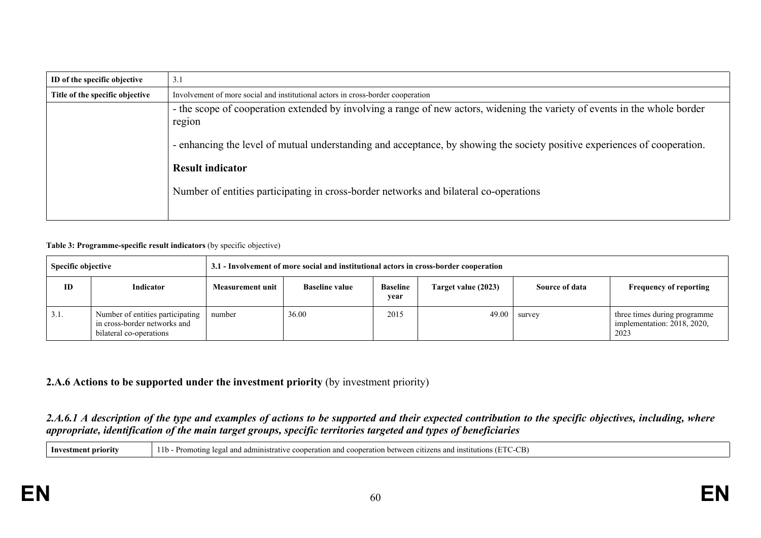| ID of the specific objective | 3.1 |
|---|---|
| Title of the specific objective | Involvement of more social and institutional actors in cross-border cooperation |
| | - the scope of cooperation extended by involving a range of new actors, widening the variety of events in the whole border region<br><br>- enhancing the level of mutual understanding and acceptance, by showing the society positive experiences of cooperation.<br><br>**Result indicator**<br><br>Number of entities participating in cross-border networks and bilateral co-operations |

**Table 3: Programme-specific result indicators** (by specific objective)

| **Specific objective** | | **3.1 - Involvement of more social and institutional actors in cross-border cooperation** | | | | | |
|---|---|---|---|---|---|---|---|
| **ID** | **Indicator** | **Measurement unit** | **Baseline value** | **Baseline year** | **Target value (2023)** | **Source of data** | **Frequency of reporting** |
| 3.1. | Number of entities participating in cross-border networks and bilateral co-operations | number | 36.00 | 2015 | 49.00 | survey | three times during programme implementation: 2018, 2020, 2023 |

## 2.A.6 Actions to be supported under the investment priority (by investment priority)

### *2.A.6.1 A description of the type and examples of actions to be supported and their expected contribution to the specific objectives, including, where appropriate, identification of the main target groups, specific territories targeted and types of beneficiaries*

| **Investment priority** | 11b - Promoting legal and administrative cooperation and cooperation between citizens and institutions (ETC-CB) |
|---|---|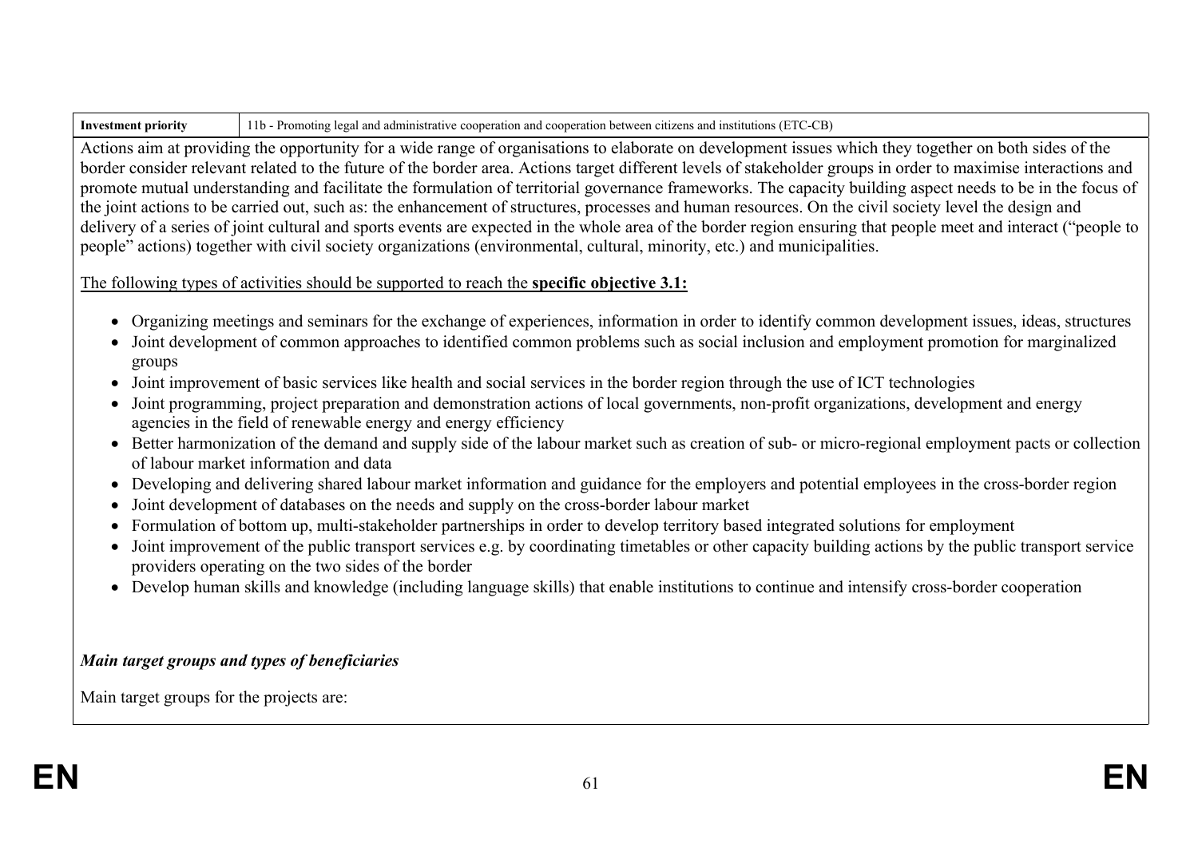| Investment priority | 11b - Promoting legal and administrative cooperation and cooperation between citizens and institutions (ETC-CB) |
| --- | --- |

Actions aim at providing the opportunity for a wide range of organisations to elaborate on development issues which they together on both sides of the border consider relevant related to the future of the border area. Actions target different levels of stakeholder groups in order to maximise interactions and promote mutual understanding and facilitate the formulation of territorial governance frameworks. The capacity building aspect needs to be in the focus of the joint actions to be carried out, such as: the enhancement of structures, processes and human resources. On the civil society level the design and delivery of a series of joint cultural and sports events are expected in the whole area of the border region ensuring that people meet and interact ("people to people" actions) together with civil society organizations (environmental, cultural, minority, etc.) and municipalities.

The following types of activities should be supported to reach the **specific objective 3.1:**

- Organizing meetings and seminars for the exchange of experiences, information in order to identify common development issues, ideas, structures
- Joint development of common approaches to identified common problems such as social inclusion and employment promotion for marginalized groups
- Joint improvement of basic services like health and social services in the border region through the use of ICT technologies
- Joint programming, project preparation and demonstration actions of local governments, non-profit organizations, development and energy agencies in the field of renewable energy and energy efficiency
- Better harmonization of the demand and supply side of the labour market such as creation of sub- or micro-regional employment pacts or collection of labour market information and data
- Developing and delivering shared labour market information and guidance for the employers and potential employees in the cross-border region
- Joint development of databases on the needs and supply on the cross-border labour market
- Formulation of bottom up, multi-stakeholder partnerships in order to develop territory based integrated solutions for employment
- Joint improvement of the public transport services e.g. by coordinating timetables or other capacity building actions by the public transport service providers operating on the two sides of the border
- Develop human skills and knowledge (including language skills) that enable institutions to continue and intensify cross-border cooperation

***Main target groups and types of beneficiaries***

Main target groups for the projects are: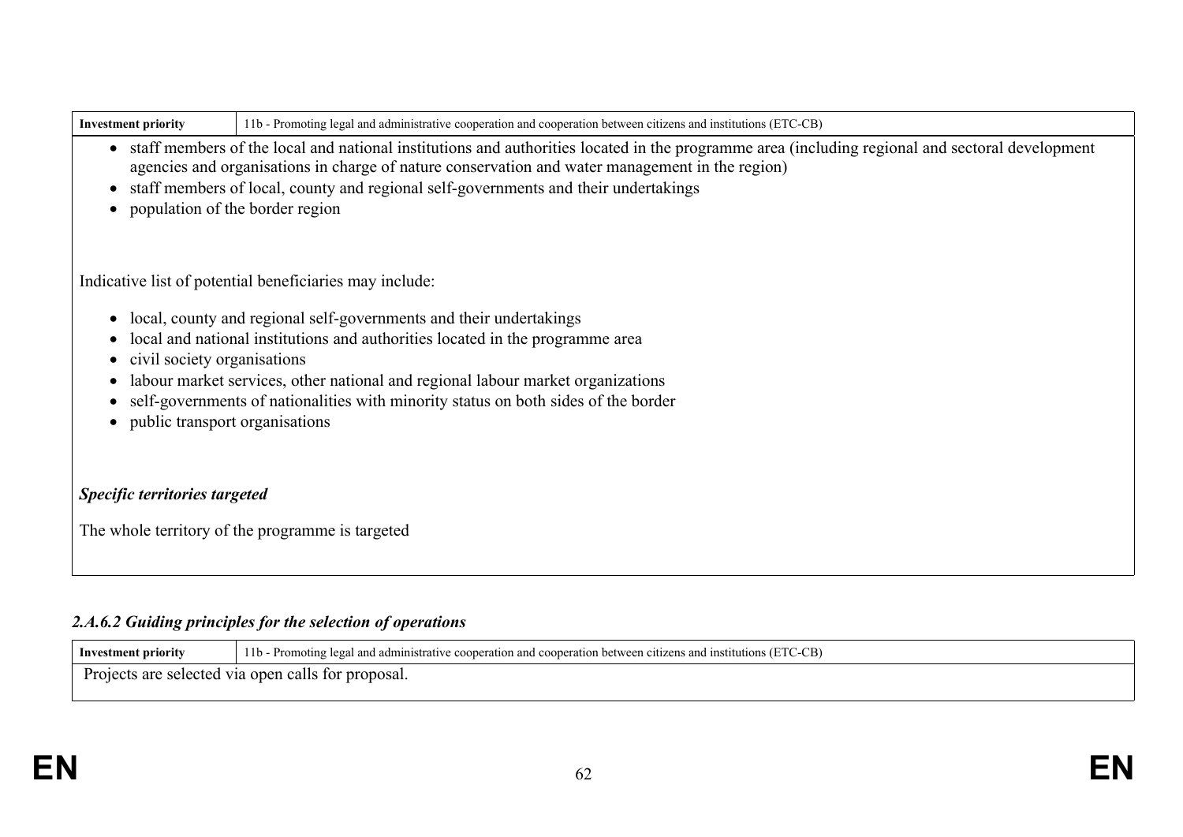| Investment priority | 11b - Promoting legal and administrative cooperation and cooperation between citizens and institutions (ETC-CB) |
|---|---|

- staff members of the local and national institutions and authorities located in the programme area (including regional and sectoral development agencies and organisations in charge of nature conservation and water management in the region)
- staff members of local, county and regional self-governments and their undertakings
- population of the border region

Indicative list of potential beneficiaries may include:

- local, county and regional self-governments and their undertakings
- local and national institutions and authorities located in the programme area
- civil society organisations
- labour market services, other national and regional labour market organizations
- self-governments of nationalities with minority status on both sides of the border
- public transport organisations

***Specific territories targeted***

The whole territory of the programme is targeted

#### *2.A.6.2 Guiding principles for the selection of operations*

| Investment priority | 11b - Promoting legal and administrative cooperation and cooperation between citizens and institutions (ETC-CB) |
|---|---|

Projects are selected via open calls for proposal.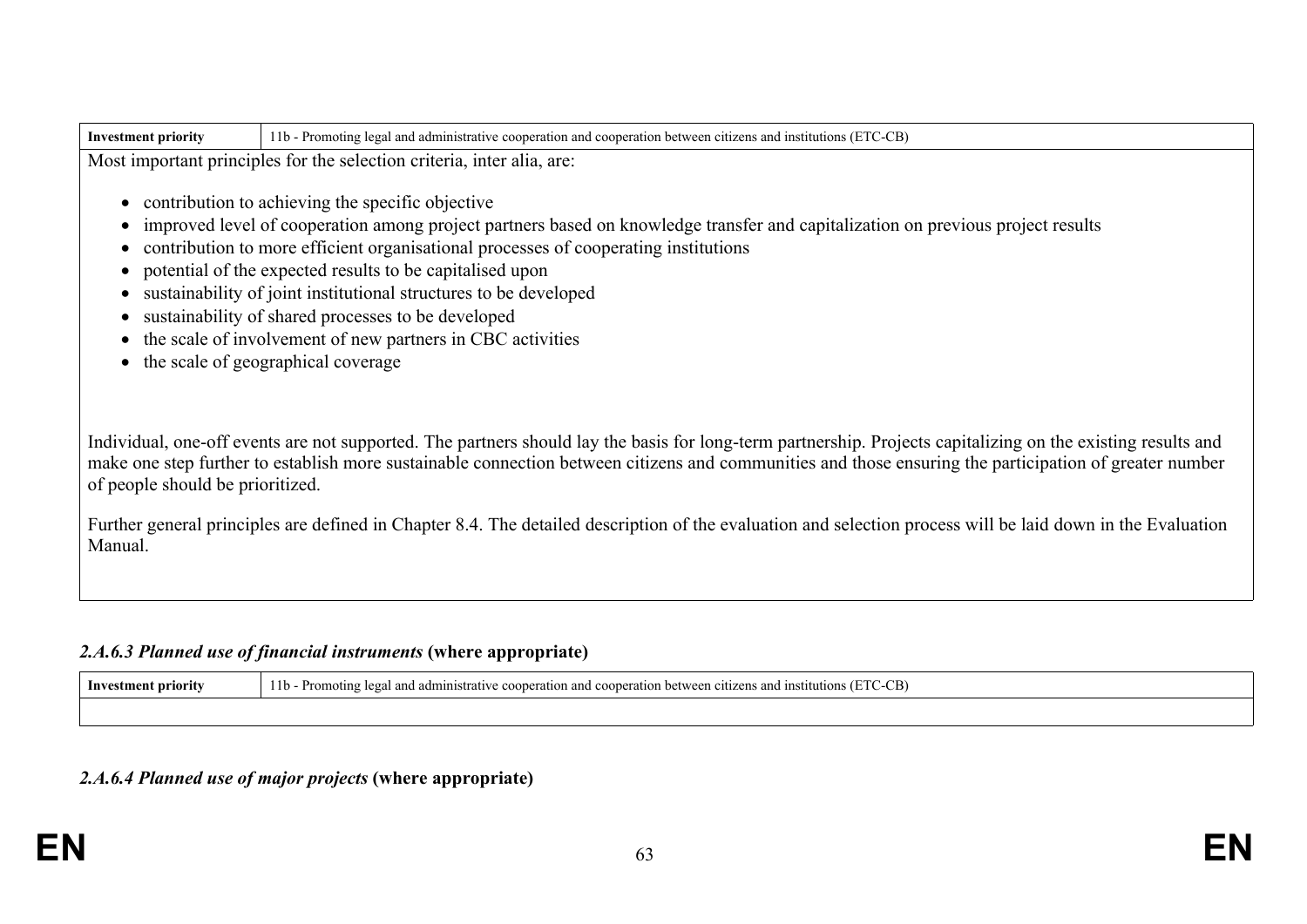| Investment priority | 11b - Promoting legal and administrative cooperation and cooperation between citizens and institutions (ETC-CB) |
|---|---|

Most important principles for the selection criteria, inter alia, are:

- contribution to achieving the specific objective
- improved level of cooperation among project partners based on knowledge transfer and capitalization on previous project results
- contribution to more efficient organisational processes of cooperating institutions
- potential of the expected results to be capitalised upon
- sustainability of joint institutional structures to be developed
- sustainability of shared processes to be developed
- the scale of involvement of new partners in CBC activities
- the scale of geographical coverage

Individual, one-off events are not supported. The partners should lay the basis for long-term partnership. Projects capitalizing on the existing results and make one step further to establish more sustainable connection between citizens and communities and those ensuring the participation of greater number of people should be prioritized.

Further general principles are defined in Chapter 8.4. The detailed description of the evaluation and selection process will be laid down in the Evaluation Manual.

### *2.A.6.3 Planned use of financial instruments* (where appropriate)

| Investment priority | 11b - Promoting legal and administrative cooperation and cooperation between citizens and institutions (ETC-CB) |
|---|---|
| | |

### *2.A.6.4 Planned use of major projects* (where appropriate)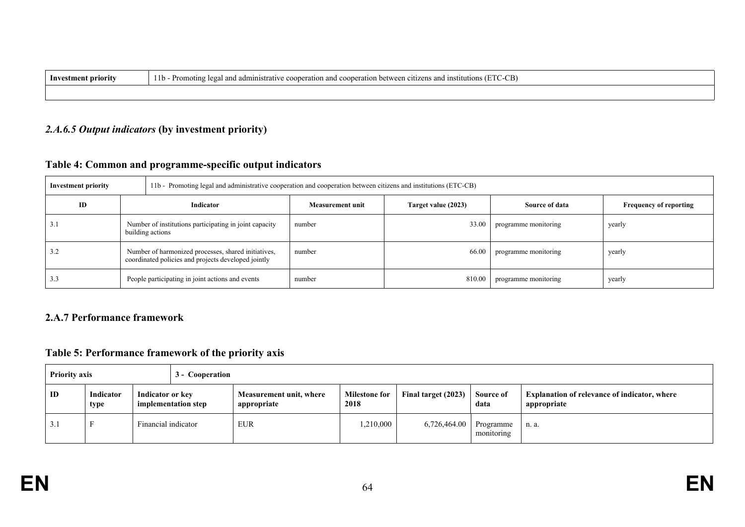| Investment priority | 11b - Promoting legal and administrative cooperation and cooperation between citizens and institutions (ETC-CB) |
| --- | --- |
| | |

### *2.A.6.5 Output indicators* (by investment priority)

### Table 4: Common and programme-specific output indicators

| Investment priority | 11b - Promoting legal and administrative cooperation and cooperation between citizens and institutions (ETC-CB) | | | | |
| --- | --- | --- | --- | --- | --- |
| **ID** | **Indicator** | **Measurement unit** | **Target value (2023)** | **Source of data** | **Frequency of reporting** |
| 3.1 | Number of institutions participating in joint capacity building actions | number | 33.00 | programme monitoring | yearly |
| 3.2 | Number of harmonized processes, shared initiatives, coordinated policies and projects developed jointly | number | 66.00 | programme monitoring | yearly |
| 3.3 | People participating in joint actions and events | number | 810.00 | programme monitoring | yearly |

### 2.A.7 Performance framework

### Table 5: Performance framework of the priority axis

| Priority axis | | 3 - Cooperation | | | | | |
| --- | --- | --- | --- | --- | --- | --- | --- |
| **ID** | **Indicator type** | **Indicator or key implementation step** | **Measurement unit, where appropriate** | **Milestone for 2018** | **Final target (2023)** | **Source of data** | **Explanation of relevance of indicator, where appropriate** |
| 3.1 | F | Financial indicator | EUR | 1,210,000 | 6,726,464.00 | Programme monitoring | n. a. |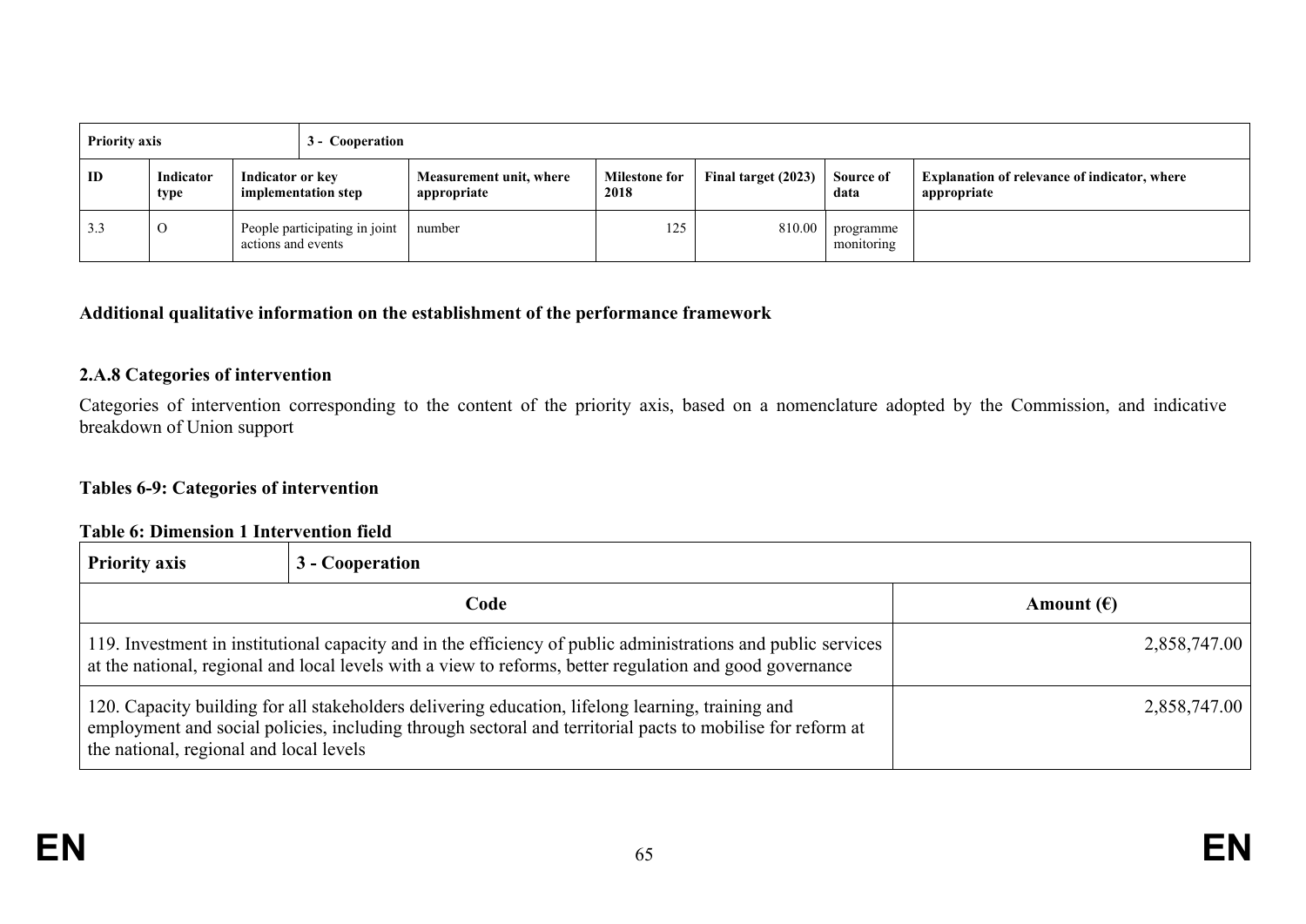| Priority axis | | 3 - Cooperation | | | | | |
|---|---|---|---|---|---|---|---|
| **ID** | **Indicator type** | **Indicator or key implementation step** | **Measurement unit, where appropriate** | **Milestone for 2018** | **Final target (2023)** | **Source of data** | **Explanation of relevance of indicator, where appropriate** |
| 3.3 | O | People participating in joint actions and events | number | 125 | 810.00 | programme monitoring | |

**Additional qualitative information on the establishment of the performance framework**

**2.A.8 Categories of intervention**

Categories of intervention corresponding to the content of the priority axis, based on a nomenclature adopted by the Commission, and indicative breakdown of Union support

**Tables 6-9: Categories of intervention**

**Table 6: Dimension 1 Intervention field**

| **Priority axis** | **3 - Cooperation** |
|---|---|
| **Code** | **Amount (€)** |
| 119. Investment in institutional capacity and in the efficiency of public administrations and public services at the national, regional and local levels with a view to reforms, better regulation and good governance | 2,858,747.00 |
| 120. Capacity building for all stakeholders delivering education, lifelong learning, training and employment and social policies, including through sectoral and territorial pacts to mobilise for reform at the national, regional and local levels | 2,858,747.00 |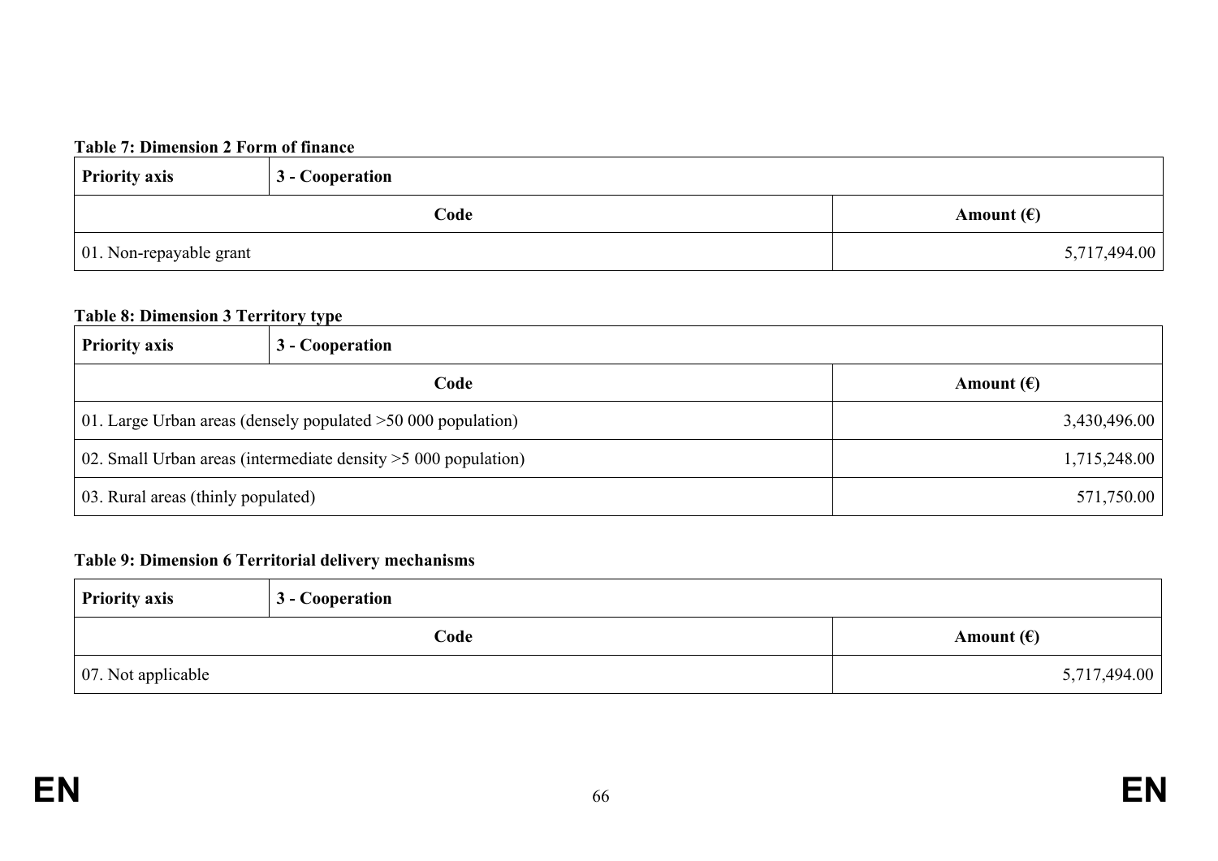**Table 7: Dimension 2 Form of finance**

| Priority axis | 3 - Cooperation |
|---|---|
| **Code** | **Amount (€)** |
| 01. Non-repayable grant | 5,717,494.00 |

**Table 8: Dimension 3 Territory type**

| Priority axis | 3 - Cooperation |
|---|---|
| **Code** | **Amount (€)** |
| 01. Large Urban areas (densely populated >50 000 population) | 3,430,496.00 |
| 02. Small Urban areas (intermediate density >5 000 population) | 1,715,248.00 |
| 03. Rural areas (thinly populated) | 571,750.00 |

**Table 9: Dimension 6 Territorial delivery mechanisms**

| Priority axis | 3 - Cooperation |
|---|---|
| **Code** | **Amount (€)** |
| 07. Not applicable | 5,717,494.00 |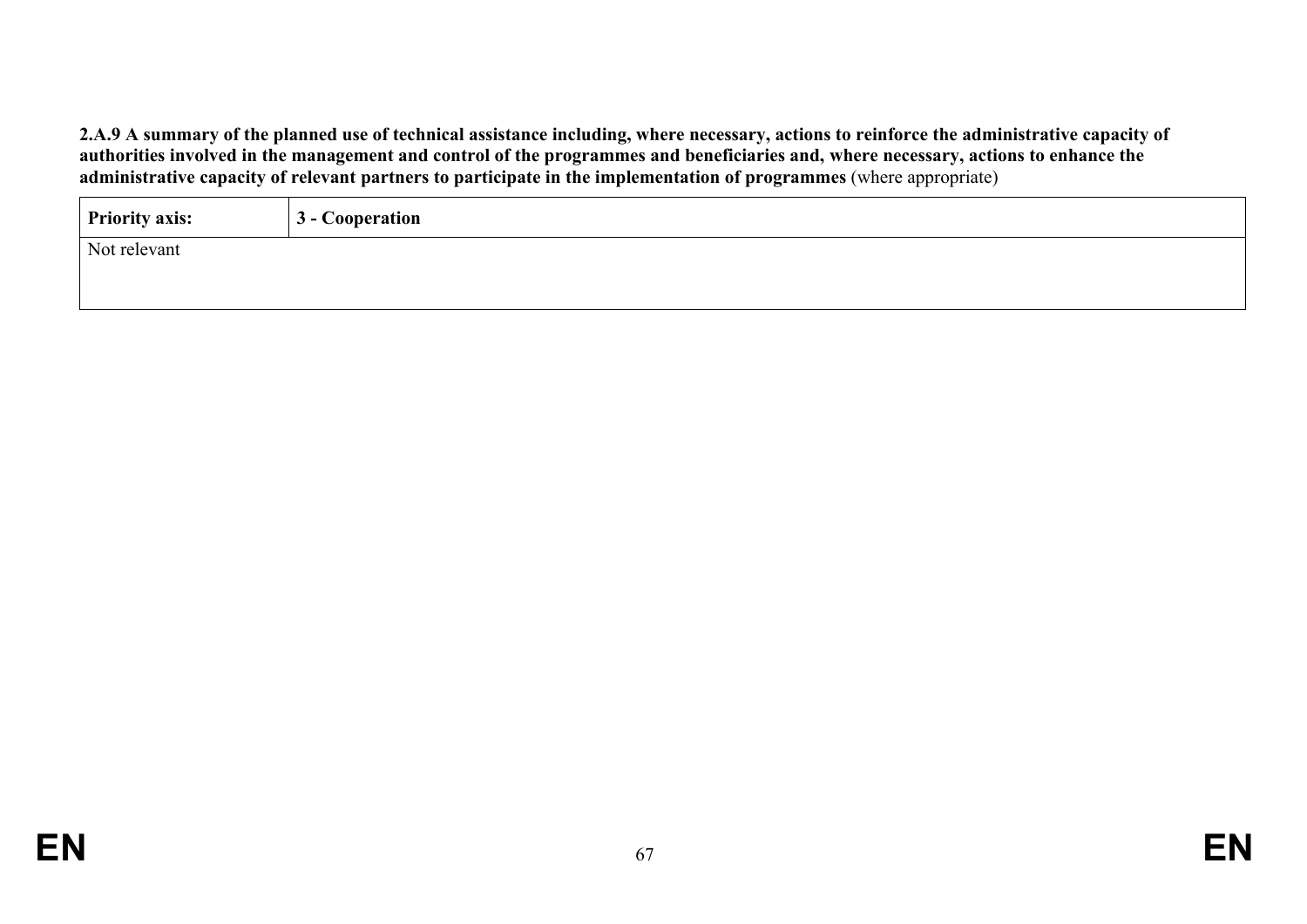**2.A.9 A summary of the planned use of technical assistance including, where necessary, actions to reinforce the administrative capacity of authorities involved in the management and control of the programmes and beneficiaries and, where necessary, actions to enhance the administrative capacity of relevant partners to participate in the implementation of programmes** (where appropriate)

| **Priority axis:** | **3 - Cooperation** |
|---|---|
| Not relevant | |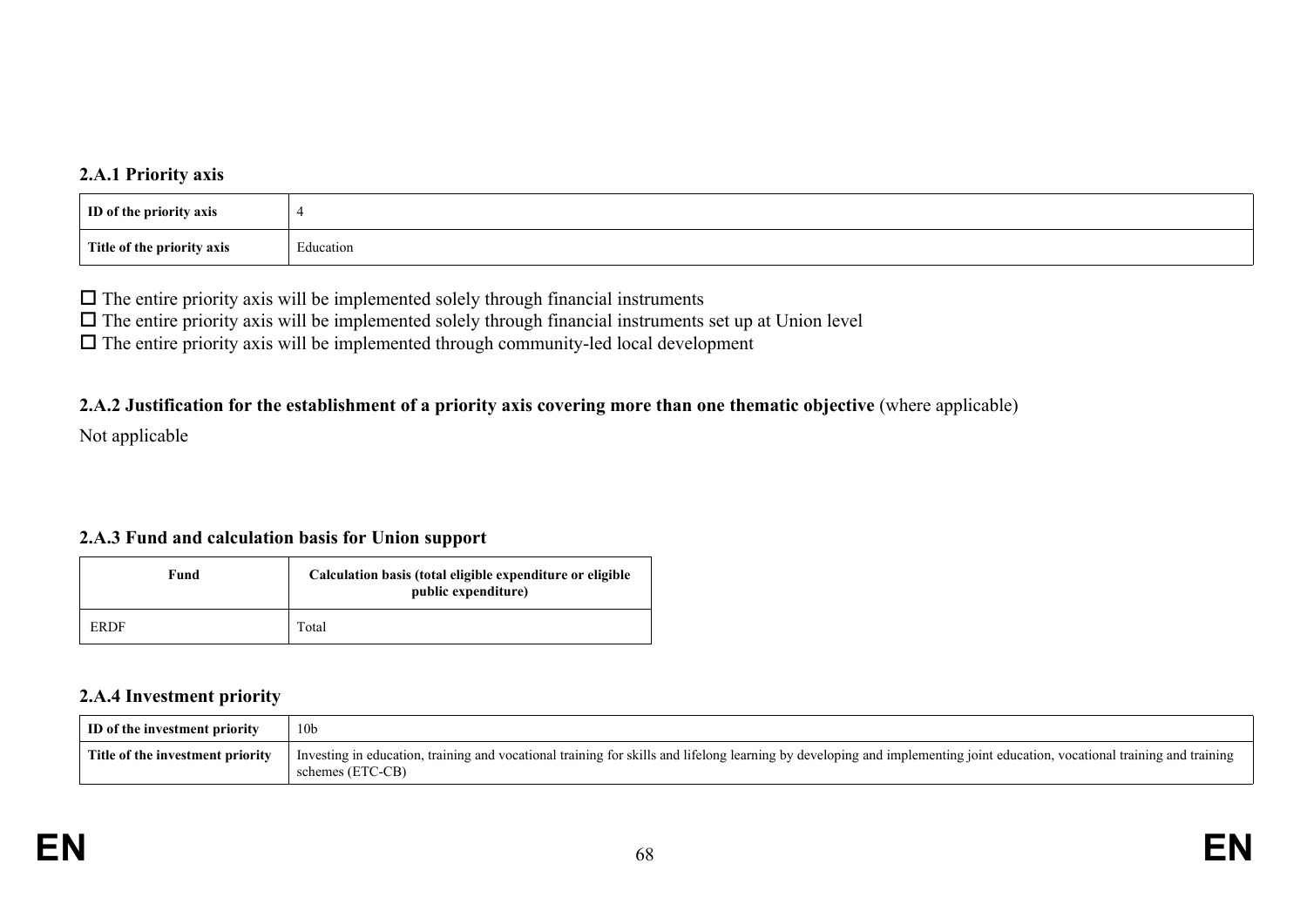### 2.A.1 Priority axis

| ID of the priority axis | 4 |
|---|---|
| Title of the priority axis | Education |

☐ The entire priority axis will be implemented solely through financial instruments

☐ The entire priority axis will be implemented solely through financial instruments set up at Union level

☐ The entire priority axis will be implemented through community-led local development

### 2.A.2 Justification for the establishment of a priority axis covering more than one thematic objective (where applicable)

Not applicable

### 2.A.3 Fund and calculation basis for Union support

| Fund | Calculation basis (total eligible expenditure or eligible public expenditure) |
|---|---|
| ERDF | Total |

### 2.A.4 Investment priority

| ID of the investment priority | 10b |
|---|---|
| Title of the investment priority | Investing in education, training and vocational training for skills and lifelong learning by developing and implementing joint education, vocational training and training schemes (ETC-CB) |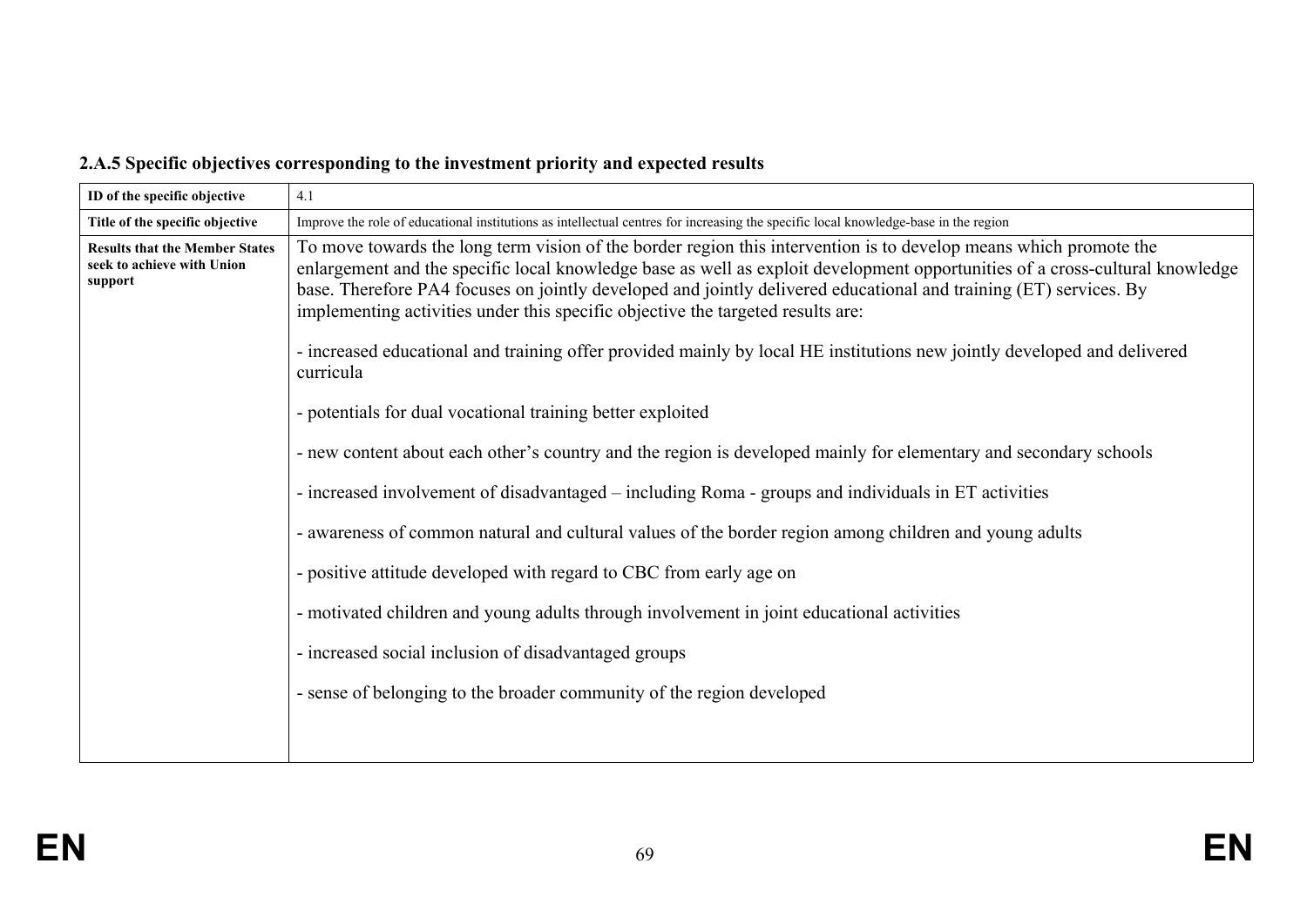### 2.A.5 Specific objectives corresponding to the investment priority and expected results

| ID of the specific objective | 4.1 |
|---|---|
| Title of the specific objective | Improve the role of educational institutions as intellectual centres for increasing the specific local knowledge-base in the region |
| Results that the Member States seek to achieve with Union support | To move towards the long term vision of the border region this intervention is to develop means which promote the enlargement and the specific local knowledge base as well as exploit development opportunities of a cross-cultural knowledge base. Therefore PA4 focuses on jointly developed and jointly delivered educational and training (ET) services. By implementing activities under this specific objective the targeted results are:<br><br>- increased educational and training offer provided mainly by local HE institutions new jointly developed and delivered curricula<br><br>- potentials for dual vocational training better exploited<br><br>- new content about each other's country and the region is developed mainly for elementary and secondary schools<br><br>- increased involvement of disadvantaged – including Roma - groups and individuals in ET activities<br><br>- awareness of common natural and cultural values of the border region among children and young adults<br><br>- positive attitude developed with regard to CBC from early age on<br><br>- motivated children and young adults through involvement in joint educational activities<br><br>- increased social inclusion of disadvantaged groups<br><br>- sense of belonging to the broader community of the region developed |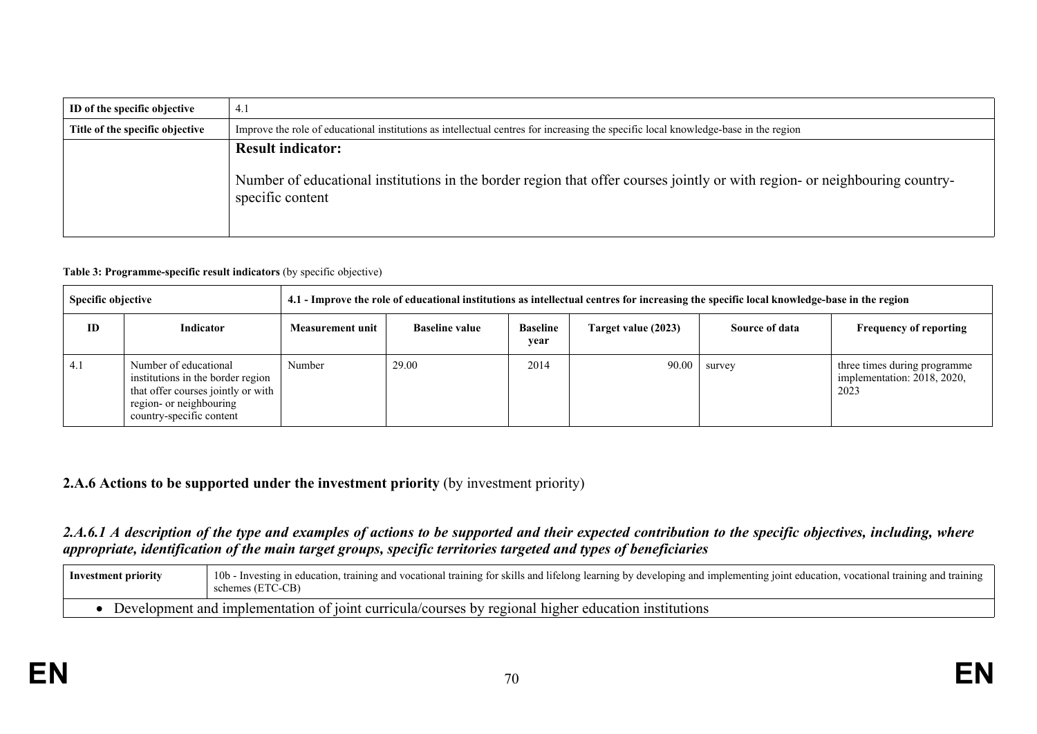| ID of the specific objective | 4.1 |
|---|---|
| Title of the specific objective | Improve the role of educational institutions as intellectual centres for increasing the specific local knowledge-base in the region |
| | **Result indicator:**<br><br>Number of educational institutions in the border region that offer courses jointly or with region- or neighbouring country-specific content |

**Table 3: Programme-specific result indicators** (by specific objective)

| Specific objective | | 4.1 - Improve the role of educational institutions as intellectual centres for increasing the specific local knowledge-base in the region | | | | | |
|---|---|---|---|---|---|---|---|
| **ID** | **Indicator** | **Measurement unit** | **Baseline value** | **Baseline year** | **Target value (2023)** | **Source of data** | **Frequency of reporting** |
| 4.1 | Number of educational institutions in the border region that offer courses jointly or with region- or neighbouring country-specific content | Number | 29.00 | 2014 | 90.00 | survey | three times during programme implementation: 2018, 2020, 2023 |

## 2.A.6 Actions to be supported under the investment priority (by investment priority)

### *2.A.6.1 A description of the type and examples of actions to be supported and their expected contribution to the specific objectives, including, where appropriate, identification of the main target groups, specific territories targeted and types of beneficiaries*

| Investment priority | 10b - Investing in education, training and vocational training for skills and lifelong learning by developing and implementing joint education, vocational training and training schemes (ETC-CB) |
|---|---|
| • Development and implementation of joint curricula/courses by regional higher education institutions | |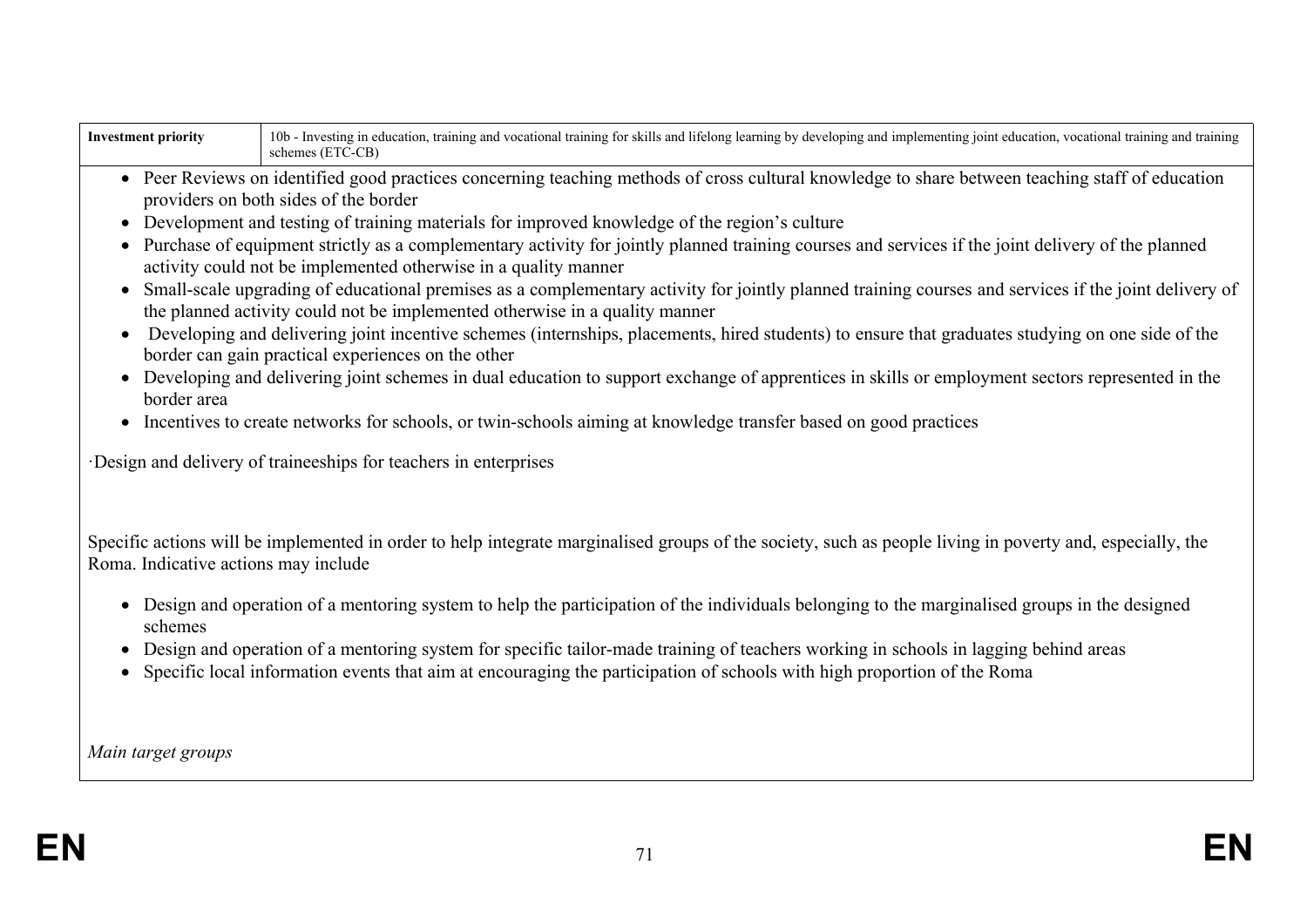| Investment priority | 10b - Investing in education, training and vocational training for skills and lifelong learning by developing and implementing joint education, vocational training and training schemes (ETC-CB) |
| --- | --- |

- Peer Reviews on identified good practices concerning teaching methods of cross cultural knowledge to share between teaching staff of education providers on both sides of the border
- Development and testing of training materials for improved knowledge of the region's culture
- Purchase of equipment strictly as a complementary activity for jointly planned training courses and services if the joint delivery of the planned activity could not be implemented otherwise in a quality manner
- Small-scale upgrading of educational premises as a complementary activity for jointly planned training courses and services if the joint delivery of the planned activity could not be implemented otherwise in a quality manner
- Developing and delivering joint incentive schemes (internships, placements, hired students) to ensure that graduates studying on one side of the border can gain practical experiences on the other
- Developing and delivering joint schemes in dual education to support exchange of apprentices in skills or employment sectors represented in the border area
- Incentives to create networks for schools, or twin-schools aiming at knowledge transfer based on good practices

·Design and delivery of traineeships for teachers in enterprises

Specific actions will be implemented in order to help integrate marginalised groups of the society, such as people living in poverty and, especially, the Roma. Indicative actions may include

- Design and operation of a mentoring system to help the participation of the individuals belonging to the marginalised groups in the designed schemes
- Design and operation of a mentoring system for specific tailor-made training of teachers working in schools in lagging behind areas
- Specific local information events that aim at encouraging the participation of schools with high proportion of the Roma

*Main target groups*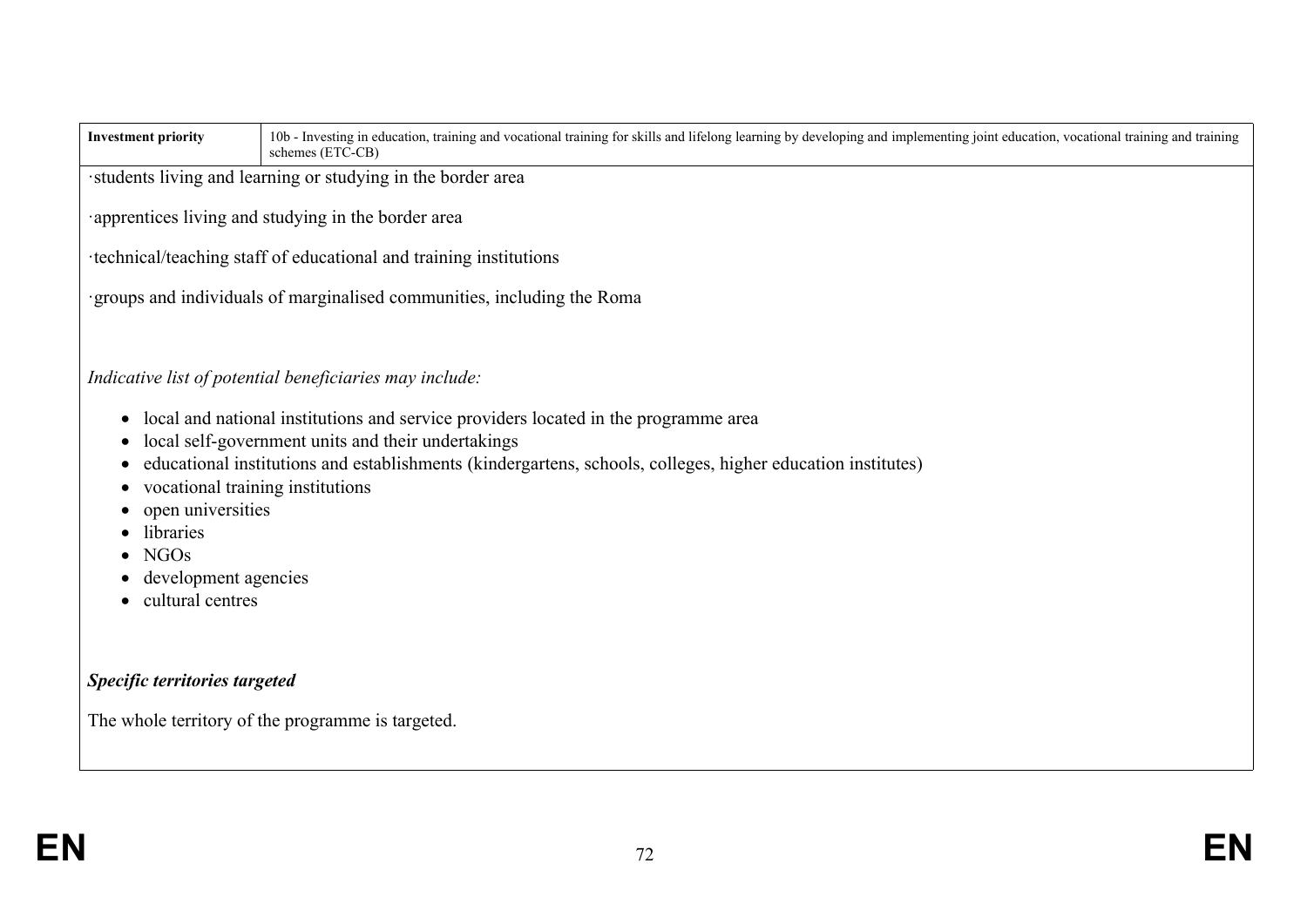| Investment priority | 10b - Investing in education, training and vocational training for skills and lifelong learning by developing and implementing joint education, vocational training and training schemes (ETC-CB) |
| --- | --- |

·students living and learning or studying in the border area

·apprentices living and studying in the border area

·technical/teaching staff of educational and training institutions

·groups and individuals of marginalised communities, including the Roma

*Indicative list of potential beneficiaries may include:*

- local and national institutions and service providers located in the programme area
- local self-government units and their undertakings
- educational institutions and establishments (kindergartens, schools, colleges, higher education institutes)
- vocational training institutions
- open universities
- libraries
- NGOs
- development agencies
- cultural centres

***Specific territories targeted***

The whole territory of the programme is targeted.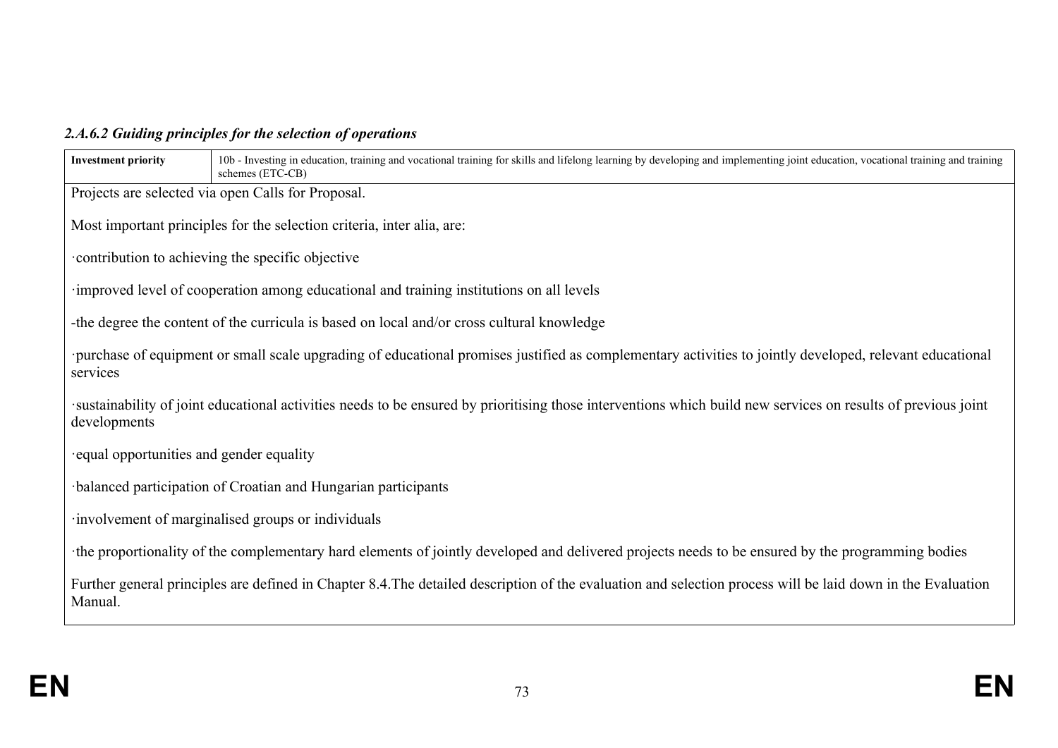#### *2.A.6.2 Guiding principles for the selection of operations*

| **Investment priority** | 10b - Investing in education, training and vocational training for skills and lifelong learning by developing and implementing joint education, vocational training and training schemes (ETC-CB) |
|---|---|

Projects are selected via open Calls for Proposal.

Most important principles for the selection criteria, inter alia, are:

·contribution to achieving the specific objective

·improved level of cooperation among educational and training institutions on all levels

-the degree the content of the curricula is based on local and/or cross cultural knowledge

·purchase of equipment or small scale upgrading of educational promises justified as complementary activities to jointly developed, relevant educational services

·sustainability of joint educational activities needs to be ensured by prioritising those interventions which build new services on results of previous joint developments

·equal opportunities and gender equality

·balanced participation of Croatian and Hungarian participants

·involvement of marginalised groups or individuals

·the proportionality of the complementary hard elements of jointly developed and delivered projects needs to be ensured by the programming bodies

Further general principles are defined in Chapter 8.4.The detailed description of the evaluation and selection process will be laid down in the Evaluation Manual.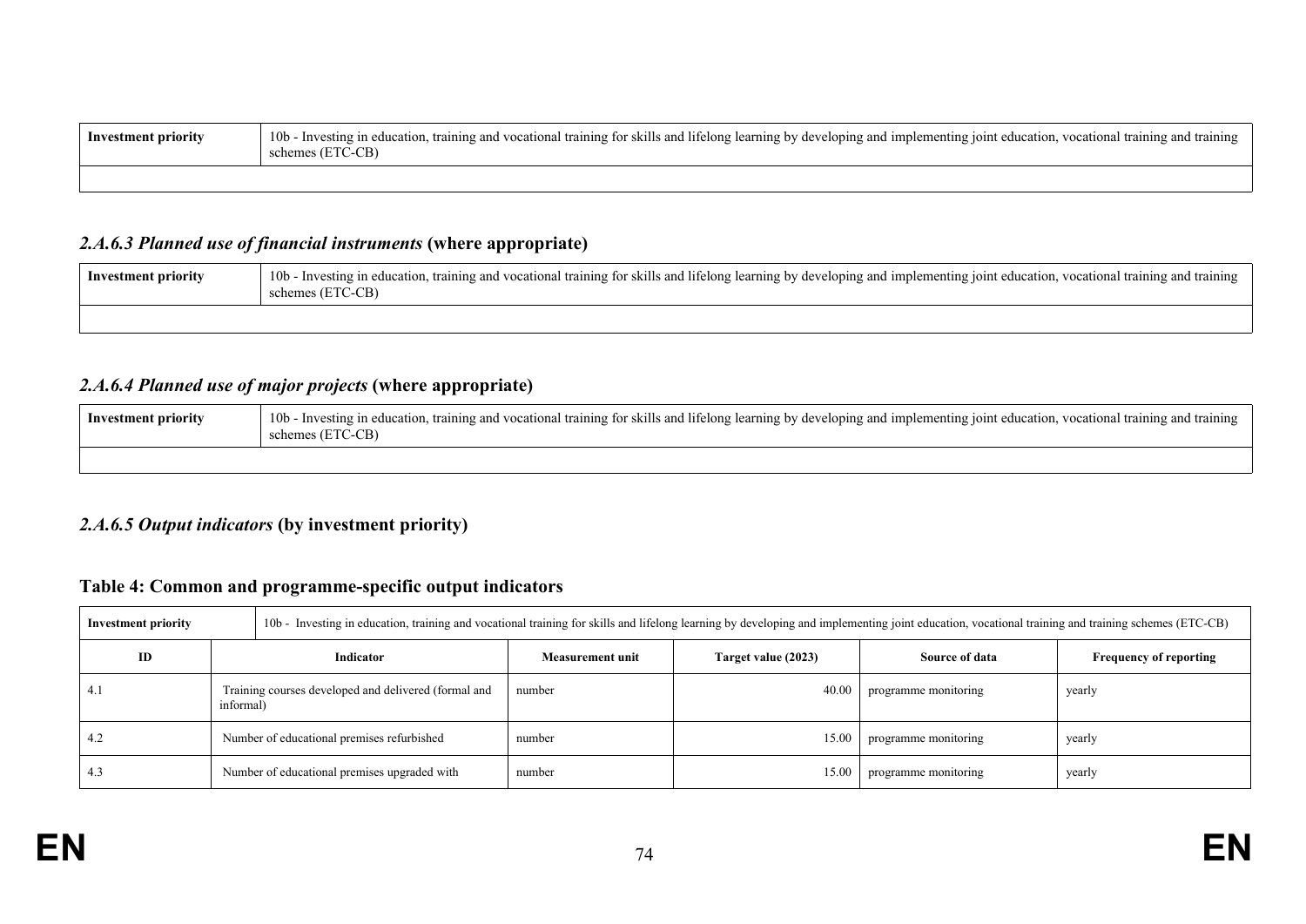| Investment priority | 10b - Investing in education, training and vocational training for skills and lifelong learning by developing and implementing joint education, vocational training and training schemes (ETC-CB) |
| --- | --- |
| | |

### *2.A.6.3 Planned use of financial instruments* (where appropriate)

| Investment priority | 10b - Investing in education, training and vocational training for skills and lifelong learning by developing and implementing joint education, vocational training and training schemes (ETC-CB) |
| --- | --- |
| | |

### *2.A.6.4 Planned use of major projects* (where appropriate)

| Investment priority | 10b - Investing in education, training and vocational training for skills and lifelong learning by developing and implementing joint education, vocational training and training schemes (ETC-CB) |
| --- | --- |
| | |

### *2.A.6.5 Output indicators* (by investment priority)

#### Table 4: Common and programme-specific output indicators

| Investment priority | 10b - Investing in education, training and vocational training for skills and lifelong learning by developing and implementing joint education, vocational training and training schemes (ETC-CB) | | | | |
| --- | --- | --- | --- | --- | --- |
| **ID** | **Indicator** | **Measurement unit** | **Target value (2023)** | **Source of data** | **Frequency of reporting** |
| 4.1 | Training courses developed and delivered (formal and informal) | number | 40.00 | programme monitoring | yearly |
| 4.2 | Number of educational premises refurbished | number | 15.00 | programme monitoring | yearly |
| 4.3 | Number of educational premises upgraded with | number | 15.00 | programme monitoring | yearly |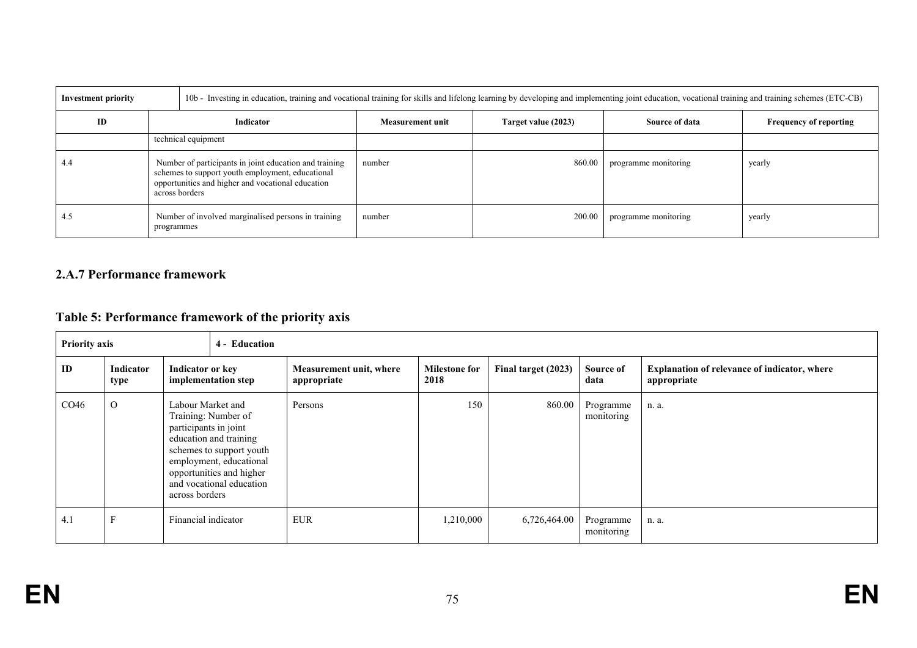| Investment priority | 10b - Investing in education, training and vocational training for skills and lifelong learning by developing and implementing joint education, vocational training and training schemes (ETC-CB) | | | | |
|---|---|---|---|---|---|
| ID | Indicator | Measurement unit | Target value (2023) | Source of data | Frequency of reporting |
| | technical equipment | | | | |
| 4.4 | Number of participants in joint education and training schemes to support youth employment, educational opportunities and higher and vocational education across borders | number | 860.00 | programme monitoring | yearly |
| 4.5 | Number of involved marginalised persons in training programmes | number | 200.00 | programme monitoring | yearly |

### 2.A.7 Performance framework

## Table 5: Performance framework of the priority axis

| Priority axis | | 4 - Education | | | | | |
|---|---|---|---|---|---|---|---|
| ID | Indicator type | Indicator or key implementation step | Measurement unit, where appropriate | Milestone for 2018 | Final target (2023) | Source of data | Explanation of relevance of indicator, where appropriate |
| CO46 | O | Labour Market and Training: Number of participants in joint education and training schemes to support youth employment, educational opportunities and higher and vocational education across borders | Persons | 150 | 860.00 | Programme monitoring | n. a. |
| 4.1 | F | Financial indicator | EUR | 1,210,000 | 6,726,464.00 | Programme monitoring | n. a. |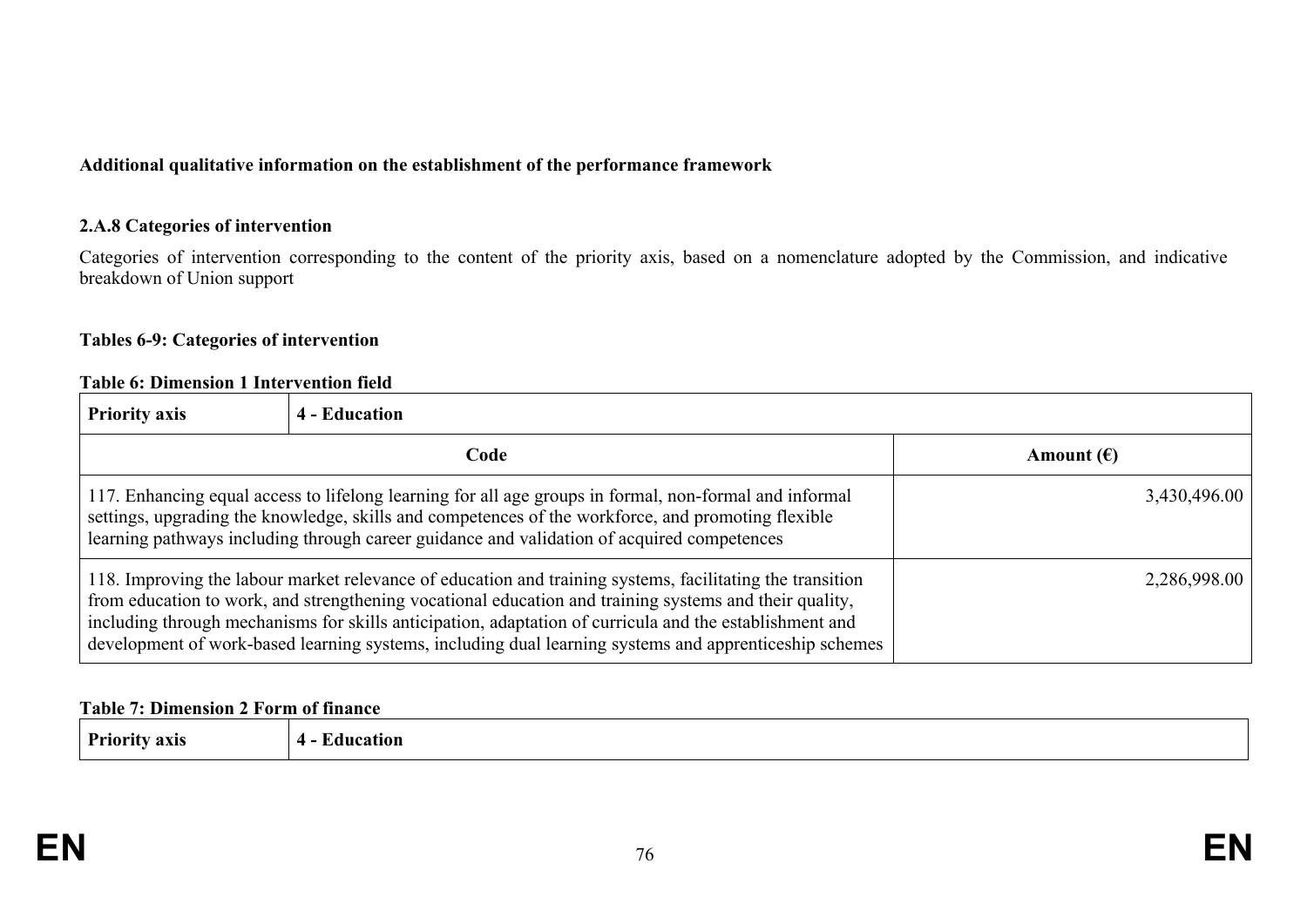**Additional qualitative information on the establishment of the performance framework**

### 2.A.8 Categories of intervention

Categories of intervention corresponding to the content of the priority axis, based on a nomenclature adopted by the Commission, and indicative breakdown of Union support

**Tables 6-9: Categories of intervention**

**Table 6: Dimension 1 Intervention field**

| Priority axis | 4 - Education |
|---|---|
| **Code** | **Amount (€)** |
| 117. Enhancing equal access to lifelong learning for all age groups in formal, non-formal and informal settings, upgrading the knowledge, skills and competences of the workforce, and promoting flexible learning pathways including through career guidance and validation of acquired competences | 3,430,496.00 |
| 118. Improving the labour market relevance of education and training systems, facilitating the transition from education to work, and strengthening vocational education and training systems and their quality, including through mechanisms for skills anticipation, adaptation of curricula and the establishment and development of work-based learning systems, including dual learning systems and apprenticeship schemes | 2,286,998.00 |

**Table 7: Dimension 2 Form of finance**

| Priority axis | 4 - Education |
|---|---|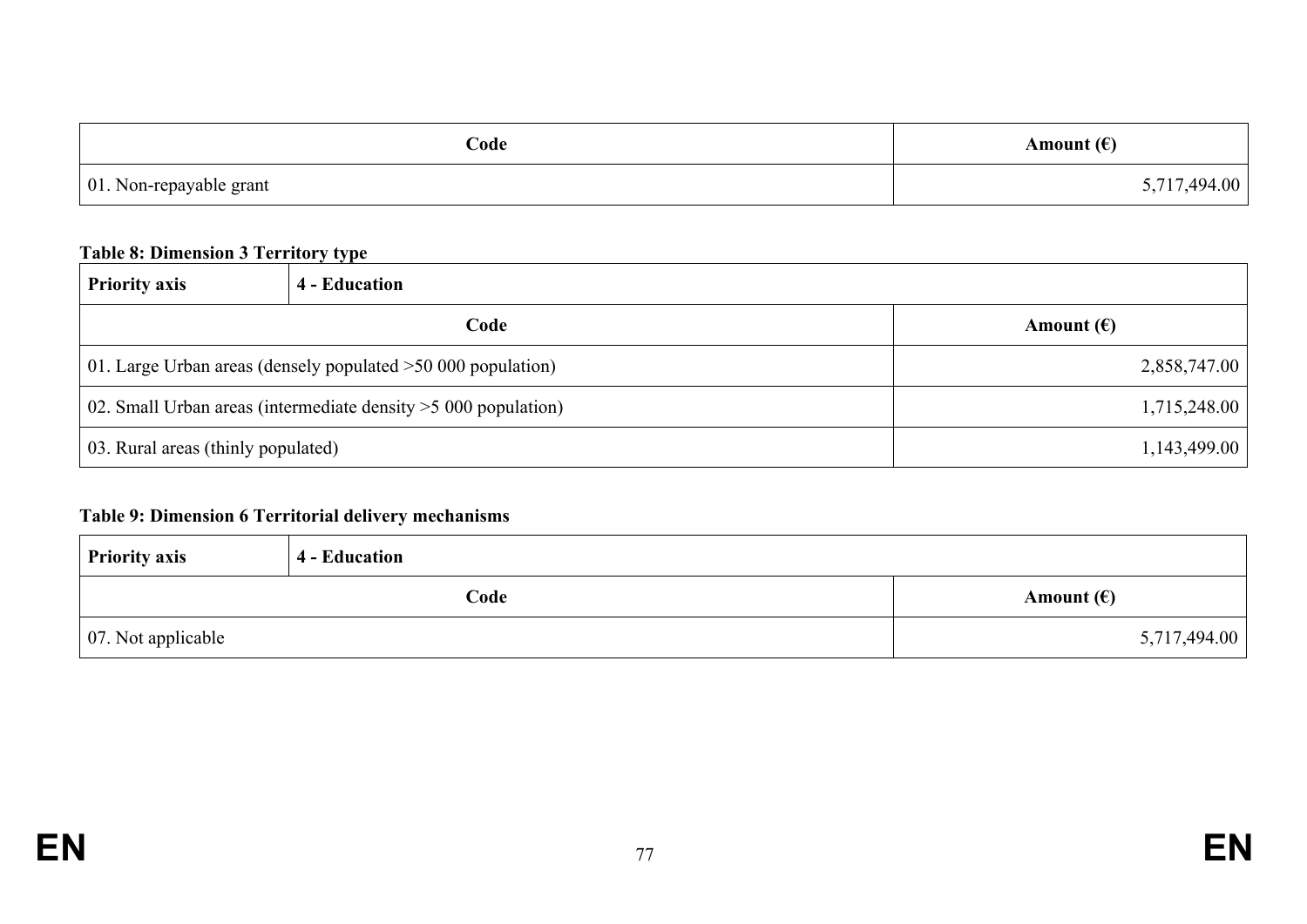| Code | Amount (€) |
|---|---|
| 01. Non-repayable grant | 5,717,494.00 |

**Table 8: Dimension 3 Territory type**

| **Priority axis** | **4 - Education** |
|---|---|
| **Code** | **Amount (€)** |
| 01. Large Urban areas (densely populated >50 000 population) | 2,858,747.00 |
| 02. Small Urban areas (intermediate density >5 000 population) | 1,715,248.00 |
| 03. Rural areas (thinly populated) | 1,143,499.00 |

**Table 9: Dimension 6 Territorial delivery mechanisms**

| **Priority axis** | **4 - Education** |
|---|---|
| **Code** | **Amount (€)** |
| 07. Not applicable | 5,717,494.00 |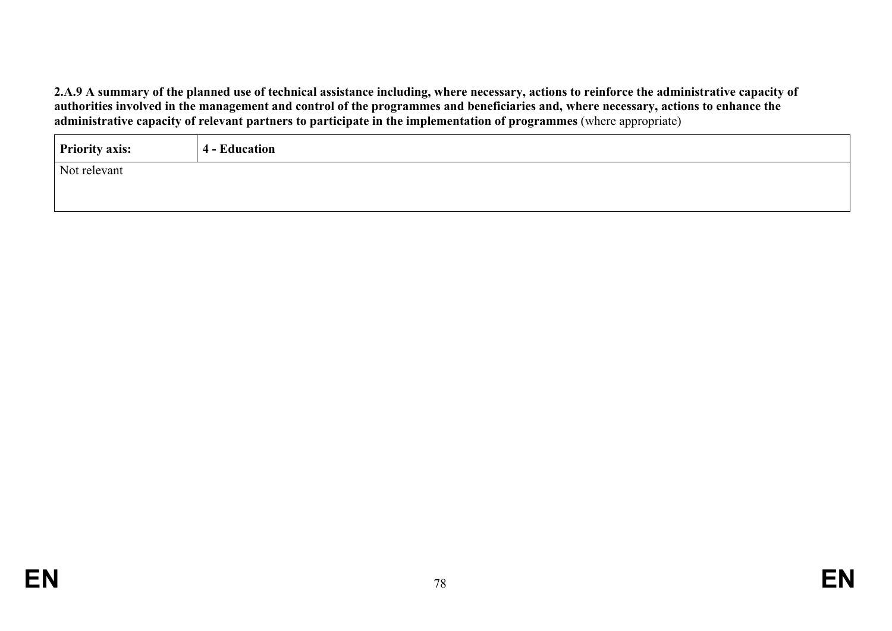**2.A.9 A summary of the planned use of technical assistance including, where necessary, actions to reinforce the administrative capacity of authorities involved in the management and control of the programmes and beneficiaries and, where necessary, actions to enhance the administrative capacity of relevant partners to participate in the implementation of programmes** (where appropriate)

| **Priority axis:** | **4 - Education** |
|---|---|
| Not relevant | |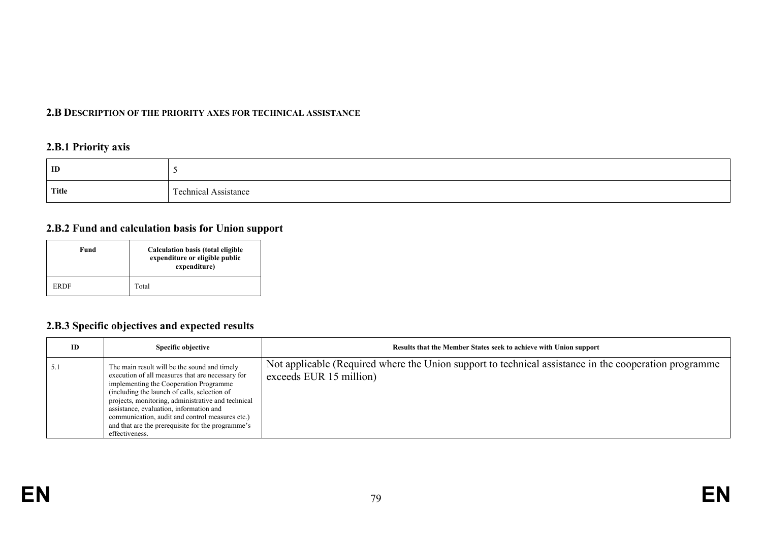## 2.B DESCRIPTION OF THE PRIORITY AXES FOR TECHNICAL ASSISTANCE

### 2.B.1 Priority axis

| ID | 5 |
|---|---|
| Title | Technical Assistance |

### 2.B.2 Fund and calculation basis for Union support

| Fund | Calculation basis (total eligible expenditure or eligible public expenditure) |
|---|---|
| ERDF | Total |

### 2.B.3 Specific objectives and expected results

| ID | Specific objective | Results that the Member States seek to achieve with Union support |
|---|---|---|
| 5.1 | The main result will be the sound and timely execution of all measures that are necessary for implementing the Cooperation Programme (including the launch of calls, selection of projects, monitoring, administrative and technical assistance, evaluation, information and communication, audit and control measures etc.) and that are the prerequisite for the programme's effectiveness. | Not applicable (Required where the Union support to technical assistance in the cooperation programme exceeds EUR 15 million) |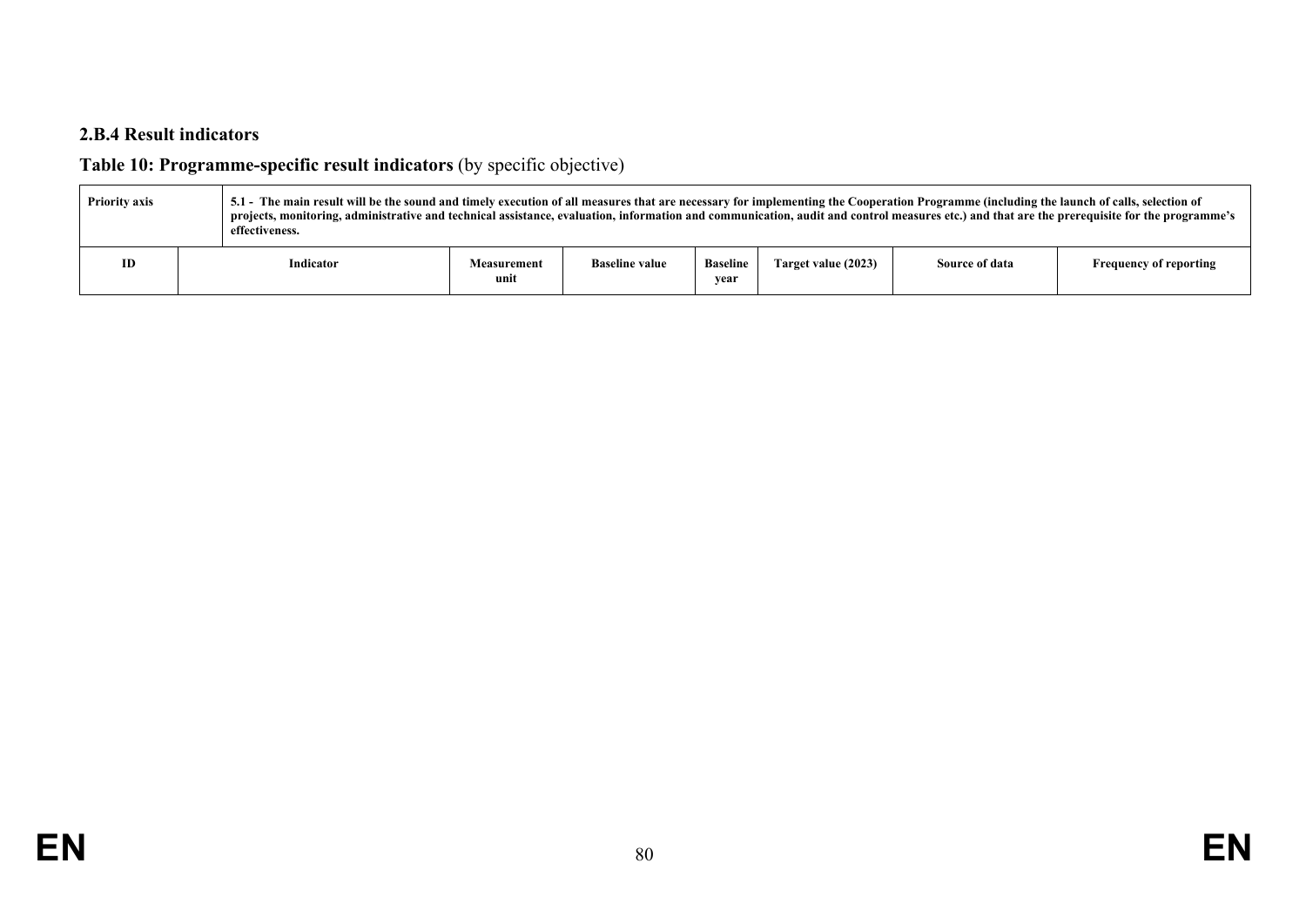### 2.B.4 Result indicators

**Table 10: Programme-specific result indicators** (by specific objective)

| Priority axis | 5.1 - The main result will be the sound and timely execution of all measures that are necessary for implementing the Cooperation Programme (including the launch of calls, selection of projects, monitoring, administrative and technical assistance, evaluation, information and communication, audit and control measures etc.) and that are the prerequisite for the programme's effectiveness. | | | | | | |
|---|---|---|---|---|---|---|---|
| **ID** | **Indicator** | **Measurement unit** | **Baseline value** | **Baseline year** | **Target value (2023)** | **Source of data** | **Frequency of reporting** |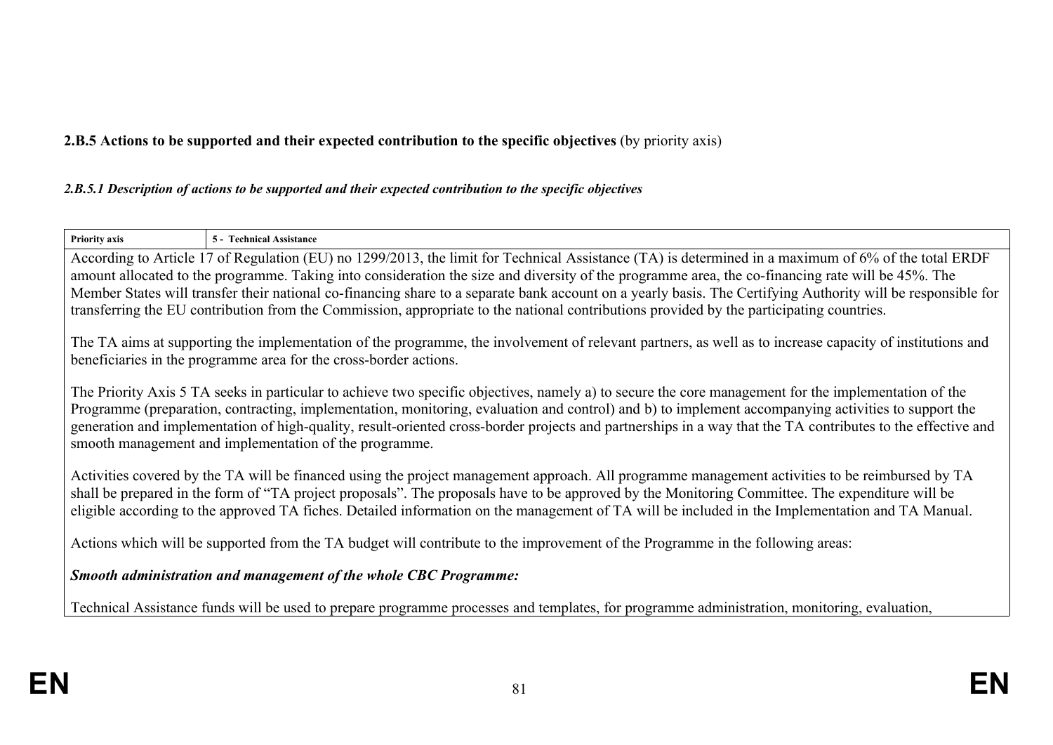**2.B.5 Actions to be supported and their expected contribution to the specific objectives** (by priority axis)

***2.B.5.1 Description of actions to be supported and their expected contribution to the specific objectives***

| **Priority axis** | **5 - Technical Assistance** |
|---|---|

According to Article 17 of Regulation (EU) no 1299/2013, the limit for Technical Assistance (TA) is determined in a maximum of 6% of the total ERDF amount allocated to the programme. Taking into consideration the size and diversity of the programme area, the co-financing rate will be 45%. The Member States will transfer their national co-financing share to a separate bank account on a yearly basis. The Certifying Authority will be responsible for transferring the EU contribution from the Commission, appropriate to the national contributions provided by the participating countries.

The TA aims at supporting the implementation of the programme, the involvement of relevant partners, as well as to increase capacity of institutions and beneficiaries in the programme area for the cross-border actions.

The Priority Axis 5 TA seeks in particular to achieve two specific objectives, namely a) to secure the core management for the implementation of the Programme (preparation, contracting, implementation, monitoring, evaluation and control) and b) to implement accompanying activities to support the generation and implementation of high-quality, result-oriented cross-border projects and partnerships in a way that the TA contributes to the effective and smooth management and implementation of the programme.

Activities covered by the TA will be financed using the project management approach. All programme management activities to be reimbursed by TA shall be prepared in the form of "TA project proposals". The proposals have to be approved by the Monitoring Committee. The expenditure will be eligible according to the approved TA fiches. Detailed information on the management of TA will be included in the Implementation and TA Manual.

Actions which will be supported from the TA budget will contribute to the improvement of the Programme in the following areas:

***Smooth administration and management of the whole CBC Programme:***

Technical Assistance funds will be used to prepare programme processes and templates, for programme administration, monitoring, evaluation,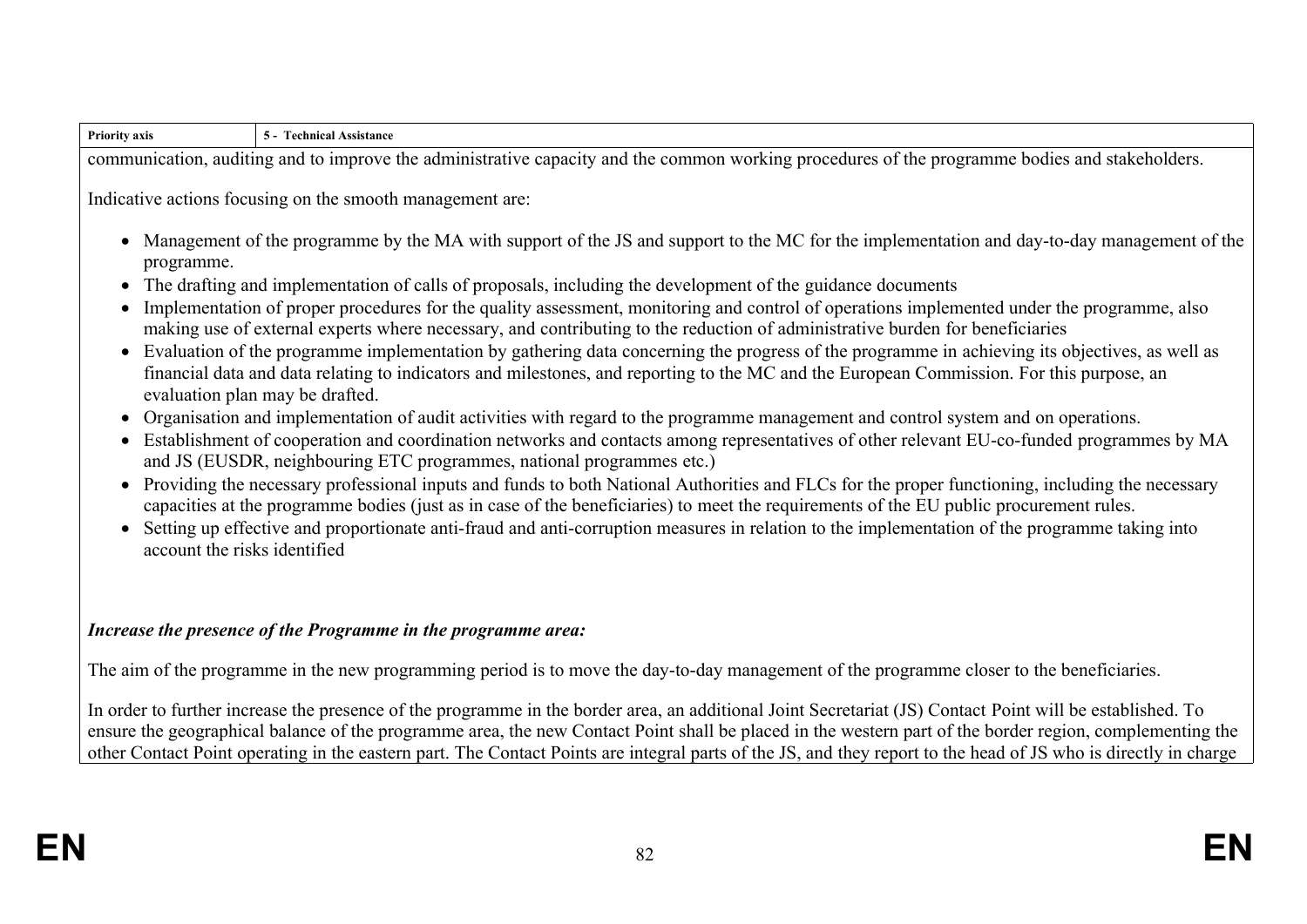| Priority axis | 5 - Technical Assistance |
|---|---|

communication, auditing and to improve the administrative capacity and the common working procedures of the programme bodies and stakeholders.

Indicative actions focusing on the smooth management are:

- Management of the programme by the MA with support of the JS and support to the MC for the implementation and day-to-day management of the programme.
- The drafting and implementation of calls of proposals, including the development of the guidance documents
- Implementation of proper procedures for the quality assessment, monitoring and control of operations implemented under the programme, also making use of external experts where necessary, and contributing to the reduction of administrative burden for beneficiaries
- Evaluation of the programme implementation by gathering data concerning the progress of the programme in achieving its objectives, as well as financial data and data relating to indicators and milestones, and reporting to the MC and the European Commission. For this purpose, an evaluation plan may be drafted.
- Organisation and implementation of audit activities with regard to the programme management and control system and on operations.
- Establishment of cooperation and coordination networks and contacts among representatives of other relevant EU-co-funded programmes by MA and JS (EUSDR, neighbouring ETC programmes, national programmes etc.)
- Providing the necessary professional inputs and funds to both National Authorities and FLCs for the proper functioning, including the necessary capacities at the programme bodies (just as in case of the beneficiaries) to meet the requirements of the EU public procurement rules.
- Setting up effective and proportionate anti-fraud and anti-corruption measures in relation to the implementation of the programme taking into account the risks identified

***Increase the presence of the Programme in the programme area:***

The aim of the programme in the new programming period is to move the day-to-day management of the programme closer to the beneficiaries.

In order to further increase the presence of the programme in the border area, an additional Joint Secretariat (JS) Contact Point will be established. To ensure the geographical balance of the programme area, the new Contact Point shall be placed in the western part of the border region, complementing the other Contact Point operating in the eastern part. The Contact Points are integral parts of the JS, and they report to the head of JS who is directly in charge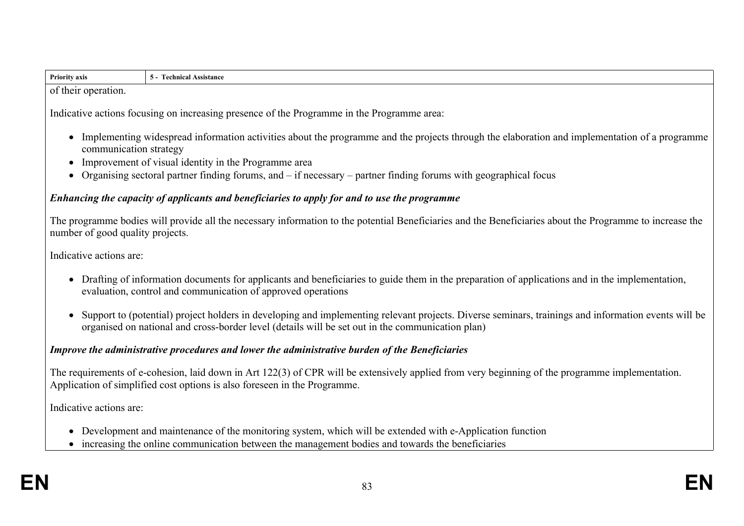| Priority axis | 5 - Technical Assistance |
|---|---|

of their operation.

Indicative actions focusing on increasing presence of the Programme in the Programme area:

- Implementing widespread information activities about the programme and the projects through the elaboration and implementation of a programme communication strategy
- Improvement of visual identity in the Programme area
- Organising sectoral partner finding forums, and – if necessary – partner finding forums with geographical focus

***Enhancing the capacity of applicants and beneficiaries to apply for and to use the programme***

The programme bodies will provide all the necessary information to the potential Beneficiaries and the Beneficiaries about the Programme to increase the number of good quality projects.

Indicative actions are:

- Drafting of information documents for applicants and beneficiaries to guide them in the preparation of applications and in the implementation, evaluation, control and communication of approved operations

- Support to (potential) project holders in developing and implementing relevant projects. Diverse seminars, trainings and information events will be organised on national and cross-border level (details will be set out in the communication plan)

***Improve the administrative procedures and lower the administrative burden of the Beneficiaries***

The requirements of e-cohesion, laid down in Art 122(3) of CPR will be extensively applied from very beginning of the programme implementation. Application of simplified cost options is also foreseen in the Programme.

Indicative actions are:

- Development and maintenance of the monitoring system, which will be extended with e-Application function
- increasing the online communication between the management bodies and towards the beneficiaries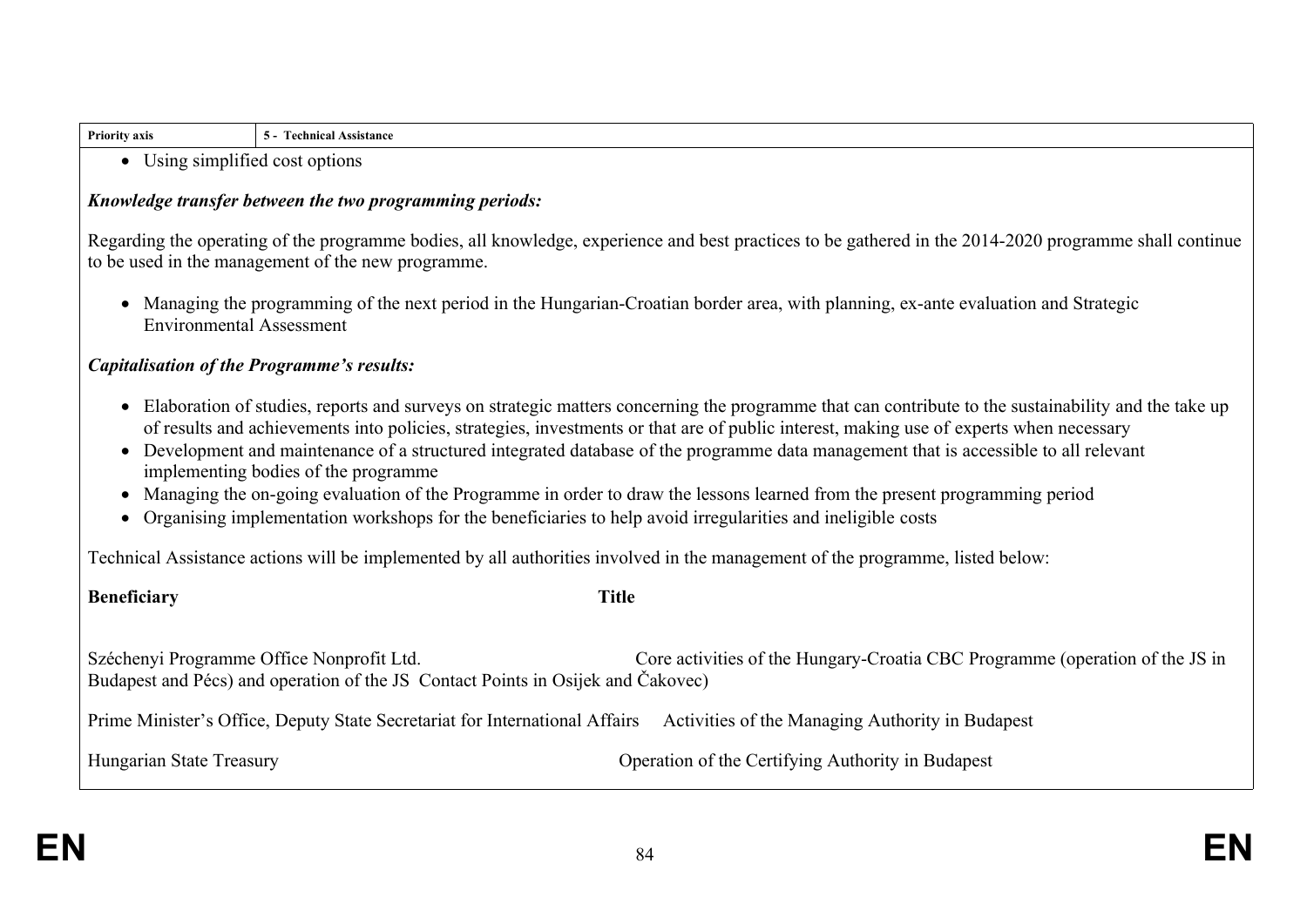| Priority axis | 5 - Technical Assistance |
|---|---|

- Using simplified cost options

***Knowledge transfer between the two programming periods:***

Regarding the operating of the programme bodies, all knowledge, experience and best practices to be gathered in the 2014-2020 programme shall continue to be used in the management of the new programme.

- Managing the programming of the next period in the Hungarian-Croatian border area, with planning, ex-ante evaluation and Strategic Environmental Assessment

***Capitalisation of the Programme's results:***

- Elaboration of studies, reports and surveys on strategic matters concerning the programme that can contribute to the sustainability and the take up of results and achievements into policies, strategies, investments or that are of public interest, making use of experts when necessary
- Development and maintenance of a structured integrated database of the programme data management that is accessible to all relevant implementing bodies of the programme
- Managing the on-going evaluation of the Programme in order to draw the lessons learned from the present programming period
- Organising implementation workshops for the beneficiaries to help avoid irregularities and ineligible costs

Technical Assistance actions will be implemented by all authorities involved in the management of the programme, listed below:

| Beneficiary | Title |
|---|---|
| Széchenyi Programme Office Nonprofit Ltd. | Core activities of the Hungary-Croatia CBC Programme (operation of the JS in Budapest and Pécs) and operation of the JS Contact Points in Osijek and Čakovec) |
| Prime Minister's Office, Deputy State Secretariat for International Affairs | Activities of the Managing Authority in Budapest |
| Hungarian State Treasury | Operation of the Certifying Authority in Budapest |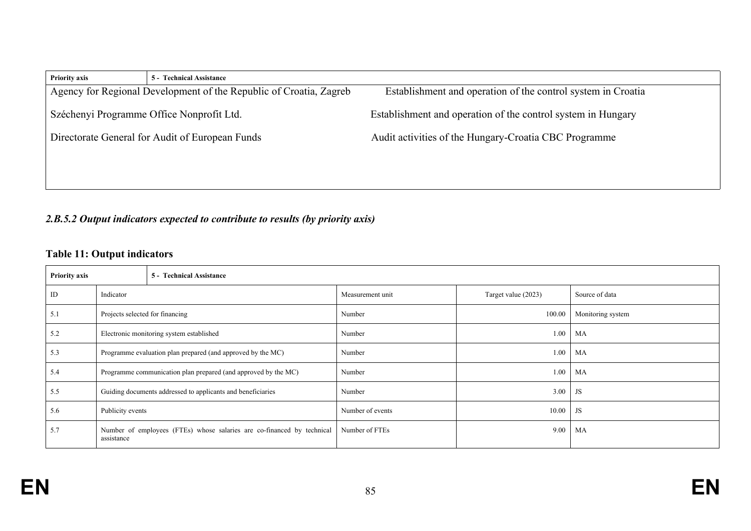| Priority axis | 5 - Technical Assistance |
|---|---|
| Agency for Regional Development of the Republic of Croatia, Zagreb | Establishment and operation of the control system in Croatia |
| Széchenyi Programme Office Nonprofit Ltd. | Establishment and operation of the control system in Hungary |
| Directorate General for Audit of European Funds | Audit activities of the Hungary-Croatia CBC Programme |

### *2.B.5.2 Output indicators expected to contribute to results (by priority axis)*

**Table 11: Output indicators**

| Priority axis | 5 - Technical Assistance | | | |
|---|---|---|---|---|
| ID | Indicator | Measurement unit | Target value (2023) | Source of data |
| 5.1 | Projects selected for financing | Number | 100.00 | Monitoring system |
| 5.2 | Electronic monitoring system established | Number | 1.00 | MA |
| 5.3 | Programme evaluation plan prepared (and approved by the MC) | Number | 1.00 | MA |
| 5.4 | Programme communication plan prepared (and approved by the MC) | Number | 1.00 | MA |
| 5.5 | Guiding documents addressed to applicants and beneficiaries | Number | 3.00 | JS |
| 5.6 | Publicity events | Number of events | 10.00 | JS |
| 5.7 | Number of employees (FTEs) whose salaries are co-financed by technical assistance | Number of FTEs | 9.00 | MA |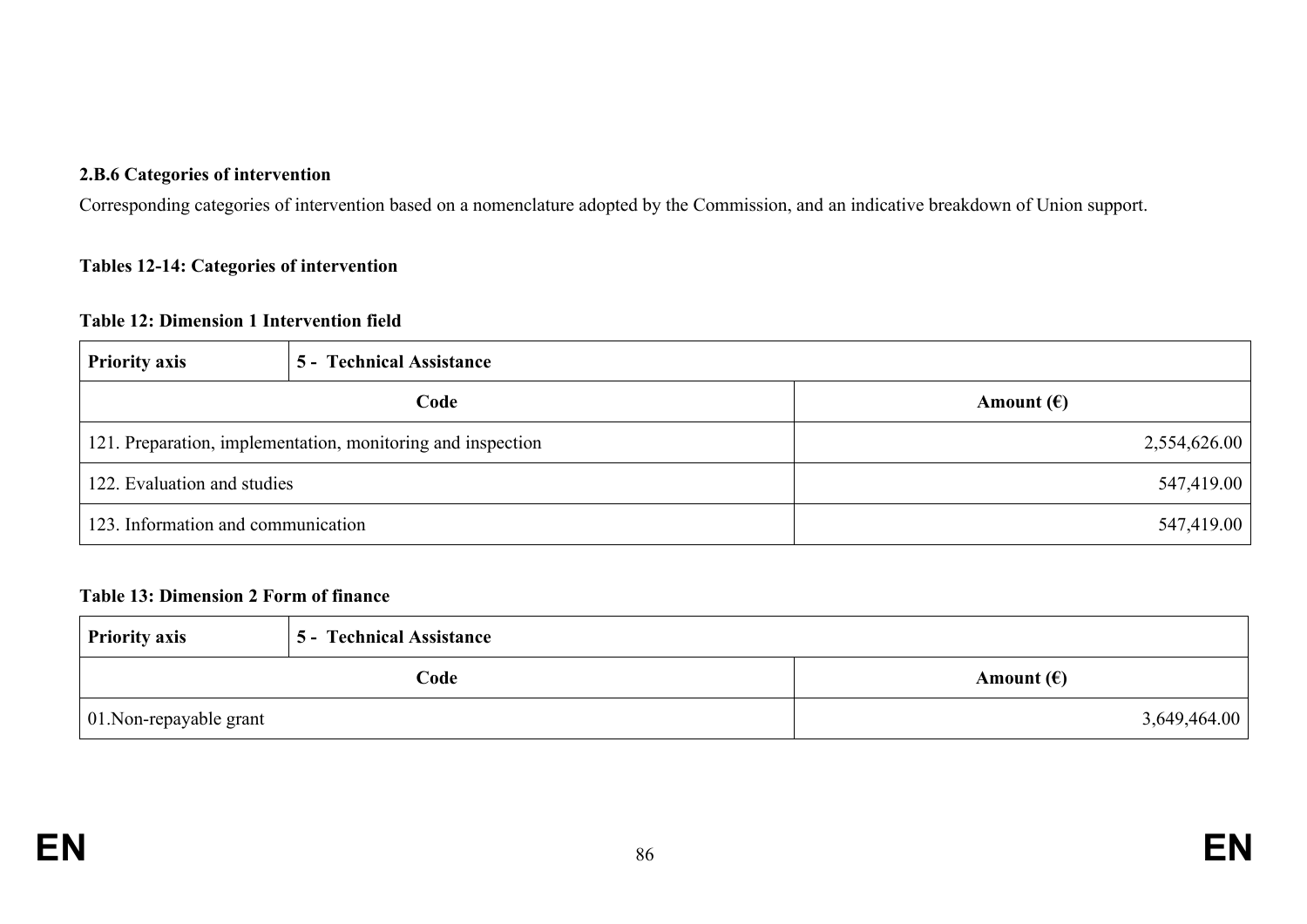### 2.B.6 Categories of intervention

Corresponding categories of intervention based on a nomenclature adopted by the Commission, and an indicative breakdown of Union support.

#### Tables 12-14: Categories of intervention

**Table 12: Dimension 1 Intervention field**

| **Priority axis** | **5 - Technical Assistance** |
|---|---|
| **Code** | **Amount (€)** |
| 121. Preparation, implementation, monitoring and inspection | 2,554,626.00 |
| 122. Evaluation and studies | 547,419.00 |
| 123. Information and communication | 547,419.00 |

**Table 13: Dimension 2 Form of finance**

| **Priority axis** | **5 - Technical Assistance** |
|---|---|
| **Code** | **Amount (€)** |
| 01.Non-repayable grant | 3,649,464.00 |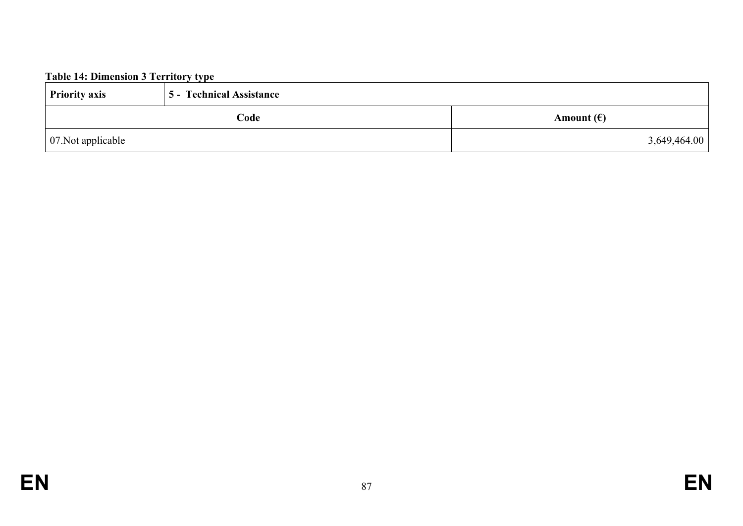**Table 14: Dimension 3 Territory type**

| Priority axis | 5 - Technical Assistance |
|---|---|
| **Code** | **Amount (€)** |
| 07.Not applicable | 3,649,464.00 |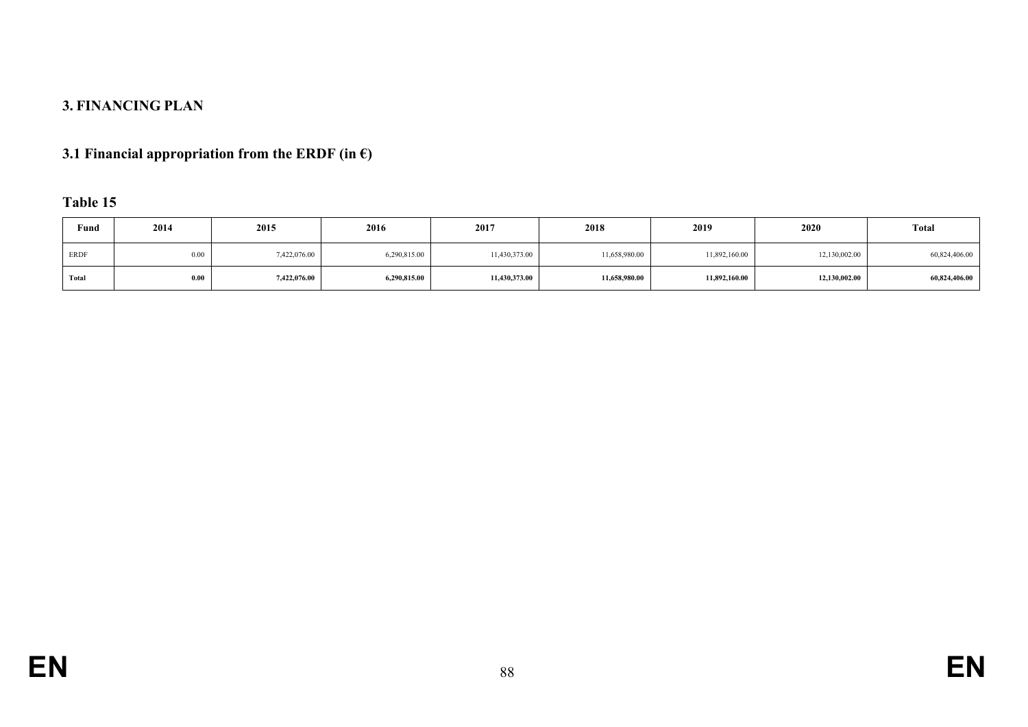## 3. FINANCING PLAN

### 3.1 Financial appropriation from the ERDF (in €)

**Table 15**

| Fund | 2014 | 2015 | 2016 | 2017 | 2018 | 2019 | 2020 | Total |
|---|---|---|---|---|---|---|---|---|
| ERDF | 0.00 | 7,422,076.00 | 6,290,815.00 | 11,430,373.00 | 11,658,980.00 | 11,892,160.00 | 12,130,002.00 | 60,824,406.00 |
| **Total** | **0.00** | **7,422,076.00** | **6,290,815.00** | **11,430,373.00** | **11,658,980.00** | **11,892,160.00** | **12,130,002.00** | **60,824,406.00** |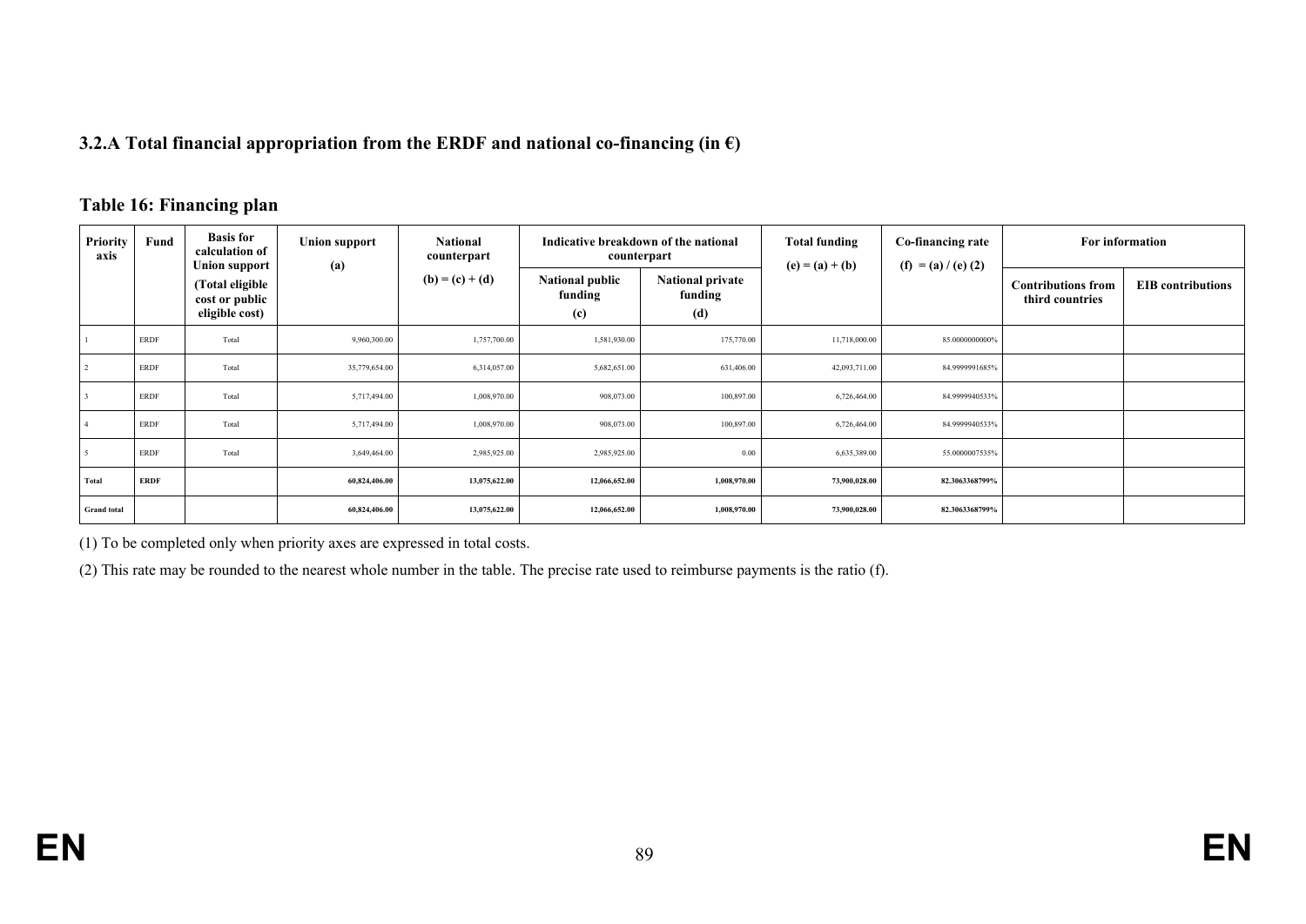### 3.2.A Total financial appropriation from the ERDF and national co-financing (in €)

### Table 16: Financing plan

| Priority axis | Fund | Basis for calculation of Union support (Total eligible cost or public eligible cost) | Union support (a) | National counterpart (b) = (c) + (d) | Indicative breakdown of the national counterpart | | Total funding (e) = (a) + (b) | Co-financing rate (f) = (a) / (e) (2) | For information | |
|---|---|---|---|---|---|---|---|---|---|---|
| | | | | | National public funding (c) | National private funding (d) | | | Contributions from third countries | EIB contributions |
| 1 | ERDF | Total | 9,960,300.00 | 1,757,700.00 | 1,581,930.00 | 175,770.00 | 11,718,000.00 | 85.0000000000% | | |
| 2 | ERDF | Total | 35,779,654.00 | 6,314,057.00 | 5,682,651.00 | 631,406.00 | 42,093,711.00 | 84.9999991685% | | |
| 3 | ERDF | Total | 5,717,494.00 | 1,008,970.00 | 908,073.00 | 100,897.00 | 6,726,464.00 | 84.9999940533% | | |
| 4 | ERDF | Total | 5,717,494.00 | 1,008,970.00 | 908,073.00 | 100,897.00 | 6,726,464.00 | 84.9999940533% | | |
| 5 | ERDF | Total | 3,649,464.00 | 2,985,925.00 | 2,985,925.00 | 0.00 | 6,635,389.00 | 55.0000007535% | | |
| **Total** | **ERDF** | | **60,824,406.00** | **13,075,622.00** | **12,066,652.00** | **1,008,970.00** | **73,900,028.00** | **82.3063368799%** | | |
| **Grand total** | | | **60,824,406.00** | **13,075,622.00** | **12,066,652.00** | **1,008,970.00** | **73,900,028.00** | **82.3063368799%** | | |

(1) To be completed only when priority axes are expressed in total costs.

(2) This rate may be rounded to the nearest whole number in the table. The precise rate used to reimburse payments is the ratio (f).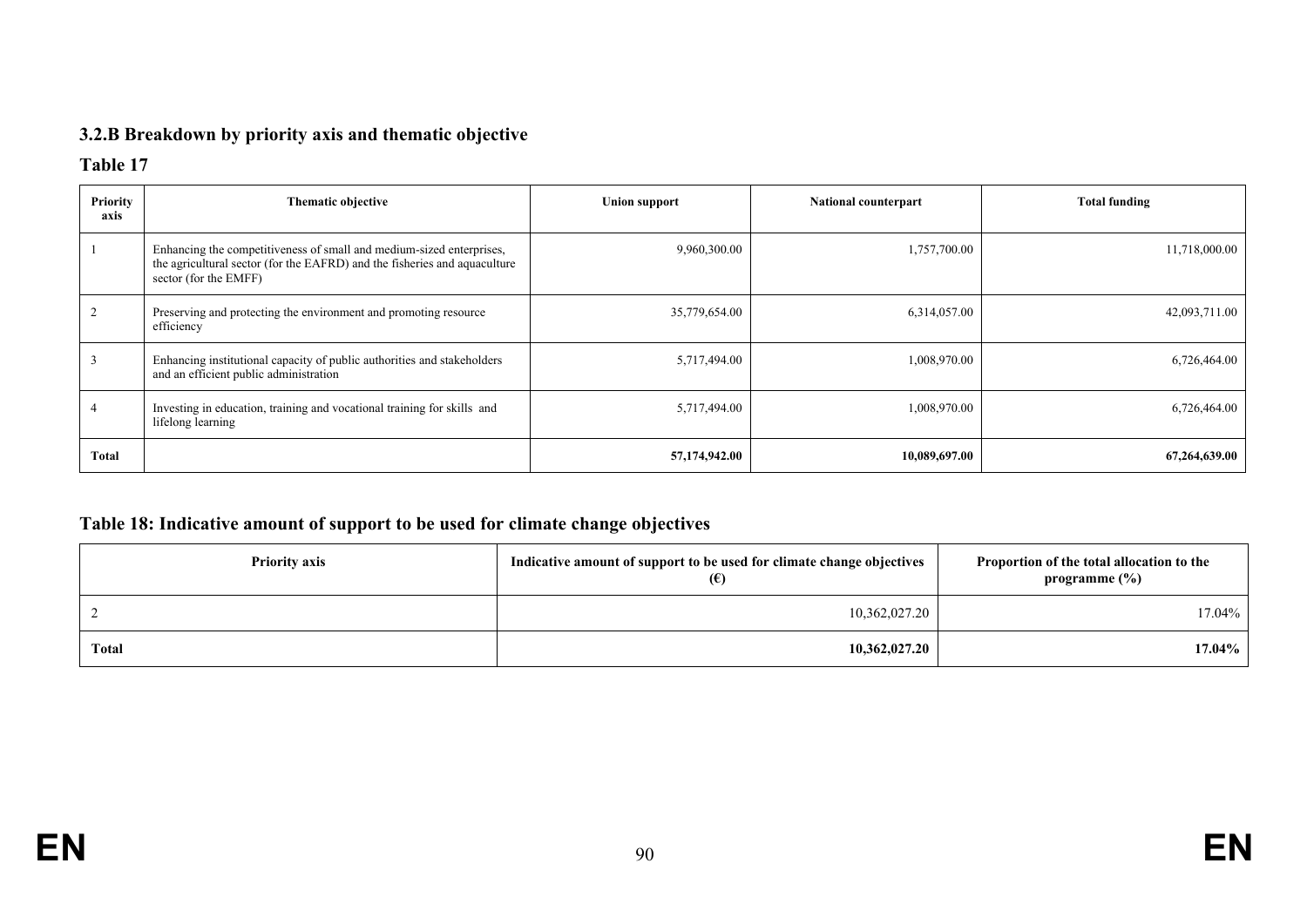### 3.2.B Breakdown by priority axis and thematic objective

**Table 17**

| Priority axis | Thematic objective | Union support | National counterpart | Total funding |
|---|---|---|---|---|
| 1 | Enhancing the competitiveness of small and medium-sized enterprises, the agricultural sector (for the EAFRD) and the fisheries and aquaculture sector (for the EMFF) | 9,960,300.00 | 1,757,700.00 | 11,718,000.00 |
| 2 | Preserving and protecting the environment and promoting resource efficiency | 35,779,654.00 | 6,314,057.00 | 42,093,711.00 |
| 3 | Enhancing institutional capacity of public authorities and stakeholders and an efficient public administration | 5,717,494.00 | 1,008,970.00 | 6,726,464.00 |
| 4 | Investing in education, training and vocational training for skills and lifelong learning | 5,717,494.00 | 1,008,970.00 | 6,726,464.00 |
| **Total** | | **57,174,942.00** | **10,089,697.00** | **67,264,639.00** |

### Table 18: Indicative amount of support to be used for climate change objectives

| Priority axis | Indicative amount of support to be used for climate change objectives (€) | Proportion of the total allocation to the programme (%) |
|---|---|---|
| 2 | 10,362,027.20 | 17.04% |
| **Total** | **10,362,027.20** | **17.04%** |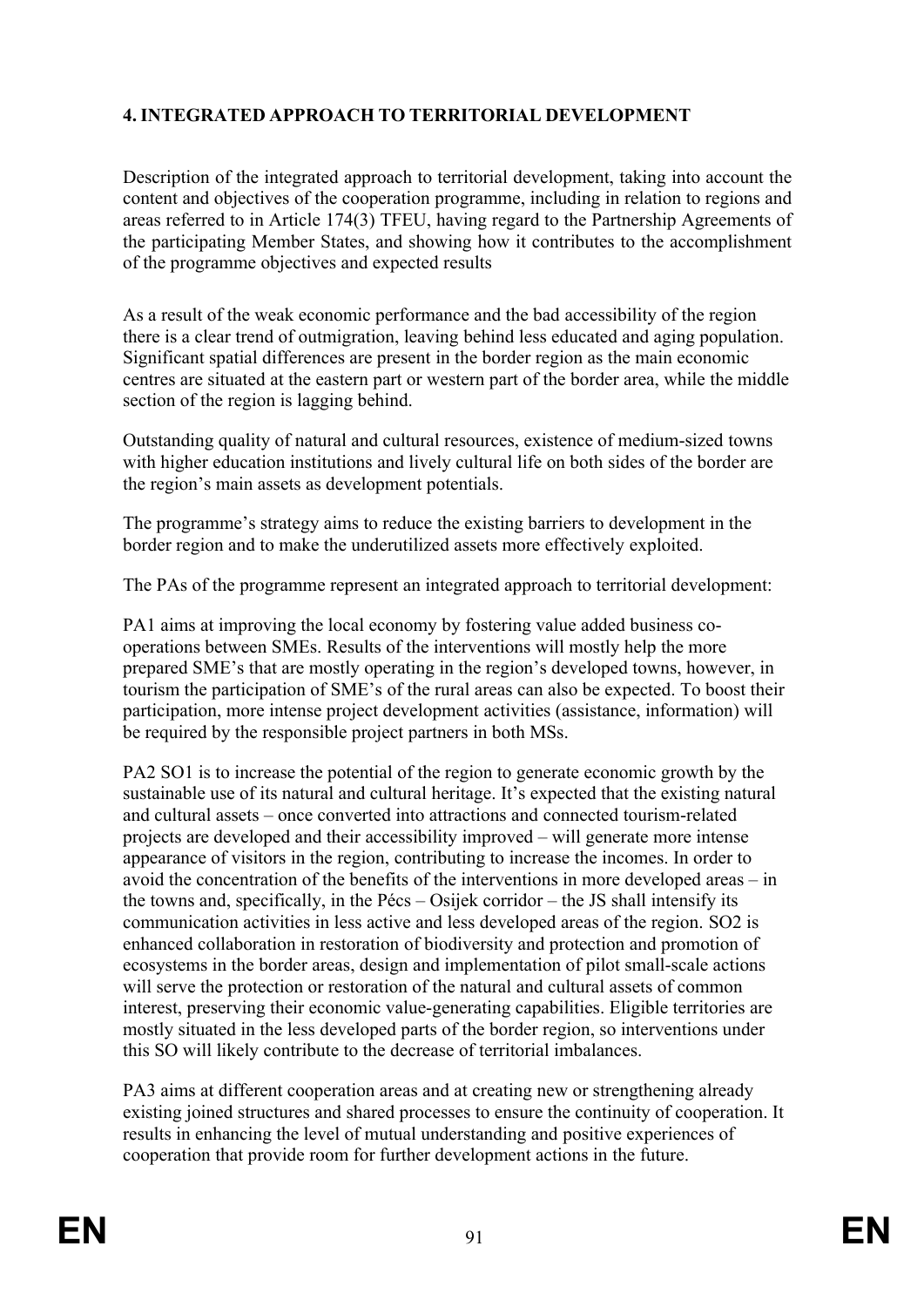## 4. INTEGRATED APPROACH TO TERRITORIAL DEVELOPMENT

Description of the integrated approach to territorial development, taking into account the content and objectives of the cooperation programme, including in relation to regions and areas referred to in Article 174(3) TFEU, having regard to the Partnership Agreements of the participating Member States, and showing how it contributes to the accomplishment of the programme objectives and expected results

As a result of the weak economic performance and the bad accessibility of the region there is a clear trend of outmigration, leaving behind less educated and aging population. Significant spatial differences are present in the border region as the main economic centres are situated at the eastern part or western part of the border area, while the middle section of the region is lagging behind.

Outstanding quality of natural and cultural resources, existence of medium-sized towns with higher education institutions and lively cultural life on both sides of the border are the region's main assets as development potentials.

The programme's strategy aims to reduce the existing barriers to development in the border region and to make the underutilized assets more effectively exploited.

The PAs of the programme represent an integrated approach to territorial development:

PA1 aims at improving the local economy by fostering value added business co-operations between SMEs. Results of the interventions will mostly help the more prepared SME's that are mostly operating in the region's developed towns, however, in tourism the participation of SME's of the rural areas can also be expected. To boost their participation, more intense project development activities (assistance, information) will be required by the responsible project partners in both MSs.

PA2 SO1 is to increase the potential of the region to generate economic growth by the sustainable use of its natural and cultural heritage. It's expected that the existing natural and cultural assets – once converted into attractions and connected tourism-related projects are developed and their accessibility improved – will generate more intense appearance of visitors in the region, contributing to increase the incomes. In order to avoid the concentration of the benefits of the interventions in more developed areas – in the towns and, specifically, in the Pécs – Osijek corridor – the JS shall intensify its communication activities in less active and less developed areas of the region. SO2 is enhanced collaboration in restoration of biodiversity and protection and promotion of ecosystems in the border areas, design and implementation of pilot small-scale actions will serve the protection or restoration of the natural and cultural assets of common interest, preserving their economic value-generating capabilities. Eligible territories are mostly situated in the less developed parts of the border region, so interventions under this SO will likely contribute to the decrease of territorial imbalances.

PA3 aims at different cooperation areas and at creating new or strengthening already existing joined structures and shared processes to ensure the continuity of cooperation. It results in enhancing the level of mutual understanding and positive experiences of cooperation that provide room for further development actions in the future.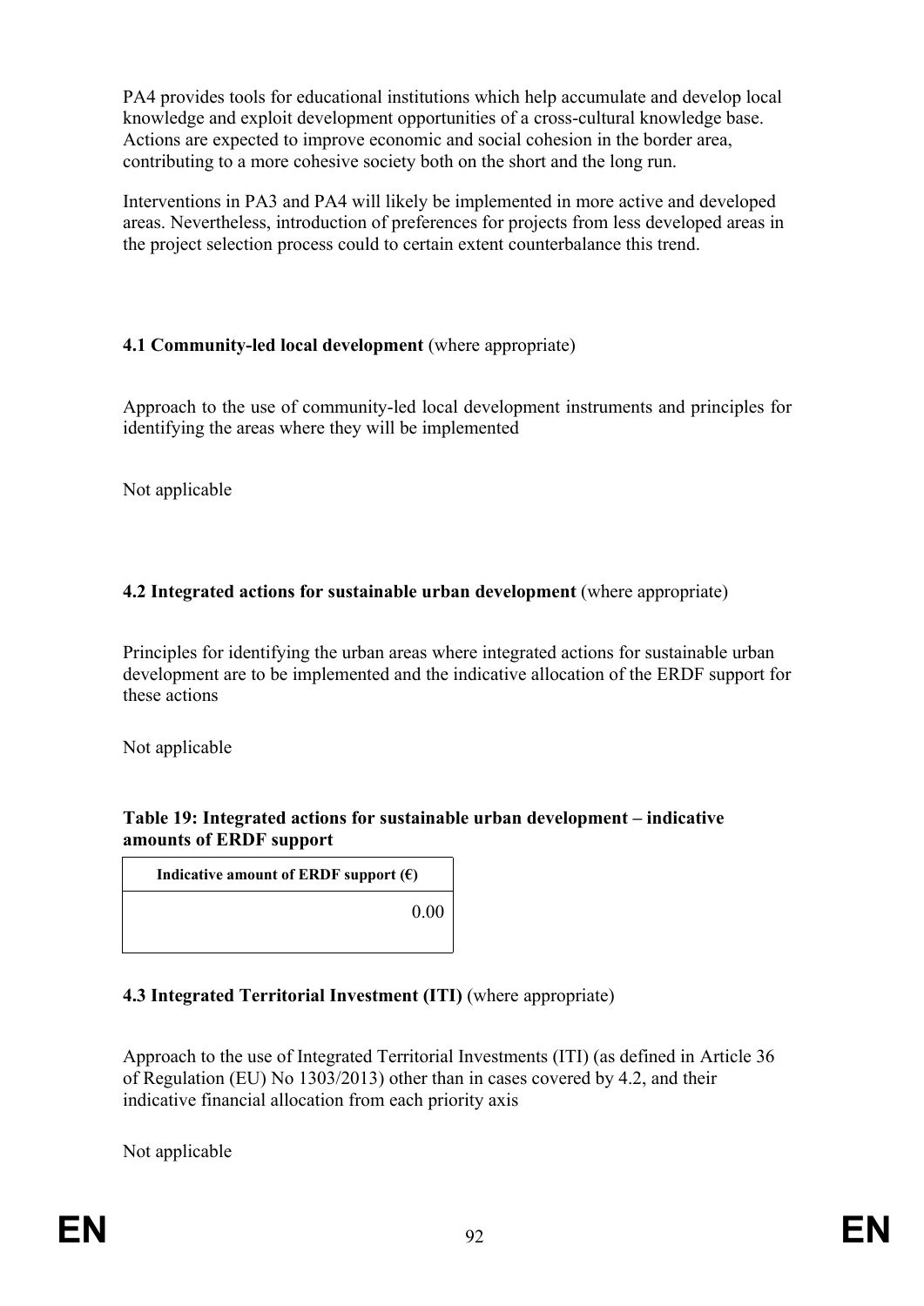PA4 provides tools for educational institutions which help accumulate and develop local knowledge and exploit development opportunities of a cross-cultural knowledge base. Actions are expected to improve economic and social cohesion in the border area, contributing to a more cohesive society both on the short and the long run.

Interventions in PA3 and PA4 will likely be implemented in more active and developed areas. Nevertheless, introduction of preferences for projects from less developed areas in the project selection process could to certain extent counterbalance this trend.

### 4.1 Community-led local development (where appropriate)

Approach to the use of community-led local development instruments and principles for identifying the areas where they will be implemented

Not applicable

### 4.2 Integrated actions for sustainable urban development (where appropriate)

Principles for identifying the urban areas where integrated actions for sustainable urban development are to be implemented and the indicative allocation of the ERDF support for these actions

Not applicable

**Table 19: Integrated actions for sustainable urban development – indicative amounts of ERDF support**

| Indicative amount of ERDF support (€) |
|---|
| 0.00 |

### 4.3 Integrated Territorial Investment (ITI) (where appropriate)

Approach to the use of Integrated Territorial Investments (ITI) (as defined in Article 36 of Regulation (EU) No 1303/2013) other than in cases covered by 4.2, and their indicative financial allocation from each priority axis

Not applicable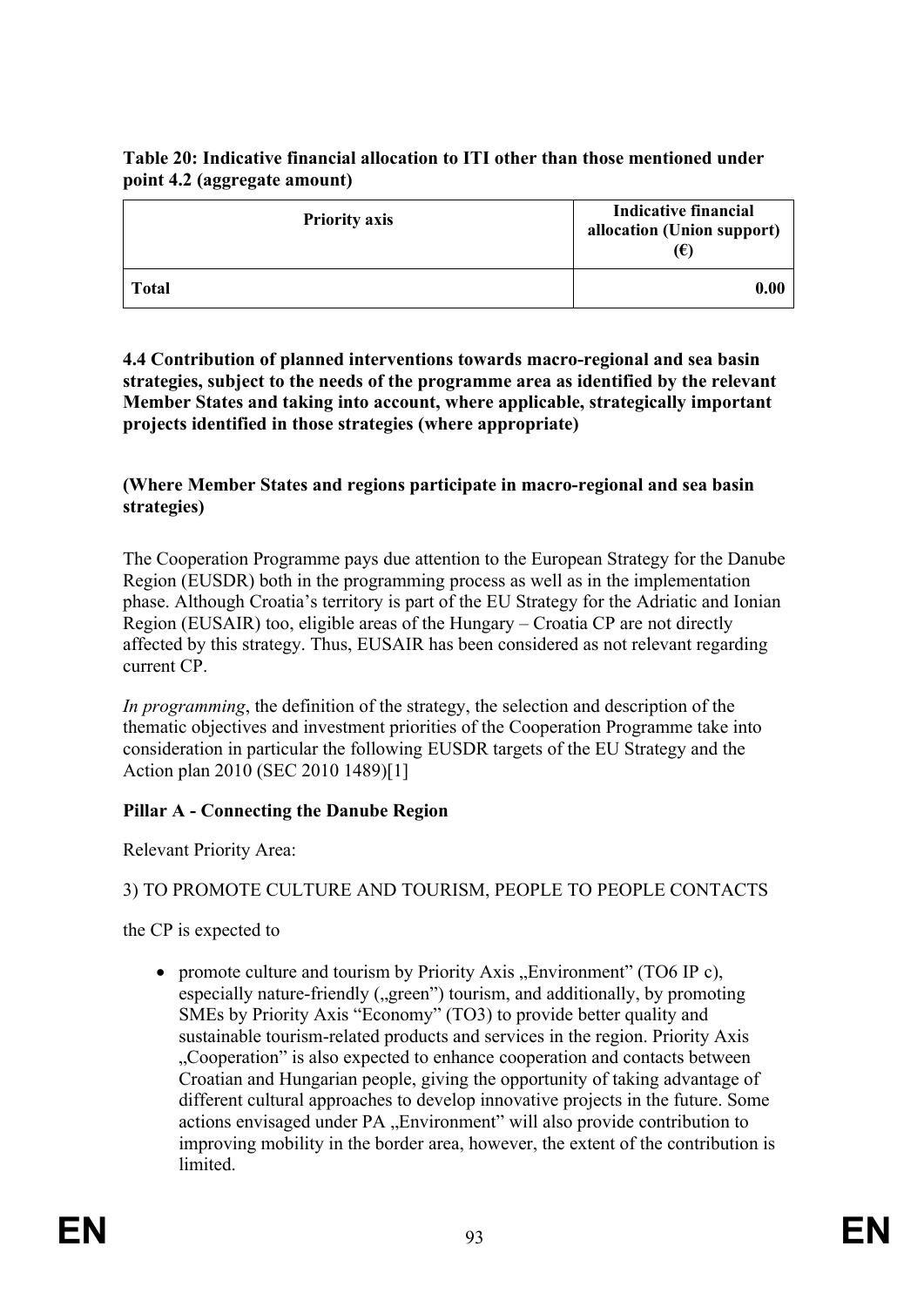**Table 20: Indicative financial allocation to ITI other than those mentioned under point 4.2 (aggregate amount)**

| Priority axis | Indicative financial allocation (Union support) (€) |
| --- | --- |
| **Total** | **0.00** |

**4.4 Contribution of planned interventions towards macro-regional and sea basin strategies, subject to the needs of the programme area as identified by the relevant Member States and taking into account, where applicable, strategically important projects identified in those strategies (where appropriate)**

**(Where Member States and regions participate in macro-regional and sea basin strategies)**

The Cooperation Programme pays due attention to the European Strategy for the Danube Region (EUSDR) both in the programming process as well as in the implementation phase. Although Croatia's territory is part of the EU Strategy for the Adriatic and Ionian Region (EUSAIR) too, eligible areas of the Hungary – Croatia CP are not directly affected by this strategy. Thus, EUSAIR has been considered as not relevant regarding current CP.

*In programming*, the definition of the strategy, the selection and description of the thematic objectives and investment priorities of the Cooperation Programme take into consideration in particular the following EUSDR targets of the EU Strategy and the Action plan 2010 (SEC 2010 1489)[1]

**Pillar A - Connecting the Danube Region**

Relevant Priority Area:

3) TO PROMOTE CULTURE AND TOURISM, PEOPLE TO PEOPLE CONTACTS

the CP is expected to

- promote culture and tourism by Priority Axis „Environment" (TO6 IP c), especially nature-friendly („green") tourism, and additionally, by promoting SMEs by Priority Axis "Economy" (TO3) to provide better quality and sustainable tourism-related products and services in the region. Priority Axis „Cooperation" is also expected to enhance cooperation and contacts between Croatian and Hungarian people, giving the opportunity of taking advantage of different cultural approaches to develop innovative projects in the future. Some actions envisaged under PA „Environment" will also provide contribution to improving mobility in the border area, however, the extent of the contribution is limited.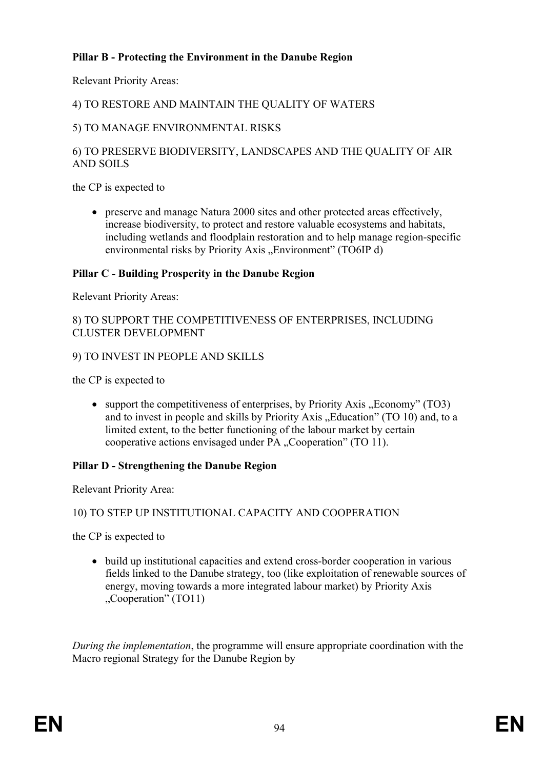**Pillar B - Protecting the Environment in the Danube Region**

Relevant Priority Areas:

4) TO RESTORE AND MAINTAIN THE QUALITY OF WATERS

5) TO MANAGE ENVIRONMENTAL RISKS

6) TO PRESERVE BIODIVERSITY, LANDSCAPES AND THE QUALITY OF AIR AND SOILS

the CP is expected to

- preserve and manage Natura 2000 sites and other protected areas effectively, increase biodiversity, to protect and restore valuable ecosystems and habitats, including wetlands and floodplain restoration and to help manage region-specific environmental risks by Priority Axis „Environment" (TO6IP d)

**Pillar C - Building Prosperity in the Danube Region**

Relevant Priority Areas:

8) TO SUPPORT THE COMPETITIVENESS OF ENTERPRISES, INCLUDING CLUSTER DEVELOPMENT

9) TO INVEST IN PEOPLE AND SKILLS

the CP is expected to

- support the competitiveness of enterprises, by Priority Axis „Economy" (TO3) and to invest in people and skills by Priority Axis „Education" (TO 10) and, to a limited extent, to the better functioning of the labour market by certain cooperative actions envisaged under PA „Cooperation" (TO 11).

**Pillar D - Strengthening the Danube Region**

Relevant Priority Area:

10) TO STEP UP INSTITUTIONAL CAPACITY AND COOPERATION

the CP is expected to

- build up institutional capacities and extend cross-border cooperation in various fields linked to the Danube strategy, too (like exploitation of renewable sources of energy, moving towards a more integrated labour market) by Priority Axis „Cooperation" (TO11)

*During the implementation*, the programme will ensure appropriate coordination with the Macro regional Strategy for the Danube Region by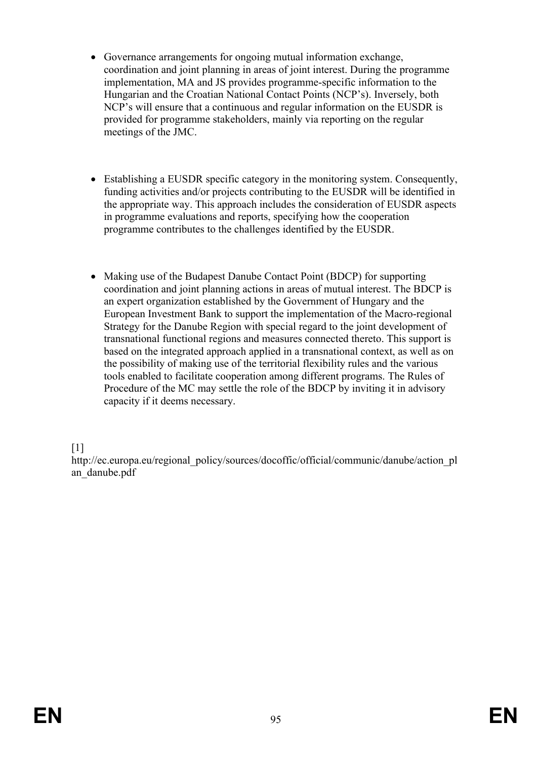- Governance arrangements for ongoing mutual information exchange, coordination and joint planning in areas of joint interest. During the programme implementation, MA and JS provides programme-specific information to the Hungarian and the Croatian National Contact Points (NCP's). Inversely, both NCP's will ensure that a continuous and regular information on the EUSDR is provided for programme stakeholders, mainly via reporting on the regular meetings of the JMC.

- Establishing a EUSDR specific category in the monitoring system. Consequently, funding activities and/or projects contributing to the EUSDR will be identified in the appropriate way. This approach includes the consideration of EUSDR aspects in programme evaluations and reports, specifying how the cooperation programme contributes to the challenges identified by the EUSDR.

- Making use of the Budapest Danube Contact Point (BDCP) for supporting coordination and joint planning actions in areas of mutual interest. The BDCP is an expert organization established by the Government of Hungary and the European Investment Bank to support the implementation of the Macro-regional Strategy for the Danube Region with special regard to the joint development of transnational functional regions and measures connected thereto. This support is based on the integrated approach applied in a transnational context, as well as on the possibility of making use of the territorial flexibility rules and the various tools enabled to facilitate cooperation among different programs. The Rules of Procedure of the MC may settle the role of the BDCP by inviting it in advisory capacity if it deems necessary.

[1]
http://ec.europa.eu/regional_policy/sources/docoffic/official/communic/danube/action_plan_danube.pdf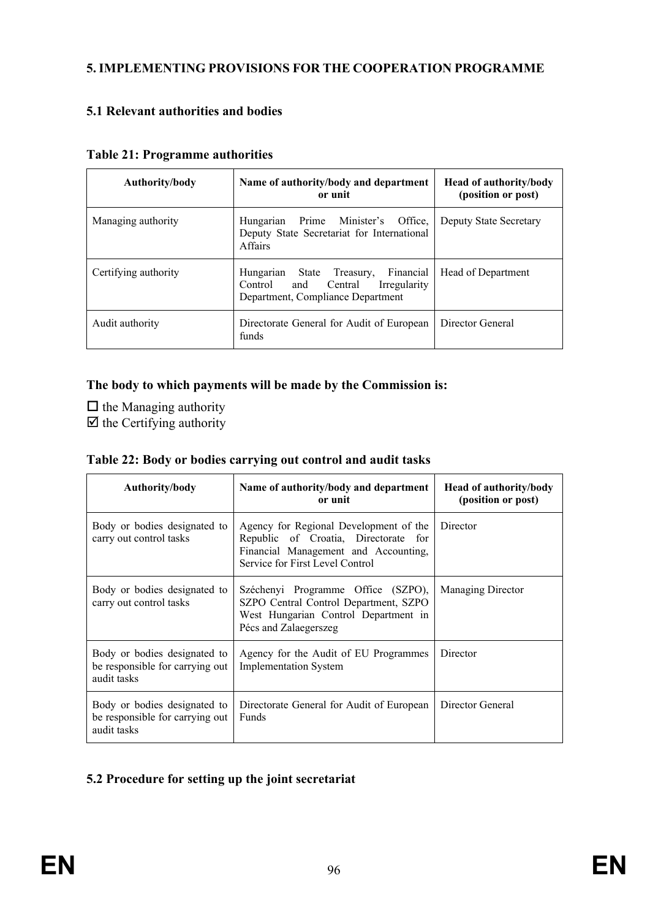## 5. IMPLEMENTING PROVISIONS FOR THE COOPERATION PROGRAMME

### 5.1 Relevant authorities and bodies

**Table 21: Programme authorities**

| Authority/body | Name of authority/body and department or unit | Head of authority/body (position or post) |
|---|---|---|
| Managing authority | Hungarian Prime Minister's Office, Deputy State Secretariat for International Affairs | Deputy State Secretary |
| Certifying authority | Hungarian State Treasury, Financial Control and Central Irregularity Department, Compliance Department | Head of Department |
| Audit authority | Directorate General for Audit of European funds | Director General |

**The body to which payments will be made by the Commission is:**

☐ the Managing authority
☑ the Certifying authority

**Table 22: Body or bodies carrying out control and audit tasks**

| Authority/body | Name of authority/body and department or unit | Head of authority/body (position or post) |
|---|---|---|
| Body or bodies designated to carry out control tasks | Agency for Regional Development of the Republic of Croatia, Directorate for Financial Management and Accounting, Service for First Level Control | Director |
| Body or bodies designated to carry out control tasks | Széchenyi Programme Office (SZPO), SZPO Central Control Department, SZPO West Hungarian Control Department in Pécs and Zalaegerszeg | Managing Director |
| Body or bodies designated to be responsible for carrying out audit tasks | Agency for the Audit of EU Programmes Implementation System | Director |
| Body or bodies designated to be responsible for carrying out audit tasks | Directorate General for Audit of European Funds | Director General |

### 5.2 Procedure for setting up the joint secretariat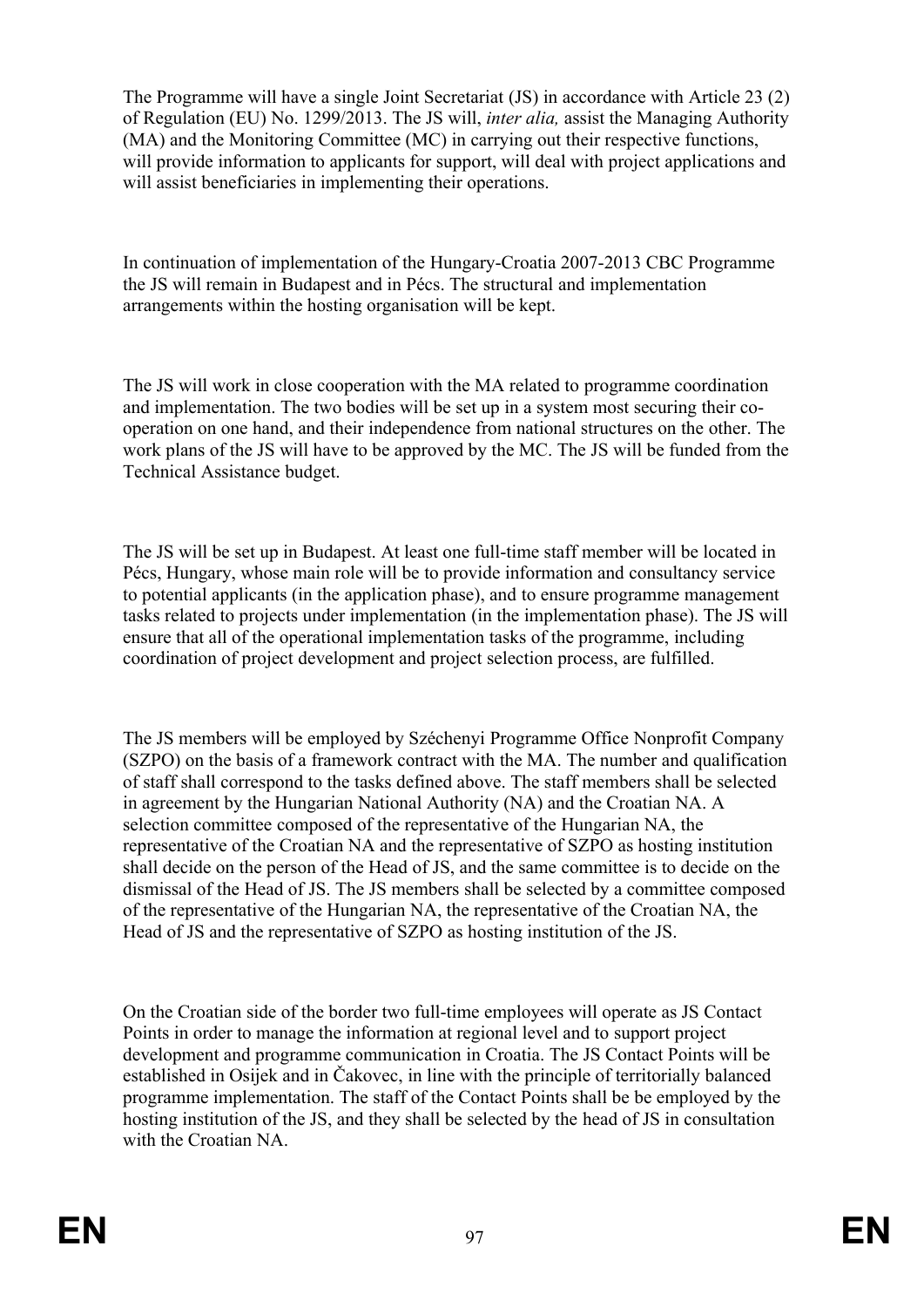The Programme will have a single Joint Secretariat (JS) in accordance with Article 23 (2) of Regulation (EU) No. 1299/2013. The JS will, *inter alia,* assist the Managing Authority (MA) and the Monitoring Committee (MC) in carrying out their respective functions, will provide information to applicants for support, will deal with project applications and will assist beneficiaries in implementing their operations.

In continuation of implementation of the Hungary-Croatia 2007-2013 CBC Programme the JS will remain in Budapest and in Pécs. The structural and implementation arrangements within the hosting organisation will be kept.

The JS will work in close cooperation with the MA related to programme coordination and implementation. The two bodies will be set up in a system most securing their co-operation on one hand, and their independence from national structures on the other. The work plans of the JS will have to be approved by the MC. The JS will be funded from the Technical Assistance budget.

The JS will be set up in Budapest. At least one full-time staff member will be located in Pécs, Hungary, whose main role will be to provide information and consultancy service to potential applicants (in the application phase), and to ensure programme management tasks related to projects under implementation (in the implementation phase). The JS will ensure that all of the operational implementation tasks of the programme, including coordination of project development and project selection process, are fulfilled.

The JS members will be employed by Széchenyi Programme Office Nonprofit Company (SZPO) on the basis of a framework contract with the MA. The number and qualification of staff shall correspond to the tasks defined above. The staff members shall be selected in agreement by the Hungarian National Authority (NA) and the Croatian NA. A selection committee composed of the representative of the Hungarian NA, the representative of the Croatian NA and the representative of SZPO as hosting institution shall decide on the person of the Head of JS, and the same committee is to decide on the dismissal of the Head of JS. The JS members shall be selected by a committee composed of the representative of the Hungarian NA, the representative of the Croatian NA, the Head of JS and the representative of SZPO as hosting institution of the JS.

On the Croatian side of the border two full-time employees will operate as JS Contact Points in order to manage the information at regional level and to support project development and programme communication in Croatia. The JS Contact Points will be established in Osijek and in Čakovec, in line with the principle of territorially balanced programme implementation. The staff of the Contact Points shall be be employed by the hosting institution of the JS, and they shall be selected by the head of JS in consultation with the Croatian NA.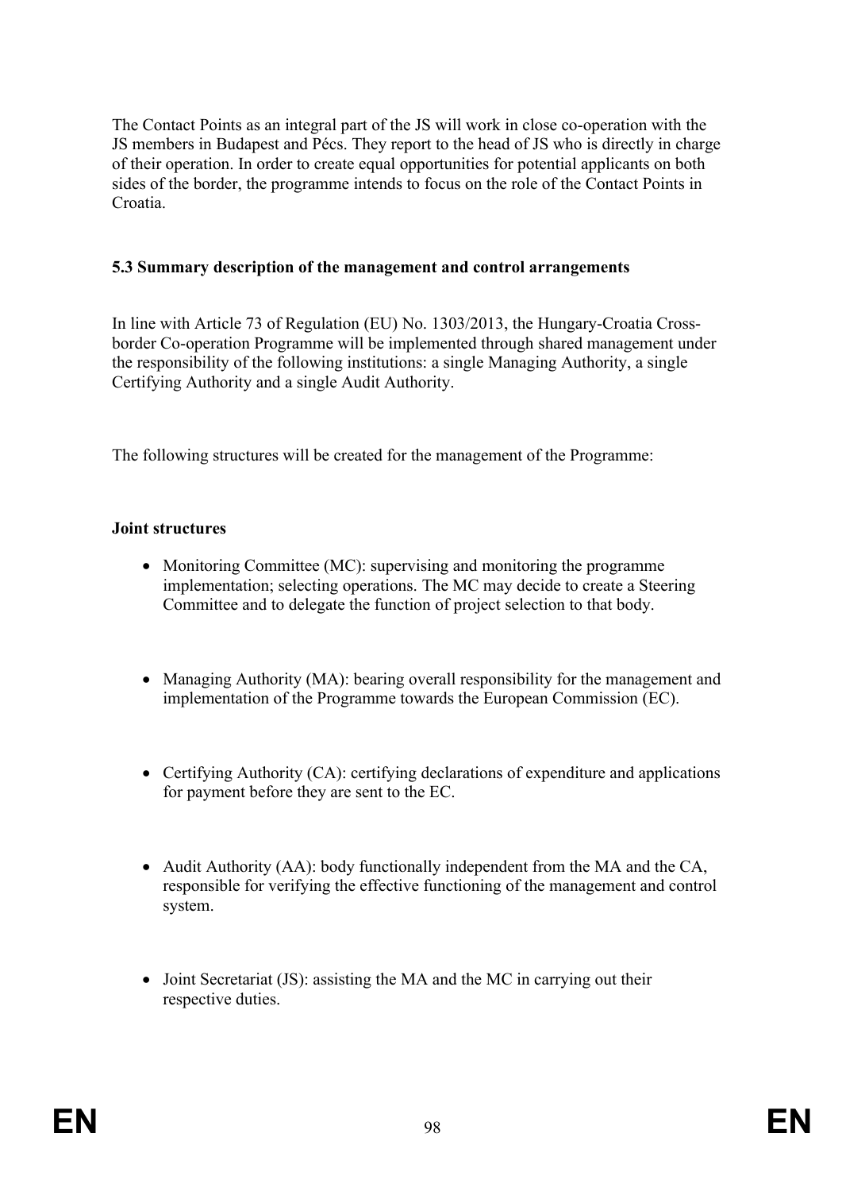The Contact Points as an integral part of the JS will work in close co-operation with the JS members in Budapest and Pécs. They report to the head of JS who is directly in charge of their operation. In order to create equal opportunities for potential applicants on both sides of the border, the programme intends to focus on the role of the Contact Points in Croatia.

### 5.3 Summary description of the management and control arrangements

In line with Article 73 of Regulation (EU) No. 1303/2013, the Hungary-Croatia Cross-border Co-operation Programme will be implemented through shared management under the responsibility of the following institutions: a single Managing Authority, a single Certifying Authority and a single Audit Authority.

The following structures will be created for the management of the Programme:

**Joint structures**

- Monitoring Committee (MC): supervising and monitoring the programme implementation; selecting operations. The MC may decide to create a Steering Committee and to delegate the function of project selection to that body.

- Managing Authority (MA): bearing overall responsibility for the management and implementation of the Programme towards the European Commission (EC).

- Certifying Authority (CA): certifying declarations of expenditure and applications for payment before they are sent to the EC.

- Audit Authority (AA): body functionally independent from the MA and the CA, responsible for verifying the effective functioning of the management and control system.

- Joint Secretariat (JS): assisting the MA and the MC in carrying out their respective duties.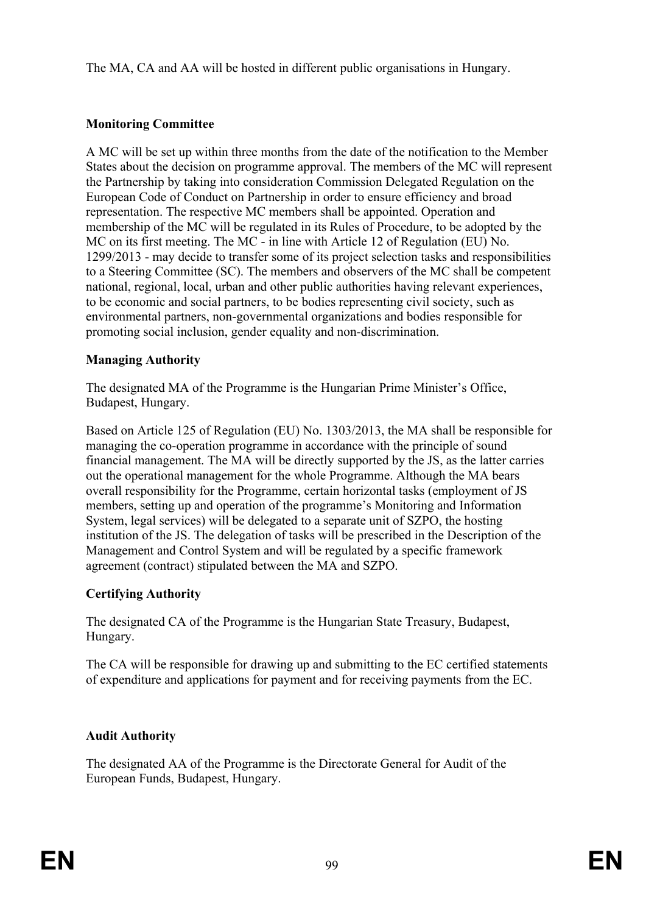The MA, CA and AA will be hosted in different public organisations in Hungary.

**Monitoring Committee**

A MC will be set up within three months from the date of the notification to the Member States about the decision on programme approval. The members of the MC will represent the Partnership by taking into consideration Commission Delegated Regulation on the European Code of Conduct on Partnership in order to ensure efficiency and broad representation. The respective MC members shall be appointed. Operation and membership of the MC will be regulated in its Rules of Procedure, to be adopted by the MC on its first meeting. The MC - in line with Article 12 of Regulation (EU) No. 1299/2013 - may decide to transfer some of its project selection tasks and responsibilities to a Steering Committee (SC). The members and observers of the MC shall be competent national, regional, local, urban and other public authorities having relevant experiences, to be economic and social partners, to be bodies representing civil society, such as environmental partners, non-governmental organizations and bodies responsible for promoting social inclusion, gender equality and non-discrimination.

**Managing Authority**

The designated MA of the Programme is the Hungarian Prime Minister's Office, Budapest, Hungary.

Based on Article 125 of Regulation (EU) No. 1303/2013, the MA shall be responsible for managing the co-operation programme in accordance with the principle of sound financial management. The MA will be directly supported by the JS, as the latter carries out the operational management for the whole Programme. Although the MA bears overall responsibility for the Programme, certain horizontal tasks (employment of JS members, setting up and operation of the programme's Monitoring and Information System, legal services) will be delegated to a separate unit of SZPO, the hosting institution of the JS. The delegation of tasks will be prescribed in the Description of the Management and Control System and will be regulated by a specific framework agreement (contract) stipulated between the MA and SZPO.

**Certifying Authority**

The designated CA of the Programme is the Hungarian State Treasury, Budapest, Hungary.

The CA will be responsible for drawing up and submitting to the EC certified statements of expenditure and applications for payment and for receiving payments from the EC.

**Audit Authority**

The designated AA of the Programme is the Directorate General for Audit of the European Funds, Budapest, Hungary.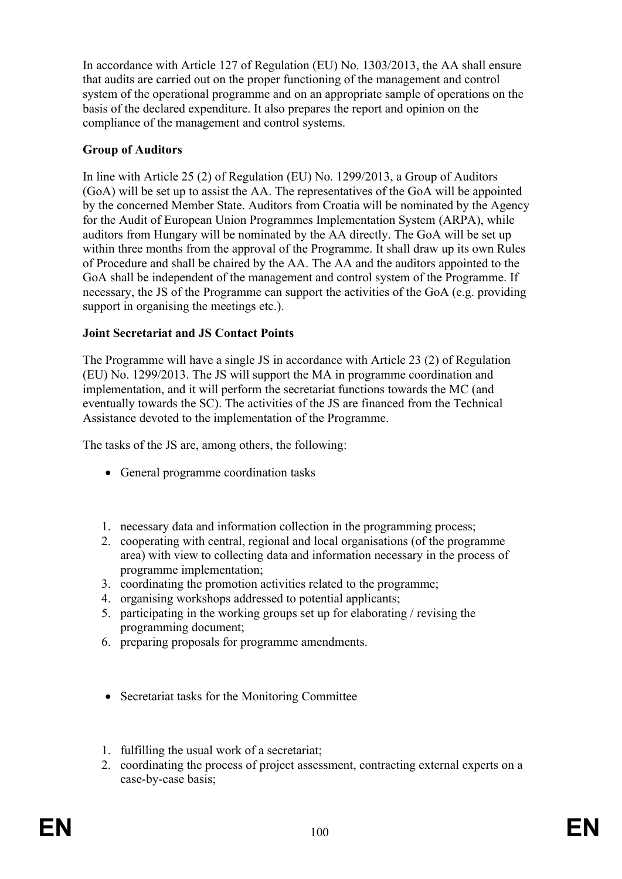In accordance with Article 127 of Regulation (EU) No. 1303/2013, the AA shall ensure that audits are carried out on the proper functioning of the management and control system of the operational programme and on an appropriate sample of operations on the basis of the declared expenditure. It also prepares the report and opinion on the compliance of the management and control systems.

**Group of Auditors**

In line with Article 25 (2) of Regulation (EU) No. 1299/2013, a Group of Auditors (GoA) will be set up to assist the AA. The representatives of the GoA will be appointed by the concerned Member State. Auditors from Croatia will be nominated by the Agency for the Audit of European Union Programmes Implementation System (ARPA), while auditors from Hungary will be nominated by the AA directly. The GoA will be set up within three months from the approval of the Programme. It shall draw up its own Rules of Procedure and shall be chaired by the AA. The AA and the auditors appointed to the GoA shall be independent of the management and control system of the Programme. If necessary, the JS of the Programme can support the activities of the GoA (e.g. providing support in organising the meetings etc.).

**Joint Secretariat and JS Contact Points**

The Programme will have a single JS in accordance with Article 23 (2) of Regulation (EU) No. 1299/2013. The JS will support the MA in programme coordination and implementation, and it will perform the secretariat functions towards the MC (and eventually towards the SC). The activities of the JS are financed from the Technical Assistance devoted to the implementation of the Programme.

The tasks of the JS are, among others, the following:

- General programme coordination tasks

1. necessary data and information collection in the programming process;
2. cooperating with central, regional and local organisations (of the programme area) with view to collecting data and information necessary in the process of programme implementation;
3. coordinating the promotion activities related to the programme;
4. organising workshops addressed to potential applicants;
5. participating in the working groups set up for elaborating / revising the programming document;
6. preparing proposals for programme amendments.

- Secretariat tasks for the Monitoring Committee

1. fulfilling the usual work of a secretariat;
2. coordinating the process of project assessment, contracting external experts on a case-by-case basis;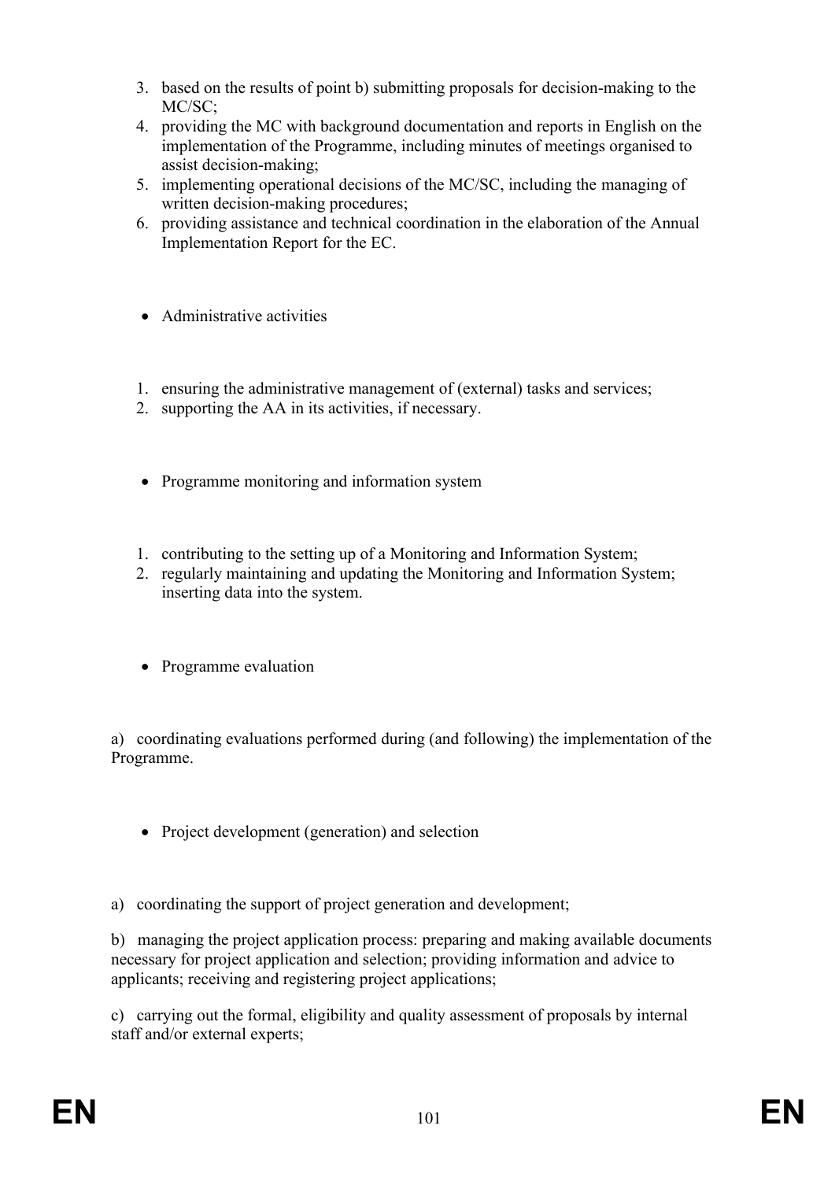3. based on the results of point b) submitting proposals for decision-making to the MC/SC;
4. providing the MC with background documentation and reports in English on the implementation of the Programme, including minutes of meetings organised to assist decision-making;
5. implementing operational decisions of the MC/SC, including the managing of written decision-making procedures;
6. providing assistance and technical coordination in the elaboration of the Annual Implementation Report for the EC.

- Administrative activities

1. ensuring the administrative management of (external) tasks and services;
2. supporting the AA in its activities, if necessary.

- Programme monitoring and information system

1. contributing to the setting up of a Monitoring and Information System;
2. regularly maintaining and updating the Monitoring and Information System; inserting data into the system.

- Programme evaluation

a) coordinating evaluations performed during (and following) the implementation of the Programme.

- Project development (generation) and selection

a) coordinating the support of project generation and development;

b) managing the project application process: preparing and making available documents necessary for project application and selection; providing information and advice to applicants; receiving and registering project applications;

c) carrying out the formal, eligibility and quality assessment of proposals by internal staff and/or external experts;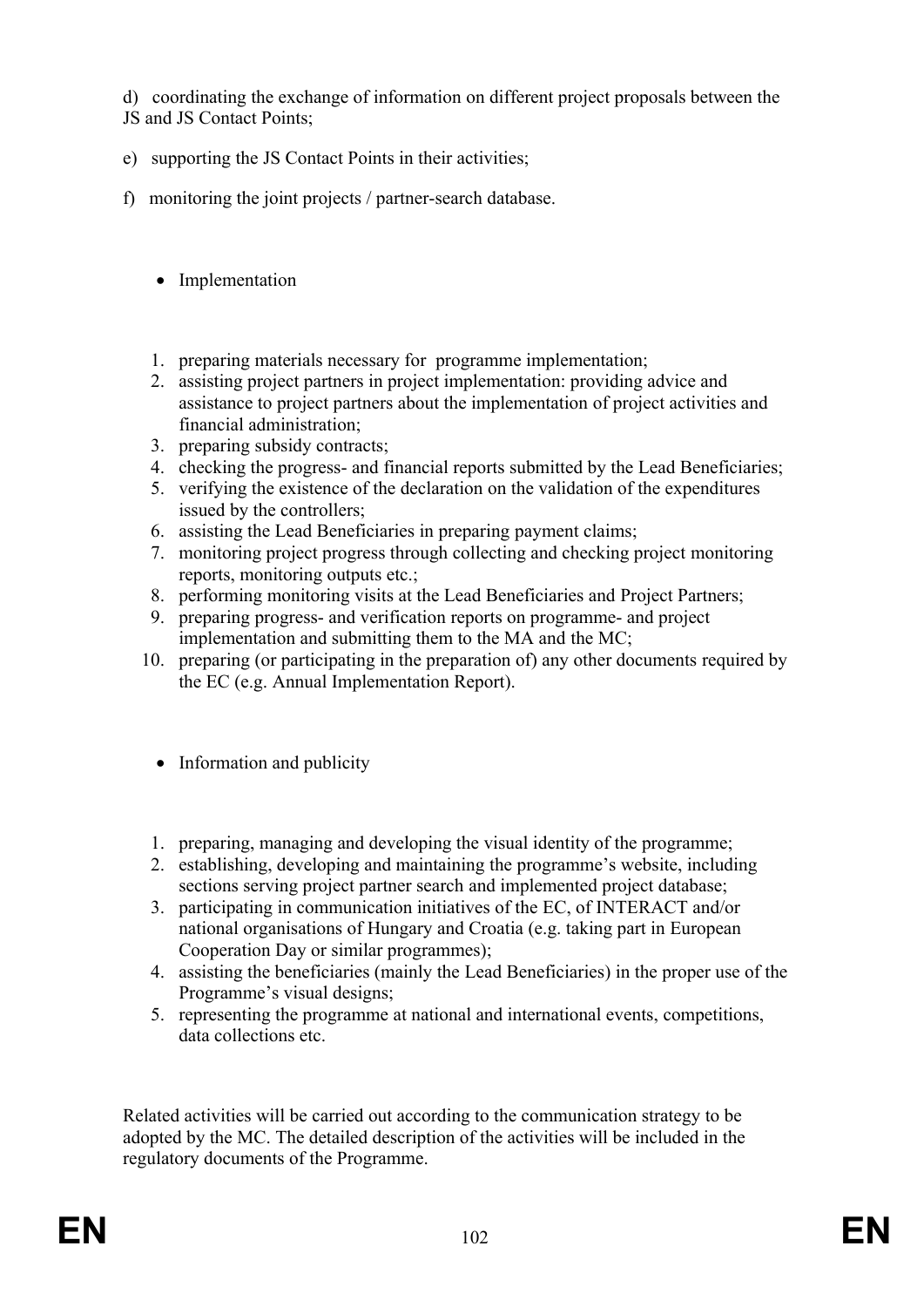d) coordinating the exchange of information on different project proposals between the JS and JS Contact Points;

e) supporting the JS Contact Points in their activities;

f) monitoring the joint projects / partner-search database.

- Implementation

1. preparing materials necessary for programme implementation;
2. assisting project partners in project implementation: providing advice and assistance to project partners about the implementation of project activities and financial administration;
3. preparing subsidy contracts;
4. checking the progress- and financial reports submitted by the Lead Beneficiaries;
5. verifying the existence of the declaration on the validation of the expenditures issued by the controllers;
6. assisting the Lead Beneficiaries in preparing payment claims;
7. monitoring project progress through collecting and checking project monitoring reports, monitoring outputs etc.;
8. performing monitoring visits at the Lead Beneficiaries and Project Partners;
9. preparing progress- and verification reports on programme- and project implementation and submitting them to the MA and the MC;
10. preparing (or participating in the preparation of) any other documents required by the EC (e.g. Annual Implementation Report).

- Information and publicity

1. preparing, managing and developing the visual identity of the programme;
2. establishing, developing and maintaining the programme's website, including sections serving project partner search and implemented project database;
3. participating in communication initiatives of the EC, of INTERACT and/or national organisations of Hungary and Croatia (e.g. taking part in European Cooperation Day or similar programmes);
4. assisting the beneficiaries (mainly the Lead Beneficiaries) in the proper use of the Programme's visual designs;
5. representing the programme at national and international events, competitions, data collections etc.

Related activities will be carried out according to the communication strategy to be adopted by the MC. The detailed description of the activities will be included in the regulatory documents of the Programme.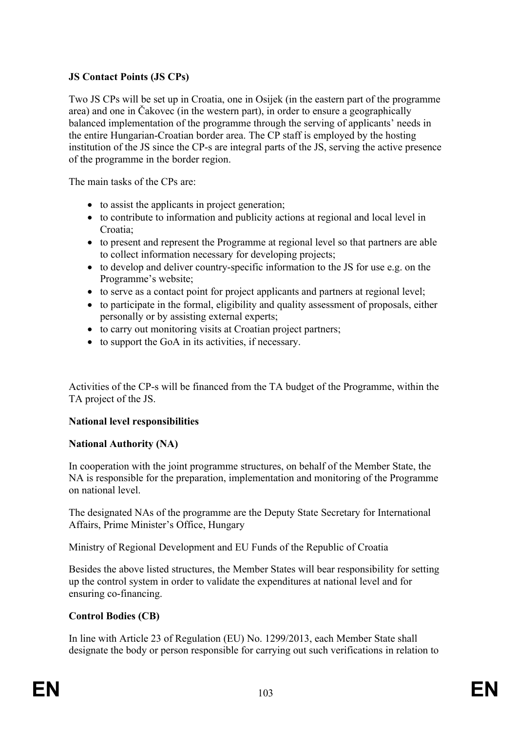**JS Contact Points (JS CPs)**

Two JS CPs will be set up in Croatia, one in Osijek (in the eastern part of the programme area) and one in Čakovec (in the western part), in order to ensure a geographically balanced implementation of the programme through the serving of applicants' needs in the entire Hungarian-Croatian border area. The CP staff is employed by the hosting institution of the JS since the CP-s are integral parts of the JS, serving the active presence of the programme in the border region.

The main tasks of the CPs are:

- to assist the applicants in project generation;
- to contribute to information and publicity actions at regional and local level in Croatia;
- to present and represent the Programme at regional level so that partners are able to collect information necessary for developing projects;
- to develop and deliver country-specific information to the JS for use e.g. on the Programme's website;
- to serve as a contact point for project applicants and partners at regional level;
- to participate in the formal, eligibility and quality assessment of proposals, either personally or by assisting external experts;
- to carry out monitoring visits at Croatian project partners;
- to support the GoA in its activities, if necessary.

Activities of the CP-s will be financed from the TA budget of the Programme, within the TA project of the JS.

**National level responsibilities**

**National Authority (NA)**

In cooperation with the joint programme structures, on behalf of the Member State, the NA is responsible for the preparation, implementation and monitoring of the Programme on national level.

The designated NAs of the programme are the Deputy State Secretary for International Affairs, Prime Minister's Office, Hungary

Ministry of Regional Development and EU Funds of the Republic of Croatia

Besides the above listed structures, the Member States will bear responsibility for setting up the control system in order to validate the expenditures at national level and for ensuring co-financing.

**Control Bodies (CB)**

In line with Article 23 of Regulation (EU) No. 1299/2013, each Member State shall designate the body or person responsible for carrying out such verifications in relation to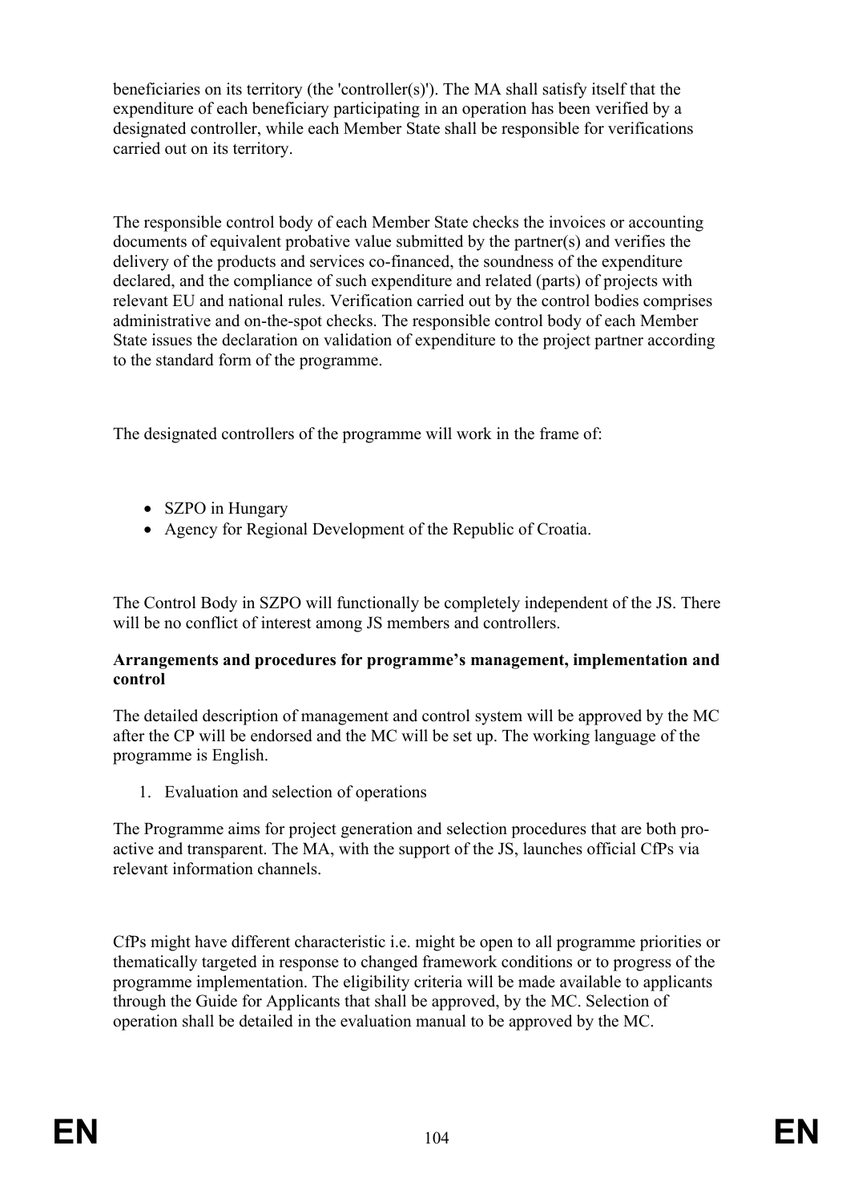beneficiaries on its territory (the 'controller(s)'). The MA shall satisfy itself that the expenditure of each beneficiary participating in an operation has been verified by a designated controller, while each Member State shall be responsible for verifications carried out on its territory.

The responsible control body of each Member State checks the invoices or accounting documents of equivalent probative value submitted by the partner(s) and verifies the delivery of the products and services co-financed, the soundness of the expenditure declared, and the compliance of such expenditure and related (parts) of projects with relevant EU and national rules. Verification carried out by the control bodies comprises administrative and on-the-spot checks. The responsible control body of each Member State issues the declaration on validation of expenditure to the project partner according to the standard form of the programme.

The designated controllers of the programme will work in the frame of:

- SZPO in Hungary
- Agency for Regional Development of the Republic of Croatia.

The Control Body in SZPO will functionally be completely independent of the JS. There will be no conflict of interest among JS members and controllers.

**Arrangements and procedures for programme's management, implementation and control**

The detailed description of management and control system will be approved by the MC after the CP will be endorsed and the MC will be set up. The working language of the programme is English.

1. Evaluation and selection of operations

The Programme aims for project generation and selection procedures that are both pro-active and transparent. The MA, with the support of the JS, launches official CfPs via relevant information channels.

CfPs might have different characteristic i.e. might be open to all programme priorities or thematically targeted in response to changed framework conditions or to progress of the programme implementation. The eligibility criteria will be made available to applicants through the Guide for Applicants that shall be approved, by the MC. Selection of operation shall be detailed in the evaluation manual to be approved by the MC.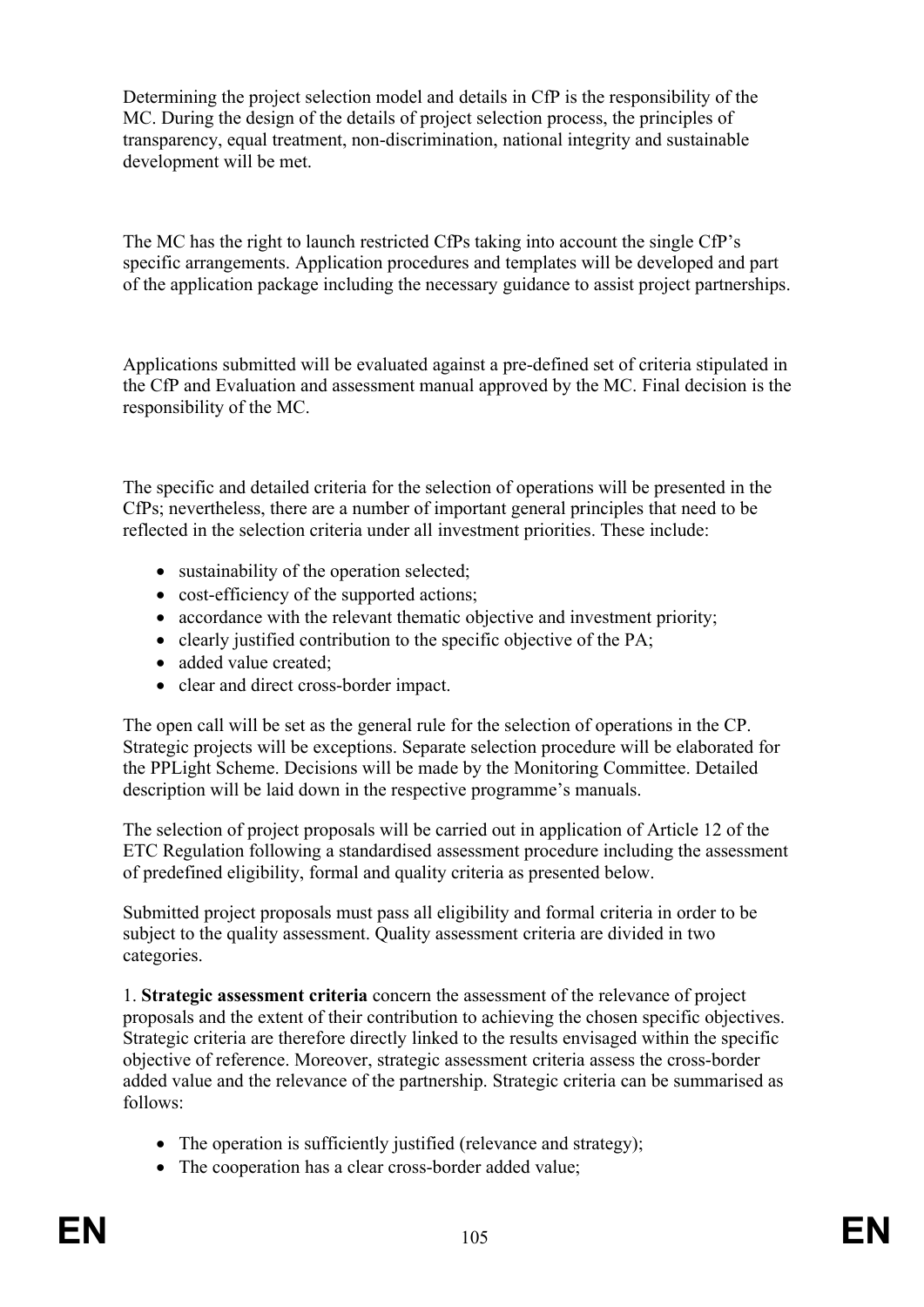Determining the project selection model and details in CfP is the responsibility of the MC. During the design of the details of project selection process, the principles of transparency, equal treatment, non-discrimination, national integrity and sustainable development will be met.

The MC has the right to launch restricted CfPs taking into account the single CfP's specific arrangements. Application procedures and templates will be developed and part of the application package including the necessary guidance to assist project partnerships.

Applications submitted will be evaluated against a pre-defined set of criteria stipulated in the CfP and Evaluation and assessment manual approved by the MC. Final decision is the responsibility of the MC.

The specific and detailed criteria for the selection of operations will be presented in the CfPs; nevertheless, there are a number of important general principles that need to be reflected in the selection criteria under all investment priorities. These include:

- sustainability of the operation selected;
- cost-efficiency of the supported actions;
- accordance with the relevant thematic objective and investment priority;
- clearly justified contribution to the specific objective of the PA;
- added value created;
- clear and direct cross-border impact.

The open call will be set as the general rule for the selection of operations in the CP. Strategic projects will be exceptions. Separate selection procedure will be elaborated for the PPLight Scheme. Decisions will be made by the Monitoring Committee. Detailed description will be laid down in the respective programme's manuals.

The selection of project proposals will be carried out in application of Article 12 of the ETC Regulation following a standardised assessment procedure including the assessment of predefined eligibility, formal and quality criteria as presented below.

Submitted project proposals must pass all eligibility and formal criteria in order to be subject to the quality assessment. Quality assessment criteria are divided in two categories.

1. **Strategic assessment criteria** concern the assessment of the relevance of project proposals and the extent of their contribution to achieving the chosen specific objectives. Strategic criteria are therefore directly linked to the results envisaged within the specific objective of reference. Moreover, strategic assessment criteria assess the cross-border added value and the relevance of the partnership. Strategic criteria can be summarised as follows:

- The operation is sufficiently justified (relevance and strategy);
- The cooperation has a clear cross-border added value;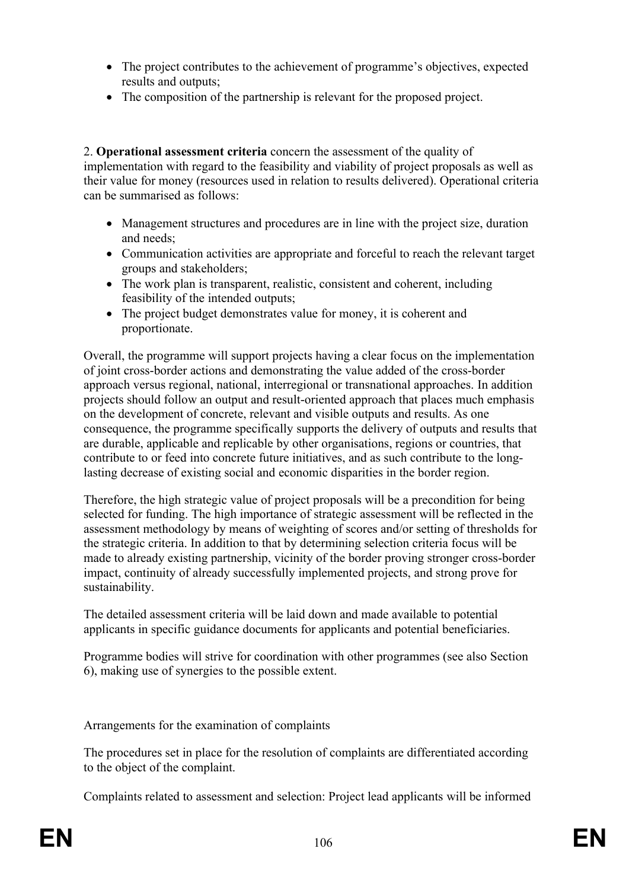- The project contributes to the achievement of programme's objectives, expected results and outputs;
- The composition of the partnership is relevant for the proposed project.

2. **Operational assessment criteria** concern the assessment of the quality of implementation with regard to the feasibility and viability of project proposals as well as their value for money (resources used in relation to results delivered). Operational criteria can be summarised as follows:

- Management structures and procedures are in line with the project size, duration and needs;
- Communication activities are appropriate and forceful to reach the relevant target groups and stakeholders;
- The work plan is transparent, realistic, consistent and coherent, including feasibility of the intended outputs;
- The project budget demonstrates value for money, it is coherent and proportionate.

Overall, the programme will support projects having a clear focus on the implementation of joint cross-border actions and demonstrating the value added of the cross-border approach versus regional, national, interregional or transnational approaches. In addition projects should follow an output and result-oriented approach that places much emphasis on the development of concrete, relevant and visible outputs and results. As one consequence, the programme specifically supports the delivery of outputs and results that are durable, applicable and replicable by other organisations, regions or countries, that contribute to or feed into concrete future initiatives, and as such contribute to the long-lasting decrease of existing social and economic disparities in the border region.

Therefore, the high strategic value of project proposals will be a precondition for being selected for funding. The high importance of strategic assessment will be reflected in the assessment methodology by means of weighting of scores and/or setting of thresholds for the strategic criteria. In addition to that by determining selection criteria focus will be made to already existing partnership, vicinity of the border proving stronger cross-border impact, continuity of already successfully implemented projects, and strong prove for sustainability.

The detailed assessment criteria will be laid down and made available to potential applicants in specific guidance documents for applicants and potential beneficiaries.

Programme bodies will strive for coordination with other programmes (see also Section 6), making use of synergies to the possible extent.

Arrangements for the examination of complaints

The procedures set in place for the resolution of complaints are differentiated according to the object of the complaint.

Complaints related to assessment and selection: Project lead applicants will be informed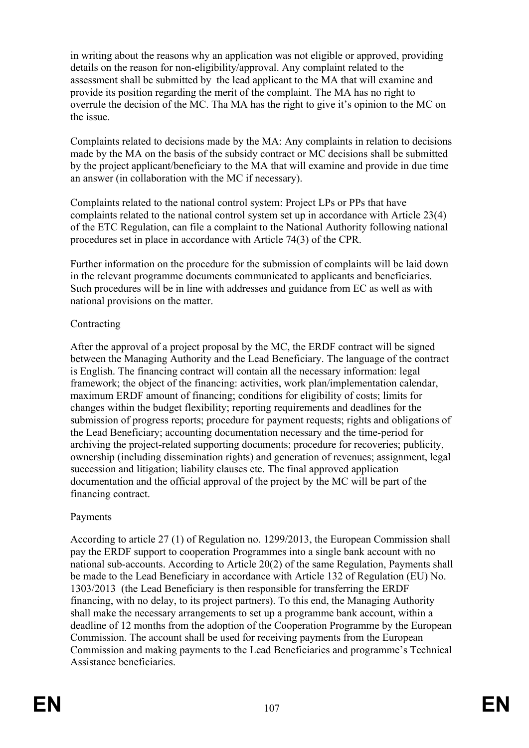in writing about the reasons why an application was not eligible or approved, providing details on the reason for non-eligibility/approval. Any complaint related to the assessment shall be submitted by the lead applicant to the MA that will examine and provide its position regarding the merit of the complaint. The MA has no right to overrule the decision of the MC. Tha MA has the right to give it's opinion to the MC on the issue.

Complaints related to decisions made by the MA: Any complaints in relation to decisions made by the MA on the basis of the subsidy contract or MC decisions shall be submitted by the project applicant/beneficiary to the MA that will examine and provide in due time an answer (in collaboration with the MC if necessary).

Complaints related to the national control system: Project LPs or PPs that have complaints related to the national control system set up in accordance with Article 23(4) of the ETC Regulation, can file a complaint to the National Authority following national procedures set in place in accordance with Article 74(3) of the CPR.

Further information on the procedure for the submission of complaints will be laid down in the relevant programme documents communicated to applicants and beneficiaries. Such procedures will be in line with addresses and guidance from EC as well as with national provisions on the matter.

Contracting

After the approval of a project proposal by the MC, the ERDF contract will be signed between the Managing Authority and the Lead Beneficiary. The language of the contract is English. The financing contract will contain all the necessary information: legal framework; the object of the financing: activities, work plan/implementation calendar, maximum ERDF amount of financing; conditions for eligibility of costs; limits for changes within the budget flexibility; reporting requirements and deadlines for the submission of progress reports; procedure for payment requests; rights and obligations of the Lead Beneficiary; accounting documentation necessary and the time-period for archiving the project-related supporting documents; procedure for recoveries; publicity, ownership (including dissemination rights) and generation of revenues; assignment, legal succession and litigation; liability clauses etc. The final approved application documentation and the official approval of the project by the MC will be part of the financing contract.

Payments

According to article 27 (1) of Regulation no. 1299/2013, the European Commission shall pay the ERDF support to cooperation Programmes into a single bank account with no national sub-accounts. According to Article 20(2) of the same Regulation, Payments shall be made to the Lead Beneficiary in accordance with Article 132 of Regulation (EU) No. 1303/2013 (the Lead Beneficiary is then responsible for transferring the ERDF financing, with no delay, to its project partners). To this end, the Managing Authority shall make the necessary arrangements to set up a programme bank account, within a deadline of 12 months from the adoption of the Cooperation Programme by the European Commission. The account shall be used for receiving payments from the European Commission and making payments to the Lead Beneficiaries and programme's Technical Assistance beneficiaries.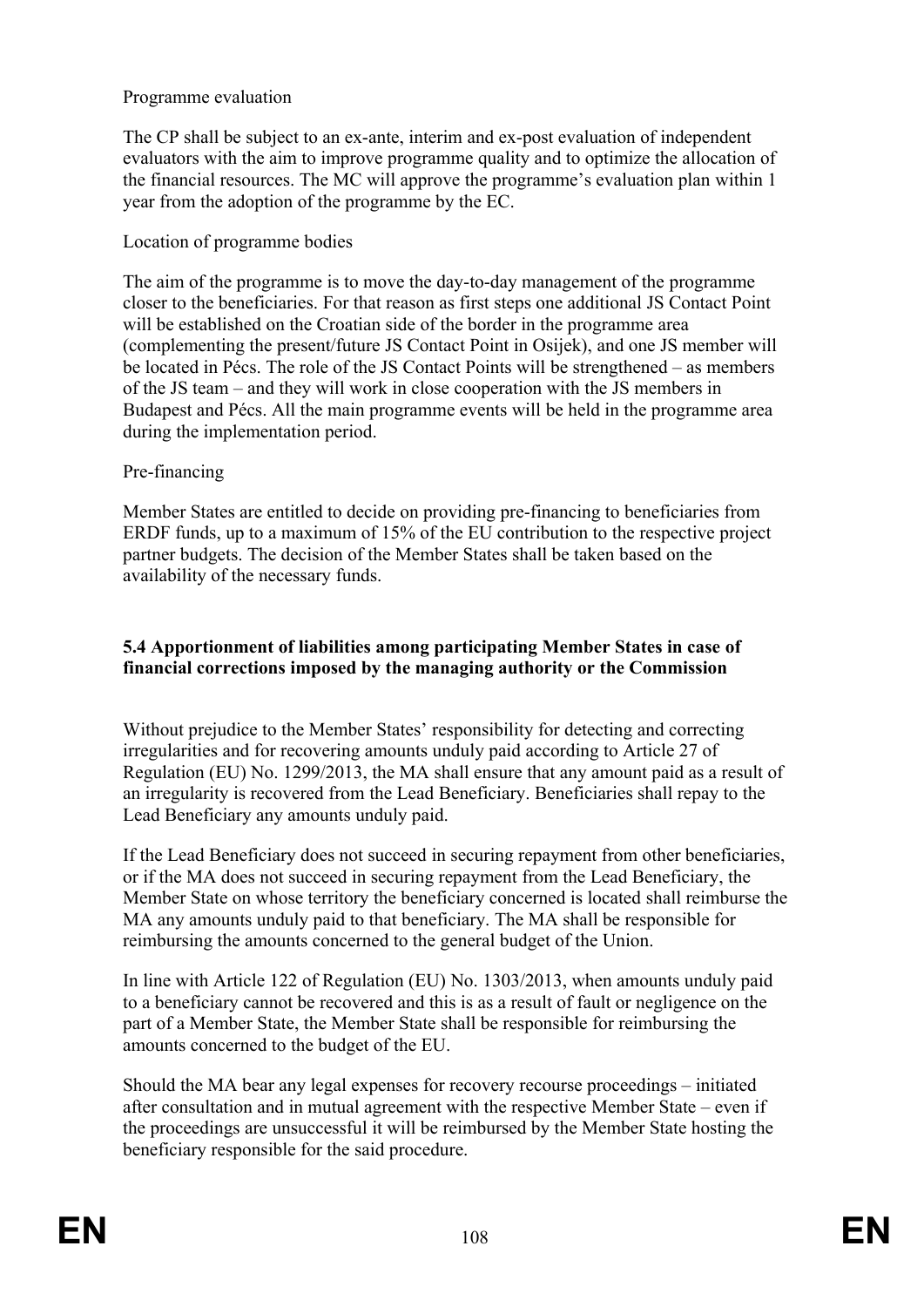Programme evaluation

The CP shall be subject to an ex-ante, interim and ex-post evaluation of independent evaluators with the aim to improve programme quality and to optimize the allocation of the financial resources. The MC will approve the programme's evaluation plan within 1 year from the adoption of the programme by the EC.

Location of programme bodies

The aim of the programme is to move the day-to-day management of the programme closer to the beneficiaries. For that reason as first steps one additional JS Contact Point will be established on the Croatian side of the border in the programme area (complementing the present/future JS Contact Point in Osijek), and one JS member will be located in Pécs. The role of the JS Contact Points will be strengthened – as members of the JS team – and they will work in close cooperation with the JS members in Budapest and Pécs. All the main programme events will be held in the programme area during the implementation period.

Pre-financing

Member States are entitled to decide on providing pre-financing to beneficiaries from ERDF funds, up to a maximum of 15% of the EU contribution to the respective project partner budgets. The decision of the Member States shall be taken based on the availability of the necessary funds.

### 5.4 Apportionment of liabilities among participating Member States in case of financial corrections imposed by the managing authority or the Commission

Without prejudice to the Member States' responsibility for detecting and correcting irregularities and for recovering amounts unduly paid according to Article 27 of Regulation (EU) No. 1299/2013, the MA shall ensure that any amount paid as a result of an irregularity is recovered from the Lead Beneficiary. Beneficiaries shall repay to the Lead Beneficiary any amounts unduly paid.

If the Lead Beneficiary does not succeed in securing repayment from other beneficiaries, or if the MA does not succeed in securing repayment from the Lead Beneficiary, the Member State on whose territory the beneficiary concerned is located shall reimburse the MA any amounts unduly paid to that beneficiary. The MA shall be responsible for reimbursing the amounts concerned to the general budget of the Union.

In line with Article 122 of Regulation (EU) No. 1303/2013, when amounts unduly paid to a beneficiary cannot be recovered and this is as a result of fault or negligence on the part of a Member State, the Member State shall be responsible for reimbursing the amounts concerned to the budget of the EU.

Should the MA bear any legal expenses for recovery recourse proceedings – initiated after consultation and in mutual agreement with the respective Member State – even if the proceedings are unsuccessful it will be reimbursed by the Member State hosting the beneficiary responsible for the said procedure.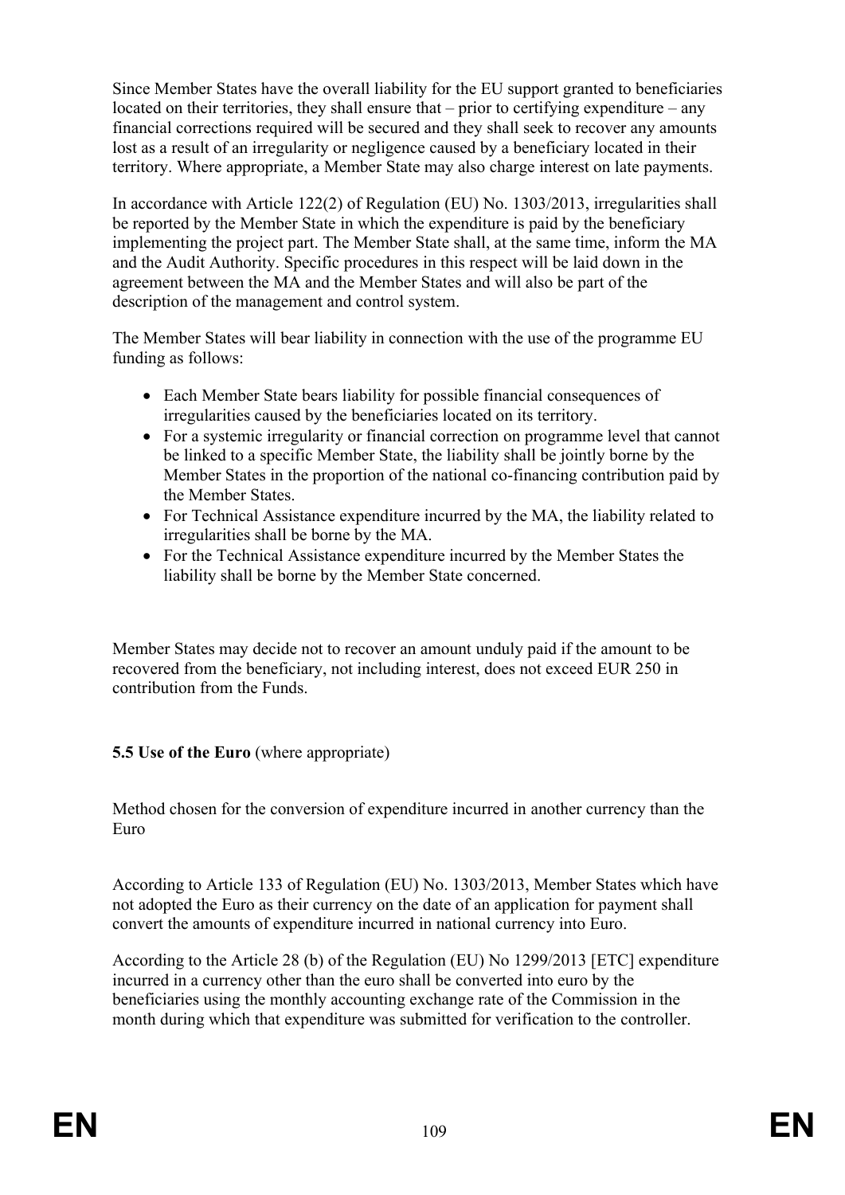Since Member States have the overall liability for the EU support granted to beneficiaries located on their territories, they shall ensure that – prior to certifying expenditure – any financial corrections required will be secured and they shall seek to recover any amounts lost as a result of an irregularity or negligence caused by a beneficiary located in their territory. Where appropriate, a Member State may also charge interest on late payments.

In accordance with Article 122(2) of Regulation (EU) No. 1303/2013, irregularities shall be reported by the Member State in which the expenditure is paid by the beneficiary implementing the project part. The Member State shall, at the same time, inform the MA and the Audit Authority. Specific procedures in this respect will be laid down in the agreement between the MA and the Member States and will also be part of the description of the management and control system.

The Member States will bear liability in connection with the use of the programme EU funding as follows:

- Each Member State bears liability for possible financial consequences of irregularities caused by the beneficiaries located on its territory.
- For a systemic irregularity or financial correction on programme level that cannot be linked to a specific Member State, the liability shall be jointly borne by the Member States in the proportion of the national co-financing contribution paid by the Member States.
- For Technical Assistance expenditure incurred by the MA, the liability related to irregularities shall be borne by the MA.
- For the Technical Assistance expenditure incurred by the Member States the liability shall be borne by the Member State concerned.

Member States may decide not to recover an amount unduly paid if the amount to be recovered from the beneficiary, not including interest, does not exceed EUR 250 in contribution from the Funds.

**5.5 Use of the Euro** (where appropriate)

Method chosen for the conversion of expenditure incurred in another currency than the Euro

According to Article 133 of Regulation (EU) No. 1303/2013, Member States which have not adopted the Euro as their currency on the date of an application for payment shall convert the amounts of expenditure incurred in national currency into Euro.

According to the Article 28 (b) of the Regulation (EU) No 1299/2013 [ETC] expenditure incurred in a currency other than the euro shall be converted into euro by the beneficiaries using the monthly accounting exchange rate of the Commission in the month during which that expenditure was submitted for verification to the controller.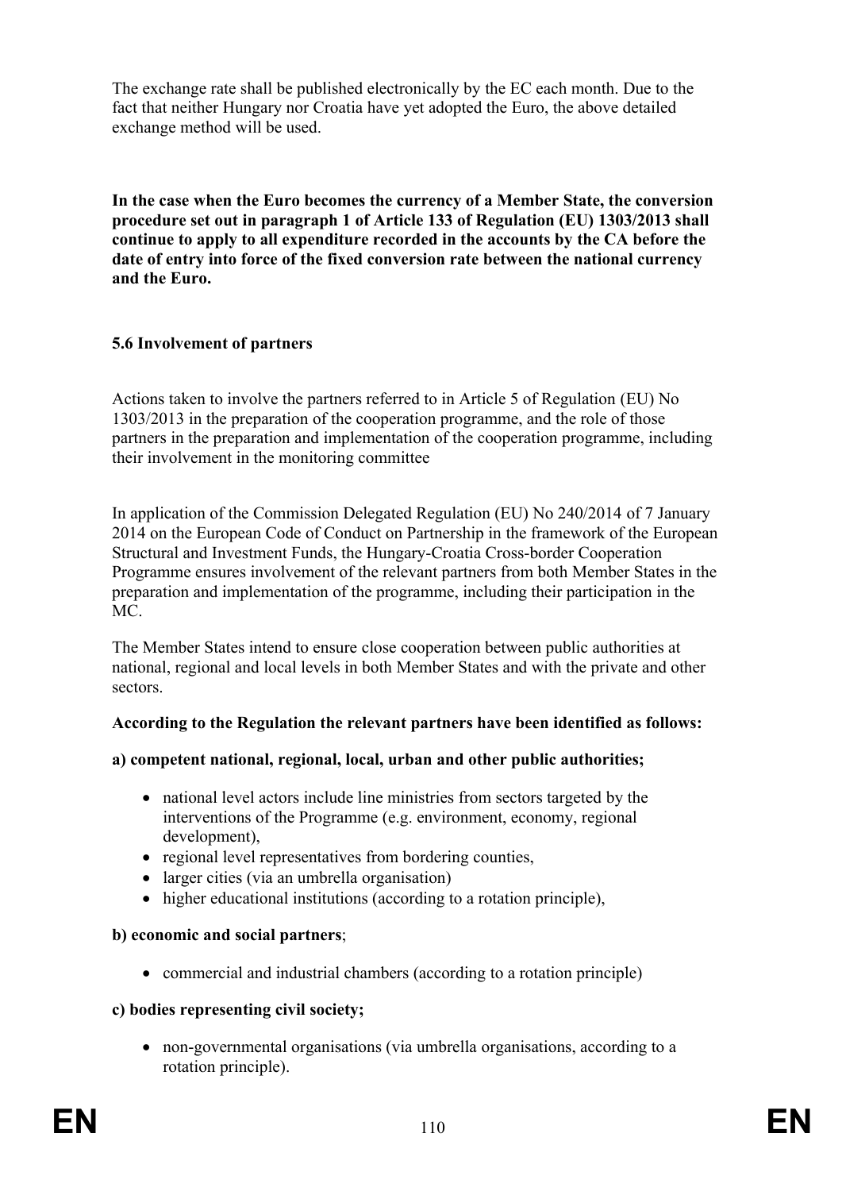The exchange rate shall be published electronically by the EC each month. Due to the fact that neither Hungary nor Croatia have yet adopted the Euro, the above detailed exchange method will be used.

**In the case when the Euro becomes the currency of a Member State, the conversion procedure set out in paragraph 1 of Article 133 of Regulation (EU) 1303/2013 shall continue to apply to all expenditure recorded in the accounts by the CA before the date of entry into force of the fixed conversion rate between the national currency and the Euro.**

### 5.6 Involvement of partners

Actions taken to involve the partners referred to in Article 5 of Regulation (EU) No 1303/2013 in the preparation of the cooperation programme, and the role of those partners in the preparation and implementation of the cooperation programme, including their involvement in the monitoring committee

In application of the Commission Delegated Regulation (EU) No 240/2014 of 7 January 2014 on the European Code of Conduct on Partnership in the framework of the European Structural and Investment Funds, the Hungary-Croatia Cross-border Cooperation Programme ensures involvement of the relevant partners from both Member States in the preparation and implementation of the programme, including their participation in the MC.

The Member States intend to ensure close cooperation between public authorities at national, regional and local levels in both Member States and with the private and other sectors.

**According to the Regulation the relevant partners have been identified as follows:**

**a) competent national, regional, local, urban and other public authorities;**

- national level actors include line ministries from sectors targeted by the interventions of the Programme (e.g. environment, economy, regional development),
- regional level representatives from bordering counties,
- larger cities (via an umbrella organisation)
- higher educational institutions (according to a rotation principle),

**b) economic and social partners**;

- commercial and industrial chambers (according to a rotation principle)

**c) bodies representing civil society;**

- non-governmental organisations (via umbrella organisations, according to a rotation principle).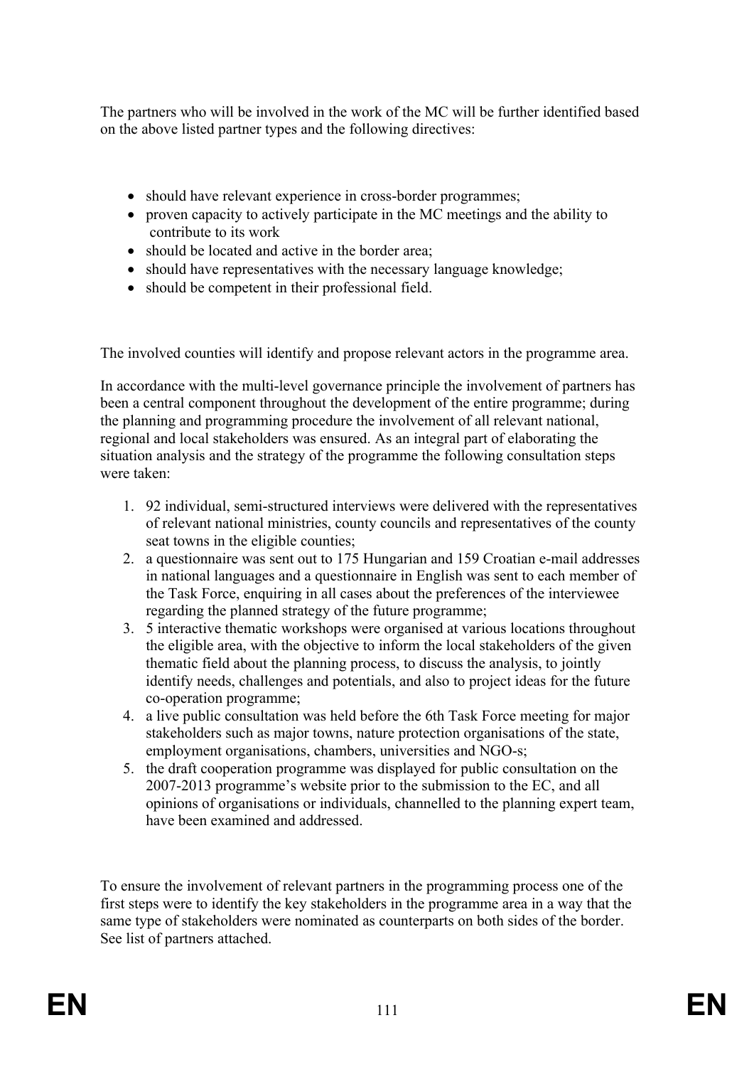The partners who will be involved in the work of the MC will be further identified based on the above listed partner types and the following directives:

- should have relevant experience in cross-border programmes;
- proven capacity to actively participate in the MC meetings and the ability to contribute to its work
- should be located and active in the border area;
- should have representatives with the necessary language knowledge;
- should be competent in their professional field.

The involved counties will identify and propose relevant actors in the programme area.

In accordance with the multi-level governance principle the involvement of partners has been a central component throughout the development of the entire programme; during the planning and programming procedure the involvement of all relevant national, regional and local stakeholders was ensured. As an integral part of elaborating the situation analysis and the strategy of the programme the following consultation steps were taken:

1. 92 individual, semi-structured interviews were delivered with the representatives of relevant national ministries, county councils and representatives of the county seat towns in the eligible counties;
2. a questionnaire was sent out to 175 Hungarian and 159 Croatian e-mail addresses in national languages and a questionnaire in English was sent to each member of the Task Force, enquiring in all cases about the preferences of the interviewee regarding the planned strategy of the future programme;
3. 5 interactive thematic workshops were organised at various locations throughout the eligible area, with the objective to inform the local stakeholders of the given thematic field about the planning process, to discuss the analysis, to jointly identify needs, challenges and potentials, and also to project ideas for the future co-operation programme;
4. a live public consultation was held before the 6th Task Force meeting for major stakeholders such as major towns, nature protection organisations of the state, employment organisations, chambers, universities and NGO-s;
5. the draft cooperation programme was displayed for public consultation on the 2007-2013 programme's website prior to the submission to the EC, and all opinions of organisations or individuals, channelled to the planning expert team, have been examined and addressed.

To ensure the involvement of relevant partners in the programming process one of the first steps were to identify the key stakeholders in the programme area in a way that the same type of stakeholders were nominated as counterparts on both sides of the border. See list of partners attached.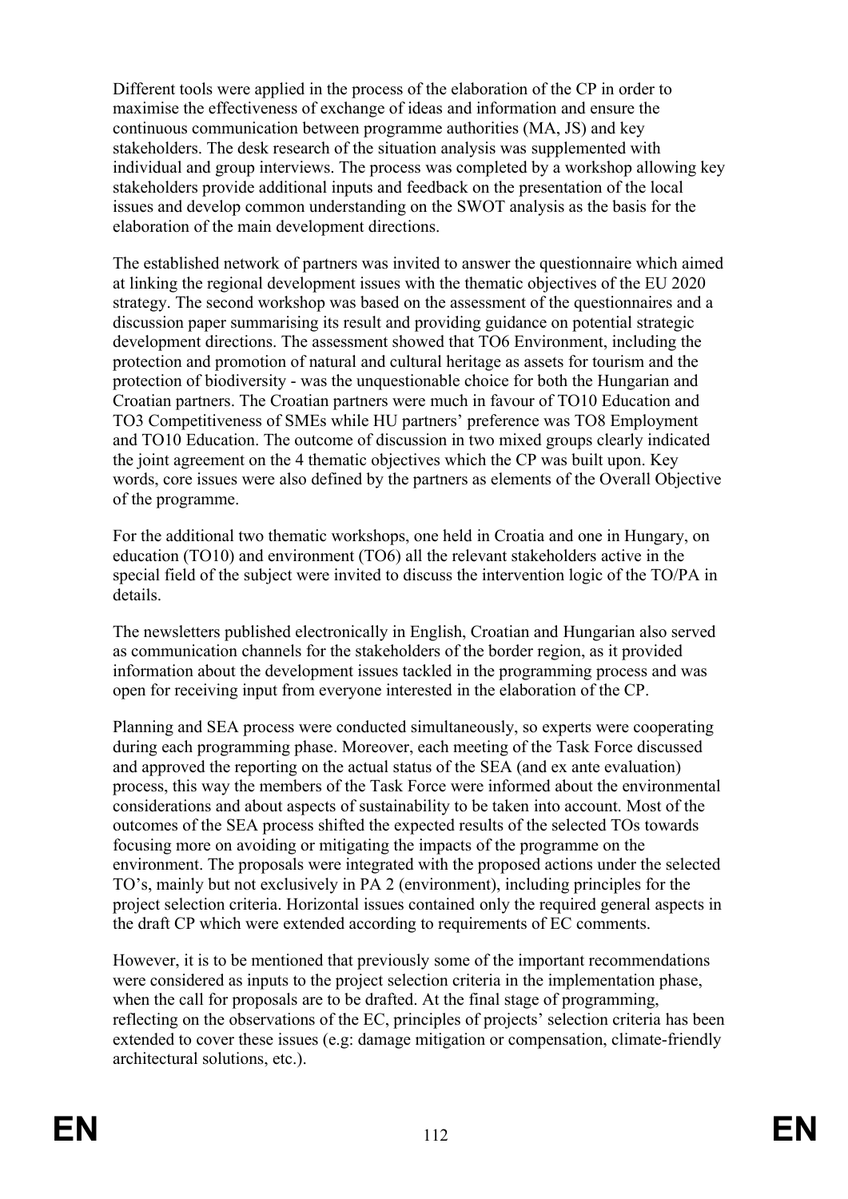Different tools were applied in the process of the elaboration of the CP in order to maximise the effectiveness of exchange of ideas and information and ensure the continuous communication between programme authorities (MA, JS) and key stakeholders. The desk research of the situation analysis was supplemented with individual and group interviews. The process was completed by a workshop allowing key stakeholders provide additional inputs and feedback on the presentation of the local issues and develop common understanding on the SWOT analysis as the basis for the elaboration of the main development directions.

The established network of partners was invited to answer the questionnaire which aimed at linking the regional development issues with the thematic objectives of the EU 2020 strategy. The second workshop was based on the assessment of the questionnaires and a discussion paper summarising its result and providing guidance on potential strategic development directions. The assessment showed that TO6 Environment, including the protection and promotion of natural and cultural heritage as assets for tourism and the protection of biodiversity - was the unquestionable choice for both the Hungarian and Croatian partners. The Croatian partners were much in favour of TO10 Education and TO3 Competitiveness of SMEs while HU partners' preference was TO8 Employment and TO10 Education. The outcome of discussion in two mixed groups clearly indicated the joint agreement on the 4 thematic objectives which the CP was built upon. Key words, core issues were also defined by the partners as elements of the Overall Objective of the programme.

For the additional two thematic workshops, one held in Croatia and one in Hungary, on education (TO10) and environment (TO6) all the relevant stakeholders active in the special field of the subject were invited to discuss the intervention logic of the TO/PA in details.

The newsletters published electronically in English, Croatian and Hungarian also served as communication channels for the stakeholders of the border region, as it provided information about the development issues tackled in the programming process and was open for receiving input from everyone interested in the elaboration of the CP.

Planning and SEA process were conducted simultaneously, so experts were cooperating during each programming phase. Moreover, each meeting of the Task Force discussed and approved the reporting on the actual status of the SEA (and ex ante evaluation) process, this way the members of the Task Force were informed about the environmental considerations and about aspects of sustainability to be taken into account. Most of the outcomes of the SEA process shifted the expected results of the selected TOs towards focusing more on avoiding or mitigating the impacts of the programme on the environment. The proposals were integrated with the proposed actions under the selected TO's, mainly but not exclusively in PA 2 (environment), including principles for the project selection criteria. Horizontal issues contained only the required general aspects in the draft CP which were extended according to requirements of EC comments.

However, it is to be mentioned that previously some of the important recommendations were considered as inputs to the project selection criteria in the implementation phase, when the call for proposals are to be drafted. At the final stage of programming, reflecting on the observations of the EC, principles of projects' selection criteria has been extended to cover these issues (e.g: damage mitigation or compensation, climate-friendly architectural solutions, etc.).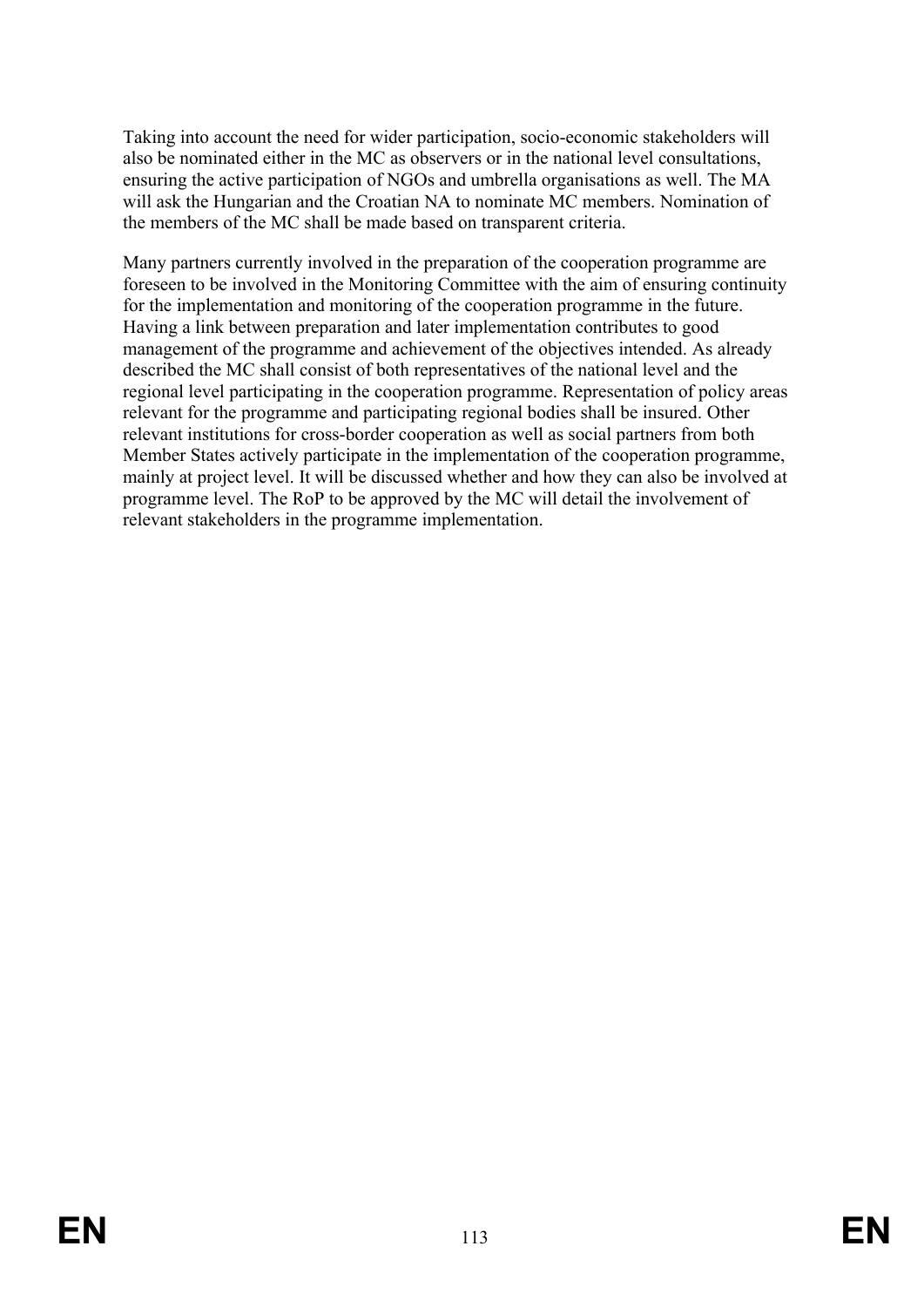Taking into account the need for wider participation, socio-economic stakeholders will also be nominated either in the MC as observers or in the national level consultations, ensuring the active participation of NGOs and umbrella organisations as well. The MA will ask the Hungarian and the Croatian NA to nominate MC members. Nomination of the members of the MC shall be made based on transparent criteria.

Many partners currently involved in the preparation of the cooperation programme are foreseen to be involved in the Monitoring Committee with the aim of ensuring continuity for the implementation and monitoring of the cooperation programme in the future. Having a link between preparation and later implementation contributes to good management of the programme and achievement of the objectives intended. As already described the MC shall consist of both representatives of the national level and the regional level participating in the cooperation programme. Representation of policy areas relevant for the programme and participating regional bodies shall be insured. Other relevant institutions for cross-border cooperation as well as social partners from both Member States actively participate in the implementation of the cooperation programme, mainly at project level. It will be discussed whether and how they can also be involved at programme level. The RoP to be approved by the MC will detail the involvement of relevant stakeholders in the programme implementation.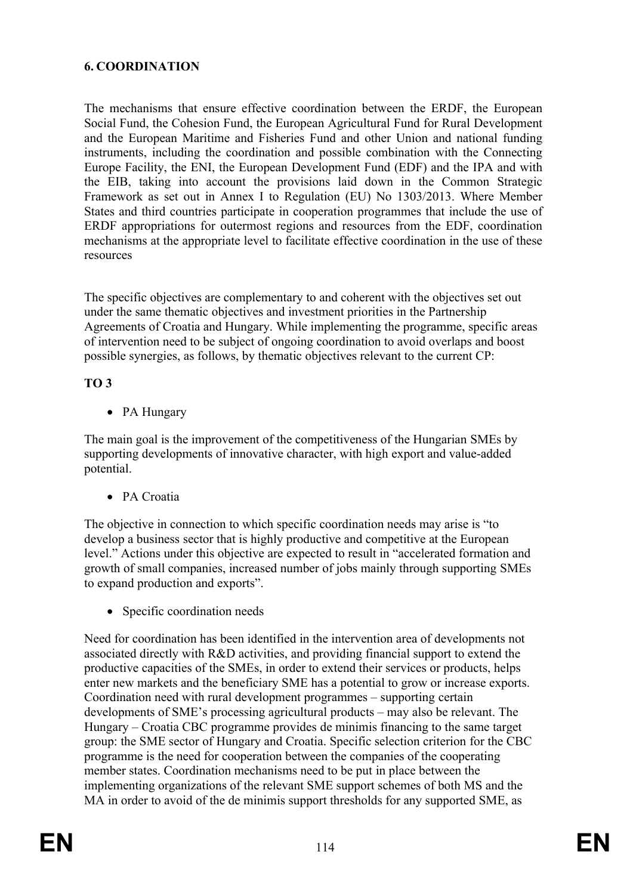## 6. COORDINATION

The mechanisms that ensure effective coordination between the ERDF, the European Social Fund, the Cohesion Fund, the European Agricultural Fund for Rural Development and the European Maritime and Fisheries Fund and other Union and national funding instruments, including the coordination and possible combination with the Connecting Europe Facility, the ENI, the European Development Fund (EDF) and the IPA and with the EIB, taking into account the provisions laid down in the Common Strategic Framework as set out in Annex I to Regulation (EU) No 1303/2013. Where Member States and third countries participate in cooperation programmes that include the use of ERDF appropriations for outermost regions and resources from the EDF, coordination mechanisms at the appropriate level to facilitate effective coordination in the use of these resources

The specific objectives are complementary to and coherent with the objectives set out under the same thematic objectives and investment priorities in the Partnership Agreements of Croatia and Hungary. While implementing the programme, specific areas of intervention need to be subject of ongoing coordination to avoid overlaps and boost possible synergies, as follows, by thematic objectives relevant to the current CP:

**TO 3**

- PA Hungary

The main goal is the improvement of the competitiveness of the Hungarian SMEs by supporting developments of innovative character, with high export and value-added potential.

- PA Croatia

The objective in connection to which specific coordination needs may arise is "to develop a business sector that is highly productive and competitive at the European level." Actions under this objective are expected to result in "accelerated formation and growth of small companies, increased number of jobs mainly through supporting SMEs to expand production and exports".

- Specific coordination needs

Need for coordination has been identified in the intervention area of developments not associated directly with R&D activities, and providing financial support to extend the productive capacities of the SMEs, in order to extend their services or products, helps enter new markets and the beneficiary SME has a potential to grow or increase exports. Coordination need with rural development programmes – supporting certain developments of SME's processing agricultural products – may also be relevant. The Hungary – Croatia CBC programme provides de minimis financing to the same target group: the SME sector of Hungary and Croatia. Specific selection criterion for the CBC programme is the need for cooperation between the companies of the cooperating member states. Coordination mechanisms need to be put in place between the implementing organizations of the relevant SME support schemes of both MS and the MA in order to avoid of the de minimis support thresholds for any supported SME, as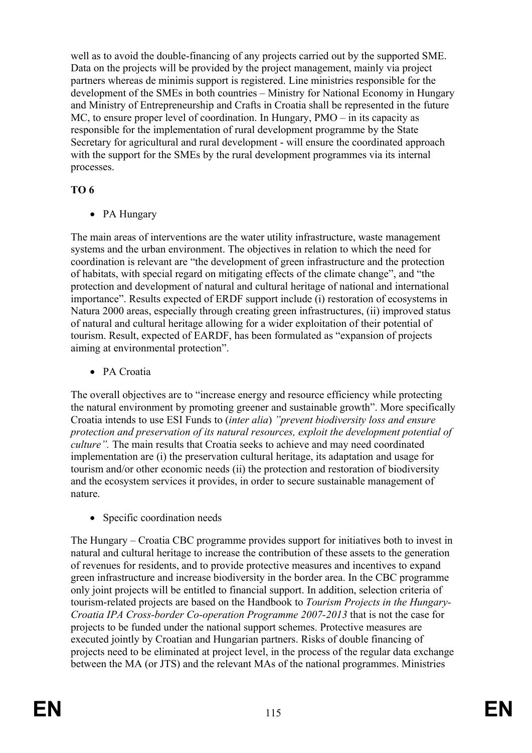well as to avoid the double-financing of any projects carried out by the supported SME. Data on the projects will be provided by the project management, mainly via project partners whereas de minimis support is registered. Line ministries responsible for the development of the SMEs in both countries – Ministry for National Economy in Hungary and Ministry of Entrepreneurship and Crafts in Croatia shall be represented in the future MC, to ensure proper level of coordination. In Hungary, PMO – in its capacity as responsible for the implementation of rural development programme by the State Secretary for agricultural and rural development - will ensure the coordinated approach with the support for the SMEs by the rural development programmes via its internal processes.

**TO 6**

- PA Hungary

The main areas of interventions are the water utility infrastructure, waste management systems and the urban environment. The objectives in relation to which the need for coordination is relevant are "the development of green infrastructure and the protection of habitats, with special regard on mitigating effects of the climate change", and "the protection and development of natural and cultural heritage of national and international importance". Results expected of ERDF support include (i) restoration of ecosystems in Natura 2000 areas, especially through creating green infrastructures, (ii) improved status of natural and cultural heritage allowing for a wider exploitation of their potential of tourism. Result, expected of EARDF, has been formulated as "expansion of projects aiming at environmental protection".

- PA Croatia

The overall objectives are to "increase energy and resource efficiency while protecting the natural environment by promoting greener and sustainable growth". More specifically Croatia intends to use ESI Funds to (*inter alia*) *"prevent biodiversity loss and ensure protection and preservation of its natural resources, exploit the development potential of culture".* The main results that Croatia seeks to achieve and may need coordinated implementation are (i) the preservation cultural heritage, its adaptation and usage for tourism and/or other economic needs (ii) the protection and restoration of biodiversity and the ecosystem services it provides, in order to secure sustainable management of nature.

- Specific coordination needs

The Hungary – Croatia CBC programme provides support for initiatives both to invest in natural and cultural heritage to increase the contribution of these assets to the generation of revenues for residents, and to provide protective measures and incentives to expand green infrastructure and increase biodiversity in the border area. In the CBC programme only joint projects will be entitled to financial support. In addition, selection criteria of tourism-related projects are based on the Handbook to *Tourism Projects in the Hungary-Croatia IPA Cross-border Co-operation Programme 2007-2013* that is not the case for projects to be funded under the national support schemes. Protective measures are executed jointly by Croatian and Hungarian partners. Risks of double financing of projects need to be eliminated at project level, in the process of the regular data exchange between the MA (or JTS) and the relevant MAs of the national programmes. Ministries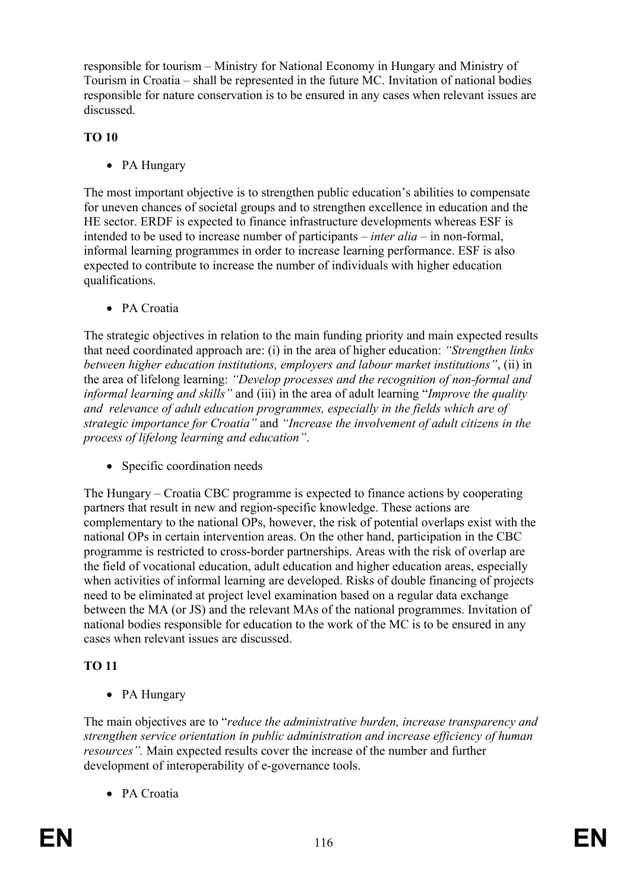responsible for tourism – Ministry for National Economy in Hungary and Ministry of Tourism in Croatia – shall be represented in the future MC. Invitation of national bodies responsible for nature conservation is to be ensured in any cases when relevant issues are discussed.

**TO 10**

- PA Hungary

The most important objective is to strengthen public education's abilities to compensate for uneven chances of societal groups and to strengthen excellence in education and the HE sector. ERDF is expected to finance infrastructure developments whereas ESF is intended to be used to increase number of participants – *inter alia* – in non-formal, informal learning programmes in order to increase learning performance. ESF is also expected to contribute to increase the number of individuals with higher education qualifications.

- PA Croatia

The strategic objectives in relation to the main funding priority and main expected results that need coordinated approach are: (i) in the area of higher education: *"Strengthen links between higher education institutions, employers and labour market institutions"*, (ii) in the area of lifelong learning: *"Develop processes and the recognition of non-formal and informal learning and skills"* and (iii) in the area of adult learning "*Improve the quality and relevance of adult education programmes, especially in the fields which are of strategic importance for Croatia"* and *"Increase the involvement of adult citizens in the process of lifelong learning and education"*.

- Specific coordination needs

The Hungary – Croatia CBC programme is expected to finance actions by cooperating partners that result in new and region-specific knowledge. These actions are complementary to the national OPs, however, the risk of potential overlaps exist with the national OPs in certain intervention areas. On the other hand, participation in the CBC programme is restricted to cross-border partnerships. Areas with the risk of overlap are the field of vocational education, adult education and higher education areas, especially when activities of informal learning are developed. Risks of double financing of projects need to be eliminated at project level examination based on a regular data exchange between the MA (or JS) and the relevant MAs of the national programmes. Invitation of national bodies responsible for education to the work of the MC is to be ensured in any cases when relevant issues are discussed.

**TO 11**

- PA Hungary

The main objectives are to "*reduce the administrative burden, increase transparency and strengthen service orientation in public administration and increase efficiency of human resources".* Main expected results cover the increase of the number and further development of interoperability of e-governance tools.

- PA Croatia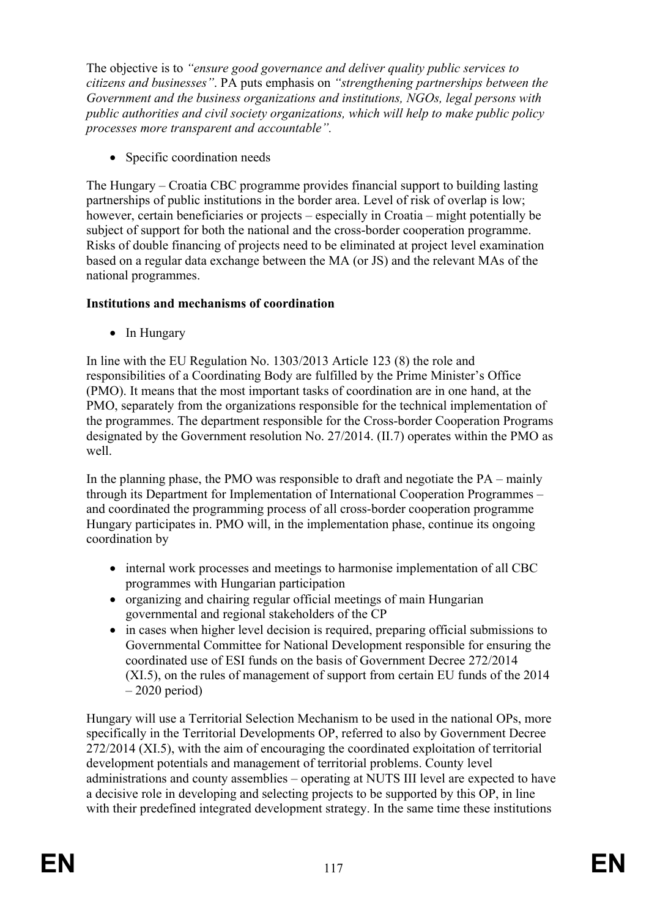The objective is to *"ensure good governance and deliver quality public services to citizens and businesses"*. PA puts emphasis on *"strengthening partnerships between the Government and the business organizations and institutions, NGOs, legal persons with public authorities and civil society organizations, which will help to make public policy processes more transparent and accountable".*

- Specific coordination needs

The Hungary – Croatia CBC programme provides financial support to building lasting partnerships of public institutions in the border area. Level of risk of overlap is low; however, certain beneficiaries or projects – especially in Croatia – might potentially be subject of support for both the national and the cross-border cooperation programme. Risks of double financing of projects need to be eliminated at project level examination based on a regular data exchange between the MA (or JS) and the relevant MAs of the national programmes.

**Institutions and mechanisms of coordination**

- In Hungary

In line with the EU Regulation No. 1303/2013 Article 123 (8) the role and responsibilities of a Coordinating Body are fulfilled by the Prime Minister's Office (PMO). It means that the most important tasks of coordination are in one hand, at the PMO, separately from the organizations responsible for the technical implementation of the programmes. The department responsible for the Cross-border Cooperation Programs designated by the Government resolution No. 27/2014. (II.7) operates within the PMO as well.

In the planning phase, the PMO was responsible to draft and negotiate the PA – mainly through its Department for Implementation of International Cooperation Programmes – and coordinated the programming process of all cross-border cooperation programme Hungary participates in. PMO will, in the implementation phase, continue its ongoing coordination by

- internal work processes and meetings to harmonise implementation of all CBC programmes with Hungarian participation
- organizing and chairing regular official meetings of main Hungarian governmental and regional stakeholders of the CP
- in cases when higher level decision is required, preparing official submissions to Governmental Committee for National Development responsible for ensuring the coordinated use of ESI funds on the basis of Government Decree 272/2014 (XI.5), on the rules of management of support from certain EU funds of the 2014 – 2020 period)

Hungary will use a Territorial Selection Mechanism to be used in the national OPs, more specifically in the Territorial Developments OP, referred to also by Government Decree 272/2014 (XI.5), with the aim of encouraging the coordinated exploitation of territorial development potentials and management of territorial problems. County level administrations and county assemblies – operating at NUTS III level are expected to have a decisive role in developing and selecting projects to be supported by this OP, in line with their predefined integrated development strategy. In the same time these institutions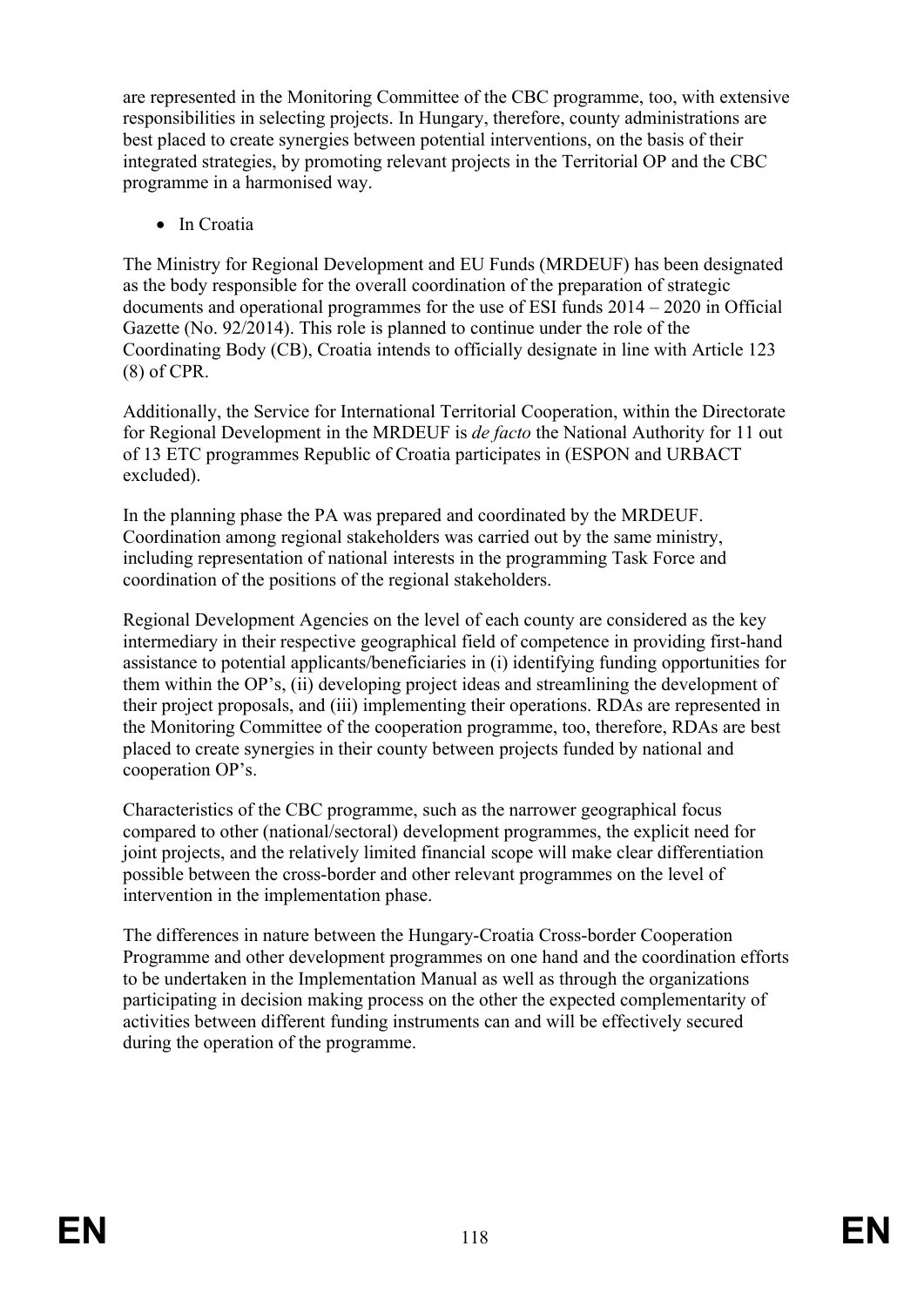are represented in the Monitoring Committee of the CBC programme, too, with extensive responsibilities in selecting projects. In Hungary, therefore, county administrations are best placed to create synergies between potential interventions, on the basis of their integrated strategies, by promoting relevant projects in the Territorial OP and the CBC programme in a harmonised way.

- In Croatia

The Ministry for Regional Development and EU Funds (MRDEUF) has been designated as the body responsible for the overall coordination of the preparation of strategic documents and operational programmes for the use of ESI funds 2014 – 2020 in Official Gazette (No. 92/2014). This role is planned to continue under the role of the Coordinating Body (CB), Croatia intends to officially designate in line with Article 123 (8) of CPR.

Additionally, the Service for International Territorial Cooperation, within the Directorate for Regional Development in the MRDEUF is *de facto* the National Authority for 11 out of 13 ETC programmes Republic of Croatia participates in (ESPON and URBACT excluded).

In the planning phase the PA was prepared and coordinated by the MRDEUF. Coordination among regional stakeholders was carried out by the same ministry, including representation of national interests in the programming Task Force and coordination of the positions of the regional stakeholders.

Regional Development Agencies on the level of each county are considered as the key intermediary in their respective geographical field of competence in providing first-hand assistance to potential applicants/beneficiaries in (i) identifying funding opportunities for them within the OP's, (ii) developing project ideas and streamlining the development of their project proposals, and (iii) implementing their operations. RDAs are represented in the Monitoring Committee of the cooperation programme, too, therefore, RDAs are best placed to create synergies in their county between projects funded by national and cooperation OP's.

Characteristics of the CBC programme, such as the narrower geographical focus compared to other (national/sectoral) development programmes, the explicit need for joint projects, and the relatively limited financial scope will make clear differentiation possible between the cross-border and other relevant programmes on the level of intervention in the implementation phase.

The differences in nature between the Hungary-Croatia Cross-border Cooperation Programme and other development programmes on one hand and the coordination efforts to be undertaken in the Implementation Manual as well as through the organizations participating in decision making process on the other the expected complementarity of activities between different funding instruments can and will be effectively secured during the operation of the programme.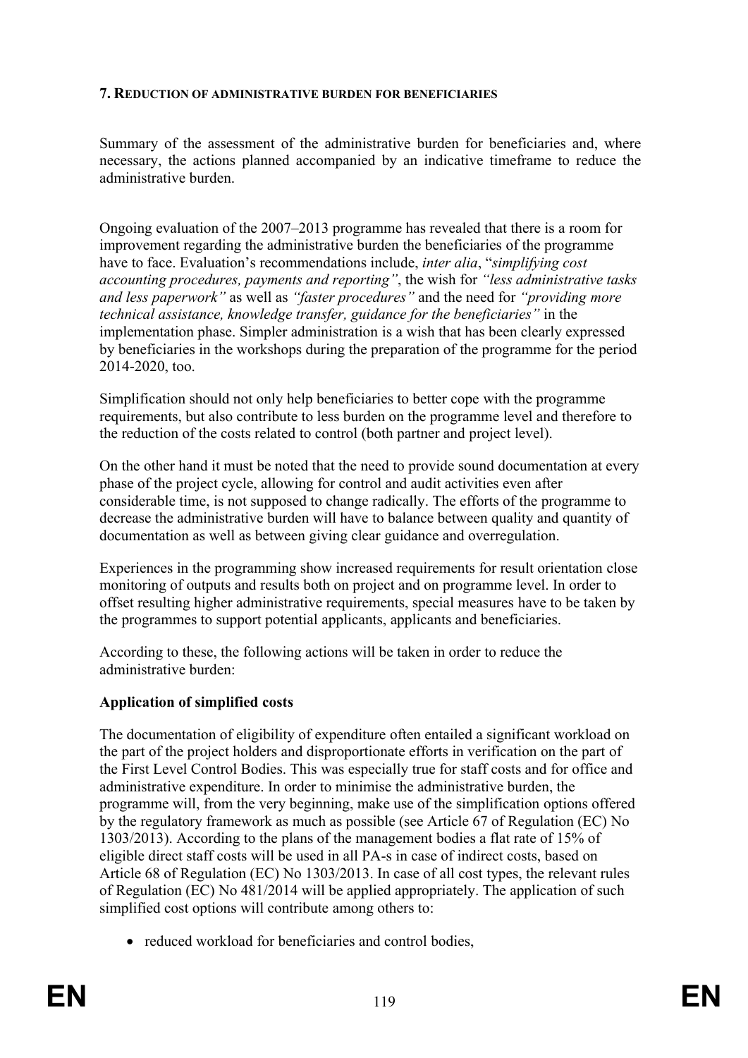## 7. REDUCTION OF ADMINISTRATIVE BURDEN FOR BENEFICIARIES

Summary of the assessment of the administrative burden for beneficiaries and, where necessary, the actions planned accompanied by an indicative timeframe to reduce the administrative burden.

Ongoing evaluation of the 2007–2013 programme has revealed that there is a room for improvement regarding the administrative burden the beneficiaries of the programme have to face. Evaluation's recommendations include, *inter alia*, "*simplifying cost accounting procedures, payments and reporting"*, the wish for *"less administrative tasks and less paperwork"* as well as *"faster procedures"* and the need for *"providing more technical assistance, knowledge transfer, guidance for the beneficiaries"* in the implementation phase. Simpler administration is a wish that has been clearly expressed by beneficiaries in the workshops during the preparation of the programme for the period 2014-2020, too.

Simplification should not only help beneficiaries to better cope with the programme requirements, but also contribute to less burden on the programme level and therefore to the reduction of the costs related to control (both partner and project level).

On the other hand it must be noted that the need to provide sound documentation at every phase of the project cycle, allowing for control and audit activities even after considerable time, is not supposed to change radically. The efforts of the programme to decrease the administrative burden will have to balance between quality and quantity of documentation as well as between giving clear guidance and overregulation.

Experiences in the programming show increased requirements for result orientation close monitoring of outputs and results both on project and on programme level. In order to offset resulting higher administrative requirements, special measures have to be taken by the programmes to support potential applicants, applicants and beneficiaries.

According to these, the following actions will be taken in order to reduce the administrative burden:

**Application of simplified costs**

The documentation of eligibility of expenditure often entailed a significant workload on the part of the project holders and disproportionate efforts in verification on the part of the First Level Control Bodies. This was especially true for staff costs and for office and administrative expenditure. In order to minimise the administrative burden, the programme will, from the very beginning, make use of the simplification options offered by the regulatory framework as much as possible (see Article 67 of Regulation (EC) No 1303/2013). According to the plans of the management bodies a flat rate of 15% of eligible direct staff costs will be used in all PA-s in case of indirect costs, based on Article 68 of Regulation (EC) No 1303/2013. In case of all cost types, the relevant rules of Regulation (EC) No 481/2014 will be applied appropriately. The application of such simplified cost options will contribute among others to:

- reduced workload for beneficiaries and control bodies,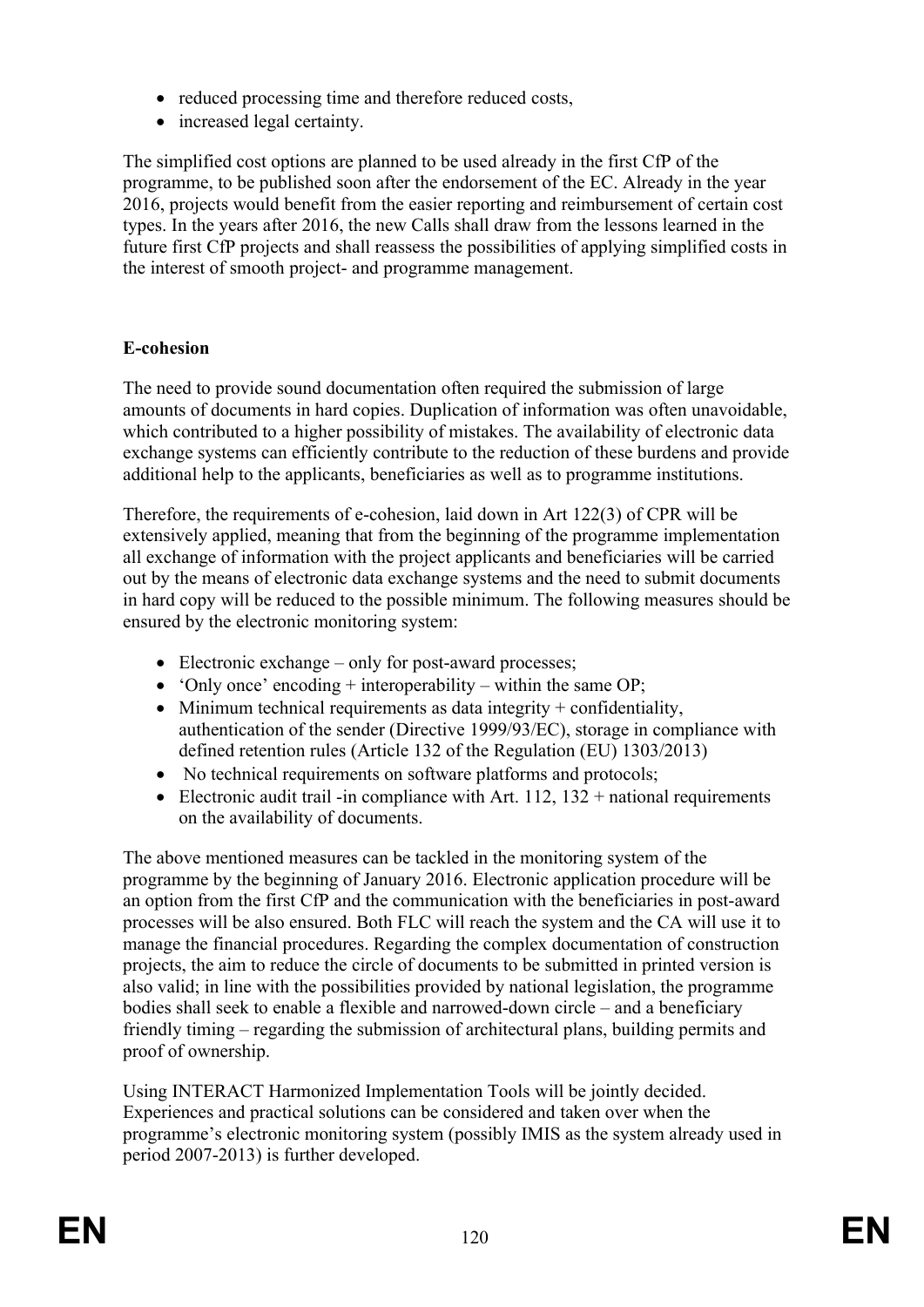- reduced processing time and therefore reduced costs,
- increased legal certainty.

The simplified cost options are planned to be used already in the first CfP of the programme, to be published soon after the endorsement of the EC. Already in the year 2016, projects would benefit from the easier reporting and reimbursement of certain cost types. In the years after 2016, the new Calls shall draw from the lessons learned in the future first CfP projects and shall reassess the possibilities of applying simplified costs in the interest of smooth project- and programme management.

**E-cohesion**

The need to provide sound documentation often required the submission of large amounts of documents in hard copies. Duplication of information was often unavoidable, which contributed to a higher possibility of mistakes. The availability of electronic data exchange systems can efficiently contribute to the reduction of these burdens and provide additional help to the applicants, beneficiaries as well as to programme institutions.

Therefore, the requirements of e-cohesion, laid down in Art 122(3) of CPR will be extensively applied, meaning that from the beginning of the programme implementation all exchange of information with the project applicants and beneficiaries will be carried out by the means of electronic data exchange systems and the need to submit documents in hard copy will be reduced to the possible minimum. The following measures should be ensured by the electronic monitoring system:

- Electronic exchange – only for post-award processes;
- 'Only once' encoding + interoperability – within the same OP;
- Minimum technical requirements as data integrity + confidentiality, authentication of the sender (Directive 1999/93/EC), storage in compliance with defined retention rules (Article 132 of the Regulation (EU) 1303/2013)
- No technical requirements on software platforms and protocols;
- Electronic audit trail -in compliance with Art. 112, 132 + national requirements on the availability of documents.

The above mentioned measures can be tackled in the monitoring system of the programme by the beginning of January 2016. Electronic application procedure will be an option from the first CfP and the communication with the beneficiaries in post-award processes will be also ensured. Both FLC will reach the system and the CA will use it to manage the financial procedures. Regarding the complex documentation of construction projects, the aim to reduce the circle of documents to be submitted in printed version is also valid; in line with the possibilities provided by national legislation, the programme bodies shall seek to enable a flexible and narrowed-down circle – and a beneficiary friendly timing – regarding the submission of architectural plans, building permits and proof of ownership.

Using INTERACT Harmonized Implementation Tools will be jointly decided. Experiences and practical solutions can be considered and taken over when the programme's electronic monitoring system (possibly IMIS as the system already used in period 2007-2013) is further developed.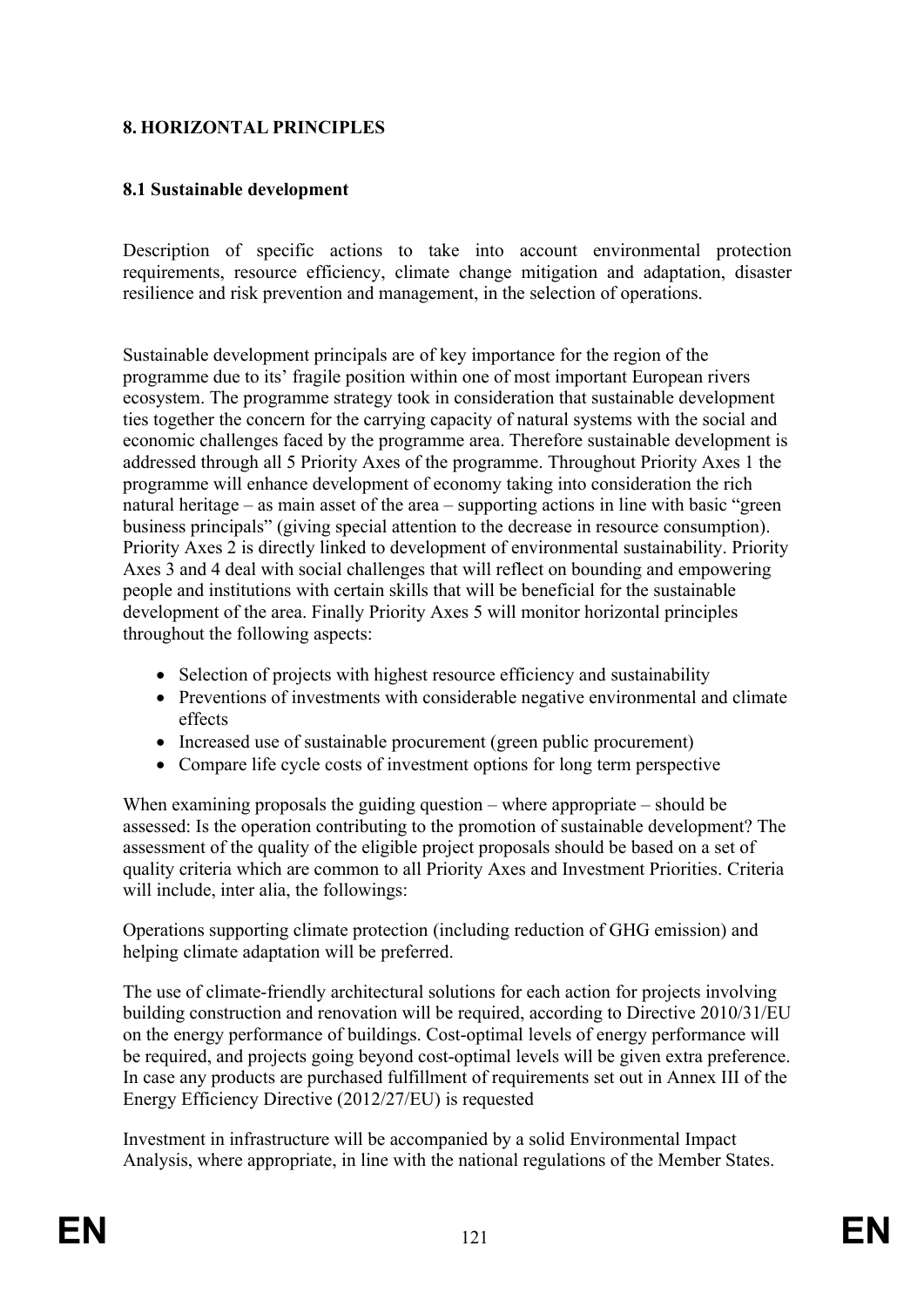## 8. HORIZONTAL PRINCIPLES

### 8.1 Sustainable development

Description of specific actions to take into account environmental protection requirements, resource efficiency, climate change mitigation and adaptation, disaster resilience and risk prevention and management, in the selection of operations.

Sustainable development principals are of key importance for the region of the programme due to its' fragile position within one of most important European rivers ecosystem. The programme strategy took in consideration that sustainable development ties together the concern for the carrying capacity of natural systems with the social and economic challenges faced by the programme area. Therefore sustainable development is addressed through all 5 Priority Axes of the programme. Throughout Priority Axes 1 the programme will enhance development of economy taking into consideration the rich natural heritage – as main asset of the area – supporting actions in line with basic "green business principals" (giving special attention to the decrease in resource consumption). Priority Axes 2 is directly linked to development of environmental sustainability. Priority Axes 3 and 4 deal with social challenges that will reflect on bounding and empowering people and institutions with certain skills that will be beneficial for the sustainable development of the area. Finally Priority Axes 5 will monitor horizontal principles throughout the following aspects:

- Selection of projects with highest resource efficiency and sustainability
- Preventions of investments with considerable negative environmental and climate effects
- Increased use of sustainable procurement (green public procurement)
- Compare life cycle costs of investment options for long term perspective

When examining proposals the guiding question – where appropriate – should be assessed: Is the operation contributing to the promotion of sustainable development? The assessment of the quality of the eligible project proposals should be based on a set of quality criteria which are common to all Priority Axes and Investment Priorities. Criteria will include, inter alia, the followings:

Operations supporting climate protection (including reduction of GHG emission) and helping climate adaptation will be preferred.

The use of climate-friendly architectural solutions for each action for projects involving building construction and renovation will be required, according to Directive 2010/31/EU on the energy performance of buildings. Cost-optimal levels of energy performance will be required, and projects going beyond cost-optimal levels will be given extra preference. In case any products are purchased fulfillment of requirements set out in Annex III of the Energy Efficiency Directive (2012/27/EU) is requested

Investment in infrastructure will be accompanied by a solid Environmental Impact Analysis, where appropriate, in line with the national regulations of the Member States.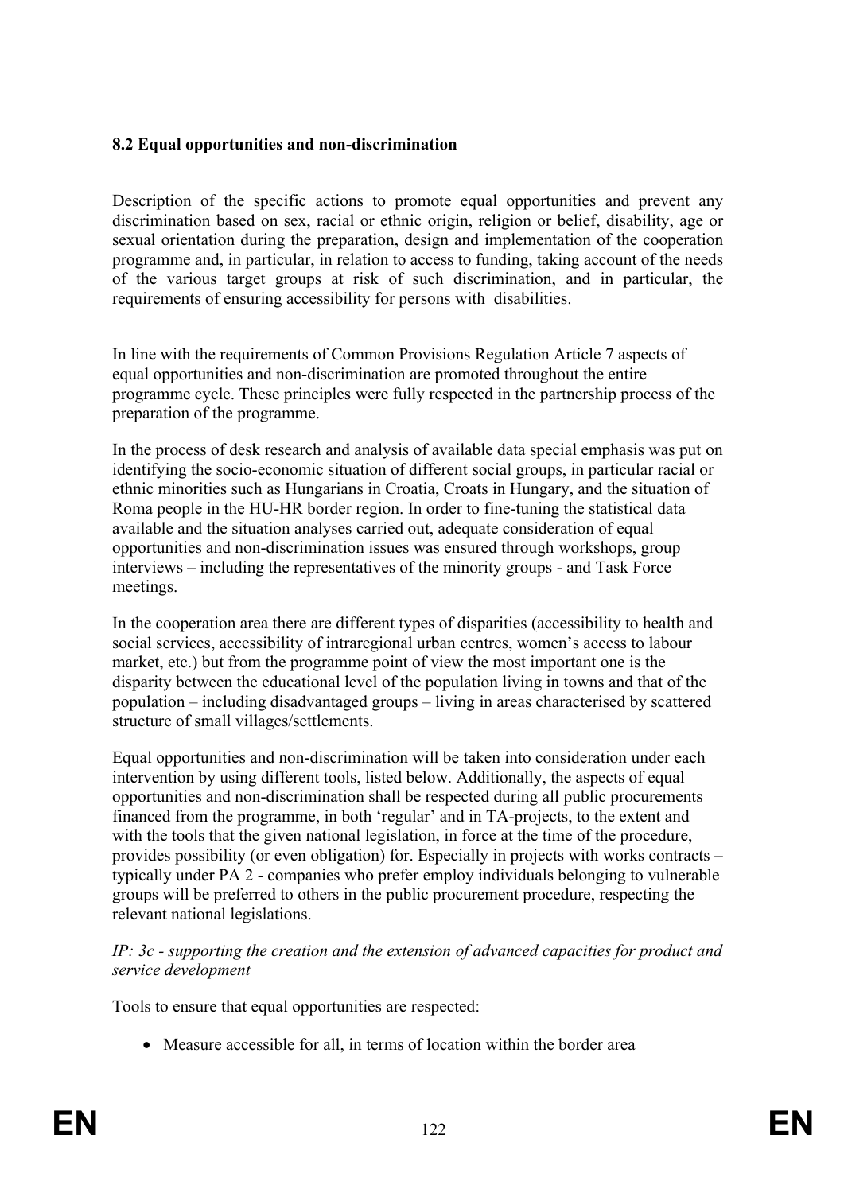### 8.2 Equal opportunities and non-discrimination

Description of the specific actions to promote equal opportunities and prevent any discrimination based on sex, racial or ethnic origin, religion or belief, disability, age or sexual orientation during the preparation, design and implementation of the cooperation programme and, in particular, in relation to access to funding, taking account of the needs of the various target groups at risk of such discrimination, and in particular, the requirements of ensuring accessibility for persons with disabilities.

In line with the requirements of Common Provisions Regulation Article 7 aspects of equal opportunities and non-discrimination are promoted throughout the entire programme cycle. These principles were fully respected in the partnership process of the preparation of the programme.

In the process of desk research and analysis of available data special emphasis was put on identifying the socio-economic situation of different social groups, in particular racial or ethnic minorities such as Hungarians in Croatia, Croats in Hungary, and the situation of Roma people in the HU-HR border region. In order to fine-tuning the statistical data available and the situation analyses carried out, adequate consideration of equal opportunities and non-discrimination issues was ensured through workshops, group interviews – including the representatives of the minority groups - and Task Force meetings.

In the cooperation area there are different types of disparities (accessibility to health and social services, accessibility of intraregional urban centres, women's access to labour market, etc.) but from the programme point of view the most important one is the disparity between the educational level of the population living in towns and that of the population – including disadvantaged groups – living in areas characterised by scattered structure of small villages/settlements.

Equal opportunities and non-discrimination will be taken into consideration under each intervention by using different tools, listed below. Additionally, the aspects of equal opportunities and non-discrimination shall be respected during all public procurements financed from the programme, in both 'regular' and in TA-projects, to the extent and with the tools that the given national legislation, in force at the time of the procedure, provides possibility (or even obligation) for. Especially in projects with works contracts – typically under PA 2 - companies who prefer employ individuals belonging to vulnerable groups will be preferred to others in the public procurement procedure, respecting the relevant national legislations.

*IP: 3c - supporting the creation and the extension of advanced capacities for product and service development*

Tools to ensure that equal opportunities are respected:

- Measure accessible for all, in terms of location within the border area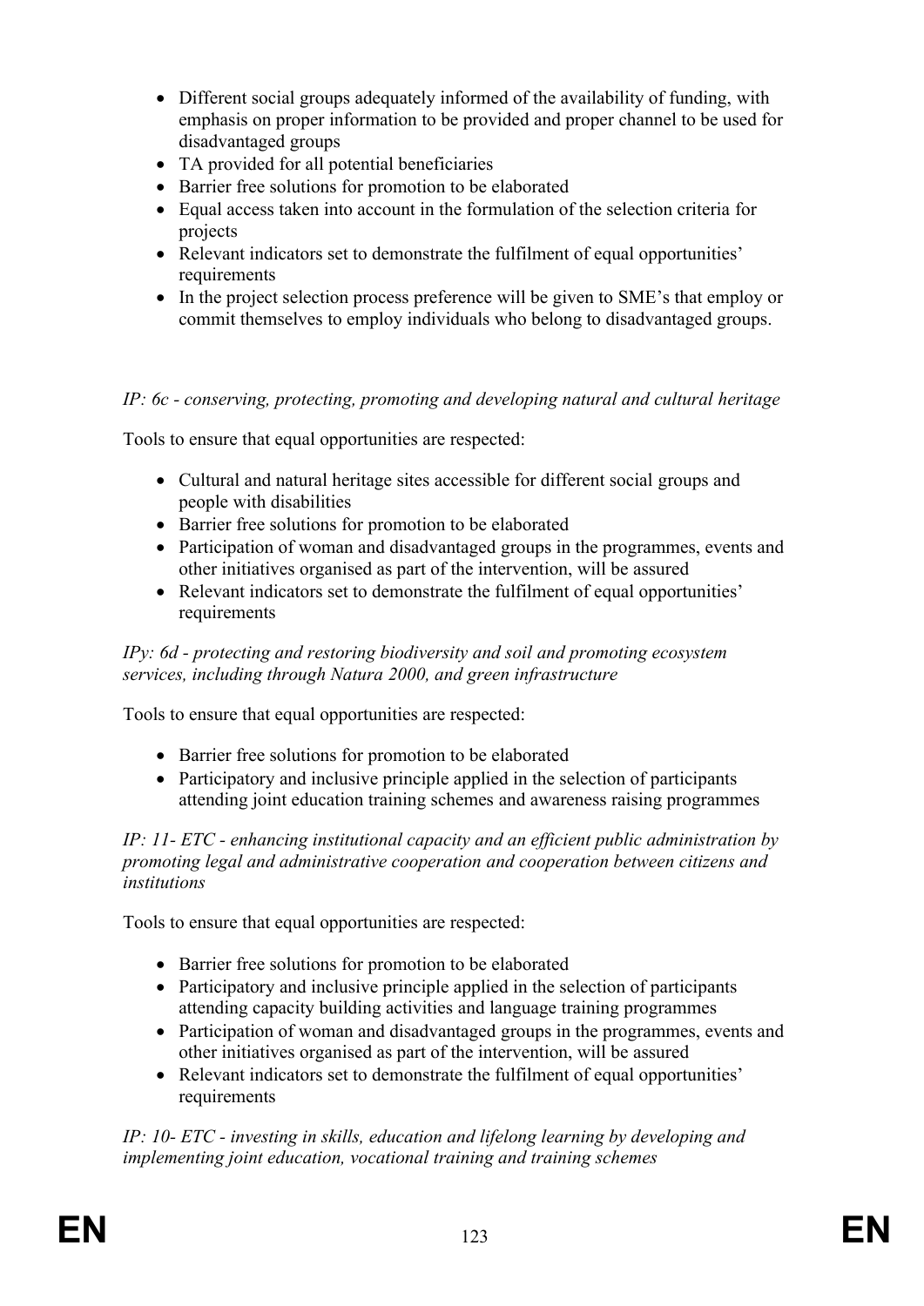- Different social groups adequately informed of the availability of funding, with emphasis on proper information to be provided and proper channel to be used for disadvantaged groups
- TA provided for all potential beneficiaries
- Barrier free solutions for promotion to be elaborated
- Equal access taken into account in the formulation of the selection criteria for projects
- Relevant indicators set to demonstrate the fulfilment of equal opportunities' requirements
- In the project selection process preference will be given to SME's that employ or commit themselves to employ individuals who belong to disadvantaged groups.

*IP: 6c - conserving, protecting, promoting and developing natural and cultural heritage*

Tools to ensure that equal opportunities are respected:

- Cultural and natural heritage sites accessible for different social groups and people with disabilities
- Barrier free solutions for promotion to be elaborated
- Participation of woman and disadvantaged groups in the programmes, events and other initiatives organised as part of the intervention, will be assured
- Relevant indicators set to demonstrate the fulfilment of equal opportunities' requirements

*IPy: 6d - protecting and restoring biodiversity and soil and promoting ecosystem services, including through Natura 2000, and green infrastructure*

Tools to ensure that equal opportunities are respected:

- Barrier free solutions for promotion to be elaborated
- Participatory and inclusive principle applied in the selection of participants attending joint education training schemes and awareness raising programmes

*IP: 11- ETC - enhancing institutional capacity and an efficient public administration by promoting legal and administrative cooperation and cooperation between citizens and institutions*

Tools to ensure that equal opportunities are respected:

- Barrier free solutions for promotion to be elaborated
- Participatory and inclusive principle applied in the selection of participants attending capacity building activities and language training programmes
- Participation of woman and disadvantaged groups in the programmes, events and other initiatives organised as part of the intervention, will be assured
- Relevant indicators set to demonstrate the fulfilment of equal opportunities' requirements

*IP: 10- ETC - investing in skills, education and lifelong learning by developing and implementing joint education, vocational training and training schemes*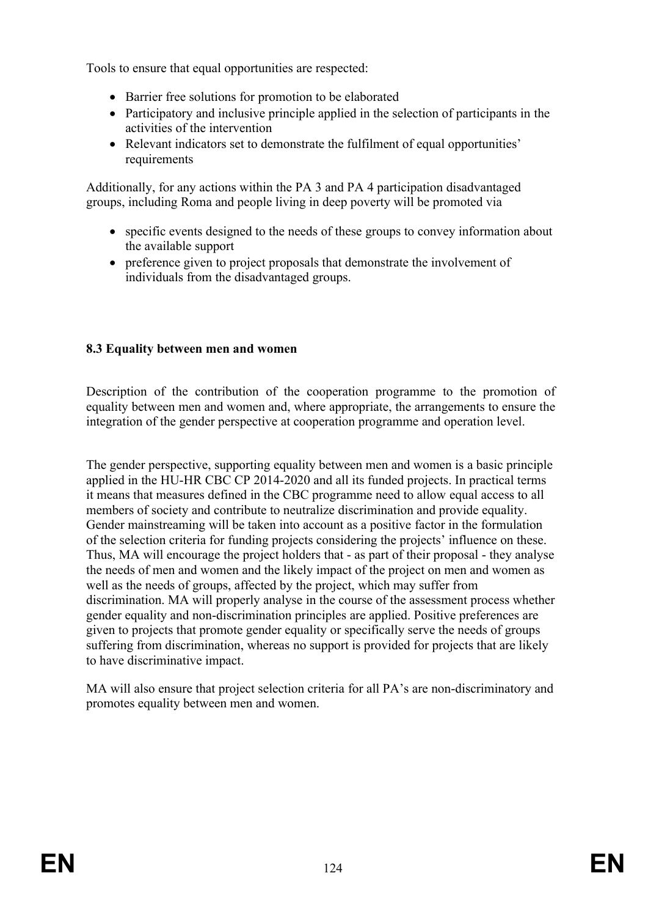Tools to ensure that equal opportunities are respected:

- Barrier free solutions for promotion to be elaborated
- Participatory and inclusive principle applied in the selection of participants in the activities of the intervention
- Relevant indicators set to demonstrate the fulfilment of equal opportunities' requirements

Additionally, for any actions within the PA 3 and PA 4 participation disadvantaged groups, including Roma and people living in deep poverty will be promoted via

- specific events designed to the needs of these groups to convey information about the available support
- preference given to project proposals that demonstrate the involvement of individuals from the disadvantaged groups.

### 8.3 Equality between men and women

Description of the contribution of the cooperation programme to the promotion of equality between men and women and, where appropriate, the arrangements to ensure the integration of the gender perspective at cooperation programme and operation level.

The gender perspective, supporting equality between men and women is a basic principle applied in the HU-HR CBC CP 2014-2020 and all its funded projects. In practical terms it means that measures defined in the CBC programme need to allow equal access to all members of society and contribute to neutralize discrimination and provide equality. Gender mainstreaming will be taken into account as a positive factor in the formulation of the selection criteria for funding projects considering the projects' influence on these. Thus, MA will encourage the project holders that - as part of their proposal - they analyse the needs of men and women and the likely impact of the project on men and women as well as the needs of groups, affected by the project, which may suffer from discrimination. MA will properly analyse in the course of the assessment process whether gender equality and non-discrimination principles are applied. Positive preferences are given to projects that promote gender equality or specifically serve the needs of groups suffering from discrimination, whereas no support is provided for projects that are likely to have discriminative impact.

MA will also ensure that project selection criteria for all PA's are non-discriminatory and promotes equality between men and women.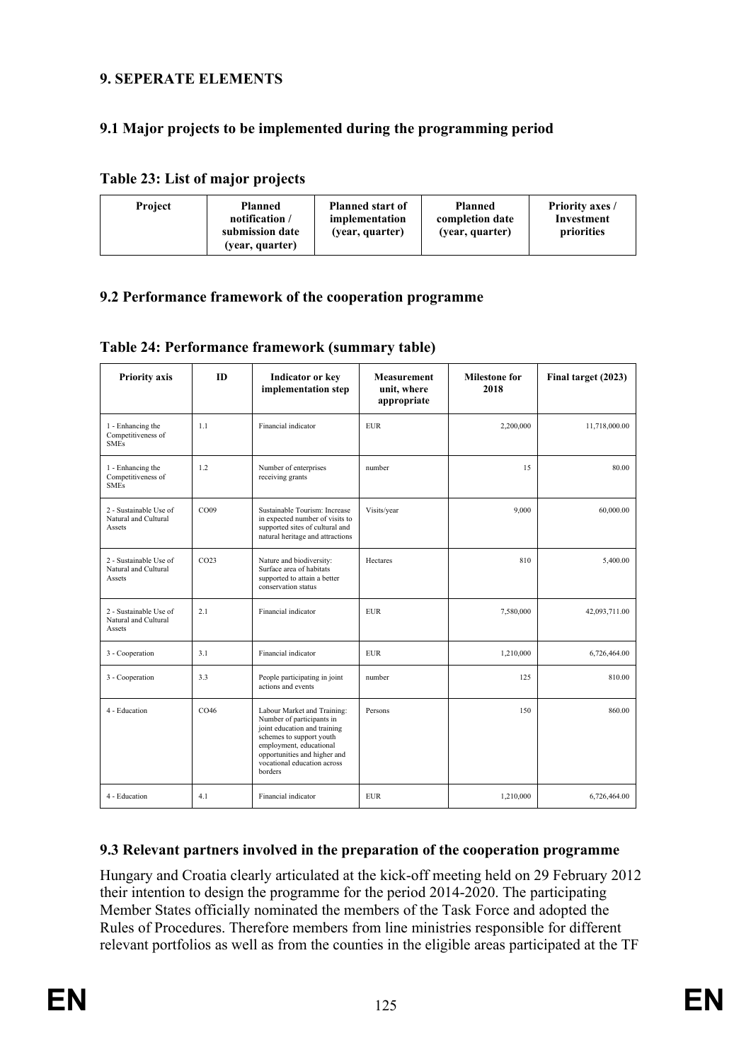## 9. SEPERATE ELEMENTS

### 9.1 Major projects to be implemented during the programming period

**Table 23: List of major projects**

| Project | Planned notification / submission date (year, quarter) | Planned start of implementation (year, quarter) | Planned completion date (year, quarter) | Priority axes / Investment priorities |
|---|---|---|---|---|

### 9.2 Performance framework of the cooperation programme

**Table 24: Performance framework (summary table)**

| Priority axis | ID | Indicator or key implementation step | Measurement unit, where appropriate | Milestone for 2018 | Final target (2023) |
|---|---|---|---|---|---|
| 1 - Enhancing the Competitiveness of SMEs | 1.1 | Financial indicator | EUR | 2,200,000 | 11,718,000.00 |
| 1 - Enhancing the Competitiveness of SMEs | 1.2 | Number of enterprises receiving grants | number | 15 | 80.00 |
| 2 - Sustainable Use of Natural and Cultural Assets | CO09 | Sustainable Tourism: Increase in expected number of visits to supported sites of cultural and natural heritage and attractions | Visits/year | 9,000 | 60,000.00 |
| 2 - Sustainable Use of Natural and Cultural Assets | CO23 | Nature and biodiversity: Surface area of habitats supported to attain a better conservation status | Hectares | 810 | 5,400.00 |
| 2 - Sustainable Use of Natural and Cultural Assets | 2.1 | Financial indicator | EUR | 7,580,000 | 42,093,711.00 |
| 3 - Cooperation | 3.1 | Financial indicator | EUR | 1,210,000 | 6,726,464.00 |
| 3 - Cooperation | 3.3 | People participating in joint actions and events | number | 125 | 810.00 |
| 4 - Education | CO46 | Labour Market and Training: Number of participants in joint education and training schemes to support youth employment, educational opportunities and higher and vocational education across borders | Persons | 150 | 860.00 |
| 4 - Education | 4.1 | Financial indicator | EUR | 1,210,000 | 6,726,464.00 |

### 9.3 Relevant partners involved in the preparation of the cooperation programme

Hungary and Croatia clearly articulated at the kick-off meeting held on 29 February 2012 their intention to design the programme for the period 2014-2020. The participating Member States officially nominated the members of the Task Force and adopted the Rules of Procedures. Therefore members from line ministries responsible for different relevant portfolios as well as from the counties in the eligible areas participated at the TF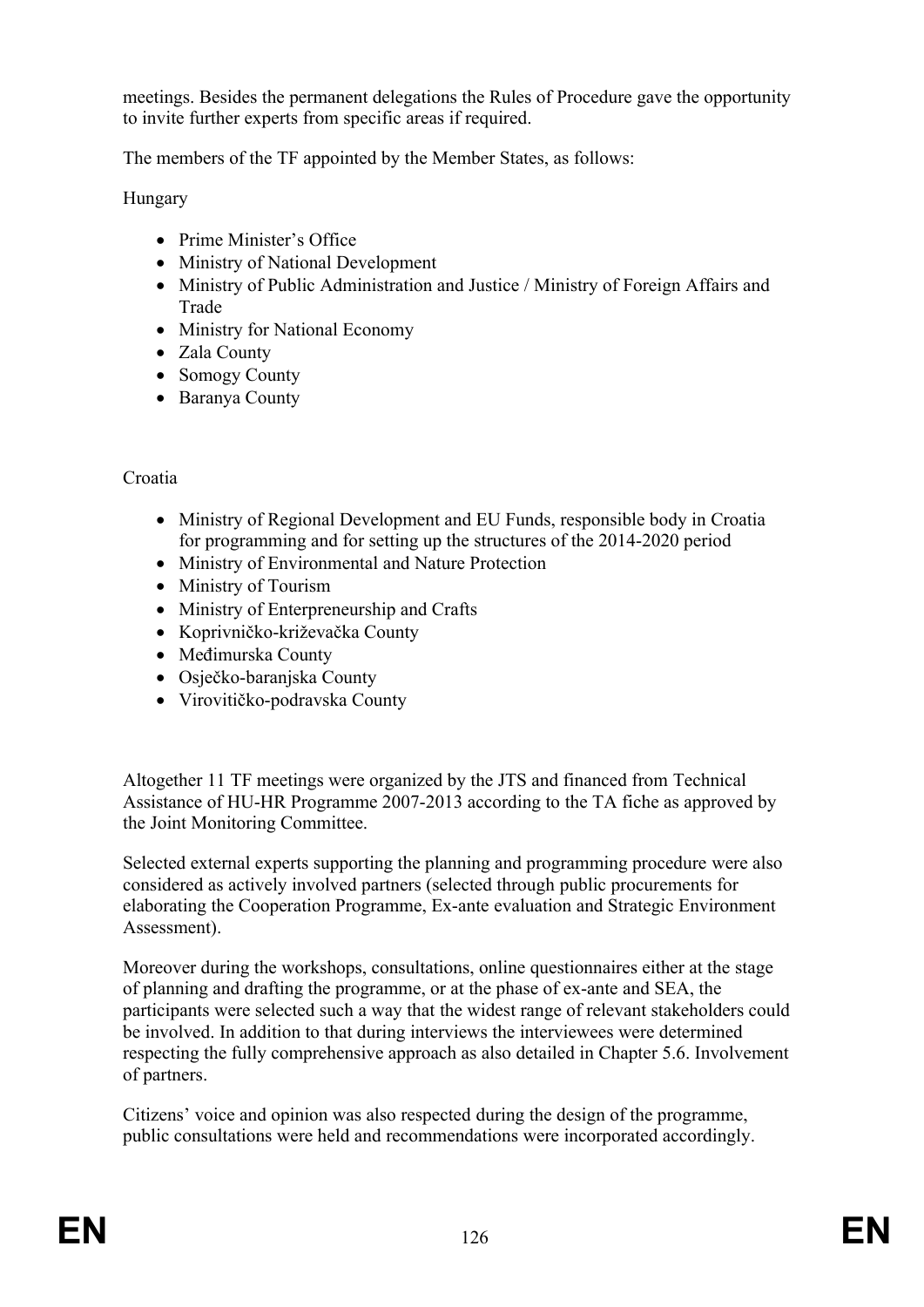meetings. Besides the permanent delegations the Rules of Procedure gave the opportunity to invite further experts from specific areas if required.

The members of the TF appointed by the Member States, as follows:

Hungary

- Prime Minister's Office
- Ministry of National Development
- Ministry of Public Administration and Justice / Ministry of Foreign Affairs and Trade
- Ministry for National Economy
- Zala County
- Somogy County
- Baranya County

Croatia

- Ministry of Regional Development and EU Funds, responsible body in Croatia for programming and for setting up the structures of the 2014-2020 period
- Ministry of Environmental and Nature Protection
- Ministry of Tourism
- Ministry of Enterpreneurship and Crafts
- Koprivničko-križevačka County
- Međimurska County
- Osječko-baranjska County
- Virovitičko-podravska County

Altogether 11 TF meetings were organized by the JTS and financed from Technical Assistance of HU-HR Programme 2007-2013 according to the TA fiche as approved by the Joint Monitoring Committee.

Selected external experts supporting the planning and programming procedure were also considered as actively involved partners (selected through public procurements for elaborating the Cooperation Programme, Ex-ante evaluation and Strategic Environment Assessment).

Moreover during the workshops, consultations, online questionnaires either at the stage of planning and drafting the programme, or at the phase of ex-ante and SEA, the participants were selected such a way that the widest range of relevant stakeholders could be involved. In addition to that during interviews the interviewees were determined respecting the fully comprehensive approach as also detailed in Chapter 5.6. Involvement of partners.

Citizens' voice and opinion was also respected during the design of the programme, public consultations were held and recommendations were incorporated accordingly.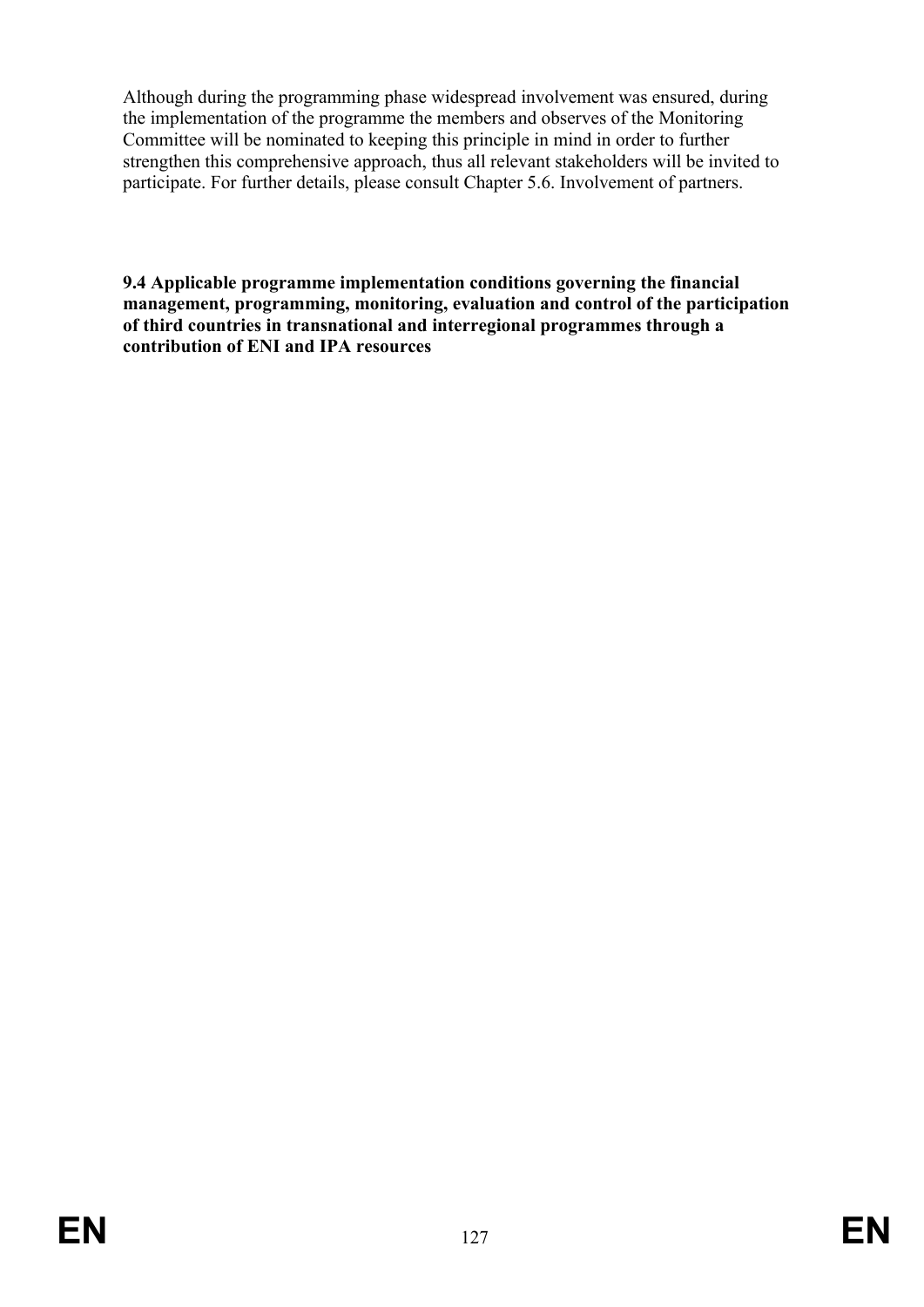Although during the programming phase widespread involvement was ensured, during the implementation of the programme the members and observes of the Monitoring Committee will be nominated to keeping this principle in mind in order to further strengthen this comprehensive approach, thus all relevant stakeholders will be invited to participate. For further details, please consult Chapter 5.6. Involvement of partners.

**9.4 Applicable programme implementation conditions governing the financial management, programming, monitoring, evaluation and control of the participation of third countries in transnational and interregional programmes through a contribution of ENI and IPA resources**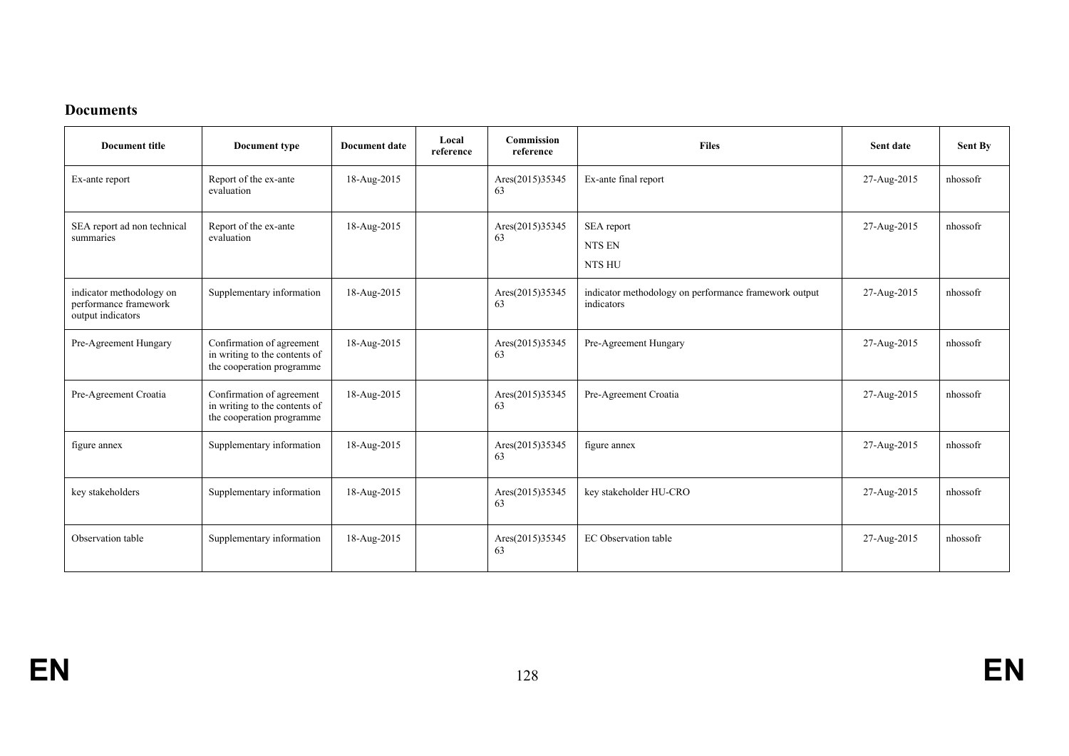## Documents

| Document title | Document type | Document date | Local reference | Commission reference | Files | Sent date | Sent By |
|---|---|---|---|---|---|---|---|
| Ex-ante report | Report of the ex-ante evaluation | 18-Aug-2015 | | Ares(2015)3534563 | Ex-ante final report | 27-Aug-2015 | nhossofr |
| SEA report ad non technical summaries | Report of the ex-ante evaluation | 18-Aug-2015 | | Ares(2015)3534563 | SEA report<br>NTS EN<br>NTS HU | 27-Aug-2015 | nhossofr |
| indicator methodology on performance framework output indicators | Supplementary information | 18-Aug-2015 | | Ares(2015)3534563 | indicator methodology on performance framework output indicators | 27-Aug-2015 | nhossofr |
| Pre-Agreement Hungary | Confirmation of agreement in writing to the contents of the cooperation programme | 18-Aug-2015 | | Ares(2015)3534563 | Pre-Agreement Hungary | 27-Aug-2015 | nhossofr |
| Pre-Agreement Croatia | Confirmation of agreement in writing to the contents of the cooperation programme | 18-Aug-2015 | | Ares(2015)3534563 | Pre-Agreement Croatia | 27-Aug-2015 | nhossofr |
| figure annex | Supplementary information | 18-Aug-2015 | | Ares(2015)3534563 | figure annex | 27-Aug-2015 | nhossofr |
| key stakeholders | Supplementary information | 18-Aug-2015 | | Ares(2015)3534563 | key stakeholder HU-CRO | 27-Aug-2015 | nhossofr |
| Observation table | Supplementary information | 18-Aug-2015 | | Ares(2015)3534563 | EC Observation table | 27-Aug-2015 | nhossofr |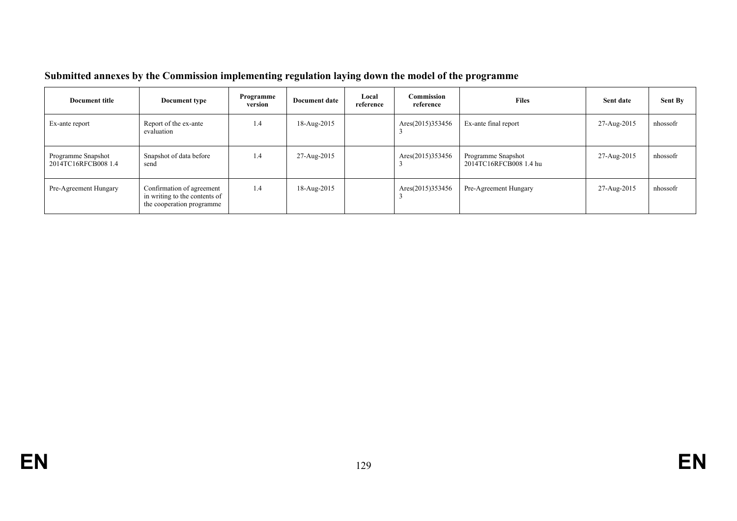## Submitted annexes by the Commission implementing regulation laying down the model of the programme

| Document title | Document type | Programme version | Document date | Local reference | Commission reference | Files | Sent date | Sent By |
|---|---|---|---|---|---|---|---|---|
| Ex-ante report | Report of the ex-ante evaluation | 1.4 | 18-Aug-2015 | | Ares(2015)3534563 | Ex-ante final report | 27-Aug-2015 | nhossofr |
| Programme Snapshot 2014TC16RFCB008 1.4 | Snapshot of data before send | 1.4 | 27-Aug-2015 | | Ares(2015)3534563 | Programme Snapshot 2014TC16RFCB008 1.4 hu | 27-Aug-2015 | nhossofr |
| Pre-Agreement Hungary | Confirmation of agreement in writing to the contents of the cooperation programme | 1.4 | 18-Aug-2015 | | Ares(2015)3534563 | Pre-Agreement Hungary | 27-Aug-2015 | nhossofr |